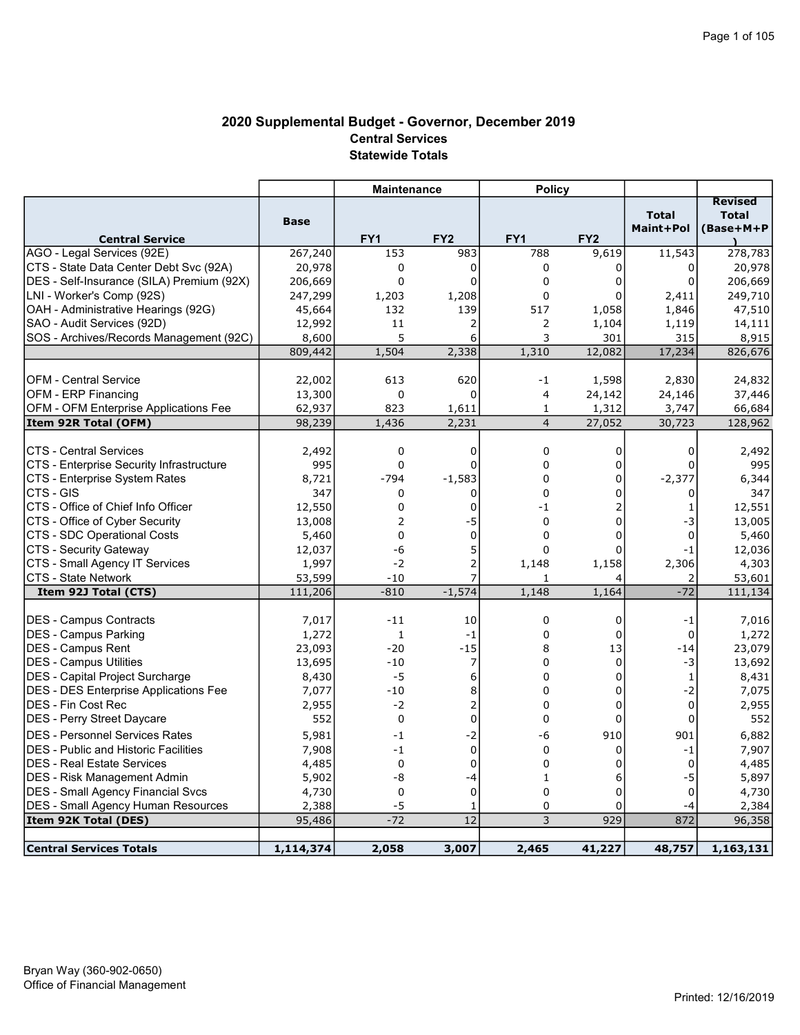## 2020 Supplemental Budget - Governor, December 2019

### Central Services

### Statewide Totals

| Central Service | Base | Maintenance FY1 | Maintenance FY2 | Policy FY1 | Policy FY2 | Total Maint+Pol | Revised Total (Base+M+P) |
|---|---|---|---|---|---|---|---|
| AGO - Legal Services (92E) | 267,240 | 153 | 983 | 788 | 9,619 | 11,543 | 278,783 |
| CTS - State Data Center Debt Svc (92A) | 20,978 | 0 | 0 | 0 | 0 | 0 | 20,978 |
| DES - Self-Insurance (SILA) Premium (92X) | 206,669 | 0 | 0 | 0 | 0 | 0 | 206,669 |
| LNI - Worker's Comp (92S) | 247,299 | 1,203 | 1,208 | 0 | 0 | 2,411 | 249,710 |
| OAH - Administrative Hearings (92G) | 45,664 | 132 | 139 | 517 | 1,058 | 1,846 | 47,510 |
| SAO - Audit Services (92D) | 12,992 | 11 | 2 | 2 | 1,104 | 1,119 | 14,111 |
| SOS - Archives/Records Management (92C) | 8,600 | 5 | 6 | 3 | 301 | 315 | 8,915 |
| | 809,442 | 1,504 | 2,338 | 1,310 | 12,082 | 17,234 | 826,676 |
| | | | | | | | |
| OFM - Central Service | 22,002 | 613 | 620 | -1 | 1,598 | 2,830 | 24,832 |
| OFM - ERP Financing | 13,300 | 0 | 0 | 4 | 24,142 | 24,146 | 37,446 |
| OFM - OFM Enterprise Applications Fee | 62,937 | 823 | 1,611 | 1 | 1,312 | 3,747 | 66,684 |
| **Item 92R Total (OFM)** | 98,239 | 1,436 | 2,231 | 4 | 27,052 | 30,723 | 128,962 |
| | | | | | | | |
| CTS - Central Services | 2,492 | 0 | 0 | 0 | 0 | 0 | 2,492 |
| CTS - Enterprise Security Infrastructure | 995 | 0 | 0 | 0 | 0 | 0 | 995 |
| CTS - Enterprise System Rates | 8,721 | -794 | -1,583 | 0 | 0 | -2,377 | 6,344 |
| CTS - GIS | 347 | 0 | 0 | 0 | 0 | 0 | 347 |
| CTS - Office of Chief Info Officer | 12,550 | 0 | 0 | -1 | 2 | 1 | 12,551 |
| CTS - Office of Cyber Security | 13,008 | 2 | -5 | 0 | 0 | -3 | 13,005 |
| CTS - SDC Operational Costs | 5,460 | 0 | 0 | 0 | 0 | 0 | 5,460 |
| CTS - Security Gateway | 12,037 | -6 | 5 | 0 | 0 | -1 | 12,036 |
| CTS - Small Agency IT Services | 1,997 | -2 | 2 | 1,148 | 1,158 | 2,306 | 4,303 |
| CTS - State Network | 53,599 | -10 | 7 | 1 | 4 | 2 | 53,601 |
| **Item 92J Total (CTS)** | 111,206 | -810 | -1,574 | 1,148 | 1,164 | -72 | 111,134 |
| | | | | | | | |
| DES - Campus Contracts | 7,017 | -11 | 10 | 0 | 0 | -1 | 7,016 |
| DES - Campus Parking | 1,272 | 1 | -1 | 0 | 0 | 0 | 1,272 |
| DES - Campus Rent | 23,093 | -20 | -15 | 8 | 13 | -14 | 23,079 |
| DES - Campus Utilities | 13,695 | -10 | 7 | 0 | 0 | -3 | 13,692 |
| DES - Capital Project Surcharge | 8,430 | -5 | 6 | 0 | 0 | 1 | 8,431 |
| DES - DES Enterprise Applications Fee | 7,077 | -10 | 8 | 0 | 0 | -2 | 7,075 |
| DES - Fin Cost Rec | 2,955 | -2 | 2 | 0 | 0 | 0 | 2,955 |
| DES - Perry Street Daycare | 552 | 0 | 0 | 0 | 0 | 0 | 552 |
| DES - Personnel Services Rates | 5,981 | -1 | -2 | -6 | 910 | 901 | 6,882 |
| DES - Public and Historic Facilities | 7,908 | -1 | 0 | 0 | 0 | -1 | 7,907 |
| DES - Real Estate Services | 4,485 | 0 | 0 | 0 | 0 | 0 | 4,485 |
| DES - Risk Management Admin | 5,902 | -8 | -4 | 1 | 6 | -5 | 5,897 |
| DES - Small Agency Financial Svcs | 4,730 | 0 | 0 | 0 | 0 | 0 | 4,730 |
| DES - Small Agency Human Resources | 2,388 | -5 | 1 | 0 | 0 | -4 | 2,384 |
| **Item 92K Total (DES)** | 95,486 | -72 | 12 | 3 | 929 | 872 | 96,358 |
| | | | | | | | |
| **Central Services Totals** | **1,114,374** | **2,058** | **3,007** | **2,465** | **41,227** | **48,757** | **1,163,131** |

Bryan Way (360-902-0650)
Office of Financial Management

Printed: 12/16/2019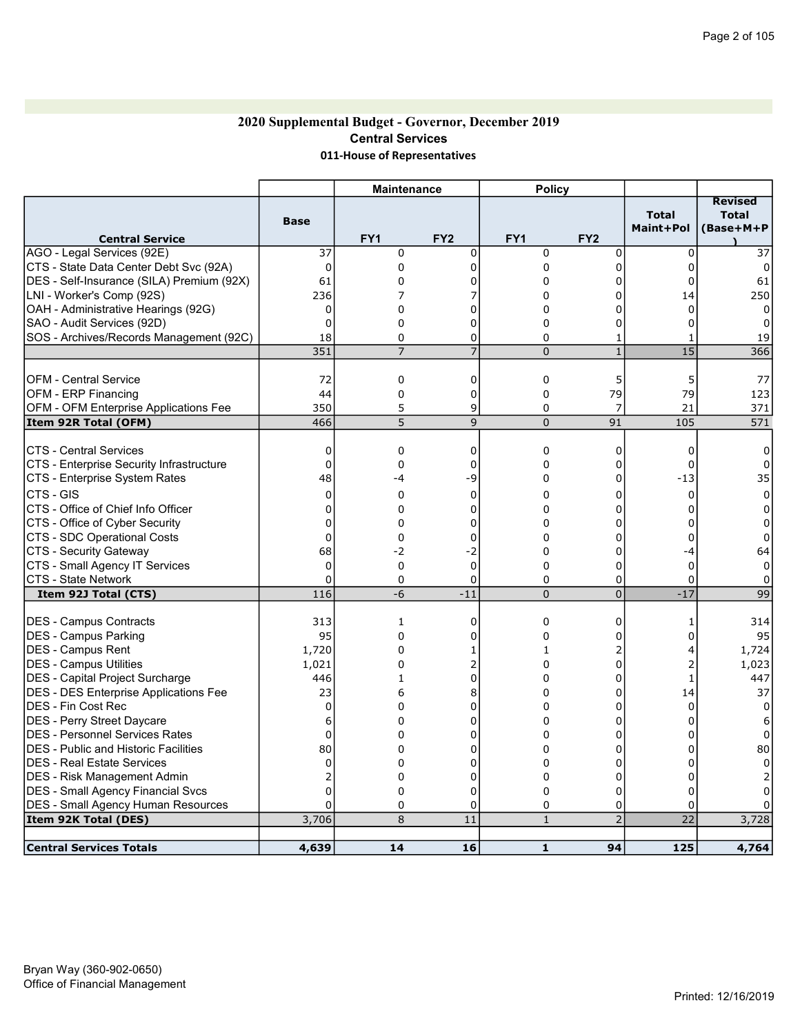# 2020 Supplemental Budget - Governor, December 2019

## Central Services

### 011-House of Representatives

| | | Maintenance | | Policy | | | |
|---|---|---|---|---|---|---|---|
| **Central Service** | **Base** | **FY1** | **FY2** | **FY1** | **FY2** | **Total Maint+Pol** | **Revised Total (Base+M+P)** |
| AGO - Legal Services (92E) | 37 | 0 | 0 | 0 | 0 | 0 | 37 |
| CTS - State Data Center Debt Svc (92A) | 0 | 0 | 0 | 0 | 0 | 0 | 0 |
| DES - Self-Insurance (SILA) Premium (92X) | 61 | 0 | 0 | 0 | 0 | 0 | 61 |
| LNI - Worker's Comp (92S) | 236 | 7 | 7 | 0 | 0 | 14 | 250 |
| OAH - Administrative Hearings (92G) | 0 | 0 | 0 | 0 | 0 | 0 | 0 |
| SAO - Audit Services (92D) | 0 | 0 | 0 | 0 | 0 | 0 | 0 |
| SOS - Archives/Records Management (92C) | 18 | 0 | 0 | 0 | 1 | 1 | 19 |
| | 351 | 7 | 7 | 0 | 1 | 15 | 366 |
| | | | | | | | |
| OFM - Central Service | 72 | 0 | 0 | 0 | 5 | 5 | 77 |
| OFM - ERP Financing | 44 | 0 | 0 | 0 | 79 | 79 | 123 |
| OFM - OFM Enterprise Applications Fee | 350 | 5 | 9 | 0 | 7 | 21 | 371 |
| **Item 92R Total (OFM)** | 466 | 5 | 9 | 0 | 91 | 105 | 571 |
| | | | | | | | |
| CTS - Central Services | 0 | 0 | 0 | 0 | 0 | 0 | 0 |
| CTS - Enterprise Security Infrastructure | 0 | 0 | 0 | 0 | 0 | 0 | 0 |
| CTS - Enterprise System Rates | 48 | -4 | -9 | 0 | 0 | -13 | 35 |
| CTS - GIS | 0 | 0 | 0 | 0 | 0 | 0 | 0 |
| CTS - Office of Chief Info Officer | 0 | 0 | 0 | 0 | 0 | 0 | 0 |
| CTS - Office of Cyber Security | 0 | 0 | 0 | 0 | 0 | 0 | 0 |
| CTS - SDC Operational Costs | 0 | 0 | 0 | 0 | 0 | 0 | 0 |
| CTS - Security Gateway | 68 | -2 | -2 | 0 | 0 | -4 | 64 |
| CTS - Small Agency IT Services | 0 | 0 | 0 | 0 | 0 | 0 | 0 |
| CTS - State Network | 0 | 0 | 0 | 0 | 0 | 0 | 0 |
| **Item 92J Total (CTS)** | 116 | -6 | -11 | 0 | 0 | -17 | 99 |
| | | | | | | | |
| DES - Campus Contracts | 313 | 1 | 0 | 0 | 0 | 1 | 314 |
| DES - Campus Parking | 95 | 0 | 0 | 0 | 0 | 0 | 95 |
| DES - Campus Rent | 1,720 | 0 | 1 | 1 | 2 | 4 | 1,724 |
| DES - Campus Utilities | 1,021 | 0 | 2 | 0 | 0 | 2 | 1,023 |
| DES - Capital Project Surcharge | 446 | 1 | 0 | 0 | 0 | 1 | 447 |
| DES - DES Enterprise Applications Fee | 23 | 6 | 8 | 0 | 0 | 14 | 37 |
| DES - Fin Cost Rec | 0 | 0 | 0 | 0 | 0 | 0 | 0 |
| DES - Perry Street Daycare | 6 | 0 | 0 | 0 | 0 | 0 | 6 |
| DES - Personnel Services Rates | 0 | 0 | 0 | 0 | 0 | 0 | 0 |
| DES - Public and Historic Facilities | 80 | 0 | 0 | 0 | 0 | 0 | 80 |
| DES - Real Estate Services | 0 | 0 | 0 | 0 | 0 | 0 | 0 |
| DES - Risk Management Admin | 2 | 0 | 0 | 0 | 0 | 0 | 2 |
| DES - Small Agency Financial Svcs | 0 | 0 | 0 | 0 | 0 | 0 | 0 |
| DES - Small Agency Human Resources | 0 | 0 | 0 | 0 | 0 | 0 | 0 |
| **Item 92K Total (DES)** | 3,706 | 8 | 11 | 1 | 2 | 22 | 3,728 |
| | | | | | | | |
| **Central Services Totals** | **4,639** | **14** | **16** | **1** | **94** | **125** | **4,764** |

Bryan Way (360-902-0650)
Office of Financial Management

Printed: 12/16/2019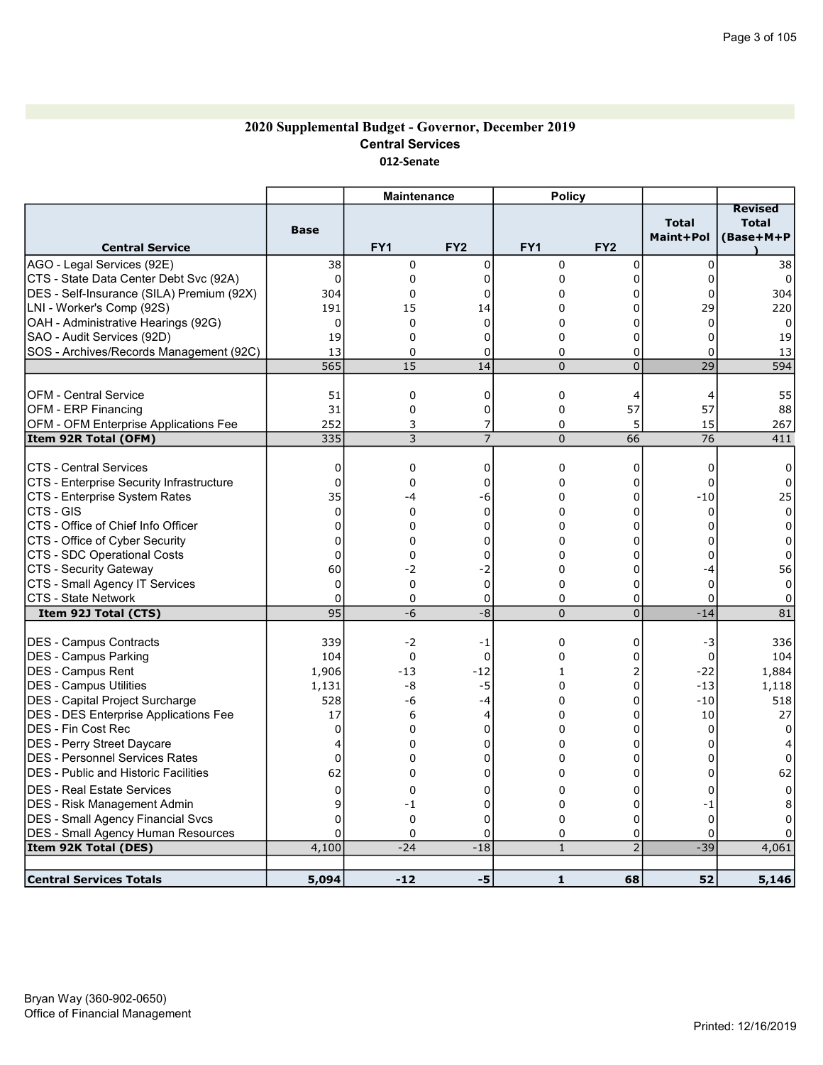# 2020 Supplemental Budget - Governor, December 2019

## Central Services

### 012-Senate

| | | Maintenance | | Policy | | | |
|---|---|---|---|---|---|---|---|
| **Central Service** | **Base** | **FY1** | **FY2** | **FY1** | **FY2** | **Total Maint+Pol** | **Revised Total (Base+M+P)** |
| AGO - Legal Services (92E) | 38 | 0 | 0 | 0 | 0 | 0 | 38 |
| CTS - State Data Center Debt Svc (92A) | 0 | 0 | 0 | 0 | 0 | 0 | 0 |
| DES - Self-Insurance (SILA) Premium (92X) | 304 | 0 | 0 | 0 | 0 | 0 | 304 |
| LNI - Worker's Comp (92S) | 191 | 15 | 14 | 0 | 0 | 29 | 220 |
| OAH - Administrative Hearings (92G) | 0 | 0 | 0 | 0 | 0 | 0 | 0 |
| SAO - Audit Services (92D) | 19 | 0 | 0 | 0 | 0 | 0 | 19 |
| SOS - Archives/Records Management (92C) | 13 | 0 | 0 | 0 | 0 | 0 | 13 |
| | 565 | 15 | 14 | 0 | 0 | 29 | 594 |
| | | | | | | | |
| OFM - Central Service | 51 | 0 | 0 | 0 | 4 | 4 | 55 |
| OFM - ERP Financing | 31 | 0 | 0 | 0 | 57 | 57 | 88 |
| OFM - OFM Enterprise Applications Fee | 252 | 3 | 7 | 0 | 5 | 15 | 267 |
| **Item 92R Total (OFM)** | 335 | 3 | 7 | 0 | 66 | 76 | 411 |
| | | | | | | | |
| CTS - Central Services | 0 | 0 | 0 | 0 | 0 | 0 | 0 |
| CTS - Enterprise Security Infrastructure | 0 | 0 | 0 | 0 | 0 | 0 | 0 |
| CTS - Enterprise System Rates | 35 | -4 | -6 | 0 | 0 | -10 | 25 |
| CTS - GIS | 0 | 0 | 0 | 0 | 0 | 0 | 0 |
| CTS - Office of Chief Info Officer | 0 | 0 | 0 | 0 | 0 | 0 | 0 |
| CTS - Office of Cyber Security | 0 | 0 | 0 | 0 | 0 | 0 | 0 |
| CTS - SDC Operational Costs | 0 | 0 | 0 | 0 | 0 | 0 | 0 |
| CTS - Security Gateway | 60 | -2 | -2 | 0 | 0 | -4 | 56 |
| CTS - Small Agency IT Services | 0 | 0 | 0 | 0 | 0 | 0 | 0 |
| CTS - State Network | 0 | 0 | 0 | 0 | 0 | 0 | 0 |
| **Item 92J Total (CTS)** | 95 | -6 | -8 | 0 | 0 | -14 | 81 |
| | | | | | | | |
| DES - Campus Contracts | 339 | -2 | -1 | 0 | 0 | -3 | 336 |
| DES - Campus Parking | 104 | 0 | 0 | 0 | 0 | 0 | 104 |
| DES - Campus Rent | 1,906 | -13 | -12 | 1 | 2 | -22 | 1,884 |
| DES - Campus Utilities | 1,131 | -8 | -5 | 0 | 0 | -13 | 1,118 |
| DES - Capital Project Surcharge | 528 | -6 | -4 | 0 | 0 | -10 | 518 |
| DES - DES Enterprise Applications Fee | 17 | 6 | 4 | 0 | 0 | 10 | 27 |
| DES - Fin Cost Rec | 0 | 0 | 0 | 0 | 0 | 0 | 0 |
| DES - Perry Street Daycare | 4 | 0 | 0 | 0 | 0 | 0 | 4 |
| DES - Personnel Services Rates | 0 | 0 | 0 | 0 | 0 | 0 | 0 |
| DES - Public and Historic Facilities | 62 | 0 | 0 | 0 | 0 | 0 | 62 |
| DES - Real Estate Services | 0 | 0 | 0 | 0 | 0 | 0 | 0 |
| DES - Risk Management Admin | 9 | -1 | 0 | 0 | 0 | -1 | 8 |
| DES - Small Agency Financial Svcs | 0 | 0 | 0 | 0 | 0 | 0 | 0 |
| DES - Small Agency Human Resources | 0 | 0 | 0 | 0 | 0 | 0 | 0 |
| **Item 92K Total (DES)** | 4,100 | -24 | -18 | 1 | 2 | -39 | 4,061 |
| | | | | | | | |
| **Central Services Totals** | **5,094** | **-12** | **-5** | **1** | **68** | **52** | **5,146** |

Bryan Way (360-902-0650)
Office of Financial Management

Printed: 12/16/2019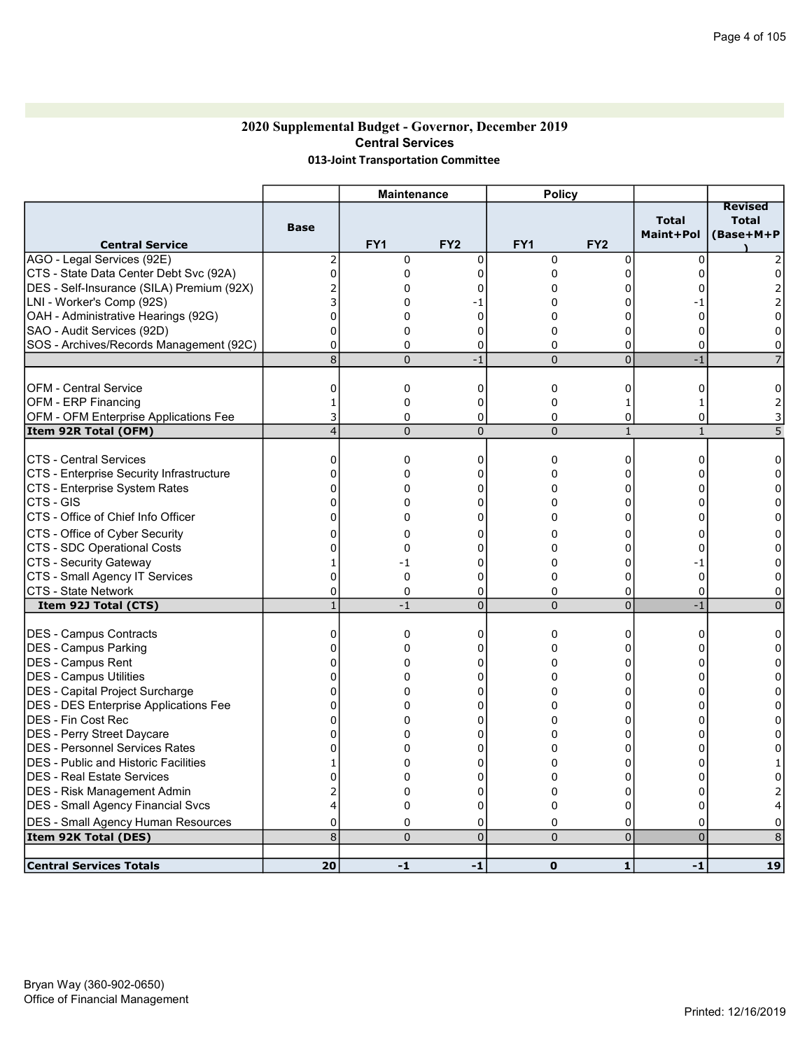## 2020 Supplemental Budget - Governor, December 2019

### Central Services

#### 013-Joint Transportation Committee

| Central Service | Base | Maintenance FY1 | Maintenance FY2 | Policy FY1 | Policy FY2 | Total Maint+Pol | Revised Total (Base+M+P) |
|---|---|---|---|---|---|---|---|
| AGO - Legal Services (92E) | 2 | 0 | 0 | 0 | 0 | 0 | 2 |
| CTS - State Data Center Debt Svc (92A) | 0 | 0 | 0 | 0 | 0 | 0 | 0 |
| DES - Self-Insurance (SILA) Premium (92X) | 2 | 0 | 0 | 0 | 0 | 0 | 2 |
| LNI - Worker's Comp (92S) | 3 | 0 | -1 | 0 | 0 | -1 | 2 |
| OAH - Administrative Hearings (92G) | 0 | 0 | 0 | 0 | 0 | 0 | 0 |
| SAO - Audit Services (92D) | 0 | 0 | 0 | 0 | 0 | 0 | 0 |
| SOS - Archives/Records Management (92C) | 0 | 0 | 0 | 0 | 0 | 0 | 0 |
| | 8 | 0 | -1 | 0 | 0 | -1 | 7 |
| | | | | | | | |
| OFM - Central Service | 0 | 0 | 0 | 0 | 0 | 0 | 0 |
| OFM - ERP Financing | 1 | 0 | 0 | 0 | 1 | 1 | 2 |
| OFM - OFM Enterprise Applications Fee | 3 | 0 | 0 | 0 | 0 | 0 | 3 |
| **Item 92R Total (OFM)** | 4 | 0 | 0 | 0 | 1 | 1 | 5 |
| | | | | | | | |
| CTS - Central Services | 0 | 0 | 0 | 0 | 0 | 0 | 0 |
| CTS - Enterprise Security Infrastructure | 0 | 0 | 0 | 0 | 0 | 0 | 0 |
| CTS - Enterprise System Rates | 0 | 0 | 0 | 0 | 0 | 0 | 0 |
| CTS - GIS | 0 | 0 | 0 | 0 | 0 | 0 | 0 |
| CTS - Office of Chief Info Officer | 0 | 0 | 0 | 0 | 0 | 0 | 0 |
| CTS - Office of Cyber Security | 0 | 0 | 0 | 0 | 0 | 0 | 0 |
| CTS - SDC Operational Costs | 0 | 0 | 0 | 0 | 0 | 0 | 0 |
| CTS - Security Gateway | 1 | -1 | 0 | 0 | 0 | -1 | 0 |
| CTS - Small Agency IT Services | 0 | 0 | 0 | 0 | 0 | 0 | 0 |
| CTS - State Network | 0 | 0 | 0 | 0 | 0 | 0 | 0 |
| **Item 92J Total (CTS)** | 1 | -1 | 0 | 0 | 0 | -1 | 0 |
| | | | | | | | |
| DES - Campus Contracts | 0 | 0 | 0 | 0 | 0 | 0 | 0 |
| DES - Campus Parking | 0 | 0 | 0 | 0 | 0 | 0 | 0 |
| DES - Campus Rent | 0 | 0 | 0 | 0 | 0 | 0 | 0 |
| DES - Campus Utilities | 0 | 0 | 0 | 0 | 0 | 0 | 0 |
| DES - Capital Project Surcharge | 0 | 0 | 0 | 0 | 0 | 0 | 0 |
| DES - DES Enterprise Applications Fee | 0 | 0 | 0 | 0 | 0 | 0 | 0 |
| DES - Fin Cost Rec | 0 | 0 | 0 | 0 | 0 | 0 | 0 |
| DES - Perry Street Daycare | 0 | 0 | 0 | 0 | 0 | 0 | 0 |
| DES - Personnel Services Rates | 0 | 0 | 0 | 0 | 0 | 0 | 0 |
| DES - Public and Historic Facilities | 1 | 0 | 0 | 0 | 0 | 0 | 1 |
| DES - Real Estate Services | 0 | 0 | 0 | 0 | 0 | 0 | 0 |
| DES - Risk Management Admin | 2 | 0 | 0 | 0 | 0 | 0 | 2 |
| DES - Small Agency Financial Svcs | 4 | 0 | 0 | 0 | 0 | 0 | 4 |
| DES - Small Agency Human Resources | 0 | 0 | 0 | 0 | 0 | 0 | 0 |
| **Item 92K Total (DES)** | 8 | 0 | 0 | 0 | 0 | 0 | 8 |
| | | | | | | | |
| **Central Services Totals** | **20** | **-1** | **-1** | **0** | **1** | **-1** | **19** |

Bryan Way (360-902-0650)
Office of Financial Management

Printed: 12/16/2019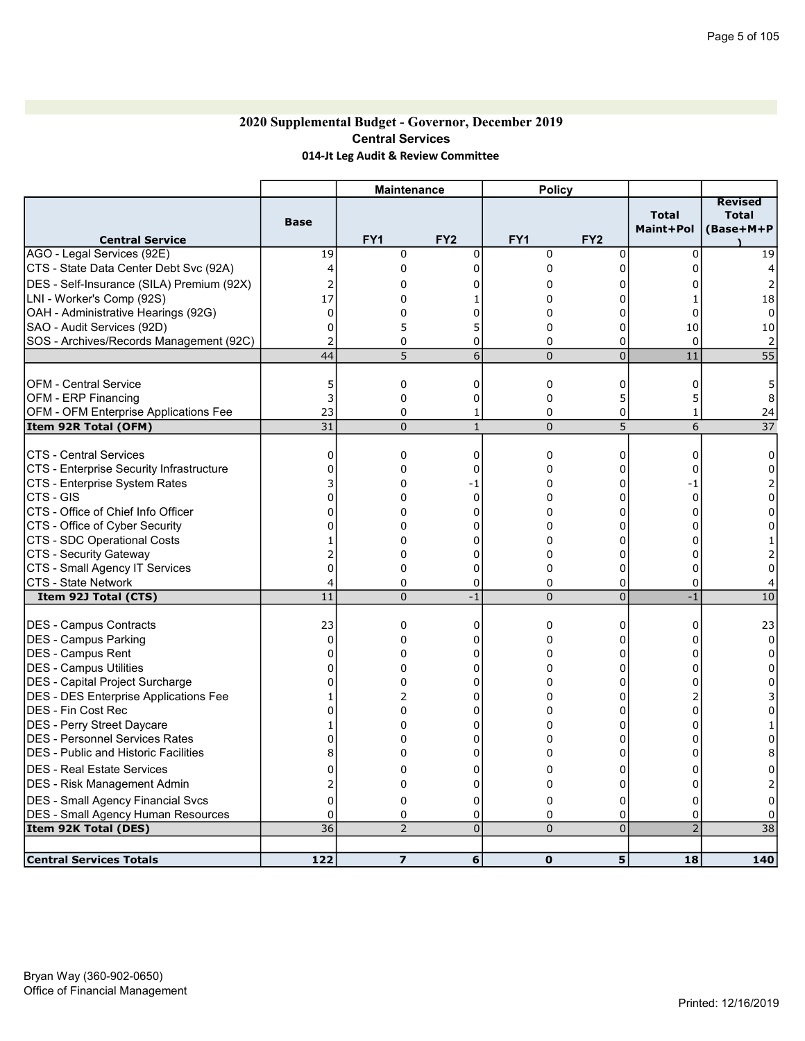## 2020 Supplemental Budget - Governor, December 2019

### Central Services

### 014-Jt Leg Audit & Review Committee

| | | Maintenance | | Policy | | | |
|---|---|---|---|---|---|---|---|
| **Central Service** | **Base** | **FY1** | **FY2** | **FY1** | **FY2** | **Total Maint+Pol** | **Revised Total (Base+M+P)** |
| AGO - Legal Services (92E) | 19 | 0 | 0 | 0 | 0 | 0 | 19 |
| CTS - State Data Center Debt Svc (92A) | 4 | 0 | 0 | 0 | 0 | 0 | 4 |
| DES - Self-Insurance (SILA) Premium (92X) | 2 | 0 | 0 | 0 | 0 | 0 | 2 |
| LNI - Worker's Comp (92S) | 17 | 0 | 1 | 0 | 0 | 1 | 18 |
| OAH - Administrative Hearings (92G) | 0 | 0 | 0 | 0 | 0 | 0 | 0 |
| SAO - Audit Services (92D) | 0 | 5 | 5 | 0 | 0 | 10 | 10 |
| SOS - Archives/Records Management (92C) | 2 | 0 | 0 | 0 | 0 | 0 | 2 |
| | 44 | 5 | 6 | 0 | 0 | 11 | 55 |
| OFM - Central Service | 5 | 0 | 0 | 0 | 0 | 0 | 5 |
| OFM - ERP Financing | 3 | 0 | 0 | 0 | 5 | 5 | 8 |
| OFM - OFM Enterprise Applications Fee | 23 | 0 | 1 | 0 | 0 | 1 | 24 |
| **Item 92R Total (OFM)** | 31 | 0 | 1 | 0 | 5 | 6 | 37 |
| CTS - Central Services | 0 | 0 | 0 | 0 | 0 | 0 | 0 |
| CTS - Enterprise Security Infrastructure | 0 | 0 | 0 | 0 | 0 | 0 | 0 |
| CTS - Enterprise System Rates | 3 | 0 | -1 | 0 | 0 | -1 | 2 |
| CTS - GIS | 0 | 0 | 0 | 0 | 0 | 0 | 0 |
| CTS - Office of Chief Info Officer | 0 | 0 | 0 | 0 | 0 | 0 | 0 |
| CTS - Office of Cyber Security | 0 | 0 | 0 | 0 | 0 | 0 | 0 |
| CTS - SDC Operational Costs | 1 | 0 | 0 | 0 | 0 | 0 | 1 |
| CTS - Security Gateway | 2 | 0 | 0 | 0 | 0 | 0 | 2 |
| CTS - Small Agency IT Services | 0 | 0 | 0 | 0 | 0 | 0 | 0 |
| CTS - State Network | 4 | 0 | 0 | 0 | 0 | 0 | 4 |
| **Item 92J Total (CTS)** | 11 | 0 | -1 | 0 | 0 | -1 | 10 |
| DES - Campus Contracts | 23 | 0 | 0 | 0 | 0 | 0 | 23 |
| DES - Campus Parking | 0 | 0 | 0 | 0 | 0 | 0 | 0 |
| DES - Campus Rent | 0 | 0 | 0 | 0 | 0 | 0 | 0 |
| DES - Campus Utilities | 0 | 0 | 0 | 0 | 0 | 0 | 0 |
| DES - Capital Project Surcharge | 0 | 0 | 0 | 0 | 0 | 0 | 0 |
| DES - DES Enterprise Applications Fee | 1 | 2 | 0 | 0 | 0 | 2 | 3 |
| DES - Fin Cost Rec | 0 | 0 | 0 | 0 | 0 | 0 | 0 |
| DES - Perry Street Daycare | 1 | 0 | 0 | 0 | 0 | 0 | 1 |
| DES - Personnel Services Rates | 0 | 0 | 0 | 0 | 0 | 0 | 0 |
| DES - Public and Historic Facilities | 8 | 0 | 0 | 0 | 0 | 0 | 8 |
| DES - Real Estate Services | 0 | 0 | 0 | 0 | 0 | 0 | 0 |
| DES - Risk Management Admin | 2 | 0 | 0 | 0 | 0 | 0 | 2 |
| DES - Small Agency Financial Svcs | 0 | 0 | 0 | 0 | 0 | 0 | 0 |
| DES - Small Agency Human Resources | 0 | 0 | 0 | 0 | 0 | 0 | 0 |
| **Item 92K Total (DES)** | 36 | 2 | 0 | 0 | 0 | 2 | 38 |
| **Central Services Totals** | **122** | **7** | **6** | **0** | **5** | **18** | **140** |

Bryan Way (360-902-0650)
Office of Financial Management

Printed: 12/16/2019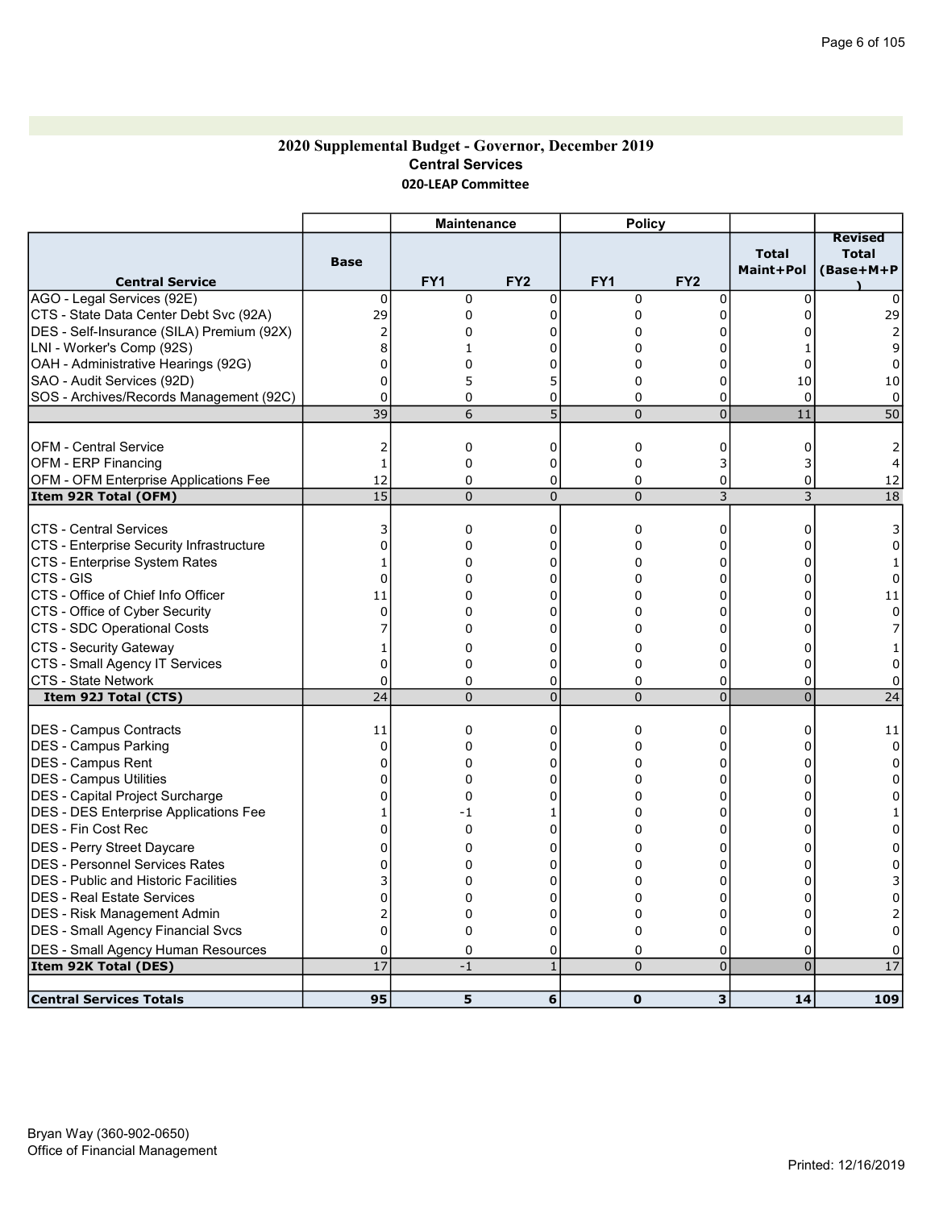# 2020 Supplemental Budget - Governor, December 2019

## Central Services

### 020-LEAP Committee

| | | Maintenance | | Policy | | | |
|---|---|---|---|---|---|---|---|
| **Central Service** | **Base** | **FY1** | **FY2** | **FY1** | **FY2** | **Total Maint+Pol** | **Revised Total (Base+M+P)** |
| AGO - Legal Services (92E) | 0 | 0 | 0 | 0 | 0 | 0 | 0 |
| CTS - State Data Center Debt Svc (92A) | 29 | 0 | 0 | 0 | 0 | 0 | 29 |
| DES - Self-Insurance (SILA) Premium (92X) | 2 | 0 | 0 | 0 | 0 | 0 | 2 |
| LNI - Worker's Comp (92S) | 8 | 1 | 0 | 0 | 0 | 1 | 9 |
| OAH - Administrative Hearings (92G) | 0 | 0 | 0 | 0 | 0 | 0 | 0 |
| SAO - Audit Services (92D) | 0 | 5 | 5 | 0 | 0 | 10 | 10 |
| SOS - Archives/Records Management (92C) | 0 | 0 | 0 | 0 | 0 | 0 | 0 |
| | 39 | 6 | 5 | 0 | 0 | 11 | 50 |
| OFM - Central Service | 2 | 0 | 0 | 0 | 0 | 0 | 2 |
| OFM - ERP Financing | 1 | 0 | 0 | 0 | 3 | 3 | 4 |
| OFM - OFM Enterprise Applications Fee | 12 | 0 | 0 | 0 | 0 | 0 | 12 |
| **Item 92R Total (OFM)** | 15 | 0 | 0 | 0 | 3 | 3 | 18 |
| CTS - Central Services | 3 | 0 | 0 | 0 | 0 | 0 | 3 |
| CTS - Enterprise Security Infrastructure | 0 | 0 | 0 | 0 | 0 | 0 | 0 |
| CTS - Enterprise System Rates | 1 | 0 | 0 | 0 | 0 | 0 | 1 |
| CTS - GIS | 0 | 0 | 0 | 0 | 0 | 0 | 0 |
| CTS - Office of Chief Info Officer | 11 | 0 | 0 | 0 | 0 | 0 | 11 |
| CTS - Office of Cyber Security | 0 | 0 | 0 | 0 | 0 | 0 | 0 |
| CTS - SDC Operational Costs | 7 | 0 | 0 | 0 | 0 | 0 | 7 |
| CTS - Security Gateway | 1 | 0 | 0 | 0 | 0 | 0 | 1 |
| CTS - Small Agency IT Services | 0 | 0 | 0 | 0 | 0 | 0 | 0 |
| CTS - State Network | 0 | 0 | 0 | 0 | 0 | 0 | 0 |
| **Item 92J Total (CTS)** | 24 | 0 | 0 | 0 | 0 | 0 | 24 |
| DES - Campus Contracts | 11 | 0 | 0 | 0 | 0 | 0 | 11 |
| DES - Campus Parking | 0 | 0 | 0 | 0 | 0 | 0 | 0 |
| DES - Campus Rent | 0 | 0 | 0 | 0 | 0 | 0 | 0 |
| DES - Campus Utilities | 0 | 0 | 0 | 0 | 0 | 0 | 0 |
| DES - Capital Project Surcharge | 0 | 0 | 0 | 0 | 0 | 0 | 0 |
| DES - DES Enterprise Applications Fee | 1 | -1 | 1 | 0 | 0 | 0 | 1 |
| DES - Fin Cost Rec | 0 | 0 | 0 | 0 | 0 | 0 | 0 |
| DES - Perry Street Daycare | 0 | 0 | 0 | 0 | 0 | 0 | 0 |
| DES - Personnel Services Rates | 0 | 0 | 0 | 0 | 0 | 0 | 0 |
| DES - Public and Historic Facilities | 3 | 0 | 0 | 0 | 0 | 0 | 3 |
| DES - Real Estate Services | 0 | 0 | 0 | 0 | 0 | 0 | 0 |
| DES - Risk Management Admin | 2 | 0 | 0 | 0 | 0 | 0 | 2 |
| DES - Small Agency Financial Svcs | 0 | 0 | 0 | 0 | 0 | 0 | 0 |
| DES - Small Agency Human Resources | 0 | 0 | 0 | 0 | 0 | 0 | 0 |
| **Item 92K Total (DES)** | 17 | -1 | 1 | 0 | 0 | 0 | 17 |
| **Central Services Totals** | **95** | **5** | **6** | **0** | **3** | **14** | **109** |

Bryan Way (360-902-0650)
Office of Financial Management

Printed: 12/16/2019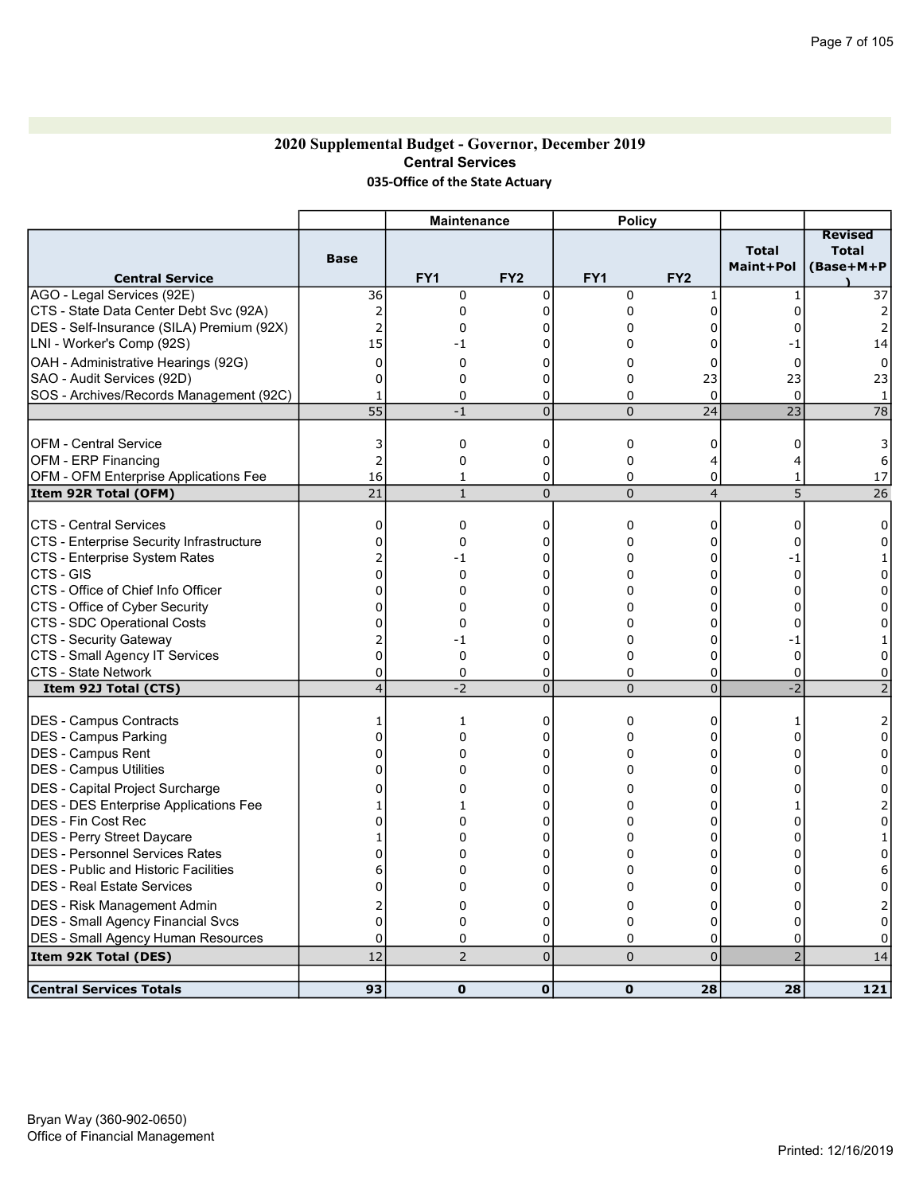## 2020 Supplemental Budget - Governor, December 2019

### Central Services

#### 035-Office of the State Actuary

| | | Maintenance | | Policy | | | |
|---|---|---|---|---|---|---|---|
| **Central Service** | **Base** | **FY1** | **FY2** | **FY1** | **FY2** | **Total Maint+Pol** | **Revised Total (Base+M+P)** |
| AGO - Legal Services (92E) | 36 | 0 | 0 | 0 | 1 | 1 | 37 |
| CTS - State Data Center Debt Svc (92A) | 2 | 0 | 0 | 0 | 0 | 0 | 2 |
| DES - Self-Insurance (SILA) Premium (92X) | 2 | 0 | 0 | 0 | 0 | 0 | 2 |
| LNI - Worker's Comp (92S) | 15 | -1 | 0 | 0 | 0 | -1 | 14 |
| OAH - Administrative Hearings (92G) | 0 | 0 | 0 | 0 | 0 | 0 | 0 |
| SAO - Audit Services (92D) | 0 | 0 | 0 | 0 | 23 | 23 | 23 |
| SOS - Archives/Records Management (92C) | 1 | 0 | 0 | 0 | 0 | 0 | 1 |
| | 55 | -1 | 0 | 0 | 24 | 23 | 78 |
| OFM - Central Service | 3 | 0 | 0 | 0 | 0 | 0 | 3 |
| OFM - ERP Financing | 2 | 0 | 0 | 0 | 4 | 4 | 6 |
| OFM - OFM Enterprise Applications Fee | 16 | 1 | 0 | 0 | 0 | 1 | 17 |
| **Item 92R Total (OFM)** | 21 | 1 | 0 | 0 | 4 | 5 | 26 |
| CTS - Central Services | 0 | 0 | 0 | 0 | 0 | 0 | 0 |
| CTS - Enterprise Security Infrastructure | 0 | 0 | 0 | 0 | 0 | 0 | 0 |
| CTS - Enterprise System Rates | 2 | -1 | 0 | 0 | 0 | -1 | 1 |
| CTS - GIS | 0 | 0 | 0 | 0 | 0 | 0 | 0 |
| CTS - Office of Chief Info Officer | 0 | 0 | 0 | 0 | 0 | 0 | 0 |
| CTS - Office of Cyber Security | 0 | 0 | 0 | 0 | 0 | 0 | 0 |
| CTS - SDC Operational Costs | 0 | 0 | 0 | 0 | 0 | 0 | 0 |
| CTS - Security Gateway | 2 | -1 | 0 | 0 | 0 | -1 | 1 |
| CTS - Small Agency IT Services | 0 | 0 | 0 | 0 | 0 | 0 | 0 |
| CTS - State Network | 0 | 0 | 0 | 0 | 0 | 0 | 0 |
| **Item 92J Total (CTS)** | 4 | -2 | 0 | 0 | 0 | -2 | 2 |
| DES - Campus Contracts | 1 | 1 | 0 | 0 | 0 | 1 | 2 |
| DES - Campus Parking | 0 | 0 | 0 | 0 | 0 | 0 | 0 |
| DES - Campus Rent | 0 | 0 | 0 | 0 | 0 | 0 | 0 |
| DES - Campus Utilities | 0 | 0 | 0 | 0 | 0 | 0 | 0 |
| DES - Capital Project Surcharge | 0 | 0 | 0 | 0 | 0 | 0 | 0 |
| DES - DES Enterprise Applications Fee | 1 | 1 | 0 | 0 | 0 | 1 | 2 |
| DES - Fin Cost Rec | 0 | 0 | 0 | 0 | 0 | 0 | 0 |
| DES - Perry Street Daycare | 1 | 0 | 0 | 0 | 0 | 0 | 1 |
| DES - Personnel Services Rates | 0 | 0 | 0 | 0 | 0 | 0 | 0 |
| DES - Public and Historic Facilities | 6 | 0 | 0 | 0 | 0 | 0 | 6 |
| DES - Real Estate Services | 0 | 0 | 0 | 0 | 0 | 0 | 0 |
| DES - Risk Management Admin | 2 | 0 | 0 | 0 | 0 | 0 | 2 |
| DES - Small Agency Financial Svcs | 0 | 0 | 0 | 0 | 0 | 0 | 0 |
| DES - Small Agency Human Resources | 0 | 0 | 0 | 0 | 0 | 0 | 0 |
| **Item 92K Total (DES)** | 12 | 2 | 0 | 0 | 0 | 2 | 14 |
| **Central Services Totals** | **93** | **0** | **0** | **0** | **28** | **28** | **121** |

Bryan Way (360-902-0650)
Office of Financial Management

Printed: 12/16/2019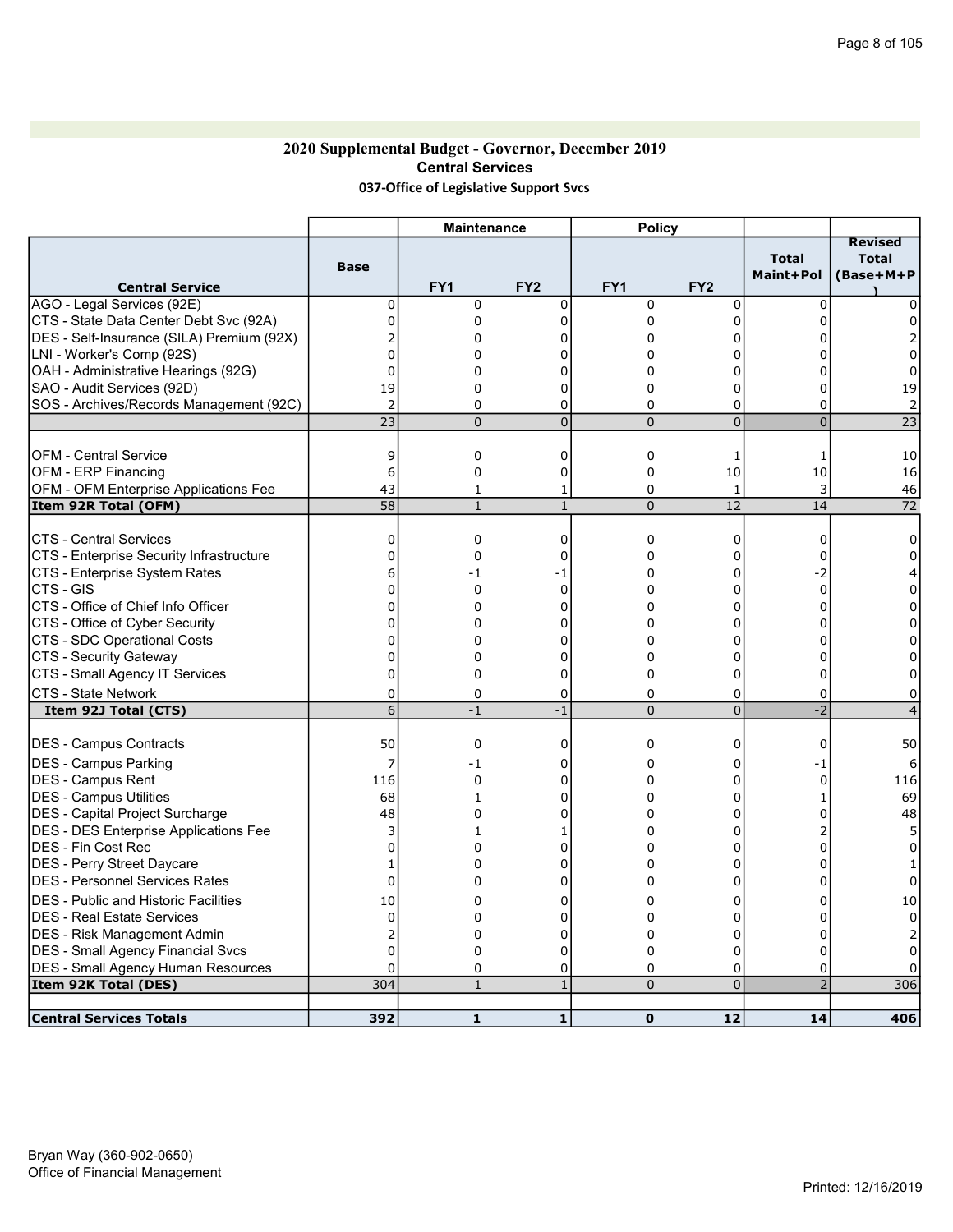# 2020 Supplemental Budget - Governor, December 2019

## Central Services

### 037-Office of Legislative Support Svcs

| | | Maintenance | | Policy | | | |
|---|---|---|---|---|---|---|---|
| **Central Service** | **Base** | **FY1** | **FY2** | **FY1** | **FY2** | **Total Maint+Pol** | **Revised Total (Base+M+P)** |
| AGO - Legal Services (92E) | 0 | 0 | 0 | 0 | 0 | 0 | 0 |
| CTS - State Data Center Debt Svc (92A) | 0 | 0 | 0 | 0 | 0 | 0 | 0 |
| DES - Self-Insurance (SILA) Premium (92X) | 2 | 0 | 0 | 0 | 0 | 0 | 2 |
| LNI - Worker's Comp (92S) | 0 | 0 | 0 | 0 | 0 | 0 | 0 |
| OAH - Administrative Hearings (92G) | 0 | 0 | 0 | 0 | 0 | 0 | 0 |
| SAO - Audit Services (92D) | 19 | 0 | 0 | 0 | 0 | 0 | 19 |
| SOS - Archives/Records Management (92C) | 2 | 0 | 0 | 0 | 0 | 0 | 2 |
| | 23 | 0 | 0 | 0 | 0 | 0 | 23 |
| OFM - Central Service | 9 | 0 | 0 | 0 | 1 | 1 | 10 |
| OFM - ERP Financing | 6 | 0 | 0 | 0 | 10 | 10 | 16 |
| OFM - OFM Enterprise Applications Fee | 43 | 1 | 1 | 0 | 1 | 3 | 46 |
| **Item 92R Total (OFM)** | 58 | 1 | 1 | 0 | 12 | 14 | 72 |
| CTS - Central Services | 0 | 0 | 0 | 0 | 0 | 0 | 0 |
| CTS - Enterprise Security Infrastructure | 0 | 0 | 0 | 0 | 0 | 0 | 0 |
| CTS - Enterprise System Rates | 6 | -1 | -1 | 0 | 0 | -2 | 4 |
| CTS - GIS | 0 | 0 | 0 | 0 | 0 | 0 | 0 |
| CTS - Office of Chief Info Officer | 0 | 0 | 0 | 0 | 0 | 0 | 0 |
| CTS - Office of Cyber Security | 0 | 0 | 0 | 0 | 0 | 0 | 0 |
| CTS - SDC Operational Costs | 0 | 0 | 0 | 0 | 0 | 0 | 0 |
| CTS - Security Gateway | 0 | 0 | 0 | 0 | 0 | 0 | 0 |
| CTS - Small Agency IT Services | 0 | 0 | 0 | 0 | 0 | 0 | 0 |
| CTS - State Network | 0 | 0 | 0 | 0 | 0 | 0 | 0 |
| **Item 92J Total (CTS)** | 6 | -1 | -1 | 0 | 0 | -2 | 4 |
| DES - Campus Contracts | 50 | 0 | 0 | 0 | 0 | 0 | 50 |
| DES - Campus Parking | 7 | -1 | 0 | 0 | 0 | -1 | 6 |
| DES - Campus Rent | 116 | 0 | 0 | 0 | 0 | 0 | 116 |
| DES - Campus Utilities | 68 | 1 | 0 | 0 | 0 | 1 | 69 |
| DES - Capital Project Surcharge | 48 | 0 | 0 | 0 | 0 | 0 | 48 |
| DES - DES Enterprise Applications Fee | 3 | 1 | 1 | 0 | 0 | 2 | 5 |
| DES - Fin Cost Rec | 0 | 0 | 0 | 0 | 0 | 0 | 0 |
| DES - Perry Street Daycare | 1 | 0 | 0 | 0 | 0 | 0 | 1 |
| DES - Personnel Services Rates | 0 | 0 | 0 | 0 | 0 | 0 | 0 |
| DES - Public and Historic Facilities | 10 | 0 | 0 | 0 | 0 | 0 | 10 |
| DES - Real Estate Services | 0 | 0 | 0 | 0 | 0 | 0 | 0 |
| DES - Risk Management Admin | 2 | 0 | 0 | 0 | 0 | 0 | 2 |
| DES - Small Agency Financial Svcs | 0 | 0 | 0 | 0 | 0 | 0 | 0 |
| DES - Small Agency Human Resources | 0 | 0 | 0 | 0 | 0 | 0 | 0 |
| **Item 92K Total (DES)** | 304 | 1 | 1 | 0 | 0 | 2 | 306 |
| **Central Services Totals** | **392** | **1** | **1** | **0** | **12** | **14** | **406** |

Bryan Way (360-902-0650)
Office of Financial Management

Printed: 12/16/2019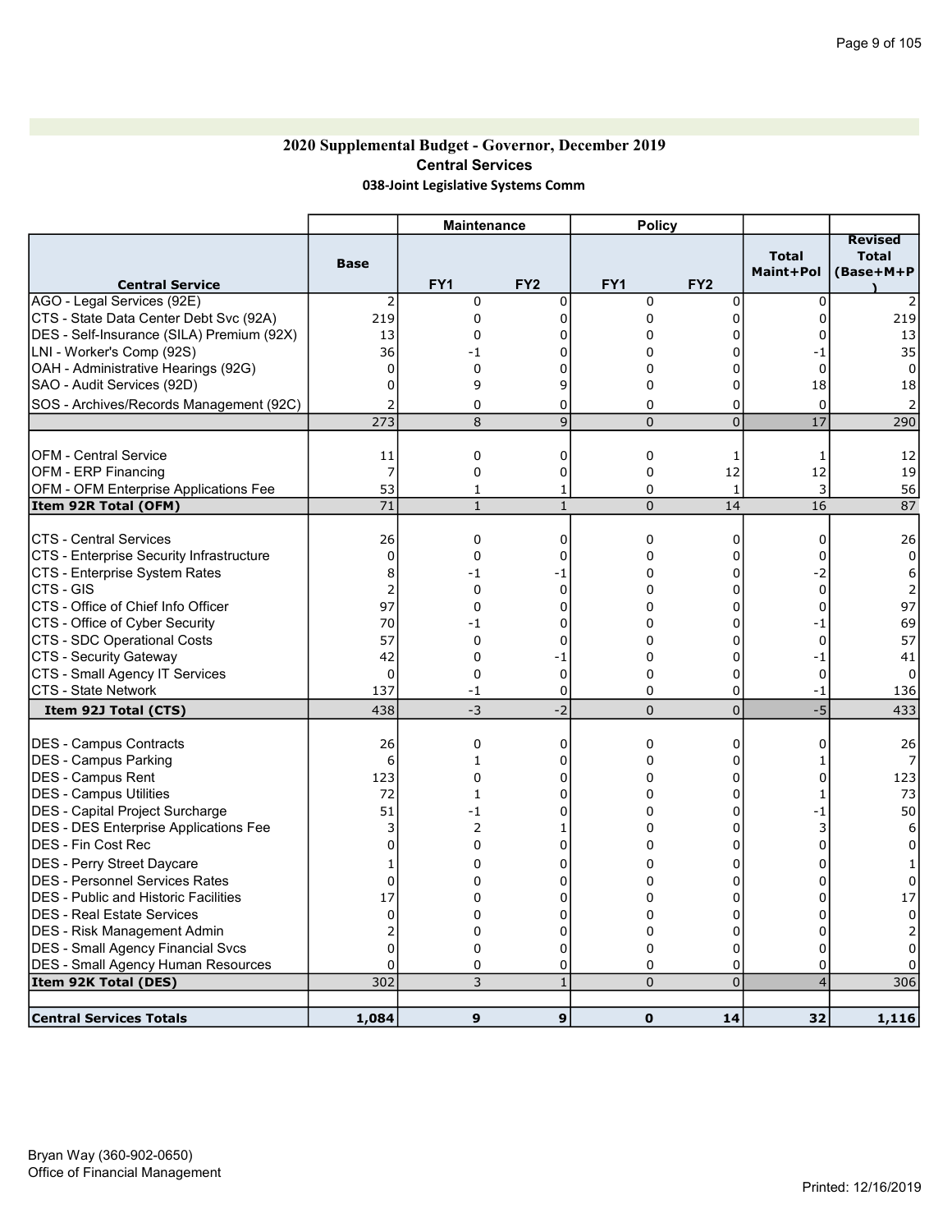## 2020 Supplemental Budget - Governor, December 2019

### Central Services

**038-Joint Legislative Systems Comm**

| | | Maintenance | | Policy | | | |
|---|---|---|---|---|---|---|---|
| **Central Service** | **Base** | **FY1** | **FY2** | **FY1** | **FY2** | **Total Maint+Pol** | **Revised Total (Base+M+P)** |
| AGO - Legal Services (92E) | 2 | 0 | 0 | 0 | 0 | 0 | 2 |
| CTS - State Data Center Debt Svc (92A) | 219 | 0 | 0 | 0 | 0 | 0 | 219 |
| DES - Self-Insurance (SILA) Premium (92X) | 13 | 0 | 0 | 0 | 0 | 0 | 13 |
| LNI - Worker's Comp (92S) | 36 | -1 | 0 | 0 | 0 | -1 | 35 |
| OAH - Administrative Hearings (92G) | 0 | 0 | 0 | 0 | 0 | 0 | 0 |
| SAO - Audit Services (92D) | 0 | 9 | 9 | 0 | 0 | 18 | 18 |
| SOS - Archives/Records Management (92C) | 2 | 0 | 0 | 0 | 0 | 0 | 2 |
| | 273 | 8 | 9 | 0 | 0 | 17 | 290 |
| OFM - Central Service | 11 | 0 | 0 | 0 | 1 | 1 | 12 |
| OFM - ERP Financing | 7 | 0 | 0 | 0 | 12 | 12 | 19 |
| OFM - OFM Enterprise Applications Fee | 53 | 1 | 1 | 0 | 1 | 3 | 56 |
| **Item 92R Total (OFM)** | 71 | 1 | 1 | 0 | 14 | 16 | 87 |
| CTS - Central Services | 26 | 0 | 0 | 0 | 0 | 0 | 26 |
| CTS - Enterprise Security Infrastructure | 0 | 0 | 0 | 0 | 0 | 0 | 0 |
| CTS - Enterprise System Rates | 8 | -1 | -1 | 0 | 0 | -2 | 6 |
| CTS - GIS | 2 | 0 | 0 | 0 | 0 | 0 | 2 |
| CTS - Office of Chief Info Officer | 97 | 0 | 0 | 0 | 0 | 0 | 97 |
| CTS - Office of Cyber Security | 70 | -1 | 0 | 0 | 0 | -1 | 69 |
| CTS - SDC Operational Costs | 57 | 0 | 0 | 0 | 0 | 0 | 57 |
| CTS - Security Gateway | 42 | 0 | -1 | 0 | 0 | -1 | 41 |
| CTS - Small Agency IT Services | 0 | 0 | 0 | 0 | 0 | 0 | 0 |
| CTS - State Network | 137 | -1 | 0 | 0 | 0 | -1 | 136 |
| **Item 92J Total (CTS)** | 438 | -3 | -2 | 0 | 0 | -5 | 433 |
| DES - Campus Contracts | 26 | 0 | 0 | 0 | 0 | 0 | 26 |
| DES - Campus Parking | 6 | 1 | 0 | 0 | 0 | 1 | 7 |
| DES - Campus Rent | 123 | 0 | 0 | 0 | 0 | 0 | 123 |
| DES - Campus Utilities | 72 | 1 | 0 | 0 | 0 | 1 | 73 |
| DES - Capital Project Surcharge | 51 | -1 | 0 | 0 | 0 | -1 | 50 |
| DES - DES Enterprise Applications Fee | 3 | 2 | 1 | 0 | 0 | 3 | 6 |
| DES - Fin Cost Rec | 0 | 0 | 0 | 0 | 0 | 0 | 0 |
| DES - Perry Street Daycare | 1 | 0 | 0 | 0 | 0 | 0 | 1 |
| DES - Personnel Services Rates | 0 | 0 | 0 | 0 | 0 | 0 | 0 |
| DES - Public and Historic Facilities | 17 | 0 | 0 | 0 | 0 | 0 | 17 |
| DES - Real Estate Services | 0 | 0 | 0 | 0 | 0 | 0 | 0 |
| DES - Risk Management Admin | 2 | 0 | 0 | 0 | 0 | 0 | 2 |
| DES - Small Agency Financial Svcs | 0 | 0 | 0 | 0 | 0 | 0 | 0 |
| DES - Small Agency Human Resources | 0 | 0 | 0 | 0 | 0 | 0 | 0 |
| **Item 92K Total (DES)** | 302 | 3 | 1 | 0 | 0 | 4 | 306 |
| **Central Services Totals** | **1,084** | **9** | **9** | **0** | **14** | **32** | **1,116** |

Bryan Way (360-902-0650)
Office of Financial Management

Printed: 12/16/2019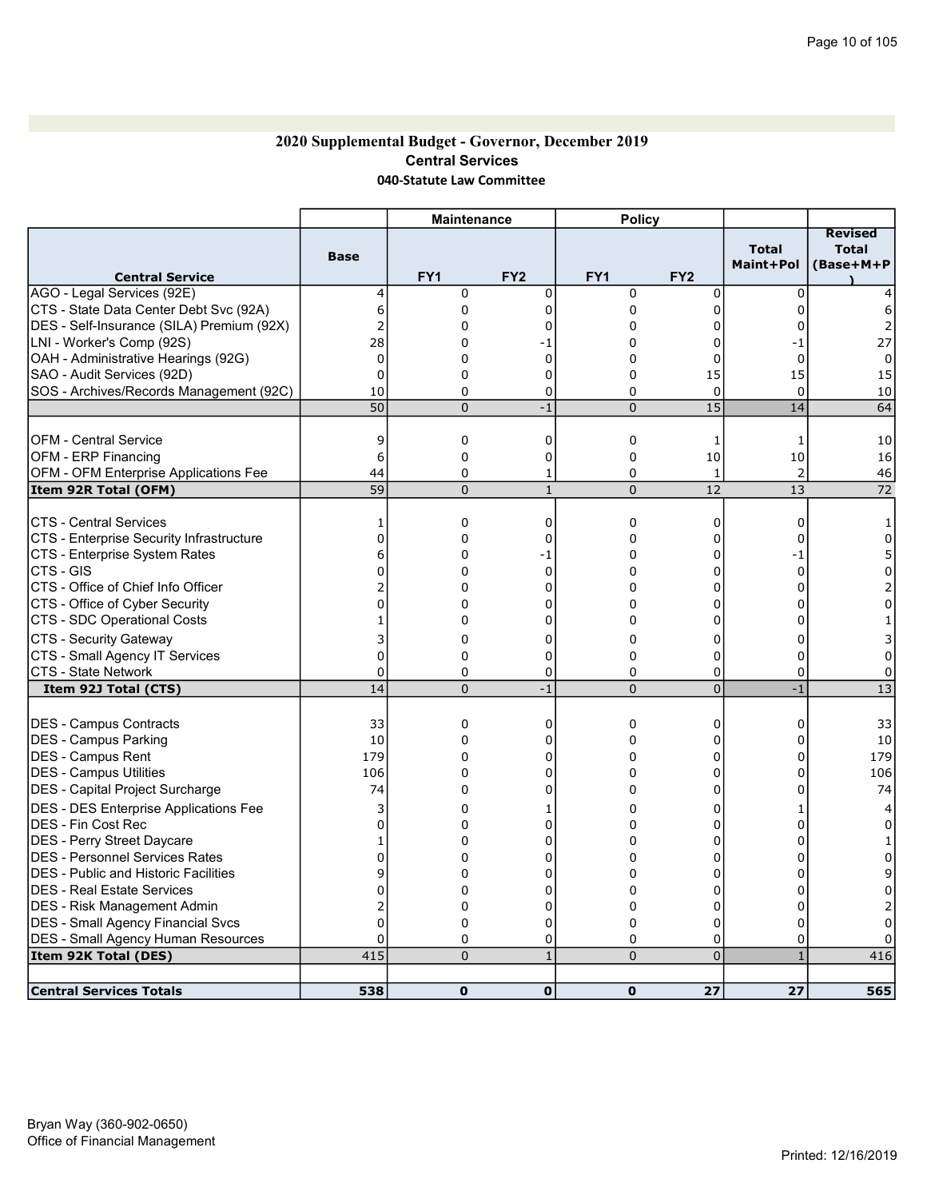# 2020 Supplemental Budget - Governor, December 2019

## Central Services

### 040-Statute Law Committee

| | | Maintenance | | Policy | | | |
|---|---|---|---|---|---|---|---|
| **Central Service** | **Base** | **FY1** | **FY2** | **FY1** | **FY2** | **Total Maint+Pol** | **Revised Total (Base+M+P)** |
| AGO - Legal Services (92E) | 4 | 0 | 0 | 0 | 0 | 0 | 4 |
| CTS - State Data Center Debt Svc (92A) | 6 | 0 | 0 | 0 | 0 | 0 | 6 |
| DES - Self-Insurance (SILA) Premium (92X) | 2 | 0 | 0 | 0 | 0 | 0 | 2 |
| LNI - Worker's Comp (92S) | 28 | 0 | -1 | 0 | 0 | -1 | 27 |
| OAH - Administrative Hearings (92G) | 0 | 0 | 0 | 0 | 0 | 0 | 0 |
| SAO - Audit Services (92D) | 0 | 0 | 0 | 0 | 15 | 15 | 15 |
| SOS - Archives/Records Management (92C) | 10 | 0 | 0 | 0 | 0 | 0 | 10 |
| | 50 | 0 | -1 | 0 | 15 | 14 | 64 |
| | | | | | | | |
| OFM - Central Service | 9 | 0 | 0 | 0 | 1 | 1 | 10 |
| OFM - ERP Financing | 6 | 0 | 0 | 0 | 10 | 10 | 16 |
| OFM - OFM Enterprise Applications Fee | 44 | 0 | 1 | 0 | 1 | 2 | 46 |
| **Item 92R Total (OFM)** | 59 | 0 | 1 | 0 | 12 | 13 | 72 |
| | | | | | | | |
| CTS - Central Services | 1 | 0 | 0 | 0 | 0 | 0 | 1 |
| CTS - Enterprise Security Infrastructure | 0 | 0 | 0 | 0 | 0 | 0 | 0 |
| CTS - Enterprise System Rates | 6 | 0 | -1 | 0 | 0 | -1 | 5 |
| CTS - GIS | 0 | 0 | 0 | 0 | 0 | 0 | 0 |
| CTS - Office of Chief Info Officer | 2 | 0 | 0 | 0 | 0 | 0 | 2 |
| CTS - Office of Cyber Security | 0 | 0 | 0 | 0 | 0 | 0 | 0 |
| CTS - SDC Operational Costs | 1 | 0 | 0 | 0 | 0 | 0 | 1 |
| CTS - Security Gateway | 3 | 0 | 0 | 0 | 0 | 0 | 3 |
| CTS - Small Agency IT Services | 0 | 0 | 0 | 0 | 0 | 0 | 0 |
| CTS - State Network | 0 | 0 | 0 | 0 | 0 | 0 | 0 |
| **Item 92J Total (CTS)** | 14 | 0 | -1 | 0 | 0 | -1 | 13 |
| | | | | | | | |
| DES - Campus Contracts | 33 | 0 | 0 | 0 | 0 | 0 | 33 |
| DES - Campus Parking | 10 | 0 | 0 | 0 | 0 | 0 | 10 |
| DES - Campus Rent | 179 | 0 | 0 | 0 | 0 | 0 | 179 |
| DES - Campus Utilities | 106 | 0 | 0 | 0 | 0 | 0 | 106 |
| DES - Capital Project Surcharge | 74 | 0 | 0 | 0 | 0 | 0 | 74 |
| DES - DES Enterprise Applications Fee | 3 | 0 | 1 | 0 | 0 | 1 | 4 |
| DES - Fin Cost Rec | 0 | 0 | 0 | 0 | 0 | 0 | 0 |
| DES - Perry Street Daycare | 1 | 0 | 0 | 0 | 0 | 0 | 1 |
| DES - Personnel Services Rates | 0 | 0 | 0 | 0 | 0 | 0 | 0 |
| DES - Public and Historic Facilities | 9 | 0 | 0 | 0 | 0 | 0 | 9 |
| DES - Real Estate Services | 0 | 0 | 0 | 0 | 0 | 0 | 0 |
| DES - Risk Management Admin | 2 | 0 | 0 | 0 | 0 | 0 | 2 |
| DES - Small Agency Financial Svcs | 0 | 0 | 0 | 0 | 0 | 0 | 0 |
| DES - Small Agency Human Resources | 0 | 0 | 0 | 0 | 0 | 0 | 0 |
| **Item 92K Total (DES)** | 415 | 0 | 1 | 0 | 0 | 1 | 416 |
| | | | | | | | |
| **Central Services Totals** | **538** | **0** | **0** | **0** | **27** | **27** | **565** |

Bryan Way (360-902-0650)
Office of Financial Management

Printed: 12/16/2019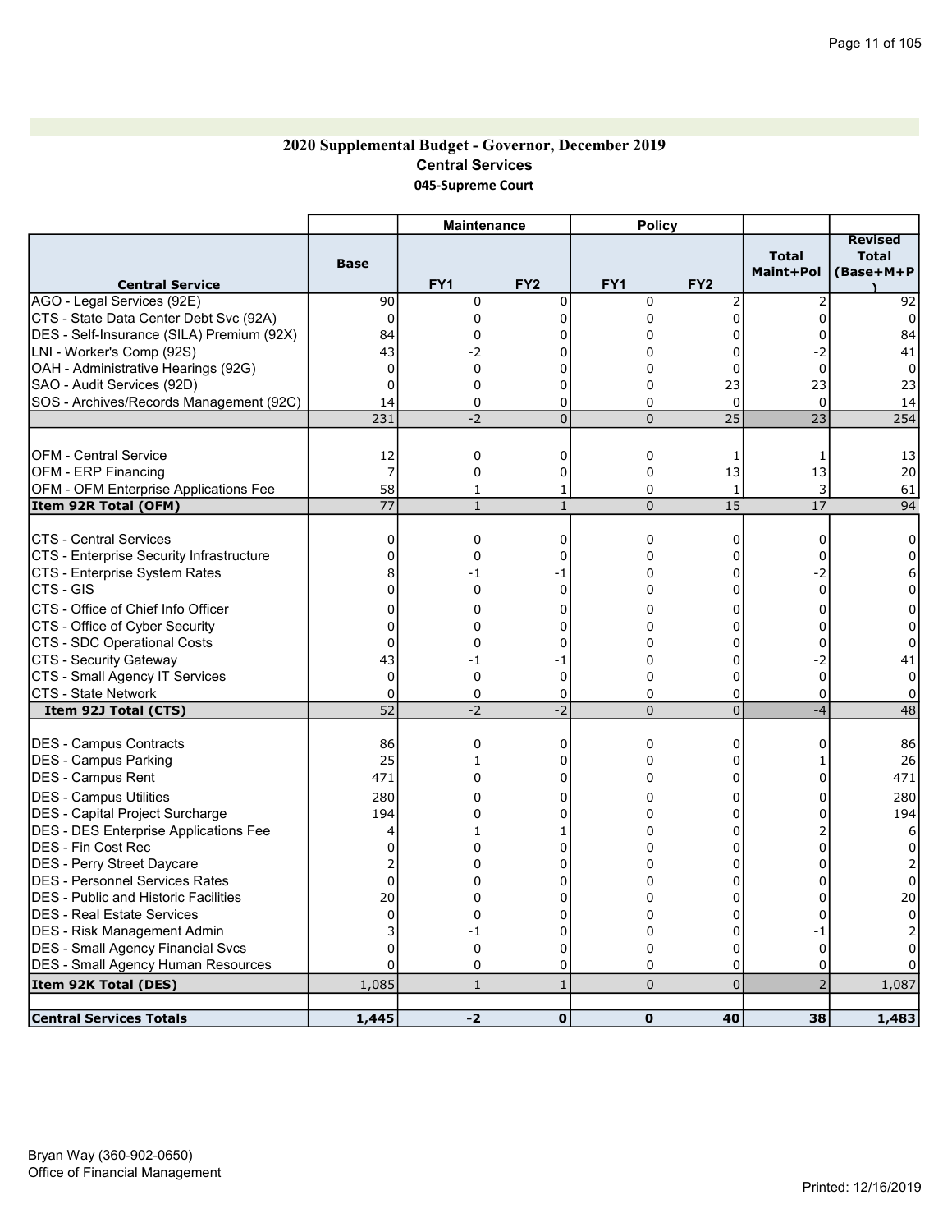## 2020 Supplemental Budget - Governor, December 2019
### Central Services
#### 045-Supreme Court

| Central Service | Base | Maintenance FY1 | Maintenance FY2 | Policy FY1 | Policy FY2 | Total Maint+Pol | Revised Total (Base+M+P) |
|---|---|---|---|---|---|---|---|
| AGO - Legal Services (92E) | 90 | 0 | 0 | 0 | 2 | 2 | 92 |
| CTS - State Data Center Debt Svc (92A) | 0 | 0 | 0 | 0 | 0 | 0 | 0 |
| DES - Self-Insurance (SILA) Premium (92X) | 84 | 0 | 0 | 0 | 0 | 0 | 84 |
| LNI - Worker's Comp (92S) | 43 | -2 | 0 | 0 | 0 | -2 | 41 |
| OAH - Administrative Hearings (92G) | 0 | 0 | 0 | 0 | 0 | 0 | 0 |
| SAO - Audit Services (92D) | 0 | 0 | 0 | 0 | 23 | 23 | 23 |
| SOS - Archives/Records Management (92C) | 14 | 0 | 0 | 0 | 0 | 0 | 14 |
| | 231 | -2 | 0 | 0 | 25 | 23 | 254 |
| | | | | | | | |
| OFM - Central Service | 12 | 0 | 0 | 0 | 1 | 1 | 13 |
| OFM - ERP Financing | 7 | 0 | 0 | 0 | 13 | 13 | 20 |
| OFM - OFM Enterprise Applications Fee | 58 | 1 | 1 | 0 | 1 | 3 | 61 |
| **Item 92R Total (OFM)** | 77 | 1 | 1 | 0 | 15 | 17 | 94 |
| | | | | | | | |
| CTS - Central Services | 0 | 0 | 0 | 0 | 0 | 0 | 0 |
| CTS - Enterprise Security Infrastructure | 0 | 0 | 0 | 0 | 0 | 0 | 0 |
| CTS - Enterprise System Rates | 8 | -1 | -1 | 0 | 0 | -2 | 6 |
| CTS - GIS | 0 | 0 | 0 | 0 | 0 | 0 | 0 |
| CTS - Office of Chief Info Officer | 0 | 0 | 0 | 0 | 0 | 0 | 0 |
| CTS - Office of Cyber Security | 0 | 0 | 0 | 0 | 0 | 0 | 0 |
| CTS - SDC Operational Costs | 0 | 0 | 0 | 0 | 0 | 0 | 0 |
| CTS - Security Gateway | 43 | -1 | -1 | 0 | 0 | -2 | 41 |
| CTS - Small Agency IT Services | 0 | 0 | 0 | 0 | 0 | 0 | 0 |
| CTS - State Network | 0 | 0 | 0 | 0 | 0 | 0 | 0 |
| **Item 92J Total (CTS)** | 52 | -2 | -2 | 0 | 0 | -4 | 48 |
| | | | | | | | |
| DES - Campus Contracts | 86 | 0 | 0 | 0 | 0 | 0 | 86 |
| DES - Campus Parking | 25 | 1 | 0 | 0 | 0 | 1 | 26 |
| DES - Campus Rent | 471 | 0 | 0 | 0 | 0 | 0 | 471 |
| DES - Campus Utilities | 280 | 0 | 0 | 0 | 0 | 0 | 280 |
| DES - Capital Project Surcharge | 194 | 0 | 0 | 0 | 0 | 0 | 194 |
| DES - DES Enterprise Applications Fee | 4 | 1 | 1 | 0 | 0 | 2 | 6 |
| DES - Fin Cost Rec | 0 | 0 | 0 | 0 | 0 | 0 | 0 |
| DES - Perry Street Daycare | 2 | 0 | 0 | 0 | 0 | 0 | 2 |
| DES - Personnel Services Rates | 0 | 0 | 0 | 0 | 0 | 0 | 0 |
| DES - Public and Historic Facilities | 20 | 0 | 0 | 0 | 0 | 0 | 20 |
| DES - Real Estate Services | 0 | 0 | 0 | 0 | 0 | 0 | 0 |
| DES - Risk Management Admin | 3 | -1 | 0 | 0 | 0 | -1 | 2 |
| DES - Small Agency Financial Svcs | 0 | 0 | 0 | 0 | 0 | 0 | 0 |
| DES - Small Agency Human Resources | 0 | 0 | 0 | 0 | 0 | 0 | 0 |
| **Item 92K Total (DES)** | 1,085 | 1 | 1 | 0 | 0 | 2 | 1,087 |
| | | | | | | | |
| **Central Services Totals** | **1,445** | **-2** | **0** | **0** | **40** | **38** | **1,483** |

Bryan Way (360-902-0650)
Office of Financial Management

Printed: 12/16/2019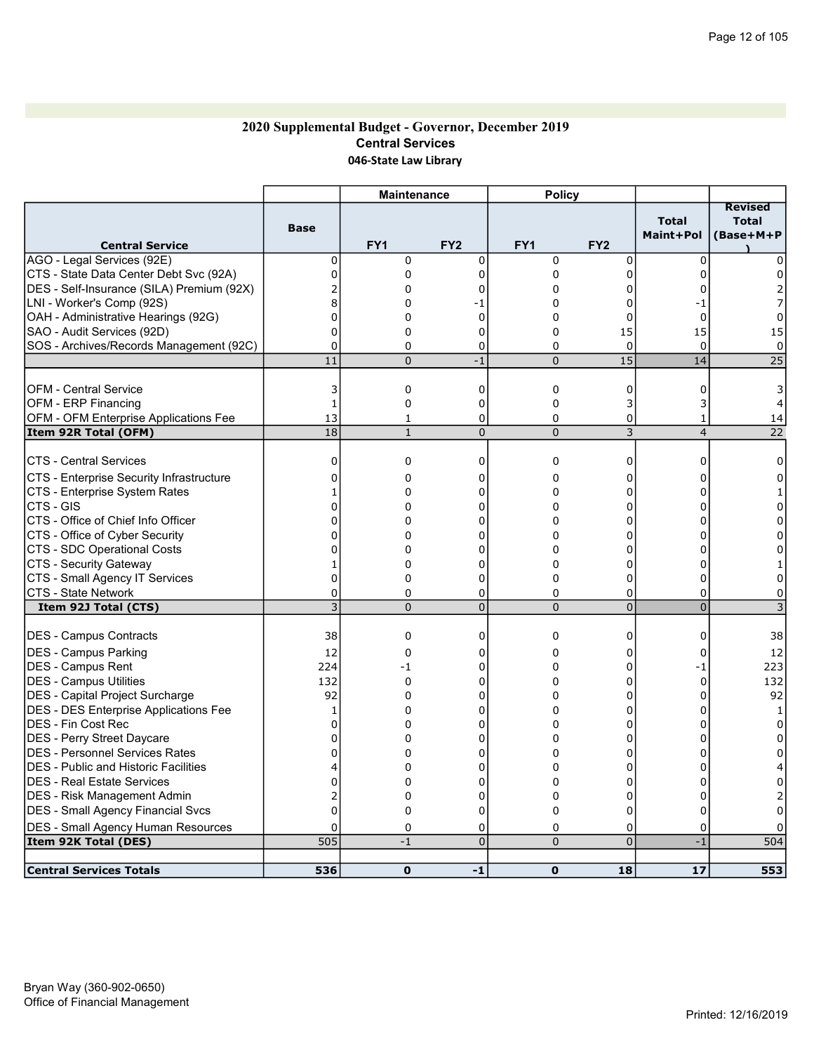# 2020 Supplemental Budget - Governor, December 2019

## Central Services

### 046-State Law Library

| | | Maintenance | | Policy | | | |
|---|---|---|---|---|---|---|---|
| **Central Service** | **Base** | **FY1** | **FY2** | **FY1** | **FY2** | **Total Maint+Pol** | **Revised Total (Base+M+P)** |
| AGO - Legal Services (92E) | 0 | 0 | 0 | 0 | 0 | 0 | 0 |
| CTS - State Data Center Debt Svc (92A) | 0 | 0 | 0 | 0 | 0 | 0 | 0 |
| DES - Self-Insurance (SILA) Premium (92X) | 2 | 0 | 0 | 0 | 0 | 0 | 2 |
| LNI - Worker's Comp (92S) | 8 | 0 | -1 | 0 | 0 | -1 | 7 |
| OAH - Administrative Hearings (92G) | 0 | 0 | 0 | 0 | 0 | 0 | 0 |
| SAO - Audit Services (92D) | 0 | 0 | 0 | 0 | 15 | 15 | 15 |
| SOS - Archives/Records Management (92C) | 0 | 0 | 0 | 0 | 0 | 0 | 0 |
| | 11 | 0 | -1 | 0 | 15 | 14 | 25 |
| OFM - Central Service | 3 | 0 | 0 | 0 | 0 | 0 | 3 |
| OFM - ERP Financing | 1 | 0 | 0 | 0 | 3 | 3 | 4 |
| OFM - OFM Enterprise Applications Fee | 13 | 1 | 0 | 0 | 0 | 1 | 14 |
| **Item 92R Total (OFM)** | 18 | 1 | 0 | 0 | 3 | 4 | 22 |
| CTS - Central Services | 0 | 0 | 0 | 0 | 0 | 0 | 0 |
| CTS - Enterprise Security Infrastructure | 0 | 0 | 0 | 0 | 0 | 0 | 0 |
| CTS - Enterprise System Rates | 1 | 0 | 0 | 0 | 0 | 0 | 1 |
| CTS - GIS | 0 | 0 | 0 | 0 | 0 | 0 | 0 |
| CTS - Office of Chief Info Officer | 0 | 0 | 0 | 0 | 0 | 0 | 0 |
| CTS - Office of Cyber Security | 0 | 0 | 0 | 0 | 0 | 0 | 0 |
| CTS - SDC Operational Costs | 0 | 0 | 0 | 0 | 0 | 0 | 0 |
| CTS - Security Gateway | 1 | 0 | 0 | 0 | 0 | 0 | 1 |
| CTS - Small Agency IT Services | 0 | 0 | 0 | 0 | 0 | 0 | 0 |
| CTS - State Network | 0 | 0 | 0 | 0 | 0 | 0 | 0 |
| **Item 92J Total (CTS)** | 3 | 0 | 0 | 0 | 0 | 0 | 3 |
| DES - Campus Contracts | 38 | 0 | 0 | 0 | 0 | 0 | 38 |
| DES - Campus Parking | 12 | 0 | 0 | 0 | 0 | 0 | 12 |
| DES - Campus Rent | 224 | -1 | 0 | 0 | 0 | -1 | 223 |
| DES - Campus Utilities | 132 | 0 | 0 | 0 | 0 | 0 | 132 |
| DES - Capital Project Surcharge | 92 | 0 | 0 | 0 | 0 | 0 | 92 |
| DES - DES Enterprise Applications Fee | 1 | 0 | 0 | 0 | 0 | 0 | 1 |
| DES - Fin Cost Rec | 0 | 0 | 0 | 0 | 0 | 0 | 0 |
| DES - Perry Street Daycare | 0 | 0 | 0 | 0 | 0 | 0 | 0 |
| DES - Personnel Services Rates | 0 | 0 | 0 | 0 | 0 | 0 | 0 |
| DES - Public and Historic Facilities | 4 | 0 | 0 | 0 | 0 | 0 | 4 |
| DES - Real Estate Services | 0 | 0 | 0 | 0 | 0 | 0 | 0 |
| DES - Risk Management Admin | 2 | 0 | 0 | 0 | 0 | 0 | 2 |
| DES - Small Agency Financial Svcs | 0 | 0 | 0 | 0 | 0 | 0 | 0 |
| DES - Small Agency Human Resources | 0 | 0 | 0 | 0 | 0 | 0 | 0 |
| **Item 92K Total (DES)** | 505 | -1 | 0 | 0 | 0 | -1 | 504 |
| **Central Services Totals** | **536** | **0** | **-1** | **0** | **18** | **17** | **553** |

Bryan Way (360-902-0650)
Office of Financial Management

Printed: 12/16/2019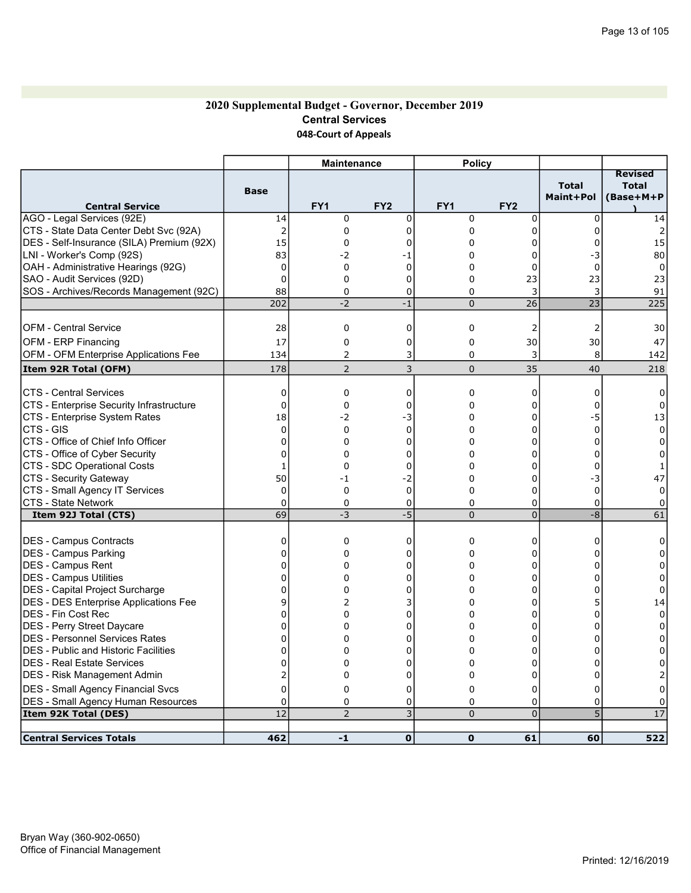## 2020 Supplemental Budget - Governor, December 2019

### Central Services

**048-Court of Appeals**

| | | Maintenance | | Policy | | | |
|---|---|---|---|---|---|---|---|
| **Central Service** | **Base** | **FY1** | **FY2** | **FY1** | **FY2** | **Total Maint+Pol** | **Revised Total (Base+M+P)** |
| AGO - Legal Services (92E) | 14 | 0 | 0 | 0 | 0 | 0 | 14 |
| CTS - State Data Center Debt Svc (92A) | 2 | 0 | 0 | 0 | 0 | 0 | 2 |
| DES - Self-Insurance (SILA) Premium (92X) | 15 | 0 | 0 | 0 | 0 | 0 | 15 |
| LNI - Worker's Comp (92S) | 83 | -2 | -1 | 0 | 0 | -3 | 80 |
| OAH - Administrative Hearings (92G) | 0 | 0 | 0 | 0 | 0 | 0 | 0 |
| SAO - Audit Services (92D) | 0 | 0 | 0 | 0 | 23 | 23 | 23 |
| SOS - Archives/Records Management (92C) | 88 | 0 | 0 | 0 | 3 | 3 | 91 |
| | 202 | -2 | -1 | 0 | 26 | 23 | 225 |
| | | | | | | | |
| OFM - Central Service | 28 | 0 | 0 | 0 | 2 | 2 | 30 |
| OFM - ERP Financing | 17 | 0 | 0 | 0 | 30 | 30 | 47 |
| OFM - OFM Enterprise Applications Fee | 134 | 2 | 3 | 0 | 3 | 8 | 142 |
| **Item 92R Total (OFM)** | 178 | 2 | 3 | 0 | 35 | 40 | 218 |
| | | | | | | | |
| CTS - Central Services | 0 | 0 | 0 | 0 | 0 | 0 | 0 |
| CTS - Enterprise Security Infrastructure | 0 | 0 | 0 | 0 | 0 | 0 | 0 |
| CTS - Enterprise System Rates | 18 | -2 | -3 | 0 | 0 | -5 | 13 |
| CTS - GIS | 0 | 0 | 0 | 0 | 0 | 0 | 0 |
| CTS - Office of Chief Info Officer | 0 | 0 | 0 | 0 | 0 | 0 | 0 |
| CTS - Office of Cyber Security | 0 | 0 | 0 | 0 | 0 | 0 | 0 |
| CTS - SDC Operational Costs | 1 | 0 | 0 | 0 | 0 | 0 | 1 |
| CTS - Security Gateway | 50 | -1 | -2 | 0 | 0 | -3 | 47 |
| CTS - Small Agency IT Services | 0 | 0 | 0 | 0 | 0 | 0 | 0 |
| CTS - State Network | 0 | 0 | 0 | 0 | 0 | 0 | 0 |
| **Item 92J Total (CTS)** | 69 | -3 | -5 | 0 | 0 | -8 | 61 |
| | | | | | | | |
| DES - Campus Contracts | 0 | 0 | 0 | 0 | 0 | 0 | 0 |
| DES - Campus Parking | 0 | 0 | 0 | 0 | 0 | 0 | 0 |
| DES - Campus Rent | 0 | 0 | 0 | 0 | 0 | 0 | 0 |
| DES - Campus Utilities | 0 | 0 | 0 | 0 | 0 | 0 | 0 |
| DES - Capital Project Surcharge | 0 | 0 | 0 | 0 | 0 | 0 | 0 |
| DES - DES Enterprise Applications Fee | 9 | 2 | 3 | 0 | 0 | 5 | 14 |
| DES - Fin Cost Rec | 0 | 0 | 0 | 0 | 0 | 0 | 0 |
| DES - Perry Street Daycare | 0 | 0 | 0 | 0 | 0 | 0 | 0 |
| DES - Personnel Services Rates | 0 | 0 | 0 | 0 | 0 | 0 | 0 |
| DES - Public and Historic Facilities | 0 | 0 | 0 | 0 | 0 | 0 | 0 |
| DES - Real Estate Services | 0 | 0 | 0 | 0 | 0 | 0 | 0 |
| DES - Risk Management Admin | 2 | 0 | 0 | 0 | 0 | 0 | 2 |
| DES - Small Agency Financial Svcs | 0 | 0 | 0 | 0 | 0 | 0 | 0 |
| DES - Small Agency Human Resources | 0 | 0 | 0 | 0 | 0 | 0 | 0 |
| **Item 92K Total (DES)** | 12 | 2 | 3 | 0 | 0 | 5 | 17 |
| | | | | | | | |
| **Central Services Totals** | **462** | **-1** | **0** | **0** | **61** | **60** | **522** |

Bryan Way (360-902-0650)
Office of Financial Management

Printed: 12/16/2019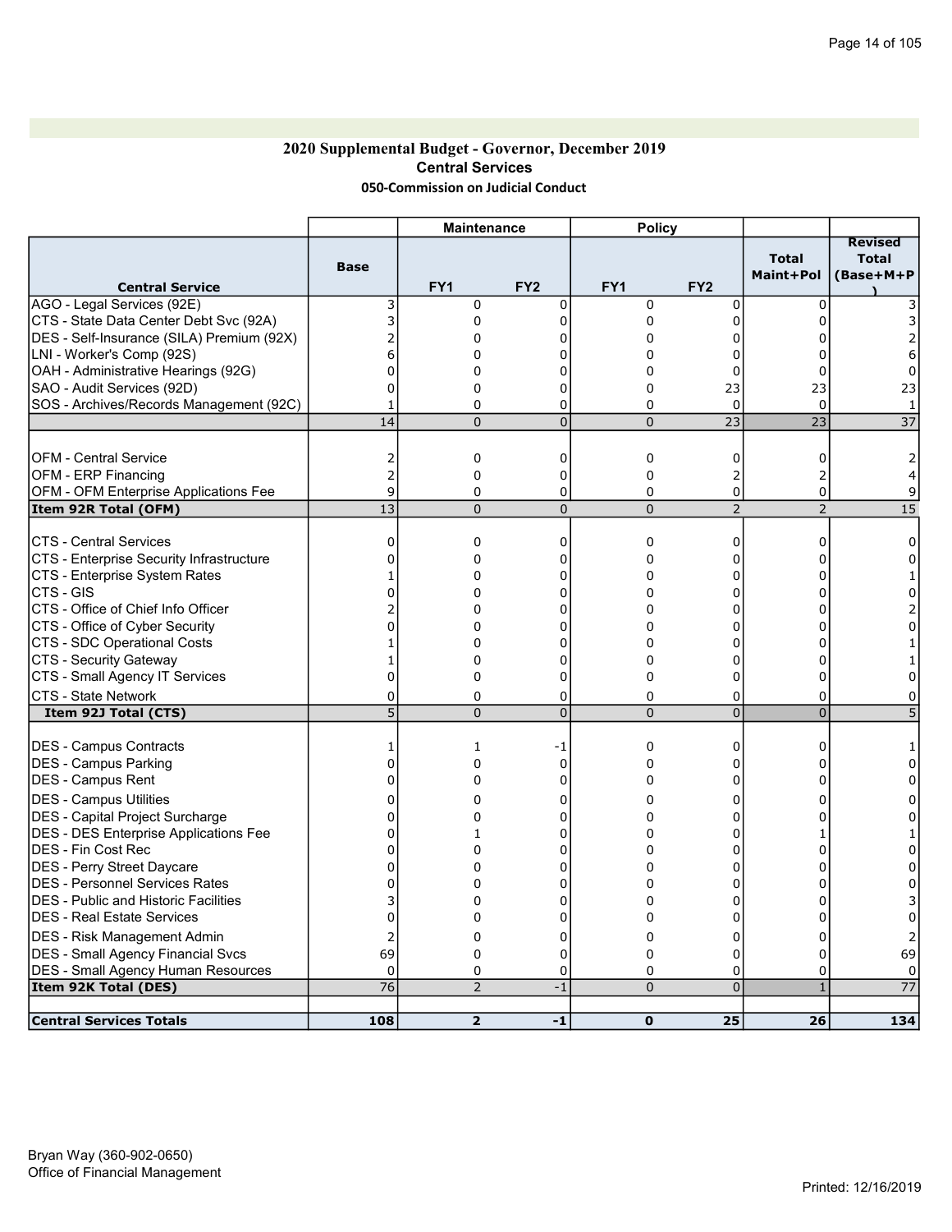## 2020 Supplemental Budget - Governor, December 2019

### Central Services

#### 050-Commission on Judicial Conduct

| | | Maintenance | | Policy | | | |
|---|---|---|---|---|---|---|---|
| **Central Service** | **Base** | **FY1** | **FY2** | **FY1** | **FY2** | **Total Maint+Pol** | **Revised Total (Base+M+P)** |
| AGO - Legal Services (92E) | 3 | 0 | 0 | 0 | 0 | 0 | 3 |
| CTS - State Data Center Debt Svc (92A) | 3 | 0 | 0 | 0 | 0 | 0 | 3 |
| DES - Self-Insurance (SILA) Premium (92X) | 2 | 0 | 0 | 0 | 0 | 0 | 2 |
| LNI - Worker's Comp (92S) | 6 | 0 | 0 | 0 | 0 | 0 | 6 |
| OAH - Administrative Hearings (92G) | 0 | 0 | 0 | 0 | 0 | 0 | 0 |
| SAO - Audit Services (92D) | 0 | 0 | 0 | 0 | 23 | 23 | 23 |
| SOS - Archives/Records Management (92C) | 1 | 0 | 0 | 0 | 0 | 0 | 1 |
| | 14 | 0 | 0 | 0 | 23 | 23 | 37 |
| | | | | | | | |
| OFM - Central Service | 2 | 0 | 0 | 0 | 0 | 0 | 2 |
| OFM - ERP Financing | 2 | 0 | 0 | 0 | 2 | 2 | 4 |
| OFM - OFM Enterprise Applications Fee | 9 | 0 | 0 | 0 | 0 | 0 | 9 |
| **Item 92R Total (OFM)** | 13 | 0 | 0 | 0 | 2 | 2 | 15 |
| | | | | | | | |
| CTS - Central Services | 0 | 0 | 0 | 0 | 0 | 0 | 0 |
| CTS - Enterprise Security Infrastructure | 0 | 0 | 0 | 0 | 0 | 0 | 0 |
| CTS - Enterprise System Rates | 1 | 0 | 0 | 0 | 0 | 0 | 1 |
| CTS - GIS | 0 | 0 | 0 | 0 | 0 | 0 | 0 |
| CTS - Office of Chief Info Officer | 2 | 0 | 0 | 0 | 0 | 0 | 2 |
| CTS - Office of Cyber Security | 0 | 0 | 0 | 0 | 0 | 0 | 0 |
| CTS - SDC Operational Costs | 1 | 0 | 0 | 0 | 0 | 0 | 1 |
| CTS - Security Gateway | 1 | 0 | 0 | 0 | 0 | 0 | 1 |
| CTS - Small Agency IT Services | 0 | 0 | 0 | 0 | 0 | 0 | 0 |
| CTS - State Network | 0 | 0 | 0 | 0 | 0 | 0 | 0 |
| **Item 92J Total (CTS)** | 5 | 0 | 0 | 0 | 0 | 0 | 5 |
| | | | | | | | |
| DES - Campus Contracts | 1 | 1 | -1 | 0 | 0 | 0 | 1 |
| DES - Campus Parking | 0 | 0 | 0 | 0 | 0 | 0 | 0 |
| DES - Campus Rent | 0 | 0 | 0 | 0 | 0 | 0 | 0 |
| DES - Campus Utilities | 0 | 0 | 0 | 0 | 0 | 0 | 0 |
| DES - Capital Project Surcharge | 0 | 0 | 0 | 0 | 0 | 0 | 0 |
| DES - DES Enterprise Applications Fee | 0 | 1 | 0 | 0 | 0 | 1 | 1 |
| DES - Fin Cost Rec | 0 | 0 | 0 | 0 | 0 | 0 | 0 |
| DES - Perry Street Daycare | 0 | 0 | 0 | 0 | 0 | 0 | 0 |
| DES - Personnel Services Rates | 0 | 0 | 0 | 0 | 0 | 0 | 0 |
| DES - Public and Historic Facilities | 3 | 0 | 0 | 0 | 0 | 0 | 3 |
| DES - Real Estate Services | 0 | 0 | 0 | 0 | 0 | 0 | 0 |
| DES - Risk Management Admin | 2 | 0 | 0 | 0 | 0 | 0 | 2 |
| DES - Small Agency Financial Svcs | 69 | 0 | 0 | 0 | 0 | 0 | 69 |
| DES - Small Agency Human Resources | 0 | 0 | 0 | 0 | 0 | 0 | 0 |
| **Item 92K Total (DES)** | 76 | 2 | -1 | 0 | 0 | 1 | 77 |
| | | | | | | | |
| **Central Services Totals** | **108** | **2** | **-1** | **0** | **25** | **26** | **134** |

Bryan Way (360-902-0650)
Office of Financial Management

Printed: 12/16/2019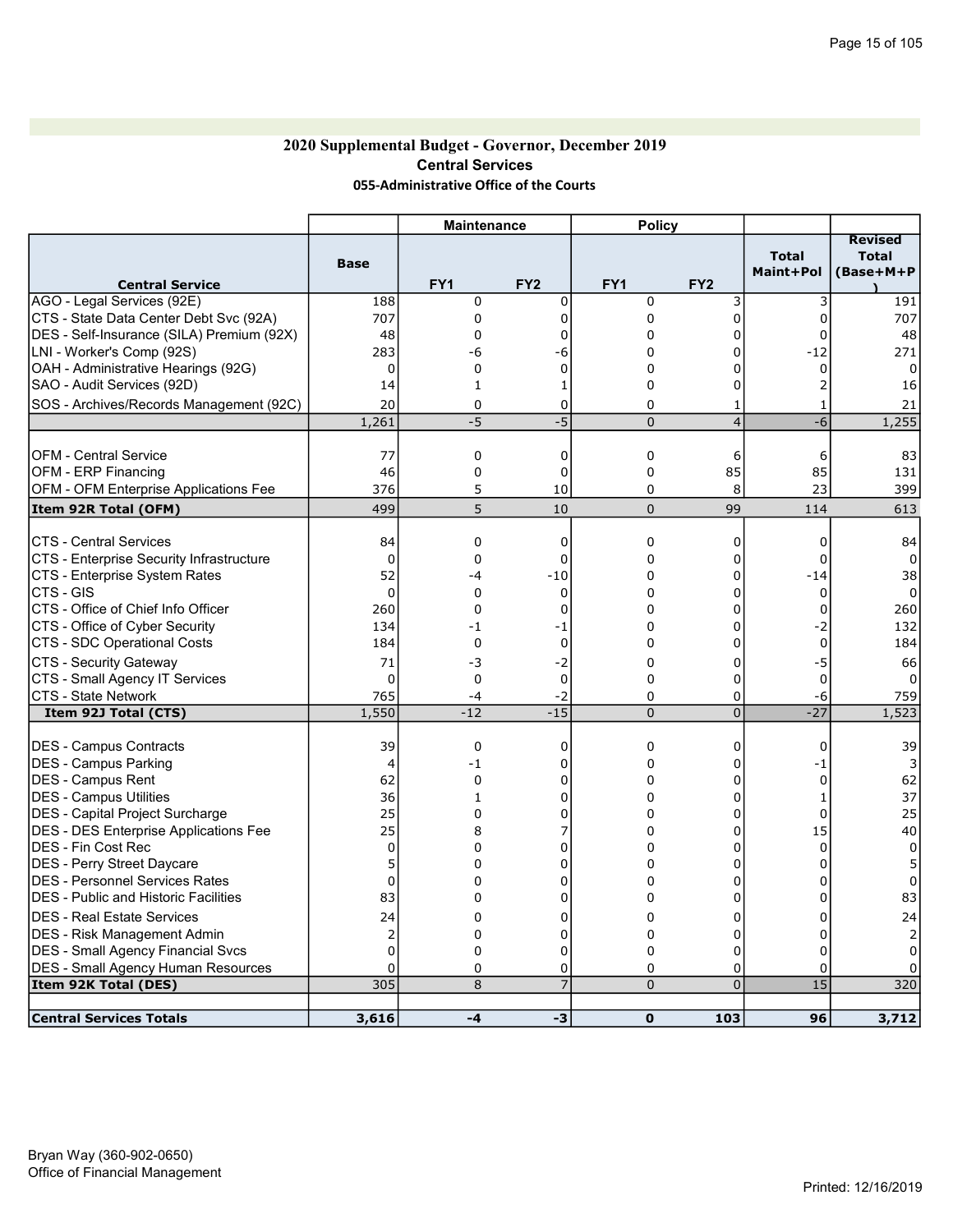# 2020 Supplemental Budget - Governor, December 2019

## Central Services

### 055-Administrative Office of the Courts

| | | Maintenance | | Policy | | | |
|---|---|---|---|---|---|---|---|
| **Central Service** | **Base** | **FY1** | **FY2** | **FY1** | **FY2** | **Total Maint+Pol** | **Revised Total (Base+M+P)** |
| AGO - Legal Services (92E) | 188 | 0 | 0 | 0 | 3 | 3 | 191 |
| CTS - State Data Center Debt Svc (92A) | 707 | 0 | 0 | 0 | 0 | 0 | 707 |
| DES - Self-Insurance (SILA) Premium (92X) | 48 | 0 | 0 | 0 | 0 | 0 | 48 |
| LNI - Worker's Comp (92S) | 283 | -6 | -6 | 0 | 0 | -12 | 271 |
| OAH - Administrative Hearings (92G) | 0 | 0 | 0 | 0 | 0 | 0 | 0 |
| SAO - Audit Services (92D) | 14 | 1 | 1 | 0 | 0 | 2 | 16 |
| SOS - Archives/Records Management (92C) | 20 | 0 | 0 | 0 | 1 | 1 | 21 |
| | 1,261 | -5 | -5 | 0 | 4 | -6 | 1,255 |
| | | | | | | | |
| OFM - Central Service | 77 | 0 | 0 | 0 | 6 | 6 | 83 |
| OFM - ERP Financing | 46 | 0 | 0 | 0 | 85 | 85 | 131 |
| OFM - OFM Enterprise Applications Fee | 376 | 5 | 10 | 0 | 8 | 23 | 399 |
| **Item 92R Total (OFM)** | 499 | 5 | 10 | 0 | 99 | 114 | 613 |
| | | | | | | | |
| CTS - Central Services | 84 | 0 | 0 | 0 | 0 | 0 | 84 |
| CTS - Enterprise Security Infrastructure | 0 | 0 | 0 | 0 | 0 | 0 | 0 |
| CTS - Enterprise System Rates | 52 | -4 | -10 | 0 | 0 | -14 | 38 |
| CTS - GIS | 0 | 0 | 0 | 0 | 0 | 0 | 0 |
| CTS - Office of Chief Info Officer | 260 | 0 | 0 | 0 | 0 | 0 | 260 |
| CTS - Office of Cyber Security | 134 | -1 | -1 | 0 | 0 | -2 | 132 |
| CTS - SDC Operational Costs | 184 | 0 | 0 | 0 | 0 | 0 | 184 |
| CTS - Security Gateway | 71 | -3 | -2 | 0 | 0 | -5 | 66 |
| CTS - Small Agency IT Services | 0 | 0 | 0 | 0 | 0 | 0 | 0 |
| CTS - State Network | 765 | -4 | -2 | 0 | 0 | -6 | 759 |
| **Item 92J Total (CTS)** | 1,550 | -12 | -15 | 0 | 0 | -27 | 1,523 |
| | | | | | | | |
| DES - Campus Contracts | 39 | 0 | 0 | 0 | 0 | 0 | 39 |
| DES - Campus Parking | 4 | -1 | 0 | 0 | 0 | -1 | 3 |
| DES - Campus Rent | 62 | 0 | 0 | 0 | 0 | 0 | 62 |
| DES - Campus Utilities | 36 | 1 | 0 | 0 | 0 | 1 | 37 |
| DES - Capital Project Surcharge | 25 | 0 | 0 | 0 | 0 | 0 | 25 |
| DES - DES Enterprise Applications Fee | 25 | 8 | 7 | 0 | 0 | 15 | 40 |
| DES - Fin Cost Rec | 0 | 0 | 0 | 0 | 0 | 0 | 0 |
| DES - Perry Street Daycare | 5 | 0 | 0 | 0 | 0 | 0 | 5 |
| DES - Personnel Services Rates | 0 | 0 | 0 | 0 | 0 | 0 | 0 |
| DES - Public and Historic Facilities | 83 | 0 | 0 | 0 | 0 | 0 | 83 |
| DES - Real Estate Services | 24 | 0 | 0 | 0 | 0 | 0 | 24 |
| DES - Risk Management Admin | 2 | 0 | 0 | 0 | 0 | 0 | 2 |
| DES - Small Agency Financial Svcs | 0 | 0 | 0 | 0 | 0 | 0 | 0 |
| DES - Small Agency Human Resources | 0 | 0 | 0 | 0 | 0 | 0 | 0 |
| **Item 92K Total (DES)** | 305 | 8 | 7 | 0 | 0 | 15 | 320 |
| | | | | | | | |
| **Central Services Totals** | **3,616** | **-4** | **-3** | **0** | **103** | **96** | **3,712** |

Bryan Way (360-902-0650)
Office of Financial Management

Printed: 12/16/2019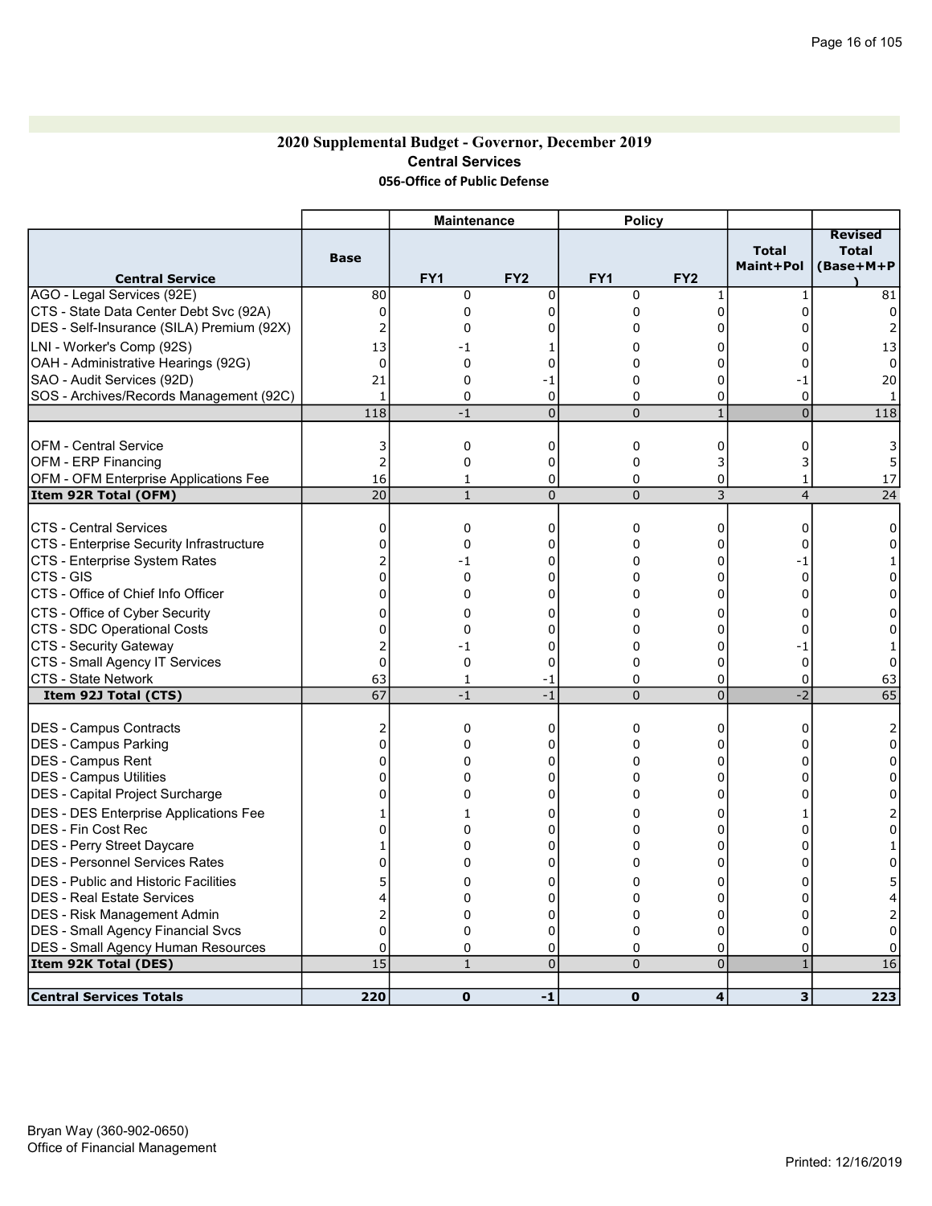## 2020 Supplemental Budget - Governor, December 2019

### Central Services

### 056-Office of Public Defense

| | | Maintenance | | Policy | | | |
|---|---|---|---|---|---|---|---|
| **Central Service** | **Base** | **FY1** | **FY2** | **FY1** | **FY2** | **Total Maint+Pol** | **Revised Total (Base+M+P)** |
| AGO - Legal Services (92E) | 80 | 0 | 0 | 0 | 1 | 1 | 81 |
| CTS - State Data Center Debt Svc (92A) | 0 | 0 | 0 | 0 | 0 | 0 | 0 |
| DES - Self-Insurance (SILA) Premium (92X) | 2 | 0 | 0 | 0 | 0 | 0 | 2 |
| LNI - Worker's Comp (92S) | 13 | -1 | 1 | 0 | 0 | 0 | 13 |
| OAH - Administrative Hearings (92G) | 0 | 0 | 0 | 0 | 0 | 0 | 0 |
| SAO - Audit Services (92D) | 21 | 0 | -1 | 0 | 0 | -1 | 20 |
| SOS - Archives/Records Management (92C) | 1 | 0 | 0 | 0 | 0 | 0 | 1 |
| | 118 | -1 | 0 | 0 | 1 | 0 | 118 |
| | | | | | | | |
| OFM - Central Service | 3 | 0 | 0 | 0 | 0 | 0 | 3 |
| OFM - ERP Financing | 2 | 0 | 0 | 0 | 3 | 3 | 5 |
| OFM - OFM Enterprise Applications Fee | 16 | 1 | 0 | 0 | 0 | 1 | 17 |
| **Item 92R Total (OFM)** | 20 | 1 | 0 | 0 | 3 | 4 | 24 |
| | | | | | | | |
| CTS - Central Services | 0 | 0 | 0 | 0 | 0 | 0 | 0 |
| CTS - Enterprise Security Infrastructure | 0 | 0 | 0 | 0 | 0 | 0 | 0 |
| CTS - Enterprise System Rates | 2 | -1 | 0 | 0 | 0 | -1 | 1 |
| CTS - GIS | 0 | 0 | 0 | 0 | 0 | 0 | 0 |
| CTS - Office of Chief Info Officer | 0 | 0 | 0 | 0 | 0 | 0 | 0 |
| CTS - Office of Cyber Security | 0 | 0 | 0 | 0 | 0 | 0 | 0 |
| CTS - SDC Operational Costs | 0 | 0 | 0 | 0 | 0 | 0 | 0 |
| CTS - Security Gateway | 2 | -1 | 0 | 0 | 0 | -1 | 1 |
| CTS - Small Agency IT Services | 0 | 0 | 0 | 0 | 0 | 0 | 0 |
| CTS - State Network | 63 | 1 | -1 | 0 | 0 | 0 | 63 |
| **Item 92J Total (CTS)** | 67 | -1 | -1 | 0 | 0 | -2 | 65 |
| | | | | | | | |
| DES - Campus Contracts | 2 | 0 | 0 | 0 | 0 | 0 | 2 |
| DES - Campus Parking | 0 | 0 | 0 | 0 | 0 | 0 | 0 |
| DES - Campus Rent | 0 | 0 | 0 | 0 | 0 | 0 | 0 |
| DES - Campus Utilities | 0 | 0 | 0 | 0 | 0 | 0 | 0 |
| DES - Capital Project Surcharge | 0 | 0 | 0 | 0 | 0 | 0 | 0 |
| DES - DES Enterprise Applications Fee | 1 | 1 | 0 | 0 | 0 | 1 | 2 |
| DES - Fin Cost Rec | 0 | 0 | 0 | 0 | 0 | 0 | 0 |
| DES - Perry Street Daycare | 1 | 0 | 0 | 0 | 0 | 0 | 1 |
| DES - Personnel Services Rates | 0 | 0 | 0 | 0 | 0 | 0 | 0 |
| DES - Public and Historic Facilities | 5 | 0 | 0 | 0 | 0 | 0 | 5 |
| DES - Real Estate Services | 4 | 0 | 0 | 0 | 0 | 0 | 4 |
| DES - Risk Management Admin | 2 | 0 | 0 | 0 | 0 | 0 | 2 |
| DES - Small Agency Financial Svcs | 0 | 0 | 0 | 0 | 0 | 0 | 0 |
| DES - Small Agency Human Resources | 0 | 0 | 0 | 0 | 0 | 0 | 0 |
| **Item 92K Total (DES)** | 15 | 1 | 0 | 0 | 0 | 1 | 16 |
| | | | | | | | |
| **Central Services Totals** | **220** | **0** | **-1** | **0** | **4** | **3** | **223** |

Bryan Way (360-902-0650)
Office of Financial Management

Printed: 12/16/2019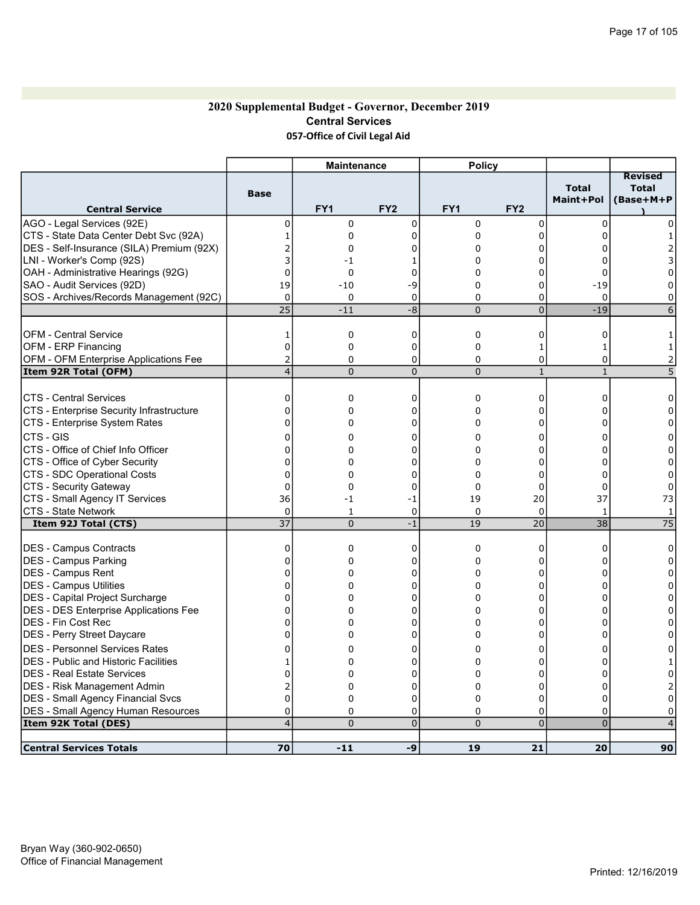# 2020 Supplemental Budget - Governor, December 2019

## Central Services

### 057-Office of Civil Legal Aid

| Central Service | Base | Maintenance FY1 | Maintenance FY2 | Policy FY1 | Policy FY2 | Total Maint+Pol | Revised Total (Base+M+P) |
|---|---|---|---|---|---|---|---|
| AGO - Legal Services (92E) | 0 | 0 | 0 | 0 | 0 | 0 | 0 |
| CTS - State Data Center Debt Svc (92A) | 1 | 0 | 0 | 0 | 0 | 0 | 1 |
| DES - Self-Insurance (SILA) Premium (92X) | 2 | 0 | 0 | 0 | 0 | 0 | 2 |
| LNI - Worker's Comp (92S) | 3 | -1 | 1 | 0 | 0 | 0 | 3 |
| OAH - Administrative Hearings (92G) | 0 | 0 | 0 | 0 | 0 | 0 | 0 |
| SAO - Audit Services (92D) | 19 | -10 | -9 | 0 | 0 | -19 | 0 |
| SOS - Archives/Records Management (92C) | 0 | 0 | 0 | 0 | 0 | 0 | 0 |
| | 25 | -11 | -8 | 0 | 0 | -19 | 6 |
| OFM - Central Service | 1 | 0 | 0 | 0 | 0 | 0 | 1 |
| OFM - ERP Financing | 0 | 0 | 0 | 0 | 1 | 1 | 1 |
| OFM - OFM Enterprise Applications Fee | 2 | 0 | 0 | 0 | 0 | 0 | 2 |
| **Item 92R Total (OFM)** | 4 | 0 | 0 | 0 | 1 | 1 | 5 |
| CTS - Central Services | 0 | 0 | 0 | 0 | 0 | 0 | 0 |
| CTS - Enterprise Security Infrastructure | 0 | 0 | 0 | 0 | 0 | 0 | 0 |
| CTS - Enterprise System Rates | 0 | 0 | 0 | 0 | 0 | 0 | 0 |
| CTS - GIS | 0 | 0 | 0 | 0 | 0 | 0 | 0 |
| CTS - Office of Chief Info Officer | 0 | 0 | 0 | 0 | 0 | 0 | 0 |
| CTS - Office of Cyber Security | 0 | 0 | 0 | 0 | 0 | 0 | 0 |
| CTS - SDC Operational Costs | 0 | 0 | 0 | 0 | 0 | 0 | 0 |
| CTS - Security Gateway | 0 | 0 | 0 | 0 | 0 | 0 | 0 |
| CTS - Small Agency IT Services | 36 | -1 | -1 | 19 | 20 | 37 | 73 |
| CTS - State Network | 0 | 1 | 0 | 0 | 0 | 1 | 1 |
| **Item 92J Total (CTS)** | 37 | 0 | -1 | 19 | 20 | 38 | 75 |
| DES - Campus Contracts | 0 | 0 | 0 | 0 | 0 | 0 | 0 |
| DES - Campus Parking | 0 | 0 | 0 | 0 | 0 | 0 | 0 |
| DES - Campus Rent | 0 | 0 | 0 | 0 | 0 | 0 | 0 |
| DES - Campus Utilities | 0 | 0 | 0 | 0 | 0 | 0 | 0 |
| DES - Capital Project Surcharge | 0 | 0 | 0 | 0 | 0 | 0 | 0 |
| DES - DES Enterprise Applications Fee | 0 | 0 | 0 | 0 | 0 | 0 | 0 |
| DES - Fin Cost Rec | 0 | 0 | 0 | 0 | 0 | 0 | 0 |
| DES - Perry Street Daycare | 0 | 0 | 0 | 0 | 0 | 0 | 0 |
| DES - Personnel Services Rates | 0 | 0 | 0 | 0 | 0 | 0 | 0 |
| DES - Public and Historic Facilities | 1 | 0 | 0 | 0 | 0 | 0 | 1 |
| DES - Real Estate Services | 0 | 0 | 0 | 0 | 0 | 0 | 0 |
| DES - Risk Management Admin | 2 | 0 | 0 | 0 | 0 | 0 | 2 |
| DES - Small Agency Financial Svcs | 0 | 0 | 0 | 0 | 0 | 0 | 0 |
| DES - Small Agency Human Resources | 0 | 0 | 0 | 0 | 0 | 0 | 0 |
| **Item 92K Total (DES)** | 4 | 0 | 0 | 0 | 0 | 0 | 4 |
| **Central Services Totals** | **70** | **-11** | **-9** | **19** | **21** | **20** | **90** |

Bryan Way (360-902-0650)
Office of Financial Management

Printed: 12/16/2019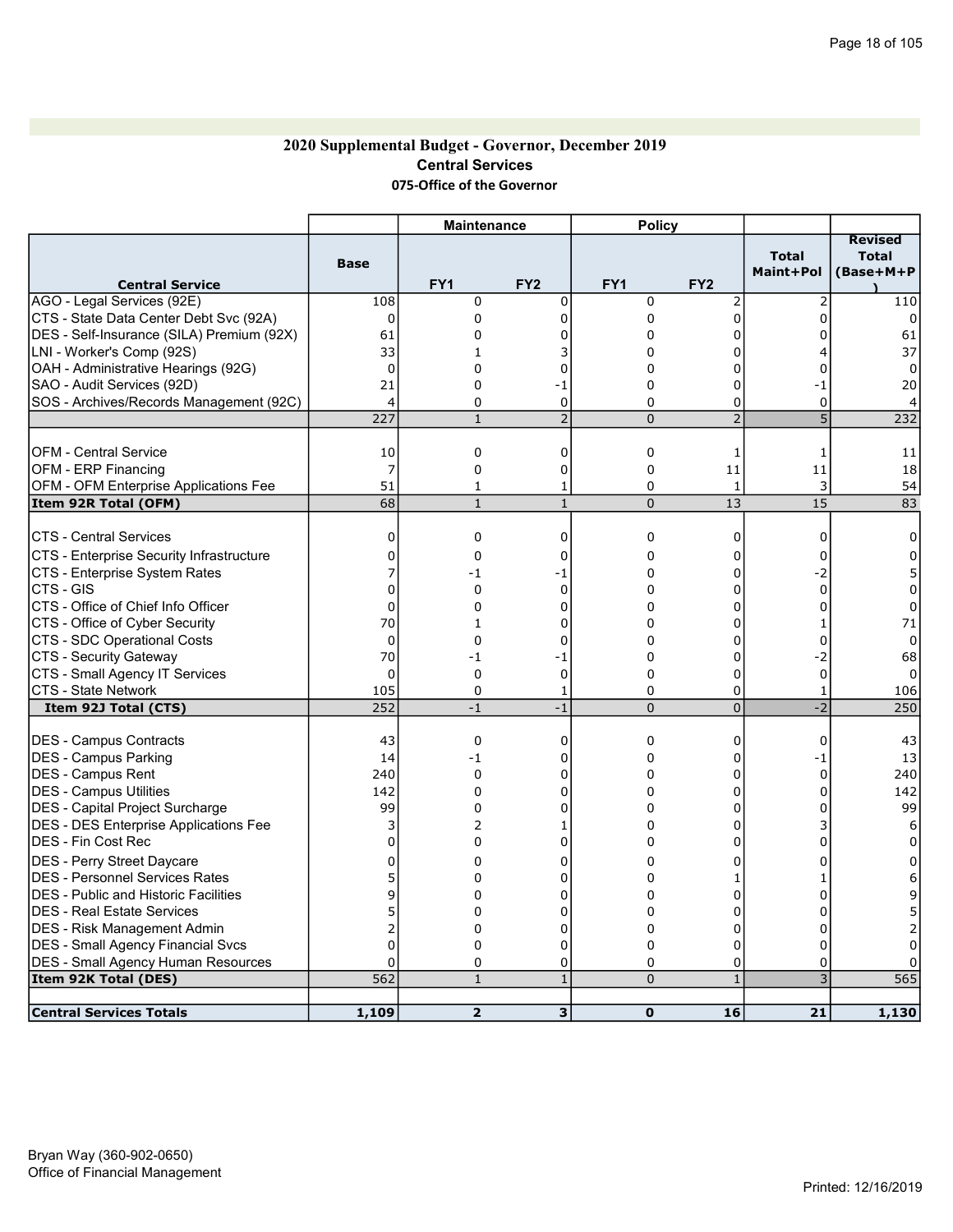# 2020 Supplemental Budget - Governor, December 2019

## Central Services

### 075-Office of the Governor

| | | Maintenance | | Policy | | | |
|---|---|---|---|---|---|---|---|
| **Central Service** | **Base** | **FY1** | **FY2** | **FY1** | **FY2** | **Total Maint+Pol** | **Revised Total (Base+M+P)** |
| AGO - Legal Services (92E) | 108 | 0 | 0 | 0 | 2 | 2 | 110 |
| CTS - State Data Center Debt Svc (92A) | 0 | 0 | 0 | 0 | 0 | 0 | 0 |
| DES - Self-Insurance (SILA) Premium (92X) | 61 | 0 | 0 | 0 | 0 | 0 | 61 |
| LNI - Worker's Comp (92S) | 33 | 1 | 3 | 0 | 0 | 4 | 37 |
| OAH - Administrative Hearings (92G) | 0 | 0 | 0 | 0 | 0 | 0 | 0 |
| SAO - Audit Services (92D) | 21 | 0 | -1 | 0 | 0 | -1 | 20 |
| SOS - Archives/Records Management (92C) | 4 | 0 | 0 | 0 | 0 | 0 | 4 |
| | 227 | 1 | 2 | 0 | 2 | 5 | 232 |
| | | | | | | | |
| OFM - Central Service | 10 | 0 | 0 | 0 | 1 | 1 | 11 |
| OFM - ERP Financing | 7 | 0 | 0 | 0 | 11 | 11 | 18 |
| OFM - OFM Enterprise Applications Fee | 51 | 1 | 1 | 0 | 1 | 3 | 54 |
| **Item 92R Total (OFM)** | 68 | 1 | 1 | 0 | 13 | 15 | 83 |
| | | | | | | | |
| CTS - Central Services | 0 | 0 | 0 | 0 | 0 | 0 | 0 |
| CTS - Enterprise Security Infrastructure | 0 | 0 | 0 | 0 | 0 | 0 | 0 |
| CTS - Enterprise System Rates | 7 | -1 | -1 | 0 | 0 | -2 | 5 |
| CTS - GIS | 0 | 0 | 0 | 0 | 0 | 0 | 0 |
| CTS - Office of Chief Info Officer | 0 | 0 | 0 | 0 | 0 | 0 | 0 |
| CTS - Office of Cyber Security | 70 | 1 | 0 | 0 | 0 | 1 | 71 |
| CTS - SDC Operational Costs | 0 | 0 | 0 | 0 | 0 | 0 | 0 |
| CTS - Security Gateway | 70 | -1 | -1 | 0 | 0 | -2 | 68 |
| CTS - Small Agency IT Services | 0 | 0 | 0 | 0 | 0 | 0 | 0 |
| CTS - State Network | 105 | 0 | 1 | 0 | 0 | 1 | 106 |
| **Item 92J Total (CTS)** | 252 | -1 | -1 | 0 | 0 | -2 | 250 |
| | | | | | | | |
| DES - Campus Contracts | 43 | 0 | 0 | 0 | 0 | 0 | 43 |
| DES - Campus Parking | 14 | -1 | 0 | 0 | 0 | -1 | 13 |
| DES - Campus Rent | 240 | 0 | 0 | 0 | 0 | 0 | 240 |
| DES - Campus Utilities | 142 | 0 | 0 | 0 | 0 | 0 | 142 |
| DES - Capital Project Surcharge | 99 | 0 | 0 | 0 | 0 | 0 | 99 |
| DES - DES Enterprise Applications Fee | 3 | 2 | 1 | 0 | 0 | 3 | 6 |
| DES - Fin Cost Rec | 0 | 0 | 0 | 0 | 0 | 0 | 0 |
| DES - Perry Street Daycare | 0 | 0 | 0 | 0 | 0 | 0 | 0 |
| DES - Personnel Services Rates | 5 | 0 | 0 | 0 | 1 | 1 | 6 |
| DES - Public and Historic Facilities | 9 | 0 | 0 | 0 | 0 | 0 | 9 |
| DES - Real Estate Services | 5 | 0 | 0 | 0 | 0 | 0 | 5 |
| DES - Risk Management Admin | 2 | 0 | 0 | 0 | 0 | 0 | 2 |
| DES - Small Agency Financial Svcs | 0 | 0 | 0 | 0 | 0 | 0 | 0 |
| DES - Small Agency Human Resources | 0 | 0 | 0 | 0 | 0 | 0 | 0 |
| **Item 92K Total (DES)** | 562 | 1 | 1 | 0 | 1 | 3 | 565 |
| | | | | | | | |
| **Central Services Totals** | **1,109** | **2** | **3** | **0** | **16** | **21** | **1,130** |

Bryan Way (360-902-0650)
Office of Financial Management

Printed: 12/16/2019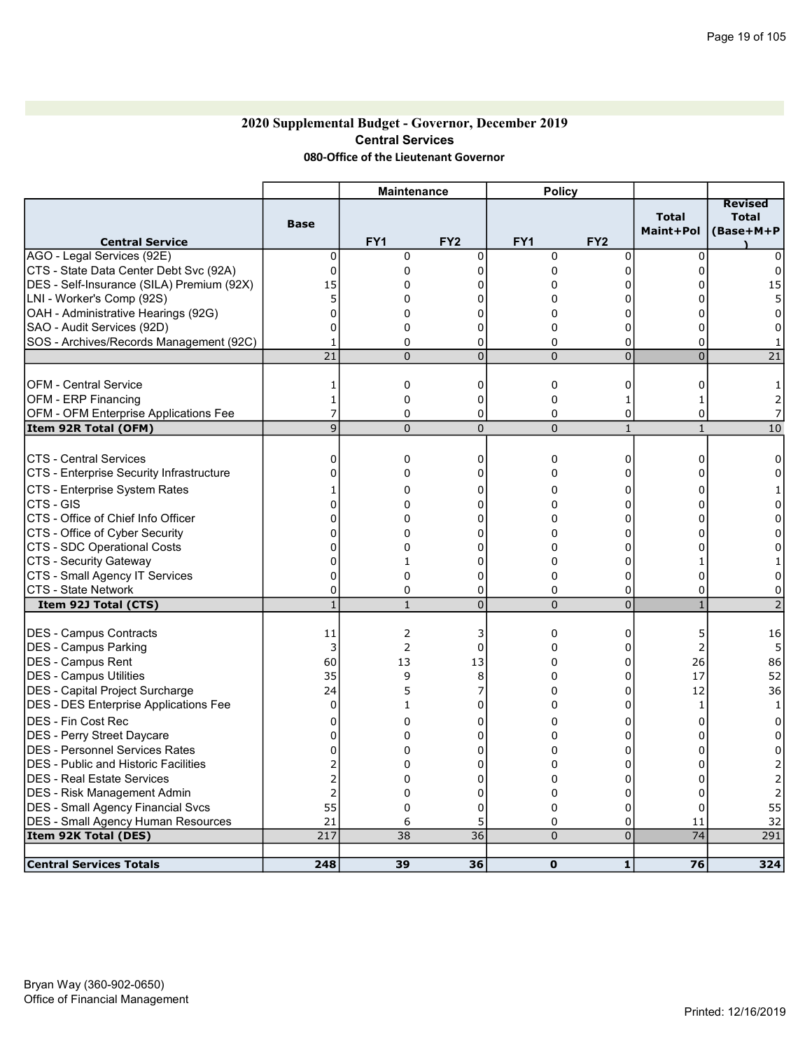## 2020 Supplemental Budget - Governor, December 2019

### Central Services

#### 080-Office of the Lieutenant Governor

| | | Maintenance | | Policy | | | |
|---|---|---|---|---|---|---|---|
| **Central Service** | **Base** | **FY1** | **FY2** | **FY1** | **FY2** | **Total Maint+Pol** | **Revised Total (Base+M+P)** |
| AGO - Legal Services (92E) | 0 | 0 | 0 | 0 | 0 | 0 | 0 |
| CTS - State Data Center Debt Svc (92A) | 0 | 0 | 0 | 0 | 0 | 0 | 0 |
| DES - Self-Insurance (SILA) Premium (92X) | 15 | 0 | 0 | 0 | 0 | 0 | 15 |
| LNI - Worker's Comp (92S) | 5 | 0 | 0 | 0 | 0 | 0 | 5 |
| OAH - Administrative Hearings (92G) | 0 | 0 | 0 | 0 | 0 | 0 | 0 |
| SAO - Audit Services (92D) | 0 | 0 | 0 | 0 | 0 | 0 | 0 |
| SOS - Archives/Records Management (92C) | 1 | 0 | 0 | 0 | 0 | 0 | 1 |
| | 21 | 0 | 0 | 0 | 0 | 0 | 21 |
| | | | | | | | |
| OFM - Central Service | 1 | 0 | 0 | 0 | 0 | 0 | 1 |
| OFM - ERP Financing | 1 | 0 | 0 | 0 | 1 | 1 | 2 |
| OFM - OFM Enterprise Applications Fee | 7 | 0 | 0 | 0 | 0 | 0 | 7 |
| **Item 92R Total (OFM)** | 9 | 0 | 0 | 0 | 1 | 1 | 10 |
| | | | | | | | |
| CTS - Central Services | 0 | 0 | 0 | 0 | 0 | 0 | 0 |
| CTS - Enterprise Security Infrastructure | 0 | 0 | 0 | 0 | 0 | 0 | 0 |
| CTS - Enterprise System Rates | 1 | 0 | 0 | 0 | 0 | 0 | 1 |
| CTS - GIS | 0 | 0 | 0 | 0 | 0 | 0 | 0 |
| CTS - Office of Chief Info Officer | 0 | 0 | 0 | 0 | 0 | 0 | 0 |
| CTS - Office of Cyber Security | 0 | 0 | 0 | 0 | 0 | 0 | 0 |
| CTS - SDC Operational Costs | 0 | 0 | 0 | 0 | 0 | 0 | 0 |
| CTS - Security Gateway | 0 | 1 | 0 | 0 | 0 | 1 | 1 |
| CTS - Small Agency IT Services | 0 | 0 | 0 | 0 | 0 | 0 | 0 |
| CTS - State Network | 0 | 0 | 0 | 0 | 0 | 0 | 0 |
| **Item 92J Total (CTS)** | 1 | 1 | 0 | 0 | 0 | 1 | 2 |
| | | | | | | | |
| DES - Campus Contracts | 11 | 2 | 3 | 0 | 0 | 5 | 16 |
| DES - Campus Parking | 3 | 2 | 0 | 0 | 0 | 2 | 5 |
| DES - Campus Rent | 60 | 13 | 13 | 0 | 0 | 26 | 86 |
| DES - Campus Utilities | 35 | 9 | 8 | 0 | 0 | 17 | 52 |
| DES - Capital Project Surcharge | 24 | 5 | 7 | 0 | 0 | 12 | 36 |
| DES - DES Enterprise Applications Fee | 0 | 1 | 0 | 0 | 0 | 1 | 1 |
| DES - Fin Cost Rec | 0 | 0 | 0 | 0 | 0 | 0 | 0 |
| DES - Perry Street Daycare | 0 | 0 | 0 | 0 | 0 | 0 | 0 |
| DES - Personnel Services Rates | 0 | 0 | 0 | 0 | 0 | 0 | 0 |
| DES - Public and Historic Facilities | 2 | 0 | 0 | 0 | 0 | 0 | 2 |
| DES - Real Estate Services | 2 | 0 | 0 | 0 | 0 | 0 | 2 |
| DES - Risk Management Admin | 2 | 0 | 0 | 0 | 0 | 0 | 2 |
| DES - Small Agency Financial Svcs | 55 | 0 | 0 | 0 | 0 | 0 | 55 |
| DES - Small Agency Human Resources | 21 | 6 | 5 | 0 | 0 | 11 | 32 |
| **Item 92K Total (DES)** | 217 | 38 | 36 | 0 | 0 | 74 | 291 |
| | | | | | | | |
| **Central Services Totals** | **248** | **39** | **36** | **0** | **1** | **76** | **324** |

Bryan Way (360-902-0650)
Office of Financial Management

Printed: 12/16/2019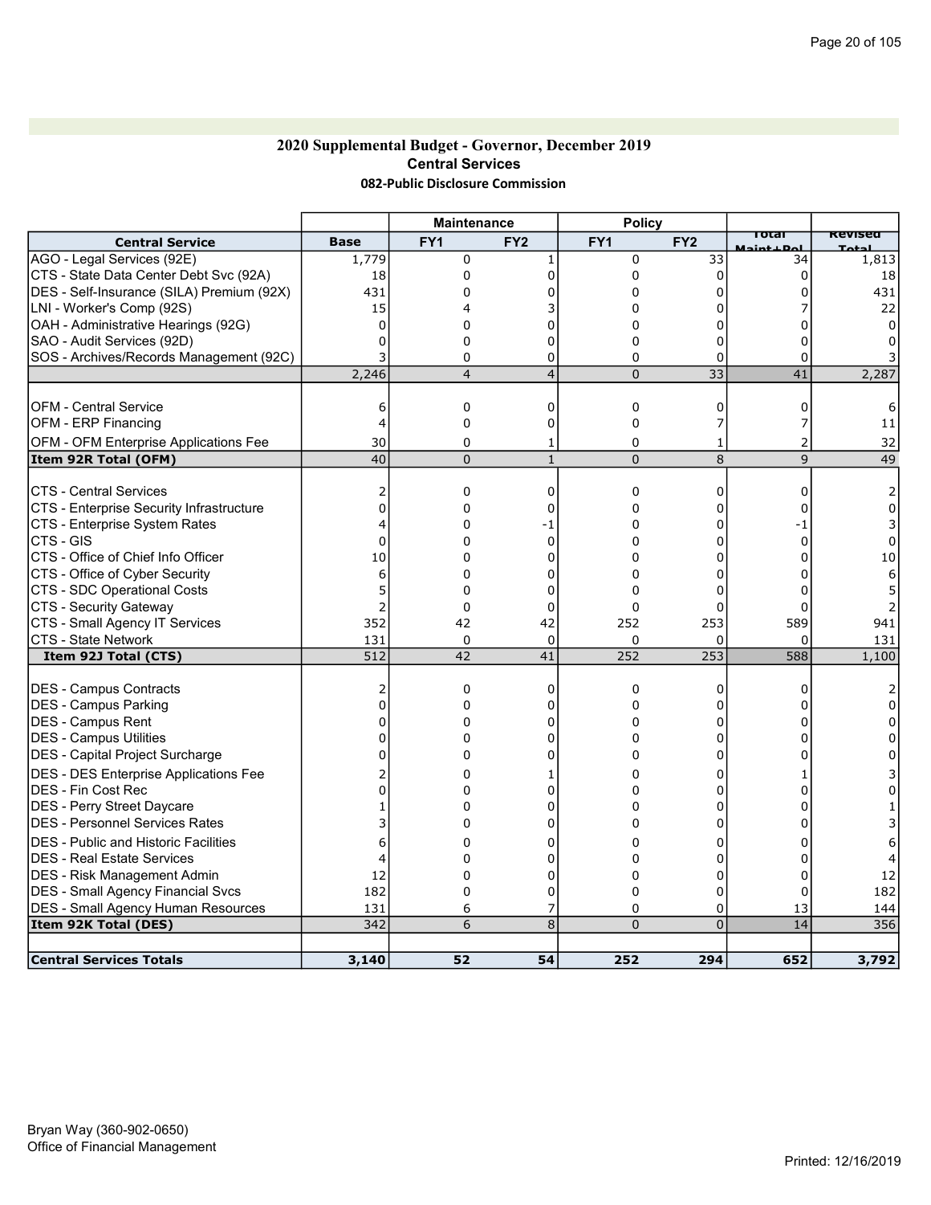# 2020 Supplemental Budget - Governor, December 2019

## Central Services

### 082-Public Disclosure Commission

| | | Maintenance | | Policy | | | |
|---|---|---|---|---|---|---|---|
| **Central Service** | **Base** | **FY1** | **FY2** | **FY1** | **FY2** | **Total Maint+Pol** | **Revised Total** |
| AGO - Legal Services (92E) | 1,779 | 0 | 1 | 0 | 33 | 34 | 1,813 |
| CTS - State Data Center Debt Svc (92A) | 18 | 0 | 0 | 0 | 0 | 0 | 18 |
| DES - Self-Insurance (SILA) Premium (92X) | 431 | 0 | 0 | 0 | 0 | 0 | 431 |
| LNI - Worker's Comp (92S) | 15 | 4 | 3 | 0 | 0 | 7 | 22 |
| OAH - Administrative Hearings (92G) | 0 | 0 | 0 | 0 | 0 | 0 | 0 |
| SAO - Audit Services (92D) | 0 | 0 | 0 | 0 | 0 | 0 | 0 |
| SOS - Archives/Records Management (92C) | 3 | 0 | 0 | 0 | 0 | 0 | 3 |
| | 2,246 | 4 | 4 | 0 | 33 | 41 | 2,287 |
| | | | | | | | |
| OFM - Central Service | 6 | 0 | 0 | 0 | 0 | 0 | 6 |
| OFM - ERP Financing | 4 | 0 | 0 | 0 | 7 | 7 | 11 |
| OFM - OFM Enterprise Applications Fee | 30 | 0 | 1 | 0 | 1 | 2 | 32 |
| **Item 92R Total (OFM)** | 40 | 0 | 1 | 0 | 8 | 9 | 49 |
| | | | | | | | |
| CTS - Central Services | 2 | 0 | 0 | 0 | 0 | 0 | 2 |
| CTS - Enterprise Security Infrastructure | 0 | 0 | 0 | 0 | 0 | 0 | 0 |
| CTS - Enterprise System Rates | 4 | 0 | -1 | 0 | 0 | -1 | 3 |
| CTS - GIS | 0 | 0 | 0 | 0 | 0 | 0 | 0 |
| CTS - Office of Chief Info Officer | 10 | 0 | 0 | 0 | 0 | 0 | 10 |
| CTS - Office of Cyber Security | 6 | 0 | 0 | 0 | 0 | 0 | 6 |
| CTS - SDC Operational Costs | 5 | 0 | 0 | 0 | 0 | 0 | 5 |
| CTS - Security Gateway | 2 | 0 | 0 | 0 | 0 | 0 | 2 |
| CTS - Small Agency IT Services | 352 | 42 | 42 | 252 | 253 | 589 | 941 |
| CTS - State Network | 131 | 0 | 0 | 0 | 0 | 0 | 131 |
| **Item 92J Total (CTS)** | 512 | 42 | 41 | 252 | 253 | 588 | 1,100 |
| | | | | | | | |
| DES - Campus Contracts | 2 | 0 | 0 | 0 | 0 | 0 | 2 |
| DES - Campus Parking | 0 | 0 | 0 | 0 | 0 | 0 | 0 |
| DES - Campus Rent | 0 | 0 | 0 | 0 | 0 | 0 | 0 |
| DES - Campus Utilities | 0 | 0 | 0 | 0 | 0 | 0 | 0 |
| DES - Capital Project Surcharge | 0 | 0 | 0 | 0 | 0 | 0 | 0 |
| DES - DES Enterprise Applications Fee | 2 | 0 | 1 | 0 | 0 | 1 | 3 |
| DES - Fin Cost Rec | 0 | 0 | 0 | 0 | 0 | 0 | 0 |
| DES - Perry Street Daycare | 1 | 0 | 0 | 0 | 0 | 0 | 1 |
| DES - Personnel Services Rates | 3 | 0 | 0 | 0 | 0 | 0 | 3 |
| DES - Public and Historic Facilities | 6 | 0 | 0 | 0 | 0 | 0 | 6 |
| DES - Real Estate Services | 4 | 0 | 0 | 0 | 0 | 0 | 4 |
| DES - Risk Management Admin | 12 | 0 | 0 | 0 | 0 | 0 | 12 |
| DES - Small Agency Financial Svcs | 182 | 0 | 0 | 0 | 0 | 0 | 182 |
| DES - Small Agency Human Resources | 131 | 6 | 7 | 0 | 0 | 13 | 144 |
| **Item 92K Total (DES)** | 342 | 6 | 8 | 0 | 0 | 14 | 356 |
| | | | | | | | |
| **Central Services Totals** | **3,140** | **52** | **54** | **252** | **294** | **652** | **3,792** |

Bryan Way (360-902-0650)
Office of Financial Management

Printed: 12/16/2019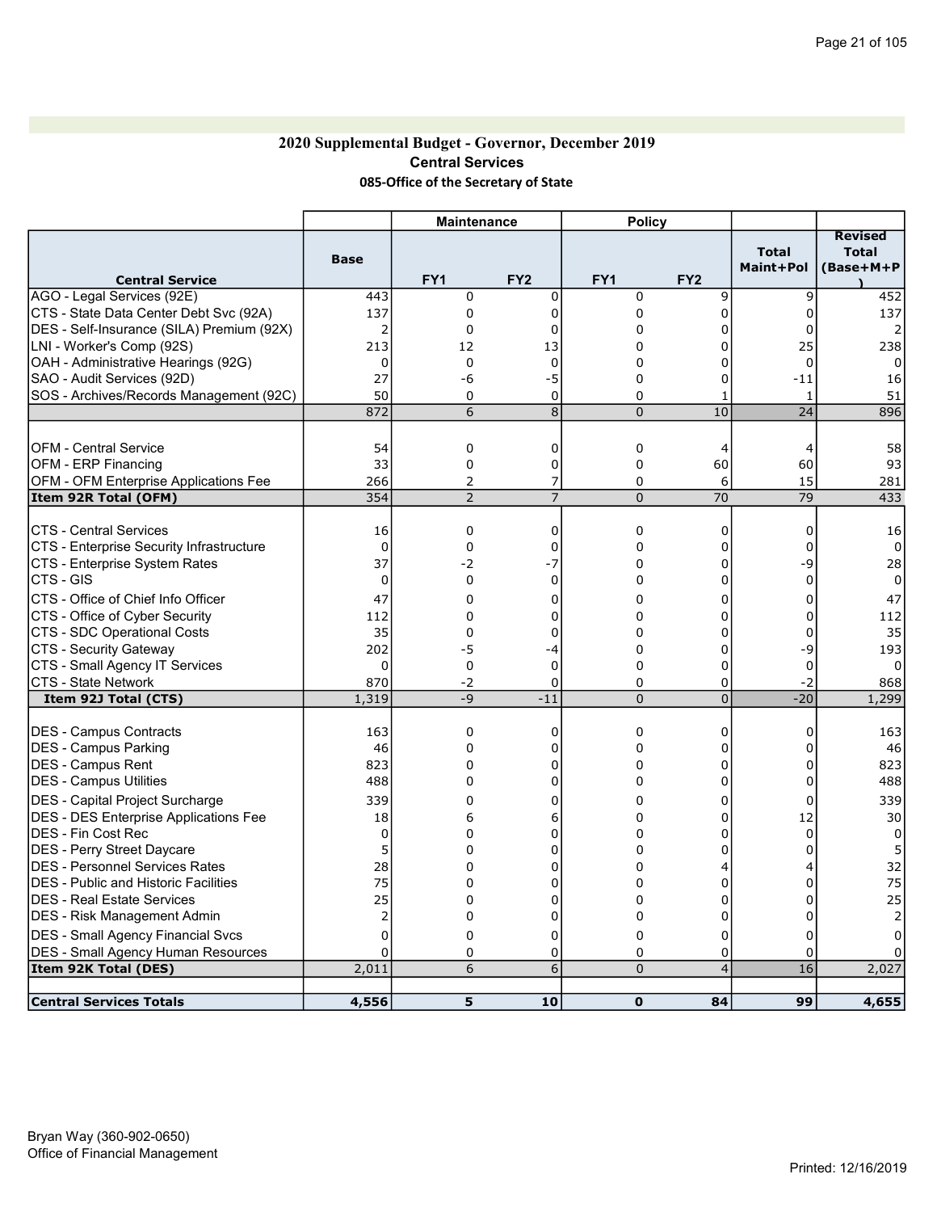## 2020 Supplemental Budget - Governor, December 2019

### Central Services

### 085-Office of the Secretary of State

| | | Maintenance | | Policy | | | |
|---|---|---|---|---|---|---|---|
| **Central Service** | **Base** | **FY1** | **FY2** | **FY1** | **FY2** | **Total Maint+Pol** | **Revised Total (Base+M+P)** |
| AGO - Legal Services (92E) | 443 | 0 | 0 | 0 | 9 | 9 | 452 |
| CTS - State Data Center Debt Svc (92A) | 137 | 0 | 0 | 0 | 0 | 0 | 137 |
| DES - Self-Insurance (SILA) Premium (92X) | 2 | 0 | 0 | 0 | 0 | 0 | 2 |
| LNI - Worker's Comp (92S) | 213 | 12 | 13 | 0 | 0 | 25 | 238 |
| OAH - Administrative Hearings (92G) | 0 | 0 | 0 | 0 | 0 | 0 | 0 |
| SAO - Audit Services (92D) | 27 | -6 | -5 | 0 | 0 | -11 | 16 |
| SOS - Archives/Records Management (92C) | 50 | 0 | 0 | 0 | 1 | 1 | 51 |
| | 872 | 6 | 8 | 0 | 10 | 24 | 896 |
| | | | | | | | |
| OFM - Central Service | 54 | 0 | 0 | 0 | 4 | 4 | 58 |
| OFM - ERP Financing | 33 | 0 | 0 | 0 | 60 | 60 | 93 |
| OFM - OFM Enterprise Applications Fee | 266 | 2 | 7 | 0 | 6 | 15 | 281 |
| **Item 92R Total (OFM)** | 354 | 2 | 7 | 0 | 70 | 79 | 433 |
| | | | | | | | |
| CTS - Central Services | 16 | 0 | 0 | 0 | 0 | 0 | 16 |
| CTS - Enterprise Security Infrastructure | 0 | 0 | 0 | 0 | 0 | 0 | 0 |
| CTS - Enterprise System Rates | 37 | -2 | -7 | 0 | 0 | -9 | 28 |
| CTS - GIS | 0 | 0 | 0 | 0 | 0 | 0 | 0 |
| CTS - Office of Chief Info Officer | 47 | 0 | 0 | 0 | 0 | 0 | 47 |
| CTS - Office of Cyber Security | 112 | 0 | 0 | 0 | 0 | 0 | 112 |
| CTS - SDC Operational Costs | 35 | 0 | 0 | 0 | 0 | 0 | 35 |
| CTS - Security Gateway | 202 | -5 | -4 | 0 | 0 | -9 | 193 |
| CTS - Small Agency IT Services | 0 | 0 | 0 | 0 | 0 | 0 | 0 |
| CTS - State Network | 870 | -2 | 0 | 0 | 0 | -2 | 868 |
| **Item 92J Total (CTS)** | 1,319 | -9 | -11 | 0 | 0 | -20 | 1,299 |
| | | | | | | | |
| DES - Campus Contracts | 163 | 0 | 0 | 0 | 0 | 0 | 163 |
| DES - Campus Parking | 46 | 0 | 0 | 0 | 0 | 0 | 46 |
| DES - Campus Rent | 823 | 0 | 0 | 0 | 0 | 0 | 823 |
| DES - Campus Utilities | 488 | 0 | 0 | 0 | 0 | 0 | 488 |
| DES - Capital Project Surcharge | 339 | 0 | 0 | 0 | 0 | 0 | 339 |
| DES - DES Enterprise Applications Fee | 18 | 6 | 6 | 0 | 0 | 12 | 30 |
| DES - Fin Cost Rec | 0 | 0 | 0 | 0 | 0 | 0 | 0 |
| DES - Perry Street Daycare | 5 | 0 | 0 | 0 | 0 | 0 | 5 |
| DES - Personnel Services Rates | 28 | 0 | 0 | 0 | 4 | 4 | 32 |
| DES - Public and Historic Facilities | 75 | 0 | 0 | 0 | 0 | 0 | 75 |
| DES - Real Estate Services | 25 | 0 | 0 | 0 | 0 | 0 | 25 |
| DES - Risk Management Admin | 2 | 0 | 0 | 0 | 0 | 0 | 2 |
| DES - Small Agency Financial Svcs | 0 | 0 | 0 | 0 | 0 | 0 | 0 |
| DES - Small Agency Human Resources | 0 | 0 | 0 | 0 | 0 | 0 | 0 |
| **Item 92K Total (DES)** | 2,011 | 6 | 6 | 0 | 4 | 16 | 2,027 |
| | | | | | | | |
| **Central Services Totals** | **4,556** | **5** | **10** | **0** | **84** | **99** | **4,655** |

Bryan Way (360-902-0650)
Office of Financial Management

Printed: 12/16/2019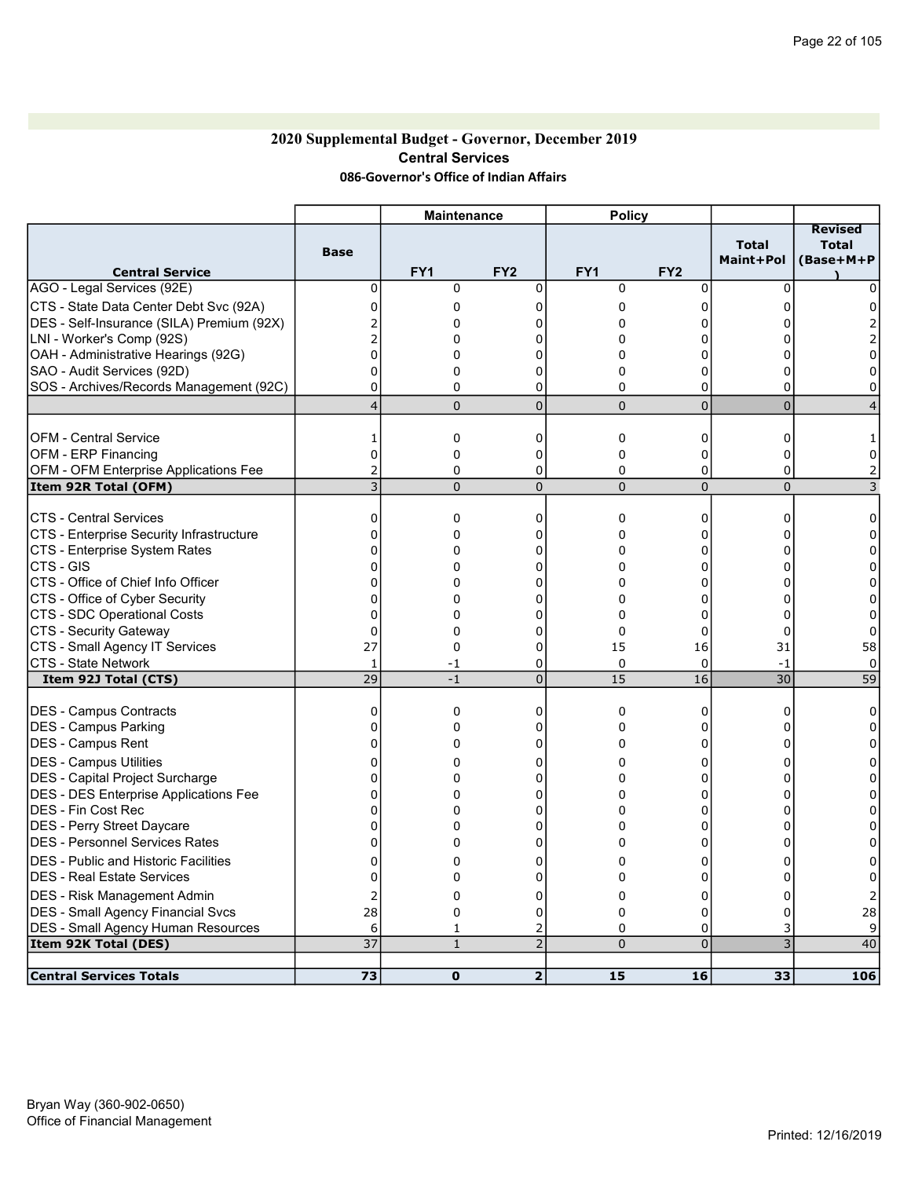## 2020 Supplemental Budget - Governor, December 2019
### Central Services
#### 086-Governor's Office of Indian Affairs

| Central Service | Base | Maintenance FY1 | Maintenance FY2 | Policy FY1 | Policy FY2 | Total Maint+Pol | Revised Total (Base+M+P) |
|---|---|---|---|---|---|---|---|
| AGO - Legal Services (92E) | 0 | 0 | 0 | 0 | 0 | 0 | 0 |
| CTS - State Data Center Debt Svc (92A) | 0 | 0 | 0 | 0 | 0 | 0 | 0 |
| DES - Self-Insurance (SILA) Premium (92X) | 2 | 0 | 0 | 0 | 0 | 0 | 2 |
| LNI - Worker's Comp (92S) | 2 | 0 | 0 | 0 | 0 | 0 | 2 |
| OAH - Administrative Hearings (92G) | 0 | 0 | 0 | 0 | 0 | 0 | 0 |
| SAO - Audit Services (92D) | 0 | 0 | 0 | 0 | 0 | 0 | 0 |
| SOS - Archives/Records Management (92C) | 0 | 0 | 0 | 0 | 0 | 0 | 0 |
| | 4 | 0 | 0 | 0 | 0 | 0 | 4 |
| OFM - Central Service | 1 | 0 | 0 | 0 | 0 | 0 | 1 |
| OFM - ERP Financing | 0 | 0 | 0 | 0 | 0 | 0 | 0 |
| OFM - OFM Enterprise Applications Fee | 2 | 0 | 0 | 0 | 0 | 0 | 2 |
| **Item 92R Total (OFM)** | 3 | 0 | 0 | 0 | 0 | 0 | 3 |
| CTS - Central Services | 0 | 0 | 0 | 0 | 0 | 0 | 0 |
| CTS - Enterprise Security Infrastructure | 0 | 0 | 0 | 0 | 0 | 0 | 0 |
| CTS - Enterprise System Rates | 0 | 0 | 0 | 0 | 0 | 0 | 0 |
| CTS - GIS | 0 | 0 | 0 | 0 | 0 | 0 | 0 |
| CTS - Office of Chief Info Officer | 0 | 0 | 0 | 0 | 0 | 0 | 0 |
| CTS - Office of Cyber Security | 0 | 0 | 0 | 0 | 0 | 0 | 0 |
| CTS - SDC Operational Costs | 0 | 0 | 0 | 0 | 0 | 0 | 0 |
| CTS - Security Gateway | 0 | 0 | 0 | 0 | 0 | 0 | 0 |
| CTS - Small Agency IT Services | 27 | 0 | 0 | 15 | 16 | 31 | 58 |
| CTS - State Network | 1 | -1 | 0 | 0 | 0 | -1 | 0 |
| **Item 92J Total (CTS)** | 29 | -1 | 0 | 15 | 16 | 30 | 59 |
| DES - Campus Contracts | 0 | 0 | 0 | 0 | 0 | 0 | 0 |
| DES - Campus Parking | 0 | 0 | 0 | 0 | 0 | 0 | 0 |
| DES - Campus Rent | 0 | 0 | 0 | 0 | 0 | 0 | 0 |
| DES - Campus Utilities | 0 | 0 | 0 | 0 | 0 | 0 | 0 |
| DES - Capital Project Surcharge | 0 | 0 | 0 | 0 | 0 | 0 | 0 |
| DES - DES Enterprise Applications Fee | 0 | 0 | 0 | 0 | 0 | 0 | 0 |
| DES - Fin Cost Rec | 0 | 0 | 0 | 0 | 0 | 0 | 0 |
| DES - Perry Street Daycare | 0 | 0 | 0 | 0 | 0 | 0 | 0 |
| DES - Personnel Services Rates | 0 | 0 | 0 | 0 | 0 | 0 | 0 |
| DES - Public and Historic Facilities | 0 | 0 | 0 | 0 | 0 | 0 | 0 |
| DES - Real Estate Services | 0 | 0 | 0 | 0 | 0 | 0 | 0 |
| DES - Risk Management Admin | 2 | 0 | 0 | 0 | 0 | 0 | 2 |
| DES - Small Agency Financial Svcs | 28 | 0 | 0 | 0 | 0 | 0 | 28 |
| DES - Small Agency Human Resources | 6 | 1 | 2 | 0 | 0 | 3 | 9 |
| **Item 92K Total (DES)** | 37 | 1 | 2 | 0 | 0 | 3 | 40 |
| **Central Services Totals** | **73** | **0** | **2** | **15** | **16** | **33** | **106** |

Bryan Way (360-902-0650)
Office of Financial Management

Printed: 12/16/2019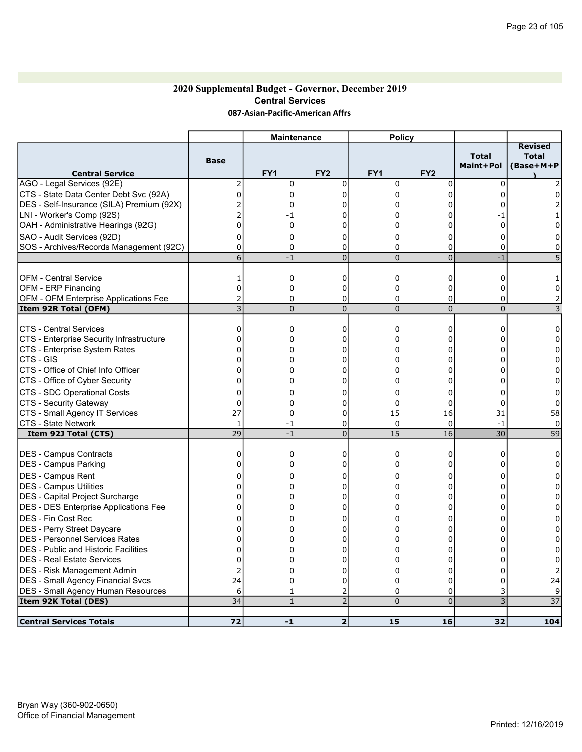# 2020 Supplemental Budget - Governor, December 2019

## Central Services

### 087-Asian-Pacific-American Affrs

| | | Maintenance | | Policy | | | |
|---|---|---|---|---|---|---|---|
| **Central Service** | **Base** | **FY1** | **FY2** | **FY1** | **FY2** | **Total Maint+Pol** | **Revised Total (Base+M+P)** |
| AGO - Legal Services (92E) | 2 | 0 | 0 | 0 | 0 | 0 | 2 |
| CTS - State Data Center Debt Svc (92A) | 0 | 0 | 0 | 0 | 0 | 0 | 0 |
| DES - Self-Insurance (SILA) Premium (92X) | 2 | 0 | 0 | 0 | 0 | 0 | 2 |
| LNI - Worker's Comp (92S) | 2 | -1 | 0 | 0 | 0 | -1 | 1 |
| OAH - Administrative Hearings (92G) | 0 | 0 | 0 | 0 | 0 | 0 | 0 |
| SAO - Audit Services (92D) | 0 | 0 | 0 | 0 | 0 | 0 | 0 |
| SOS - Archives/Records Management (92C) | 0 | 0 | 0 | 0 | 0 | 0 | 0 |
| | 6 | -1 | 0 | 0 | 0 | -1 | 5 |
| OFM - Central Service | 1 | 0 | 0 | 0 | 0 | 0 | 1 |
| OFM - ERP Financing | 0 | 0 | 0 | 0 | 0 | 0 | 0 |
| OFM - OFM Enterprise Applications Fee | 2 | 0 | 0 | 0 | 0 | 0 | 2 |
| **Item 92R Total (OFM)** | 3 | 0 | 0 | 0 | 0 | 0 | 3 |
| CTS - Central Services | 0 | 0 | 0 | 0 | 0 | 0 | 0 |
| CTS - Enterprise Security Infrastructure | 0 | 0 | 0 | 0 | 0 | 0 | 0 |
| CTS - Enterprise System Rates | 0 | 0 | 0 | 0 | 0 | 0 | 0 |
| CTS - GIS | 0 | 0 | 0 | 0 | 0 | 0 | 0 |
| CTS - Office of Chief Info Officer | 0 | 0 | 0 | 0 | 0 | 0 | 0 |
| CTS - Office of Cyber Security | 0 | 0 | 0 | 0 | 0 | 0 | 0 |
| CTS - SDC Operational Costs | 0 | 0 | 0 | 0 | 0 | 0 | 0 |
| CTS - Security Gateway | 0 | 0 | 0 | 0 | 0 | 0 | 0 |
| CTS - Small Agency IT Services | 27 | 0 | 0 | 15 | 16 | 31 | 58 |
| CTS - State Network | 1 | -1 | 0 | 0 | 0 | -1 | 0 |
| **Item 92J Total (CTS)** | 29 | -1 | 0 | 15 | 16 | 30 | 59 |
| DES - Campus Contracts | 0 | 0 | 0 | 0 | 0 | 0 | 0 |
| DES - Campus Parking | 0 | 0 | 0 | 0 | 0 | 0 | 0 |
| DES - Campus Rent | 0 | 0 | 0 | 0 | 0 | 0 | 0 |
| DES - Campus Utilities | 0 | 0 | 0 | 0 | 0 | 0 | 0 |
| DES - Capital Project Surcharge | 0 | 0 | 0 | 0 | 0 | 0 | 0 |
| DES - DES Enterprise Applications Fee | 0 | 0 | 0 | 0 | 0 | 0 | 0 |
| DES - Fin Cost Rec | 0 | 0 | 0 | 0 | 0 | 0 | 0 |
| DES - Perry Street Daycare | 0 | 0 | 0 | 0 | 0 | 0 | 0 |
| DES - Personnel Services Rates | 0 | 0 | 0 | 0 | 0 | 0 | 0 |
| DES - Public and Historic Facilities | 0 | 0 | 0 | 0 | 0 | 0 | 0 |
| DES - Real Estate Services | 0 | 0 | 0 | 0 | 0 | 0 | 0 |
| DES - Risk Management Admin | 2 | 0 | 0 | 0 | 0 | 0 | 2 |
| DES - Small Agency Financial Svcs | 24 | 0 | 0 | 0 | 0 | 0 | 24 |
| DES - Small Agency Human Resources | 6 | 1 | 2 | 0 | 0 | 3 | 9 |
| **Item 92K Total (DES)** | 34 | 1 | 2 | 0 | 0 | 3 | 37 |
| **Central Services Totals** | **72** | **-1** | **2** | **15** | **16** | **32** | **104** |

Bryan Way (360-902-0650)
Office of Financial Management

Printed: 12/16/2019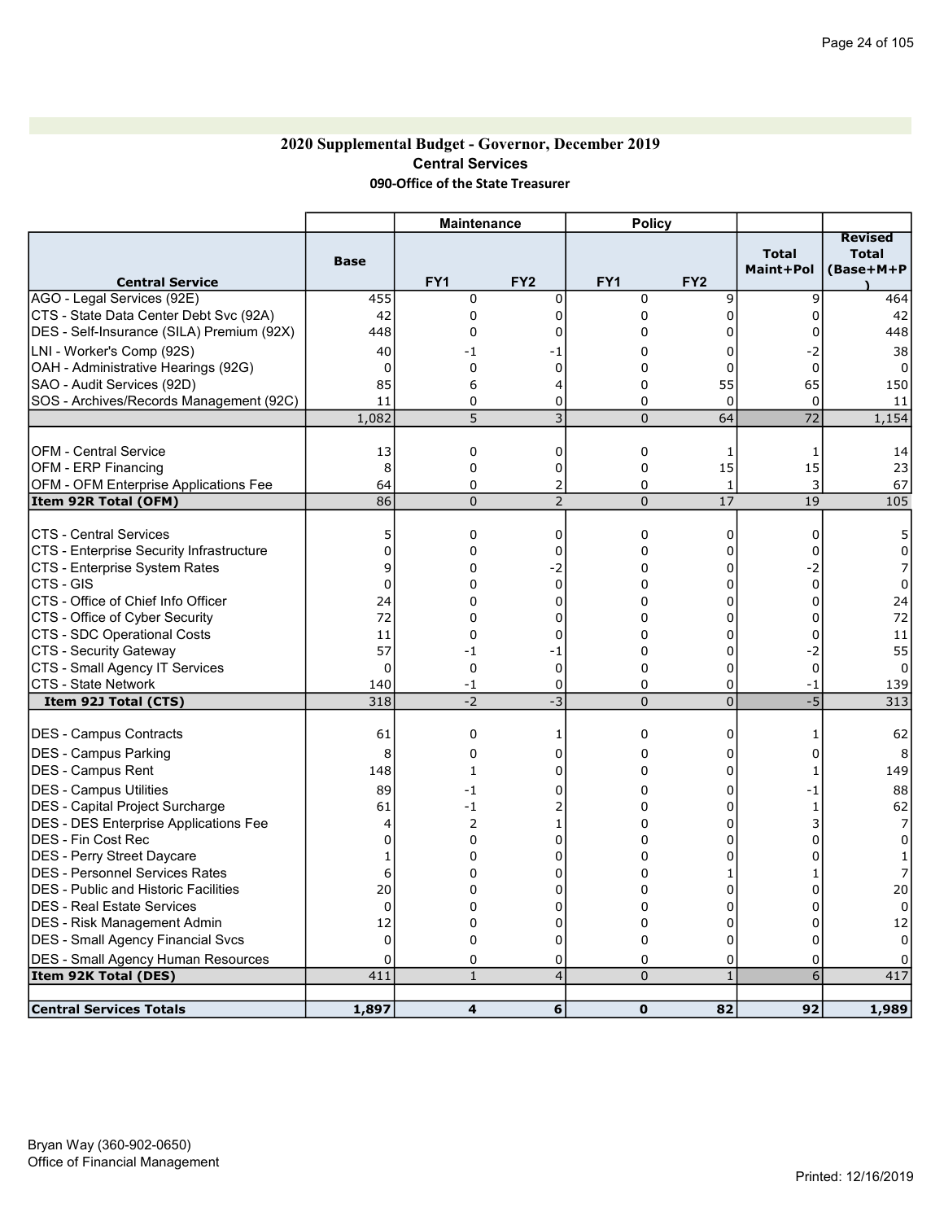# 2020 Supplemental Budget - Governor, December 2019

## Central Services

### 090-Office of the State Treasurer

| | | Maintenance | | Policy | | | |
|---|---|---|---|---|---|---|---|
| **Central Service** | **Base** | **FY1** | **FY2** | **FY1** | **FY2** | **Total Maint+Pol** | **Revised Total (Base+M+P)** |
| AGO - Legal Services (92E) | 455 | 0 | 0 | 0 | 9 | 9 | 464 |
| CTS - State Data Center Debt Svc (92A) | 42 | 0 | 0 | 0 | 0 | 0 | 42 |
| DES - Self-Insurance (SILA) Premium (92X) | 448 | 0 | 0 | 0 | 0 | 0 | 448 |
| LNI - Worker's Comp (92S) | 40 | -1 | -1 | 0 | 0 | -2 | 38 |
| OAH - Administrative Hearings (92G) | 0 | 0 | 0 | 0 | 0 | 0 | 0 |
| SAO - Audit Services (92D) | 85 | 6 | 4 | 0 | 55 | 65 | 150 |
| SOS - Archives/Records Management (92C) | 11 | 0 | 0 | 0 | 0 | 0 | 11 |
| | 1,082 | 5 | 3 | 0 | 64 | 72 | 1,154 |
| | | | | | | | |
| OFM - Central Service | 13 | 0 | 0 | 0 | 1 | 1 | 14 |
| OFM - ERP Financing | 8 | 0 | 0 | 0 | 15 | 15 | 23 |
| OFM - OFM Enterprise Applications Fee | 64 | 0 | 2 | 0 | 1 | 3 | 67 |
| **Item 92R Total (OFM)** | 86 | 0 | 2 | 0 | 17 | 19 | 105 |
| | | | | | | | |
| CTS - Central Services | 5 | 0 | 0 | 0 | 0 | 0 | 5 |
| CTS - Enterprise Security Infrastructure | 0 | 0 | 0 | 0 | 0 | 0 | 0 |
| CTS - Enterprise System Rates | 9 | 0 | -2 | 0 | 0 | -2 | 7 |
| CTS - GIS | 0 | 0 | 0 | 0 | 0 | 0 | 0 |
| CTS - Office of Chief Info Officer | 24 | 0 | 0 | 0 | 0 | 0 | 24 |
| CTS - Office of Cyber Security | 72 | 0 | 0 | 0 | 0 | 0 | 72 |
| CTS - SDC Operational Costs | 11 | 0 | 0 | 0 | 0 | 0 | 11 |
| CTS - Security Gateway | 57 | -1 | -1 | 0 | 0 | -2 | 55 |
| CTS - Small Agency IT Services | 0 | 0 | 0 | 0 | 0 | 0 | 0 |
| CTS - State Network | 140 | -1 | 0 | 0 | 0 | -1 | 139 |
| **Item 92J Total (CTS)** | 318 | -2 | -3 | 0 | 0 | -5 | 313 |
| | | | | | | | |
| DES - Campus Contracts | 61 | 0 | 1 | 0 | 0 | 1 | 62 |
| DES - Campus Parking | 8 | 0 | 0 | 0 | 0 | 0 | 8 |
| DES - Campus Rent | 148 | 1 | 0 | 0 | 0 | 1 | 149 |
| DES - Campus Utilities | 89 | -1 | 0 | 0 | 0 | -1 | 88 |
| DES - Capital Project Surcharge | 61 | -1 | 2 | 0 | 0 | 1 | 62 |
| DES - DES Enterprise Applications Fee | 4 | 2 | 1 | 0 | 0 | 3 | 7 |
| DES - Fin Cost Rec | 0 | 0 | 0 | 0 | 0 | 0 | 0 |
| DES - Perry Street Daycare | 1 | 0 | 0 | 0 | 0 | 0 | 1 |
| DES - Personnel Services Rates | 6 | 0 | 0 | 0 | 1 | 1 | 7 |
| DES - Public and Historic Facilities | 20 | 0 | 0 | 0 | 0 | 0 | 20 |
| DES - Real Estate Services | 0 | 0 | 0 | 0 | 0 | 0 | 0 |
| DES - Risk Management Admin | 12 | 0 | 0 | 0 | 0 | 0 | 12 |
| DES - Small Agency Financial Svcs | 0 | 0 | 0 | 0 | 0 | 0 | 0 |
| DES - Small Agency Human Resources | 0 | 0 | 0 | 0 | 0 | 0 | 0 |
| **Item 92K Total (DES)** | 411 | 1 | 4 | 0 | 1 | 6 | 417 |
| | | | | | | | |
| **Central Services Totals** | **1,897** | **4** | **6** | **0** | **82** | **92** | **1,989** |

Bryan Way (360-902-0650)
Office of Financial Management

Printed: 12/16/2019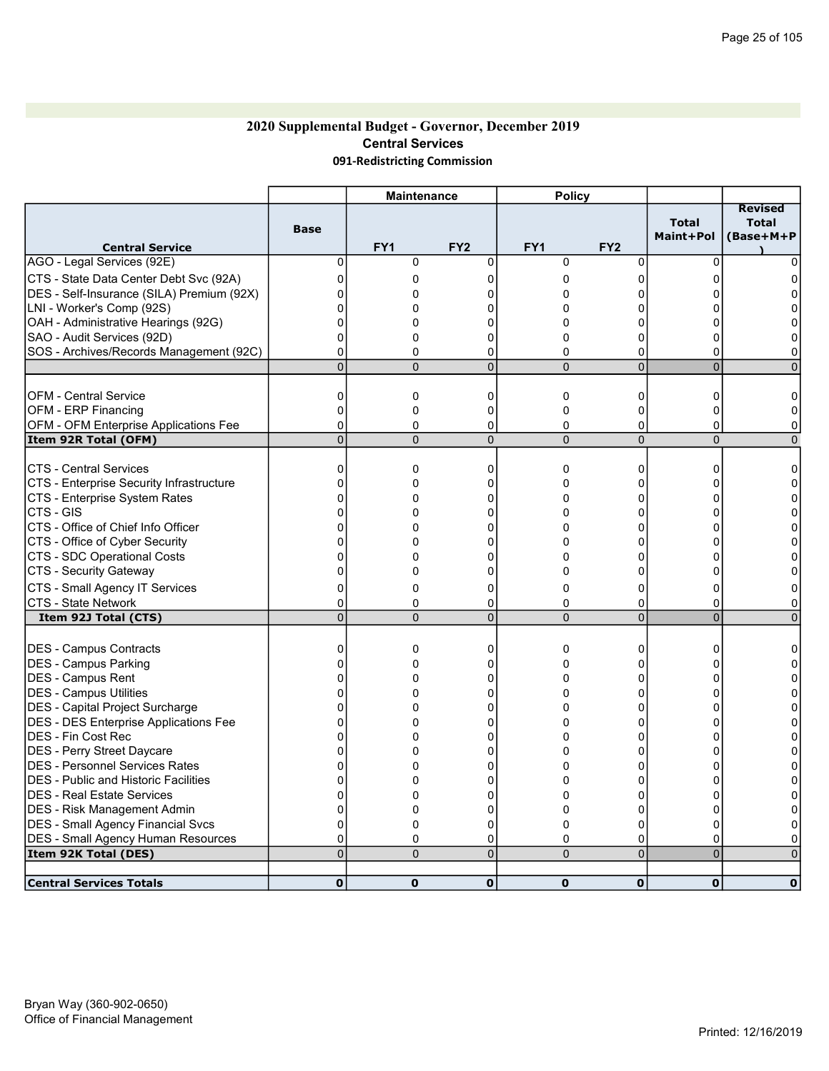# 2020 Supplemental Budget - Governor, December 2019

## Central Services

### 091-Redistricting Commission

| | | Maintenance | | Policy | | | |
|---|---|---|---|---|---|---|---|
| **Central Service** | **Base** | **FY1** | **FY2** | **FY1** | **FY2** | **Total Maint+Pol** | **Revised Total (Base+M+P)** |
| AGO - Legal Services (92E) | 0 | 0 | 0 | 0 | 0 | 0 | 0 |
| CTS - State Data Center Debt Svc (92A) | 0 | 0 | 0 | 0 | 0 | 0 | 0 |
| DES - Self-Insurance (SILA) Premium (92X) | 0 | 0 | 0 | 0 | 0 | 0 | 0 |
| LNI - Worker's Comp (92S) | 0 | 0 | 0 | 0 | 0 | 0 | 0 |
| OAH - Administrative Hearings (92G) | 0 | 0 | 0 | 0 | 0 | 0 | 0 |
| SAO - Audit Services (92D) | 0 | 0 | 0 | 0 | 0 | 0 | 0 |
| SOS - Archives/Records Management (92C) | 0 | 0 | 0 | 0 | 0 | 0 | 0 |
| | 0 | 0 | 0 | 0 | 0 | 0 | 0 |
| | | | | | | | |
| OFM - Central Service | 0 | 0 | 0 | 0 | 0 | 0 | 0 |
| OFM - ERP Financing | 0 | 0 | 0 | 0 | 0 | 0 | 0 |
| OFM - OFM Enterprise Applications Fee | 0 | 0 | 0 | 0 | 0 | 0 | 0 |
| **Item 92R Total (OFM)** | 0 | 0 | 0 | 0 | 0 | 0 | 0 |
| | | | | | | | |
| CTS - Central Services | 0 | 0 | 0 | 0 | 0 | 0 | 0 |
| CTS - Enterprise Security Infrastructure | 0 | 0 | 0 | 0 | 0 | 0 | 0 |
| CTS - Enterprise System Rates | 0 | 0 | 0 | 0 | 0 | 0 | 0 |
| CTS - GIS | 0 | 0 | 0 | 0 | 0 | 0 | 0 |
| CTS - Office of Chief Info Officer | 0 | 0 | 0 | 0 | 0 | 0 | 0 |
| CTS - Office of Cyber Security | 0 | 0 | 0 | 0 | 0 | 0 | 0 |
| CTS - SDC Operational Costs | 0 | 0 | 0 | 0 | 0 | 0 | 0 |
| CTS - Security Gateway | 0 | 0 | 0 | 0 | 0 | 0 | 0 |
| CTS - Small Agency IT Services | 0 | 0 | 0 | 0 | 0 | 0 | 0 |
| CTS - State Network | 0 | 0 | 0 | 0 | 0 | 0 | 0 |
| **Item 92J Total (CTS)** | 0 | 0 | 0 | 0 | 0 | 0 | 0 |
| | | | | | | | |
| DES - Campus Contracts | 0 | 0 | 0 | 0 | 0 | 0 | 0 |
| DES - Campus Parking | 0 | 0 | 0 | 0 | 0 | 0 | 0 |
| DES - Campus Rent | 0 | 0 | 0 | 0 | 0 | 0 | 0 |
| DES - Campus Utilities | 0 | 0 | 0 | 0 | 0 | 0 | 0 |
| DES - Capital Project Surcharge | 0 | 0 | 0 | 0 | 0 | 0 | 0 |
| DES - DES Enterprise Applications Fee | 0 | 0 | 0 | 0 | 0 | 0 | 0 |
| DES - Fin Cost Rec | 0 | 0 | 0 | 0 | 0 | 0 | 0 |
| DES - Perry Street Daycare | 0 | 0 | 0 | 0 | 0 | 0 | 0 |
| DES - Personnel Services Rates | 0 | 0 | 0 | 0 | 0 | 0 | 0 |
| DES - Public and Historic Facilities | 0 | 0 | 0 | 0 | 0 | 0 | 0 |
| DES - Real Estate Services | 0 | 0 | 0 | 0 | 0 | 0 | 0 |
| DES - Risk Management Admin | 0 | 0 | 0 | 0 | 0 | 0 | 0 |
| DES - Small Agency Financial Svcs | 0 | 0 | 0 | 0 | 0 | 0 | 0 |
| DES - Small Agency Human Resources | 0 | 0 | 0 | 0 | 0 | 0 | 0 |
| **Item 92K Total (DES)** | 0 | 0 | 0 | 0 | 0 | 0 | 0 |
| | | | | | | | |
| **Central Services Totals** | **0** | **0** | **0** | **0** | **0** | **0** | **0** |

Bryan Way (360-902-0650)
Office of Financial Management

Printed: 12/16/2019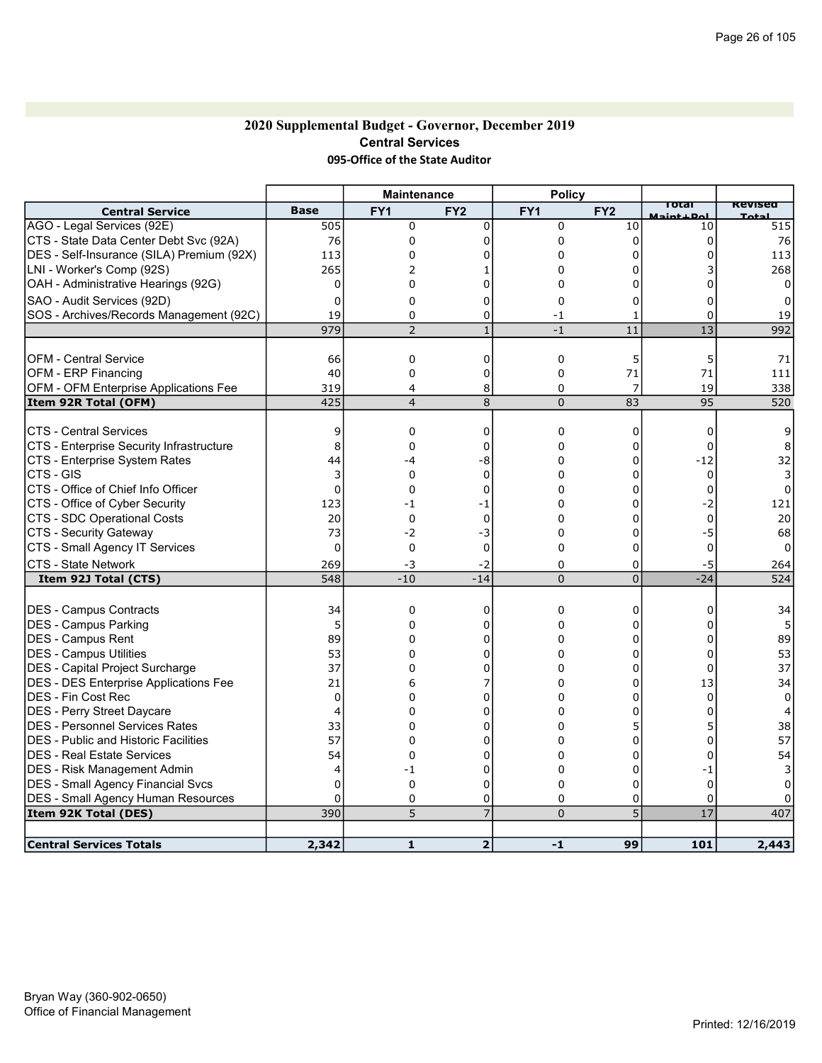## 2020 Supplemental Budget - Governor, December 2019
### Central Services
### 095-Office of the State Auditor

| Central Service | Base | Maintenance FY1 | Maintenance FY2 | Policy FY1 | Policy FY2 | Total Maint+Pol | Revised Total |
|---|---|---|---|---|---|---|---|
| AGO - Legal Services (92E) | 505 | 0 | 0 | 0 | 10 | 10 | 515 |
| CTS - State Data Center Debt Svc (92A) | 76 | 0 | 0 | 0 | 0 | 0 | 76 |
| DES - Self-Insurance (SILA) Premium (92X) | 113 | 0 | 0 | 0 | 0 | 0 | 113 |
| LNI - Worker's Comp (92S) | 265 | 2 | 1 | 0 | 0 | 3 | 268 |
| OAH - Administrative Hearings (92G) | 0 | 0 | 0 | 0 | 0 | 0 | 0 |
| SAO - Audit Services (92D) | 0 | 0 | 0 | 0 | 0 | 0 | 0 |
| SOS - Archives/Records Management (92C) | 19 | 0 | 0 | -1 | 1 | 0 | 19 |
| | 979 | 2 | 1 | -1 | 11 | 13 | 992 |
| | | | | | | | |
| OFM - Central Service | 66 | 0 | 0 | 0 | 5 | 5 | 71 |
| OFM - ERP Financing | 40 | 0 | 0 | 0 | 71 | 71 | 111 |
| OFM - OFM Enterprise Applications Fee | 319 | 4 | 8 | 0 | 7 | 19 | 338 |
| **Item 92R Total (OFM)** | 425 | 4 | 8 | 0 | 83 | 95 | 520 |
| | | | | | | | |
| CTS - Central Services | 9 | 0 | 0 | 0 | 0 | 0 | 9 |
| CTS - Enterprise Security Infrastructure | 8 | 0 | 0 | 0 | 0 | 0 | 8 |
| CTS - Enterprise System Rates | 44 | -4 | -8 | 0 | 0 | -12 | 32 |
| CTS - GIS | 3 | 0 | 0 | 0 | 0 | 0 | 3 |
| CTS - Office of Chief Info Officer | 0 | 0 | 0 | 0 | 0 | 0 | 0 |
| CTS - Office of Cyber Security | 123 | -1 | -1 | 0 | 0 | -2 | 121 |
| CTS - SDC Operational Costs | 20 | 0 | 0 | 0 | 0 | 0 | 20 |
| CTS - Security Gateway | 73 | -2 | -3 | 0 | 0 | -5 | 68 |
| CTS - Small Agency IT Services | 0 | 0 | 0 | 0 | 0 | 0 | 0 |
| CTS - State Network | 269 | -3 | -2 | 0 | 0 | -5 | 264 |
| **Item 92J Total (CTS)** | 548 | -10 | -14 | 0 | 0 | -24 | 524 |
| | | | | | | | |
| DES - Campus Contracts | 34 | 0 | 0 | 0 | 0 | 0 | 34 |
| DES - Campus Parking | 5 | 0 | 0 | 0 | 0 | 0 | 5 |
| DES - Campus Rent | 89 | 0 | 0 | 0 | 0 | 0 | 89 |
| DES - Campus Utilities | 53 | 0 | 0 | 0 | 0 | 0 | 53 |
| DES - Capital Project Surcharge | 37 | 0 | 0 | 0 | 0 | 0 | 37 |
| DES - DES Enterprise Applications Fee | 21 | 6 | 7 | 0 | 0 | 13 | 34 |
| DES - Fin Cost Rec | 0 | 0 | 0 | 0 | 0 | 0 | 0 |
| DES - Perry Street Daycare | 4 | 0 | 0 | 0 | 0 | 0 | 4 |
| DES - Personnel Services Rates | 33 | 0 | 0 | 0 | 5 | 5 | 38 |
| DES - Public and Historic Facilities | 57 | 0 | 0 | 0 | 0 | 0 | 57 |
| DES - Real Estate Services | 54 | 0 | 0 | 0 | 0 | 0 | 54 |
| DES - Risk Management Admin | 4 | -1 | 0 | 0 | 0 | -1 | 3 |
| DES - Small Agency Financial Svcs | 0 | 0 | 0 | 0 | 0 | 0 | 0 |
| DES - Small Agency Human Resources | 0 | 0 | 0 | 0 | 0 | 0 | 0 |
| **Item 92K Total (DES)** | 390 | 5 | 7 | 0 | 5 | 17 | 407 |
| | | | | | | | |
| **Central Services Totals** | **2,342** | **1** | **2** | **-1** | **99** | **101** | **2,443** |

Bryan Way (360-902-0650)
Office of Financial Management

Printed: 12/16/2019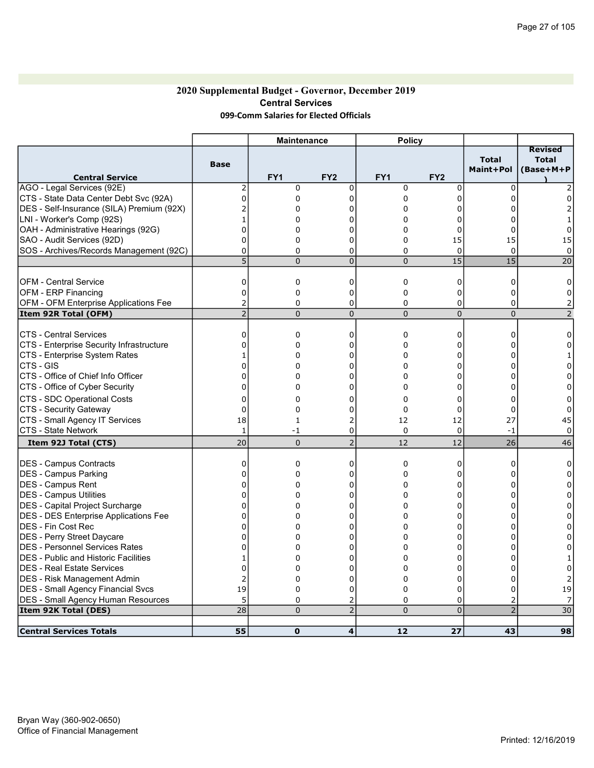# 2020 Supplemental Budget - Governor, December 2019

## Central Services

### 099-Comm Salaries for Elected Officials

| | | Maintenance | | Policy | | | |
|---|---|---|---|---|---|---|---|
| **Central Service** | **Base** | **FY1** | **FY2** | **FY1** | **FY2** | **Total Maint+Pol** | **Revised Total (Base+M+P)** |
| AGO - Legal Services (92E) | 2 | 0 | 0 | 0 | 0 | 0 | 2 |
| CTS - State Data Center Debt Svc (92A) | 0 | 0 | 0 | 0 | 0 | 0 | 0 |
| DES - Self-Insurance (SILA) Premium (92X) | 2 | 0 | 0 | 0 | 0 | 0 | 2 |
| LNI - Worker's Comp (92S) | 1 | 0 | 0 | 0 | 0 | 0 | 1 |
| OAH - Administrative Hearings (92G) | 0 | 0 | 0 | 0 | 0 | 0 | 0 |
| SAO - Audit Services (92D) | 0 | 0 | 0 | 0 | 15 | 15 | 15 |
| SOS - Archives/Records Management (92C) | 0 | 0 | 0 | 0 | 0 | 0 | 0 |
| | 5 | 0 | 0 | 0 | 15 | 15 | 20 |
| | | | | | | | |
| OFM - Central Service | 0 | 0 | 0 | 0 | 0 | 0 | 0 |
| OFM - ERP Financing | 0 | 0 | 0 | 0 | 0 | 0 | 0 |
| OFM - OFM Enterprise Applications Fee | 2 | 0 | 0 | 0 | 0 | 0 | 2 |
| **Item 92R Total (OFM)** | 2 | 0 | 0 | 0 | 0 | 0 | 2 |
| | | | | | | | |
| CTS - Central Services | 0 | 0 | 0 | 0 | 0 | 0 | 0 |
| CTS - Enterprise Security Infrastructure | 0 | 0 | 0 | 0 | 0 | 0 | 0 |
| CTS - Enterprise System Rates | 1 | 0 | 0 | 0 | 0 | 0 | 1 |
| CTS - GIS | 0 | 0 | 0 | 0 | 0 | 0 | 0 |
| CTS - Office of Chief Info Officer | 0 | 0 | 0 | 0 | 0 | 0 | 0 |
| CTS - Office of Cyber Security | 0 | 0 | 0 | 0 | 0 | 0 | 0 |
| CTS - SDC Operational Costs | 0 | 0 | 0 | 0 | 0 | 0 | 0 |
| CTS - Security Gateway | 0 | 0 | 0 | 0 | 0 | 0 | 0 |
| CTS - Small Agency IT Services | 18 | 1 | 2 | 12 | 12 | 27 | 45 |
| CTS - State Network | 1 | -1 | 0 | 0 | 0 | -1 | 0 |
| **Item 92J Total (CTS)** | 20 | 0 | 2 | 12 | 12 | 26 | 46 |
| | | | | | | | |
| DES - Campus Contracts | 0 | 0 | 0 | 0 | 0 | 0 | 0 |
| DES - Campus Parking | 0 | 0 | 0 | 0 | 0 | 0 | 0 |
| DES - Campus Rent | 0 | 0 | 0 | 0 | 0 | 0 | 0 |
| DES - Campus Utilities | 0 | 0 | 0 | 0 | 0 | 0 | 0 |
| DES - Capital Project Surcharge | 0 | 0 | 0 | 0 | 0 | 0 | 0 |
| DES - DES Enterprise Applications Fee | 0 | 0 | 0 | 0 | 0 | 0 | 0 |
| DES - Fin Cost Rec | 0 | 0 | 0 | 0 | 0 | 0 | 0 |
| DES - Perry Street Daycare | 0 | 0 | 0 | 0 | 0 | 0 | 0 |
| DES - Personnel Services Rates | 0 | 0 | 0 | 0 | 0 | 0 | 0 |
| DES - Public and Historic Facilities | 1 | 0 | 0 | 0 | 0 | 0 | 1 |
| DES - Real Estate Services | 0 | 0 | 0 | 0 | 0 | 0 | 0 |
| DES - Risk Management Admin | 2 | 0 | 0 | 0 | 0 | 0 | 2 |
| DES - Small Agency Financial Svcs | 19 | 0 | 0 | 0 | 0 | 0 | 19 |
| DES - Small Agency Human Resources | 5 | 0 | 2 | 0 | 0 | 2 | 7 |
| **Item 92K Total (DES)** | 28 | 0 | 2 | 0 | 0 | 2 | 30 |
| | | | | | | | |
| **Central Services Totals** | **55** | **0** | **4** | **12** | **27** | **43** | **98** |

Bryan Way (360-902-0650)
Office of Financial Management

Printed: 12/16/2019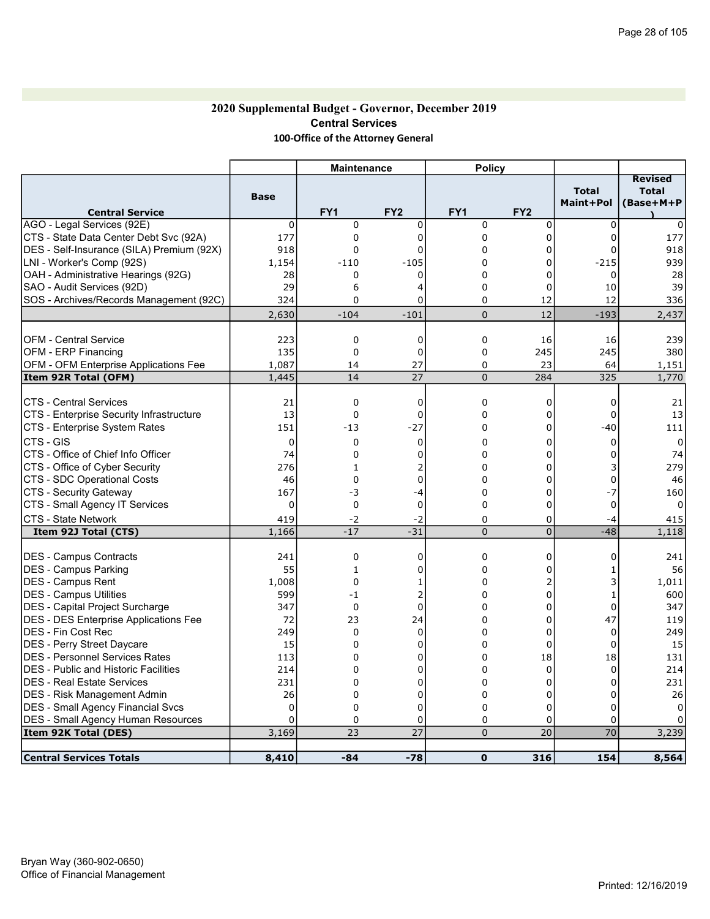## 2020 Supplemental Budget - Governor, December 2019

### Central Services

### 100-Office of the Attorney General

| | | Maintenance | | Policy | | | |
|---|---|---|---|---|---|---|---|
| **Central Service** | **Base** | **FY1** | **FY2** | **FY1** | **FY2** | **Total Maint+Pol** | **Revised Total (Base+M+P)** |
| AGO - Legal Services (92E) | 0 | 0 | 0 | 0 | 0 | 0 | 0 |
| CTS - State Data Center Debt Svc (92A) | 177 | 0 | 0 | 0 | 0 | 0 | 177 |
| DES - Self-Insurance (SILA) Premium (92X) | 918 | 0 | 0 | 0 | 0 | 0 | 918 |
| LNI - Worker's Comp (92S) | 1,154 | -110 | -105 | 0 | 0 | -215 | 939 |
| OAH - Administrative Hearings (92G) | 28 | 0 | 0 | 0 | 0 | 0 | 28 |
| SAO - Audit Services (92D) | 29 | 6 | 4 | 0 | 0 | 10 | 39 |
| SOS - Archives/Records Management (92C) | 324 | 0 | 0 | 0 | 12 | 12 | 336 |
| | 2,630 | -104 | -101 | 0 | 12 | -193 | 2,437 |
| | | | | | | | |
| OFM - Central Service | 223 | 0 | 0 | 0 | 16 | 16 | 239 |
| OFM - ERP Financing | 135 | 0 | 0 | 0 | 245 | 245 | 380 |
| OFM - OFM Enterprise Applications Fee | 1,087 | 14 | 27 | 0 | 23 | 64 | 1,151 |
| **Item 92R Total (OFM)** | 1,445 | 14 | 27 | 0 | 284 | 325 | 1,770 |
| | | | | | | | |
| CTS - Central Services | 21 | 0 | 0 | 0 | 0 | 0 | 21 |
| CTS - Enterprise Security Infrastructure | 13 | 0 | 0 | 0 | 0 | 0 | 13 |
| CTS - Enterprise System Rates | 151 | -13 | -27 | 0 | 0 | -40 | 111 |
| CTS - GIS | 0 | 0 | 0 | 0 | 0 | 0 | 0 |
| CTS - Office of Chief Info Officer | 74 | 0 | 0 | 0 | 0 | 0 | 74 |
| CTS - Office of Cyber Security | 276 | 1 | 2 | 0 | 0 | 3 | 279 |
| CTS - SDC Operational Costs | 46 | 0 | 0 | 0 | 0 | 0 | 46 |
| CTS - Security Gateway | 167 | -3 | -4 | 0 | 0 | -7 | 160 |
| CTS - Small Agency IT Services | 0 | 0 | 0 | 0 | 0 | 0 | 0 |
| CTS - State Network | 419 | -2 | -2 | 0 | 0 | -4 | 415 |
| **Item 92J Total (CTS)** | 1,166 | -17 | -31 | 0 | 0 | -48 | 1,118 |
| | | | | | | | |
| DES - Campus Contracts | 241 | 0 | 0 | 0 | 0 | 0 | 241 |
| DES - Campus Parking | 55 | 1 | 0 | 0 | 0 | 1 | 56 |
| DES - Campus Rent | 1,008 | 0 | 1 | 0 | 2 | 3 | 1,011 |
| DES - Campus Utilities | 599 | -1 | 2 | 0 | 0 | 1 | 600 |
| DES - Capital Project Surcharge | 347 | 0 | 0 | 0 | 0 | 0 | 347 |
| DES - DES Enterprise Applications Fee | 72 | 23 | 24 | 0 | 0 | 47 | 119 |
| DES - Fin Cost Rec | 249 | 0 | 0 | 0 | 0 | 0 | 249 |
| DES - Perry Street Daycare | 15 | 0 | 0 | 0 | 0 | 0 | 15 |
| DES - Personnel Services Rates | 113 | 0 | 0 | 0 | 18 | 18 | 131 |
| DES - Public and Historic Facilities | 214 | 0 | 0 | 0 | 0 | 0 | 214 |
| DES - Real Estate Services | 231 | 0 | 0 | 0 | 0 | 0 | 231 |
| DES - Risk Management Admin | 26 | 0 | 0 | 0 | 0 | 0 | 26 |
| DES - Small Agency Financial Svcs | 0 | 0 | 0 | 0 | 0 | 0 | 0 |
| DES - Small Agency Human Resources | 0 | 0 | 0 | 0 | 0 | 0 | 0 |
| **Item 92K Total (DES)** | 3,169 | 23 | 27 | 0 | 20 | 70 | 3,239 |
| | | | | | | | |
| **Central Services Totals** | **8,410** | **-84** | **-78** | **0** | **316** | **154** | **8,564** |

Bryan Way (360-902-0650)
Office of Financial Management

Printed: 12/16/2019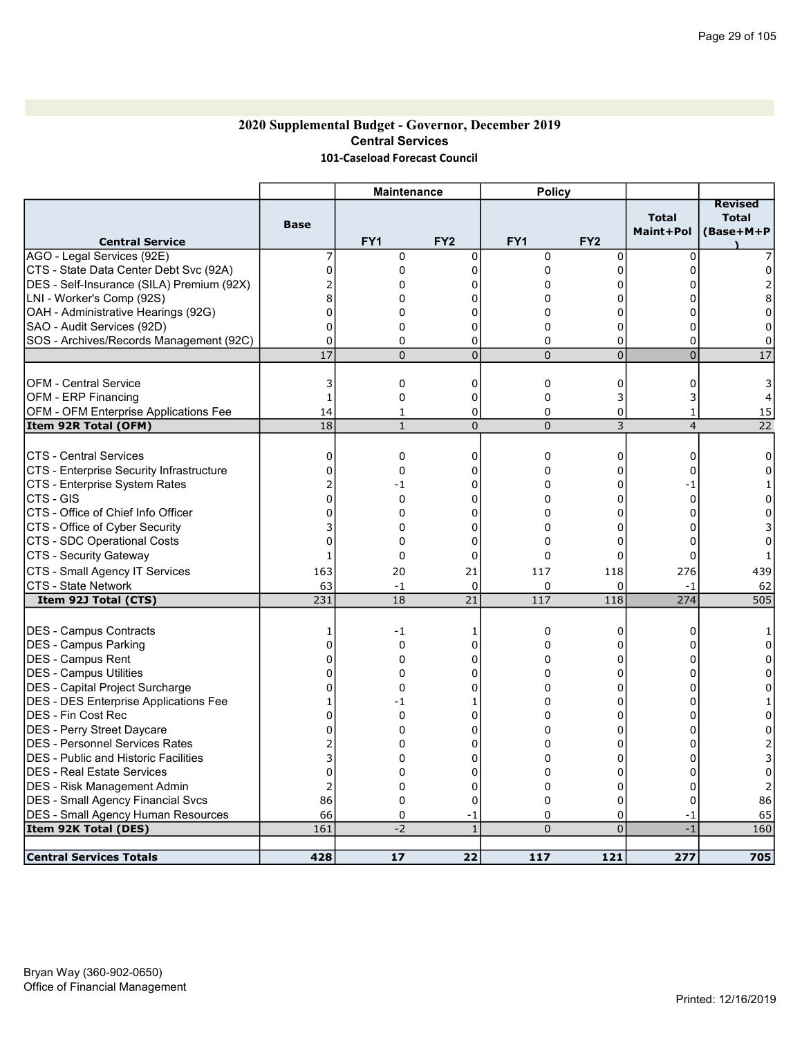## 2020 Supplemental Budget - Governor, December 2019
### Central Services
#### 101-Caseload Forecast Council

| | | Maintenance | | Policy | | | |
|---|---|---|---|---|---|---|---|
| **Central Service** | **Base** | **FY1** | **FY2** | **FY1** | **FY2** | **Total Maint+Pol** | **Revised Total (Base+M+P)** |
| AGO - Legal Services (92E) | 7 | 0 | 0 | 0 | 0 | 0 | 7 |
| CTS - State Data Center Debt Svc (92A) | 0 | 0 | 0 | 0 | 0 | 0 | 0 |
| DES - Self-Insurance (SILA) Premium (92X) | 2 | 0 | 0 | 0 | 0 | 0 | 2 |
| LNI - Worker's Comp (92S) | 8 | 0 | 0 | 0 | 0 | 0 | 8 |
| OAH - Administrative Hearings (92G) | 0 | 0 | 0 | 0 | 0 | 0 | 0 |
| SAO - Audit Services (92D) | 0 | 0 | 0 | 0 | 0 | 0 | 0 |
| SOS - Archives/Records Management (92C) | 0 | 0 | 0 | 0 | 0 | 0 | 0 |
| | 17 | 0 | 0 | 0 | 0 | 0 | 17 |
| OFM - Central Service | 3 | 0 | 0 | 0 | 0 | 0 | 3 |
| OFM - ERP Financing | 1 | 0 | 0 | 0 | 3 | 3 | 4 |
| OFM - OFM Enterprise Applications Fee | 14 | 1 | 0 | 0 | 0 | 1 | 15 |
| **Item 92R Total (OFM)** | 18 | 1 | 0 | 0 | 3 | 4 | 22 |
| CTS - Central Services | 0 | 0 | 0 | 0 | 0 | 0 | 0 |
| CTS - Enterprise Security Infrastructure | 0 | 0 | 0 | 0 | 0 | 0 | 0 |
| CTS - Enterprise System Rates | 2 | -1 | 0 | 0 | 0 | -1 | 1 |
| CTS - GIS | 0 | 0 | 0 | 0 | 0 | 0 | 0 |
| CTS - Office of Chief Info Officer | 0 | 0 | 0 | 0 | 0 | 0 | 0 |
| CTS - Office of Cyber Security | 3 | 0 | 0 | 0 | 0 | 0 | 3 |
| CTS - SDC Operational Costs | 0 | 0 | 0 | 0 | 0 | 0 | 0 |
| CTS - Security Gateway | 1 | 0 | 0 | 0 | 0 | 0 | 1 |
| CTS - Small Agency IT Services | 163 | 20 | 21 | 117 | 118 | 276 | 439 |
| CTS - State Network | 63 | -1 | 0 | 0 | 0 | -1 | 62 |
| **Item 92J Total (CTS)** | 231 | 18 | 21 | 117 | 118 | 274 | 505 |
| DES - Campus Contracts | 1 | -1 | 1 | 0 | 0 | 0 | 1 |
| DES - Campus Parking | 0 | 0 | 0 | 0 | 0 | 0 | 0 |
| DES - Campus Rent | 0 | 0 | 0 | 0 | 0 | 0 | 0 |
| DES - Campus Utilities | 0 | 0 | 0 | 0 | 0 | 0 | 0 |
| DES - Capital Project Surcharge | 0 | 0 | 0 | 0 | 0 | 0 | 0 |
| DES - DES Enterprise Applications Fee | 1 | -1 | 1 | 0 | 0 | 0 | 1 |
| DES - Fin Cost Rec | 0 | 0 | 0 | 0 | 0 | 0 | 0 |
| DES - Perry Street Daycare | 0 | 0 | 0 | 0 | 0 | 0 | 0 |
| DES - Personnel Services Rates | 2 | 0 | 0 | 0 | 0 | 0 | 2 |
| DES - Public and Historic Facilities | 3 | 0 | 0 | 0 | 0 | 0 | 3 |
| DES - Real Estate Services | 0 | 0 | 0 | 0 | 0 | 0 | 0 |
| DES - Risk Management Admin | 2 | 0 | 0 | 0 | 0 | 0 | 2 |
| DES - Small Agency Financial Svcs | 86 | 0 | 0 | 0 | 0 | 0 | 86 |
| DES - Small Agency Human Resources | 66 | 0 | -1 | 0 | 0 | -1 | 65 |
| **Item 92K Total (DES)** | 161 | -2 | 1 | 0 | 0 | -1 | 160 |
| **Central Services Totals** | **428** | **17** | **22** | **117** | **121** | **277** | **705** |

Bryan Way (360-902-0650)
Office of Financial Management

Printed: 12/16/2019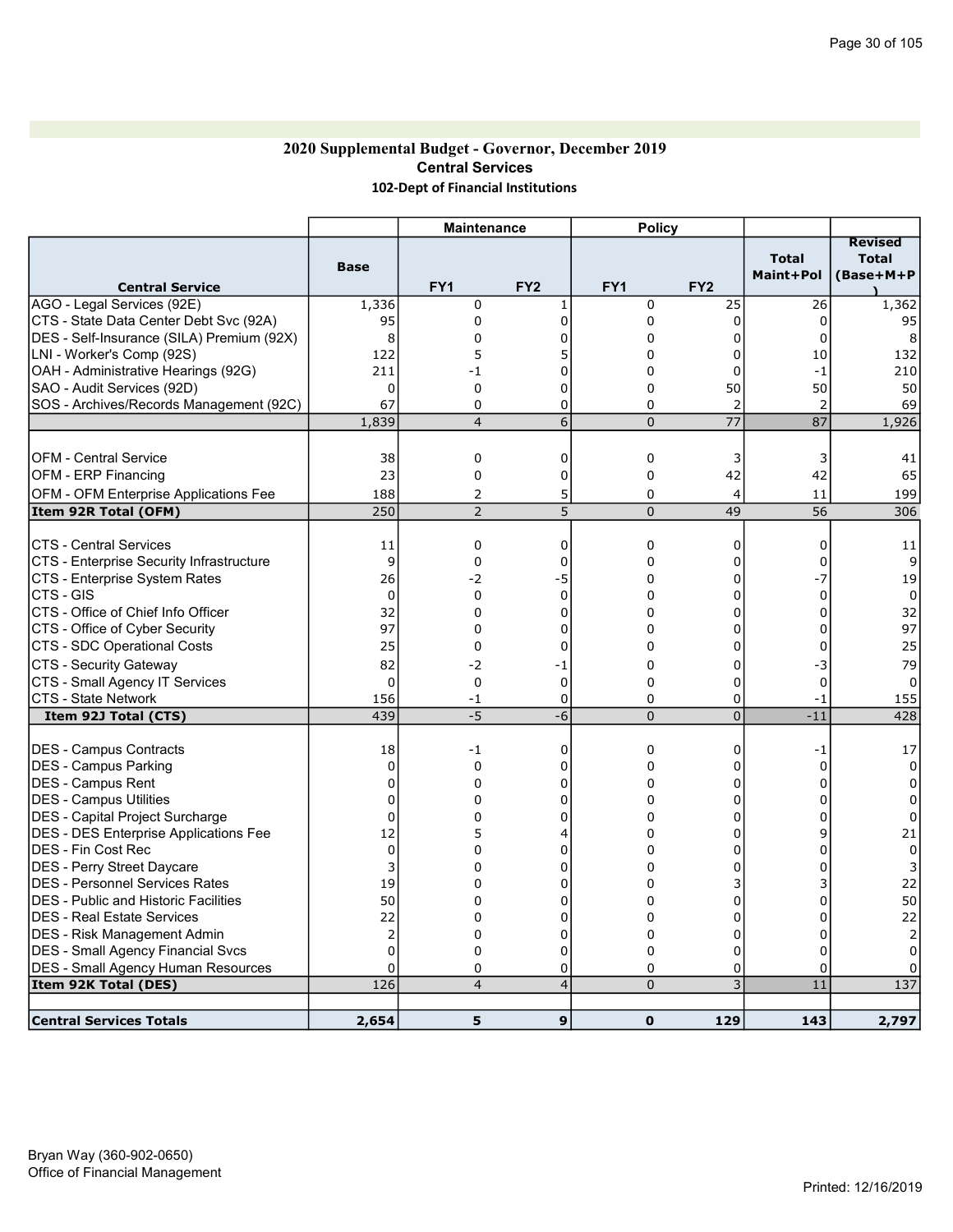## 2020 Supplemental Budget - Governor, December 2019

### Central Services

### 102-Dept of Financial Institutions

| | | Maintenance | | Policy | | | |
|---|---|---|---|---|---|---|---|
| **Central Service** | **Base** | **FY1** | **FY2** | **FY1** | **FY2** | **Total Maint+Pol** | **Revised Total (Base+M+P)** |
| AGO - Legal Services (92E) | 1,336 | 0 | 1 | 0 | 25 | 26 | 1,362 |
| CTS - State Data Center Debt Svc (92A) | 95 | 0 | 0 | 0 | 0 | 0 | 95 |
| DES - Self-Insurance (SILA) Premium (92X) | 8 | 0 | 0 | 0 | 0 | 0 | 8 |
| LNI - Worker's Comp (92S) | 122 | 5 | 5 | 0 | 0 | 10 | 132 |
| OAH - Administrative Hearings (92G) | 211 | -1 | 0 | 0 | 0 | -1 | 210 |
| SAO - Audit Services (92D) | 0 | 0 | 0 | 0 | 50 | 50 | 50 |
| SOS - Archives/Records Management (92C) | 67 | 0 | 0 | 0 | 2 | 2 | 69 |
| | 1,839 | 4 | 6 | 0 | 77 | 87 | 1,926 |
| | | | | | | | |
| OFM - Central Service | 38 | 0 | 0 | 0 | 3 | 3 | 41 |
| OFM - ERP Financing | 23 | 0 | 0 | 0 | 42 | 42 | 65 |
| OFM - OFM Enterprise Applications Fee | 188 | 2 | 5 | 0 | 4 | 11 | 199 |
| **Item 92R Total (OFM)** | 250 | 2 | 5 | 0 | 49 | 56 | 306 |
| | | | | | | | |
| CTS - Central Services | 11 | 0 | 0 | 0 | 0 | 0 | 11 |
| CTS - Enterprise Security Infrastructure | 9 | 0 | 0 | 0 | 0 | 0 | 9 |
| CTS - Enterprise System Rates | 26 | -2 | -5 | 0 | 0 | -7 | 19 |
| CTS - GIS | 0 | 0 | 0 | 0 | 0 | 0 | 0 |
| CTS - Office of Chief Info Officer | 32 | 0 | 0 | 0 | 0 | 0 | 32 |
| CTS - Office of Cyber Security | 97 | 0 | 0 | 0 | 0 | 0 | 97 |
| CTS - SDC Operational Costs | 25 | 0 | 0 | 0 | 0 | 0 | 25 |
| CTS - Security Gateway | 82 | -2 | -1 | 0 | 0 | -3 | 79 |
| CTS - Small Agency IT Services | 0 | 0 | 0 | 0 | 0 | 0 | 0 |
| CTS - State Network | 156 | -1 | 0 | 0 | 0 | -1 | 155 |
| **Item 92J Total (CTS)** | 439 | -5 | -6 | 0 | 0 | -11 | 428 |
| | | | | | | | |
| DES - Campus Contracts | 18 | -1 | 0 | 0 | 0 | -1 | 17 |
| DES - Campus Parking | 0 | 0 | 0 | 0 | 0 | 0 | 0 |
| DES - Campus Rent | 0 | 0 | 0 | 0 | 0 | 0 | 0 |
| DES - Campus Utilities | 0 | 0 | 0 | 0 | 0 | 0 | 0 |
| DES - Capital Project Surcharge | 0 | 0 | 0 | 0 | 0 | 0 | 0 |
| DES - DES Enterprise Applications Fee | 12 | 5 | 4 | 0 | 0 | 9 | 21 |
| DES - Fin Cost Rec | 0 | 0 | 0 | 0 | 0 | 0 | 0 |
| DES - Perry Street Daycare | 3 | 0 | 0 | 0 | 0 | 0 | 3 |
| DES - Personnel Services Rates | 19 | 0 | 0 | 0 | 3 | 3 | 22 |
| DES - Public and Historic Facilities | 50 | 0 | 0 | 0 | 0 | 0 | 50 |
| DES - Real Estate Services | 22 | 0 | 0 | 0 | 0 | 0 | 22 |
| DES - Risk Management Admin | 2 | 0 | 0 | 0 | 0 | 0 | 2 |
| DES - Small Agency Financial Svcs | 0 | 0 | 0 | 0 | 0 | 0 | 0 |
| DES - Small Agency Human Resources | 0 | 0 | 0 | 0 | 0 | 0 | 0 |
| **Item 92K Total (DES)** | 126 | 4 | 4 | 0 | 3 | 11 | 137 |
| | | | | | | | |
| **Central Services Totals** | **2,654** | **5** | **9** | **0** | **129** | **143** | **2,797** |

Bryan Way (360-902-0650)
Office of Financial Management

Printed: 12/16/2019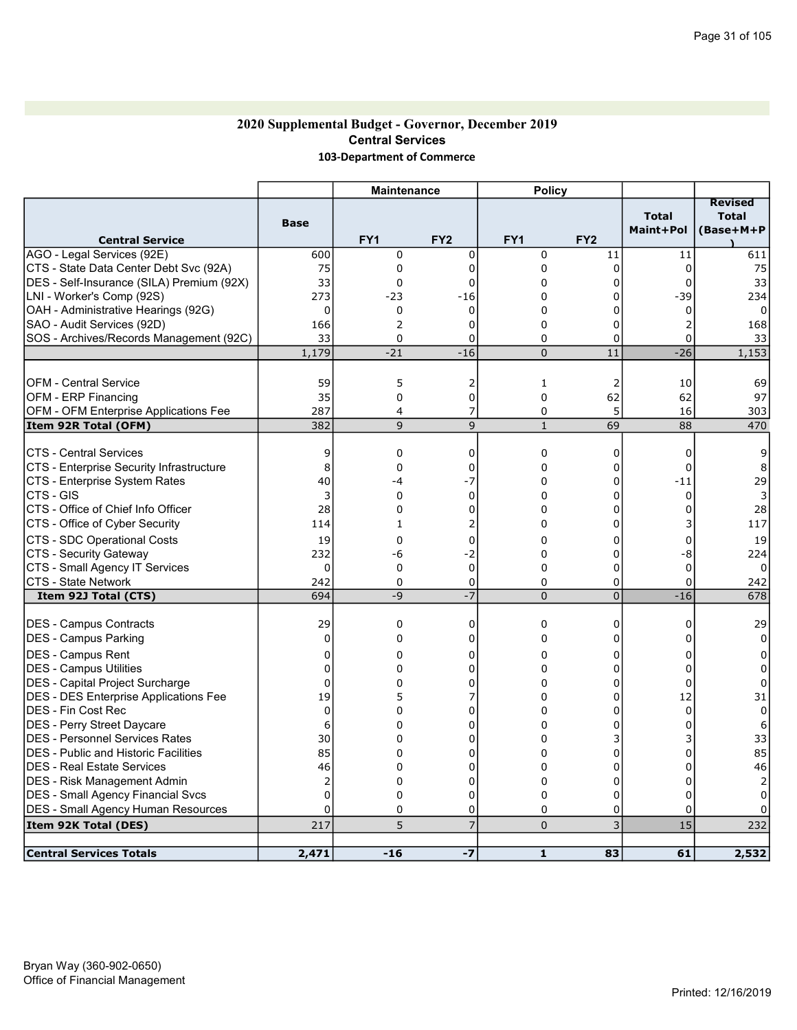## 2020 Supplemental Budget - Governor, December 2019

### Central Services

### 103-Department of Commerce

| Central Service | Base | Maintenance FY1 | Maintenance FY2 | Policy FY1 | Policy FY2 | Total Maint+Pol | Revised Total (Base+M+P) |
|---|---|---|---|---|---|---|---|
| AGO - Legal Services (92E) | 600 | 0 | 0 | 0 | 11 | 11 | 611 |
| CTS - State Data Center Debt Svc (92A) | 75 | 0 | 0 | 0 | 0 | 0 | 75 |
| DES - Self-Insurance (SILA) Premium (92X) | 33 | 0 | 0 | 0 | 0 | 0 | 33 |
| LNI - Worker's Comp (92S) | 273 | -23 | -16 | 0 | 0 | -39 | 234 |
| OAH - Administrative Hearings (92G) | 0 | 0 | 0 | 0 | 0 | 0 | 0 |
| SAO - Audit Services (92D) | 166 | 2 | 0 | 0 | 0 | 2 | 168 |
| SOS - Archives/Records Management (92C) | 33 | 0 | 0 | 0 | 0 | 0 | 33 |
| | 1,179 | -21 | -16 | 0 | 11 | -26 | 1,153 |
| | | | | | | | |
| OFM - Central Service | 59 | 5 | 2 | 1 | 2 | 10 | 69 |
| OFM - ERP Financing | 35 | 0 | 0 | 0 | 62 | 62 | 97 |
| OFM - OFM Enterprise Applications Fee | 287 | 4 | 7 | 0 | 5 | 16 | 303 |
| **Item 92R Total (OFM)** | 382 | 9 | 9 | 1 | 69 | 88 | 470 |
| | | | | | | | |
| CTS - Central Services | 9 | 0 | 0 | 0 | 0 | 0 | 9 |
| CTS - Enterprise Security Infrastructure | 8 | 0 | 0 | 0 | 0 | 0 | 8 |
| CTS - Enterprise System Rates | 40 | -4 | -7 | 0 | 0 | -11 | 29 |
| CTS - GIS | 3 | 0 | 0 | 0 | 0 | 0 | 3 |
| CTS - Office of Chief Info Officer | 28 | 0 | 0 | 0 | 0 | 0 | 28 |
| CTS - Office of Cyber Security | 114 | 1 | 2 | 0 | 0 | 3 | 117 |
| CTS - SDC Operational Costs | 19 | 0 | 0 | 0 | 0 | 0 | 19 |
| CTS - Security Gateway | 232 | -6 | -2 | 0 | 0 | -8 | 224 |
| CTS - Small Agency IT Services | 0 | 0 | 0 | 0 | 0 | 0 | 0 |
| CTS - State Network | 242 | 0 | 0 | 0 | 0 | 0 | 242 |
| **Item 92J Total (CTS)** | 694 | -9 | -7 | 0 | 0 | -16 | 678 |
| | | | | | | | |
| DES - Campus Contracts | 29 | 0 | 0 | 0 | 0 | 0 | 29 |
| DES - Campus Parking | 0 | 0 | 0 | 0 | 0 | 0 | 0 |
| DES - Campus Rent | 0 | 0 | 0 | 0 | 0 | 0 | 0 |
| DES - Campus Utilities | 0 | 0 | 0 | 0 | 0 | 0 | 0 |
| DES - Capital Project Surcharge | 0 | 0 | 0 | 0 | 0 | 0 | 0 |
| DES - DES Enterprise Applications Fee | 19 | 5 | 7 | 0 | 0 | 12 | 31 |
| DES - Fin Cost Rec | 0 | 0 | 0 | 0 | 0 | 0 | 0 |
| DES - Perry Street Daycare | 6 | 0 | 0 | 0 | 0 | 0 | 6 |
| DES - Personnel Services Rates | 30 | 0 | 0 | 0 | 3 | 3 | 33 |
| DES - Public and Historic Facilities | 85 | 0 | 0 | 0 | 0 | 0 | 85 |
| DES - Real Estate Services | 46 | 0 | 0 | 0 | 0 | 0 | 46 |
| DES - Risk Management Admin | 2 | 0 | 0 | 0 | 0 | 0 | 2 |
| DES - Small Agency Financial Svcs | 0 | 0 | 0 | 0 | 0 | 0 | 0 |
| DES - Small Agency Human Resources | 0 | 0 | 0 | 0 | 0 | 0 | 0 |
| **Item 92K Total (DES)** | 217 | 5 | 7 | 0 | 3 | 15 | 232 |
| | | | | | | | |
| **Central Services Totals** | **2,471** | **-16** | **-7** | **1** | **83** | **61** | **2,532** |

Bryan Way (360-902-0650)
Office of Financial Management

Printed: 12/16/2019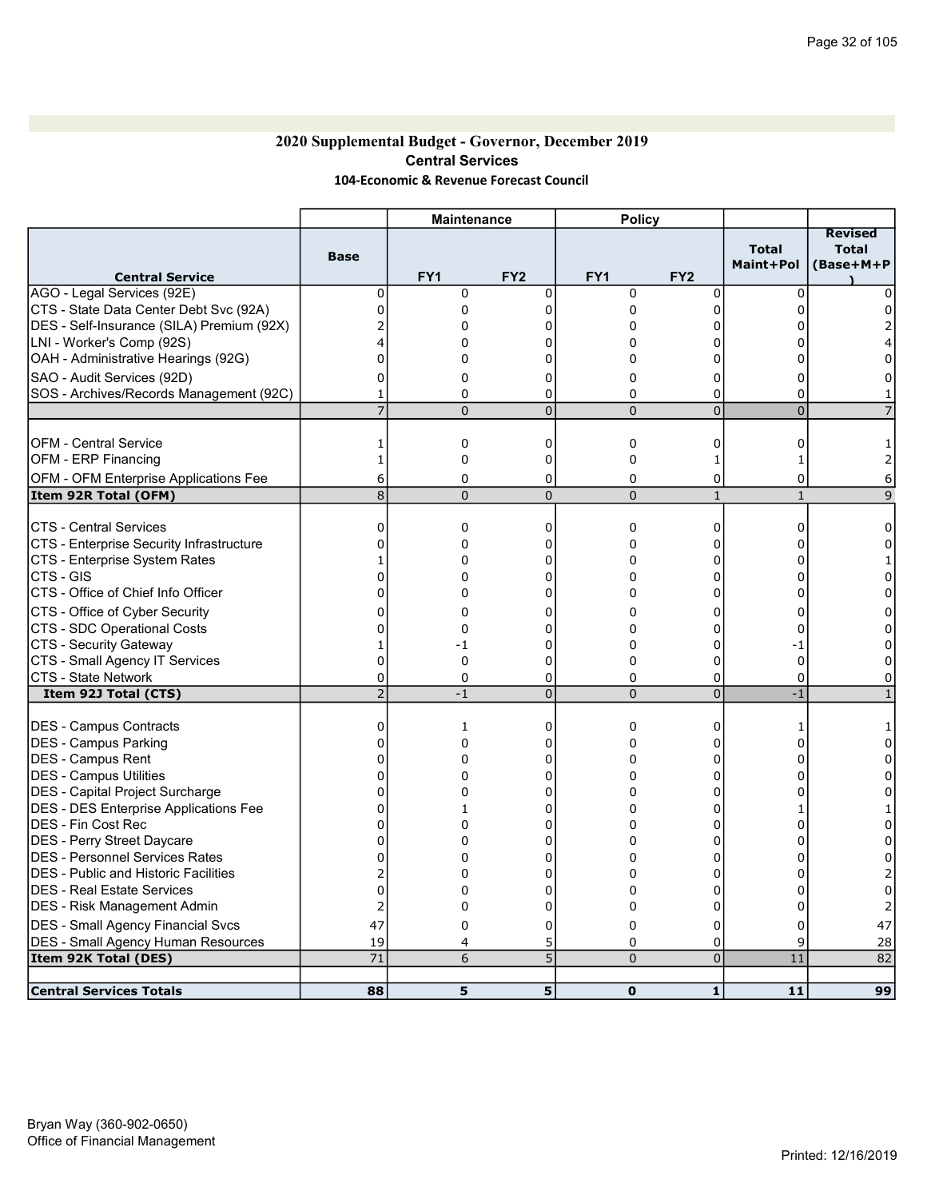## 2020 Supplemental Budget - Governor, December 2019

### Central Services

#### 104-Economic & Revenue Forecast Council

| | | Maintenance | | Policy | | | |
|---|---|---|---|---|---|---|---|
| **Central Service** | **Base** | **FY1** | **FY2** | **FY1** | **FY2** | **Total Maint+Pol** | **Revised Total (Base+M+P)** |
| AGO - Legal Services (92E) | 0 | 0 | 0 | 0 | 0 | 0 | 0 |
| CTS - State Data Center Debt Svc (92A) | 0 | 0 | 0 | 0 | 0 | 0 | 0 |
| DES - Self-Insurance (SILA) Premium (92X) | 2 | 0 | 0 | 0 | 0 | 0 | 2 |
| LNI - Worker's Comp (92S) | 4 | 0 | 0 | 0 | 0 | 0 | 4 |
| OAH - Administrative Hearings (92G) | 0 | 0 | 0 | 0 | 0 | 0 | 0 |
| SAO - Audit Services (92D) | 0 | 0 | 0 | 0 | 0 | 0 | 0 |
| SOS - Archives/Records Management (92C) | 1 | 0 | 0 | 0 | 0 | 0 | 1 |
| | 7 | 0 | 0 | 0 | 0 | 0 | 7 |
| | | | | | | | |
| OFM - Central Service | 1 | 0 | 0 | 0 | 0 | 0 | 1 |
| OFM - ERP Financing | 1 | 0 | 0 | 0 | 1 | 1 | 2 |
| OFM - OFM Enterprise Applications Fee | 6 | 0 | 0 | 0 | 0 | 0 | 6 |
| **Item 92R Total (OFM)** | 8 | 0 | 0 | 0 | 1 | 1 | 9 |
| | | | | | | | |
| CTS - Central Services | 0 | 0 | 0 | 0 | 0 | 0 | 0 |
| CTS - Enterprise Security Infrastructure | 0 | 0 | 0 | 0 | 0 | 0 | 0 |
| CTS - Enterprise System Rates | 1 | 0 | 0 | 0 | 0 | 0 | 1 |
| CTS - GIS | 0 | 0 | 0 | 0 | 0 | 0 | 0 |
| CTS - Office of Chief Info Officer | 0 | 0 | 0 | 0 | 0 | 0 | 0 |
| CTS - Office of Cyber Security | 0 | 0 | 0 | 0 | 0 | 0 | 0 |
| CTS - SDC Operational Costs | 0 | 0 | 0 | 0 | 0 | 0 | 0 |
| CTS - Security Gateway | 1 | -1 | 0 | 0 | 0 | -1 | 0 |
| CTS - Small Agency IT Services | 0 | 0 | 0 | 0 | 0 | 0 | 0 |
| CTS - State Network | 0 | 0 | 0 | 0 | 0 | 0 | 0 |
| **Item 92J Total (CTS)** | 2 | -1 | 0 | 0 | 0 | -1 | 1 |
| | | | | | | | |
| DES - Campus Contracts | 0 | 1 | 0 | 0 | 0 | 1 | 1 |
| DES - Campus Parking | 0 | 0 | 0 | 0 | 0 | 0 | 0 |
| DES - Campus Rent | 0 | 0 | 0 | 0 | 0 | 0 | 0 |
| DES - Campus Utilities | 0 | 0 | 0 | 0 | 0 | 0 | 0 |
| DES - Capital Project Surcharge | 0 | 0 | 0 | 0 | 0 | 0 | 0 |
| DES - DES Enterprise Applications Fee | 0 | 1 | 0 | 0 | 0 | 1 | 1 |
| DES - Fin Cost Rec | 0 | 0 | 0 | 0 | 0 | 0 | 0 |
| DES - Perry Street Daycare | 0 | 0 | 0 | 0 | 0 | 0 | 0 |
| DES - Personnel Services Rates | 0 | 0 | 0 | 0 | 0 | 0 | 0 |
| DES - Public and Historic Facilities | 2 | 0 | 0 | 0 | 0 | 0 | 2 |
| DES - Real Estate Services | 0 | 0 | 0 | 0 | 0 | 0 | 0 |
| DES - Risk Management Admin | 2 | 0 | 0 | 0 | 0 | 0 | 2 |
| DES - Small Agency Financial Svcs | 47 | 0 | 0 | 0 | 0 | 0 | 47 |
| DES - Small Agency Human Resources | 19 | 4 | 5 | 0 | 0 | 9 | 28 |
| **Item 92K Total (DES)** | 71 | 6 | 5 | 0 | 0 | 11 | 82 |
| | | | | | | | |
| **Central Services Totals** | **88** | **5** | **5** | **0** | **1** | **11** | **99** |

Bryan Way (360-902-0650)
Office of Financial Management

Printed: 12/16/2019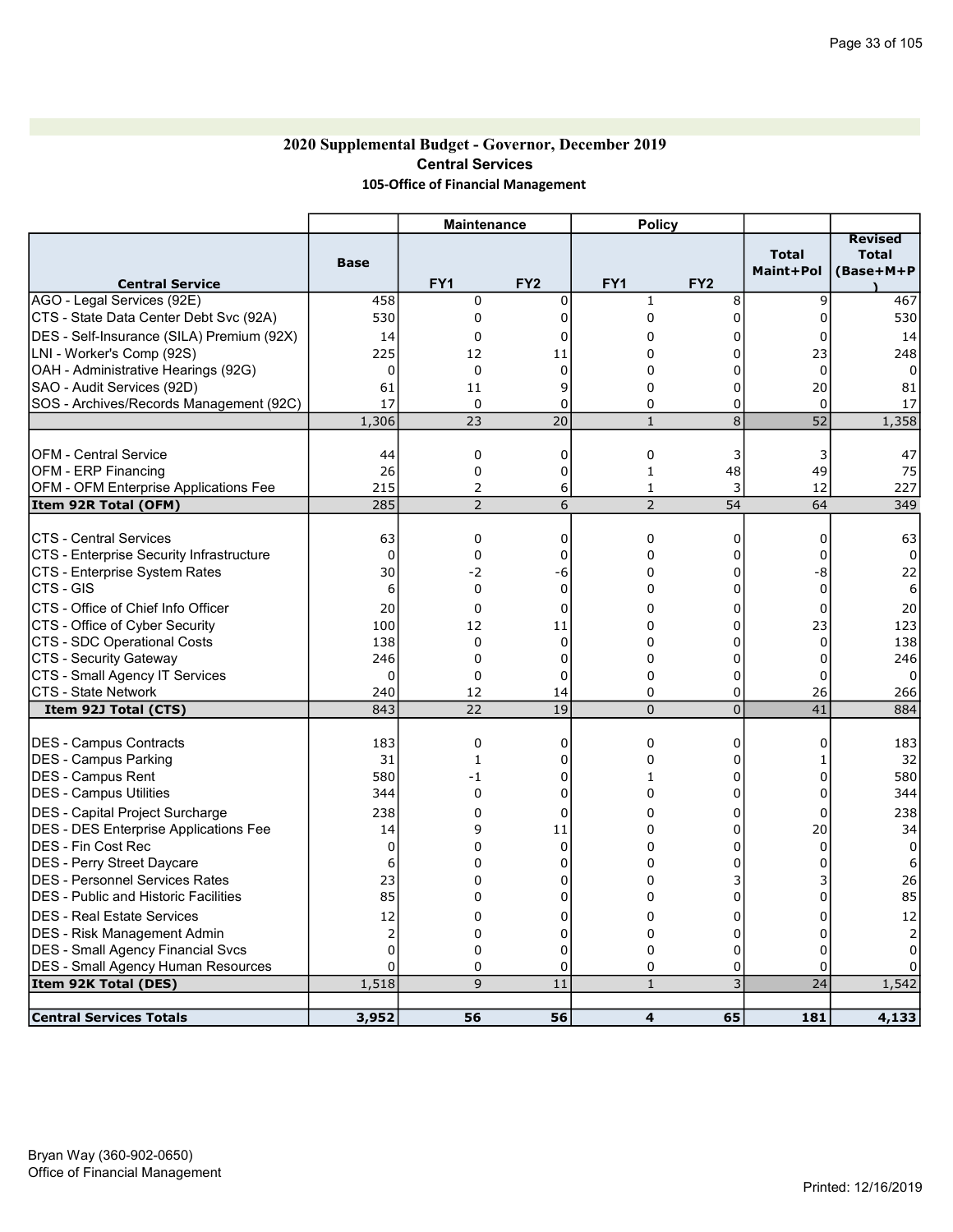## 2020 Supplemental Budget - Governor, December 2019

### Central Services

#### 105-Office of Financial Management

| Central Service | Base | Maintenance FY1 | Maintenance FY2 | Policy FY1 | Policy FY2 | Total Maint+Pol | Revised Total (Base+M+P) |
|---|---|---|---|---|---|---|---|
| AGO - Legal Services (92E) | 458 | 0 | 0 | 1 | 8 | 9 | 467 |
| CTS - State Data Center Debt Svc (92A) | 530 | 0 | 0 | 0 | 0 | 0 | 530 |
| DES - Self-Insurance (SILA) Premium (92X) | 14 | 0 | 0 | 0 | 0 | 0 | 14 |
| LNI - Worker's Comp (92S) | 225 | 12 | 11 | 0 | 0 | 23 | 248 |
| OAH - Administrative Hearings (92G) | 0 | 0 | 0 | 0 | 0 | 0 | 0 |
| SAO - Audit Services (92D) | 61 | 11 | 9 | 0 | 0 | 20 | 81 |
| SOS - Archives/Records Management (92C) | 17 | 0 | 0 | 0 | 0 | 0 | 17 |
| | 1,306 | 23 | 20 | 1 | 8 | 52 | 1,358 |
| | | | | | | | |
| OFM - Central Service | 44 | 0 | 0 | 0 | 3 | 3 | 47 |
| OFM - ERP Financing | 26 | 0 | 0 | 1 | 48 | 49 | 75 |
| OFM - OFM Enterprise Applications Fee | 215 | 2 | 6 | 1 | 3 | 12 | 227 |
| **Item 92R Total (OFM)** | 285 | 2 | 6 | 2 | 54 | 64 | 349 |
| | | | | | | | |
| CTS - Central Services | 63 | 0 | 0 | 0 | 0 | 0 | 63 |
| CTS - Enterprise Security Infrastructure | 0 | 0 | 0 | 0 | 0 | 0 | 0 |
| CTS - Enterprise System Rates | 30 | -2 | -6 | 0 | 0 | -8 | 22 |
| CTS - GIS | 6 | 0 | 0 | 0 | 0 | 0 | 6 |
| CTS - Office of Chief Info Officer | 20 | 0 | 0 | 0 | 0 | 0 | 20 |
| CTS - Office of Cyber Security | 100 | 12 | 11 | 0 | 0 | 23 | 123 |
| CTS - SDC Operational Costs | 138 | 0 | 0 | 0 | 0 | 0 | 138 |
| CTS - Security Gateway | 246 | 0 | 0 | 0 | 0 | 0 | 246 |
| CTS - Small Agency IT Services | 0 | 0 | 0 | 0 | 0 | 0 | 0 |
| CTS - State Network | 240 | 12 | 14 | 0 | 0 | 26 | 266 |
| **Item 92J Total (CTS)** | 843 | 22 | 19 | 0 | 0 | 41 | 884 |
| | | | | | | | |
| DES - Campus Contracts | 183 | 0 | 0 | 0 | 0 | 0 | 183 |
| DES - Campus Parking | 31 | 1 | 0 | 0 | 0 | 1 | 32 |
| DES - Campus Rent | 580 | -1 | 0 | 1 | 0 | 0 | 580 |
| DES - Campus Utilities | 344 | 0 | 0 | 0 | 0 | 0 | 344 |
| DES - Capital Project Surcharge | 238 | 0 | 0 | 0 | 0 | 0 | 238 |
| DES - DES Enterprise Applications Fee | 14 | 9 | 11 | 0 | 0 | 20 | 34 |
| DES - Fin Cost Rec | 0 | 0 | 0 | 0 | 0 | 0 | 0 |
| DES - Perry Street Daycare | 6 | 0 | 0 | 0 | 0 | 0 | 6 |
| DES - Personnel Services Rates | 23 | 0 | 0 | 0 | 3 | 3 | 26 |
| DES - Public and Historic Facilities | 85 | 0 | 0 | 0 | 0 | 0 | 85 |
| DES - Real Estate Services | 12 | 0 | 0 | 0 | 0 | 0 | 12 |
| DES - Risk Management Admin | 2 | 0 | 0 | 0 | 0 | 0 | 2 |
| DES - Small Agency Financial Svcs | 0 | 0 | 0 | 0 | 0 | 0 | 0 |
| DES - Small Agency Human Resources | 0 | 0 | 0 | 0 | 0 | 0 | 0 |
| **Item 92K Total (DES)** | 1,518 | 9 | 11 | 1 | 3 | 24 | 1,542 |
| | | | | | | | |
| **Central Services Totals** | **3,952** | **56** | **56** | **4** | **65** | **181** | **4,133** |

Bryan Way (360-902-0650)
Office of Financial Management

Printed: 12/16/2019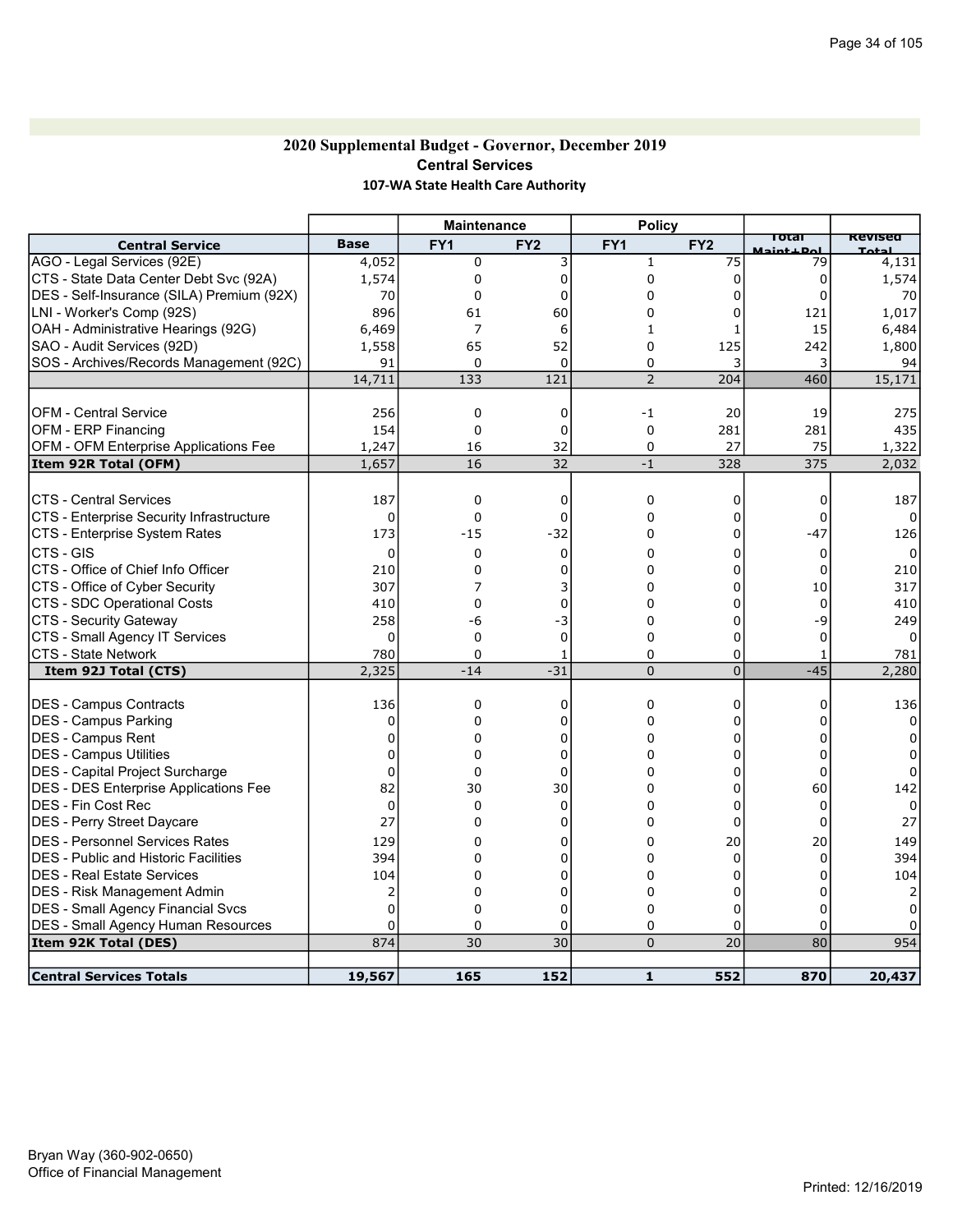## 2020 Supplemental Budget - Governor, December 2019

### Central Services

### 107-WA State Health Care Authority

| Central Service | Base | Maintenance FY1 | Maintenance FY2 | Policy FY1 | Policy FY2 | Total Maint+Pol | Revised Total |
|---|---|---|---|---|---|---|---|
| AGO - Legal Services (92E) | 4,052 | 0 | 3 | 1 | 75 | 79 | 4,131 |
| CTS - State Data Center Debt Svc (92A) | 1,574 | 0 | 0 | 0 | 0 | 0 | 1,574 |
| DES - Self-Insurance (SILA) Premium (92X) | 70 | 0 | 0 | 0 | 0 | 0 | 70 |
| LNI - Worker's Comp (92S) | 896 | 61 | 60 | 0 | 0 | 121 | 1,017 |
| OAH - Administrative Hearings (92G) | 6,469 | 7 | 6 | 1 | 1 | 15 | 6,484 |
| SAO - Audit Services (92D) | 1,558 | 65 | 52 | 0 | 125 | 242 | 1,800 |
| SOS - Archives/Records Management (92C) | 91 | 0 | 0 | 0 | 3 | 3 | 94 |
| | 14,711 | 133 | 121 | 2 | 204 | 460 | 15,171 |
| | | | | | | | |
| OFM - Central Service | 256 | 0 | 0 | -1 | 20 | 19 | 275 |
| OFM - ERP Financing | 154 | 0 | 0 | 0 | 281 | 281 | 435 |
| OFM - OFM Enterprise Applications Fee | 1,247 | 16 | 32 | 0 | 27 | 75 | 1,322 |
| **Item 92R Total (OFM)** | 1,657 | 16 | 32 | -1 | 328 | 375 | 2,032 |
| | | | | | | | |
| CTS - Central Services | 187 | 0 | 0 | 0 | 0 | 0 | 187 |
| CTS - Enterprise Security Infrastructure | 0 | 0 | 0 | 0 | 0 | 0 | 0 |
| CTS - Enterprise System Rates | 173 | -15 | -32 | 0 | 0 | -47 | 126 |
| CTS - GIS | 0 | 0 | 0 | 0 | 0 | 0 | 0 |
| CTS - Office of Chief Info Officer | 210 | 0 | 0 | 0 | 0 | 0 | 210 |
| CTS - Office of Cyber Security | 307 | 7 | 3 | 0 | 0 | 10 | 317 |
| CTS - SDC Operational Costs | 410 | 0 | 0 | 0 | 0 | 0 | 410 |
| CTS - Security Gateway | 258 | -6 | -3 | 0 | 0 | -9 | 249 |
| CTS - Small Agency IT Services | 0 | 0 | 0 | 0 | 0 | 0 | 0 |
| CTS - State Network | 780 | 0 | 1 | 0 | 0 | 1 | 781 |
| **Item 92J Total (CTS)** | 2,325 | -14 | -31 | 0 | 0 | -45 | 2,280 |
| | | | | | | | |
| DES - Campus Contracts | 136 | 0 | 0 | 0 | 0 | 0 | 136 |
| DES - Campus Parking | 0 | 0 | 0 | 0 | 0 | 0 | 0 |
| DES - Campus Rent | 0 | 0 | 0 | 0 | 0 | 0 | 0 |
| DES - Campus Utilities | 0 | 0 | 0 | 0 | 0 | 0 | 0 |
| DES - Capital Project Surcharge | 0 | 0 | 0 | 0 | 0 | 0 | 0 |
| DES - DES Enterprise Applications Fee | 82 | 30 | 30 | 0 | 0 | 60 | 142 |
| DES - Fin Cost Rec | 0 | 0 | 0 | 0 | 0 | 0 | 0 |
| DES - Perry Street Daycare | 27 | 0 | 0 | 0 | 0 | 0 | 27 |
| DES - Personnel Services Rates | 129 | 0 | 0 | 0 | 20 | 20 | 149 |
| DES - Public and Historic Facilities | 394 | 0 | 0 | 0 | 0 | 0 | 394 |
| DES - Real Estate Services | 104 | 0 | 0 | 0 | 0 | 0 | 104 |
| DES - Risk Management Admin | 2 | 0 | 0 | 0 | 0 | 0 | 2 |
| DES - Small Agency Financial Svcs | 0 | 0 | 0 | 0 | 0 | 0 | 0 |
| DES - Small Agency Human Resources | 0 | 0 | 0 | 0 | 0 | 0 | 0 |
| **Item 92K Total (DES)** | 874 | 30 | 30 | 0 | 20 | 80 | 954 |
| | | | | | | | |
| **Central Services Totals** | **19,567** | **165** | **152** | **1** | **552** | **870** | **20,437** |

Bryan Way (360-902-0650)
Office of Financial Management

Printed: 12/16/2019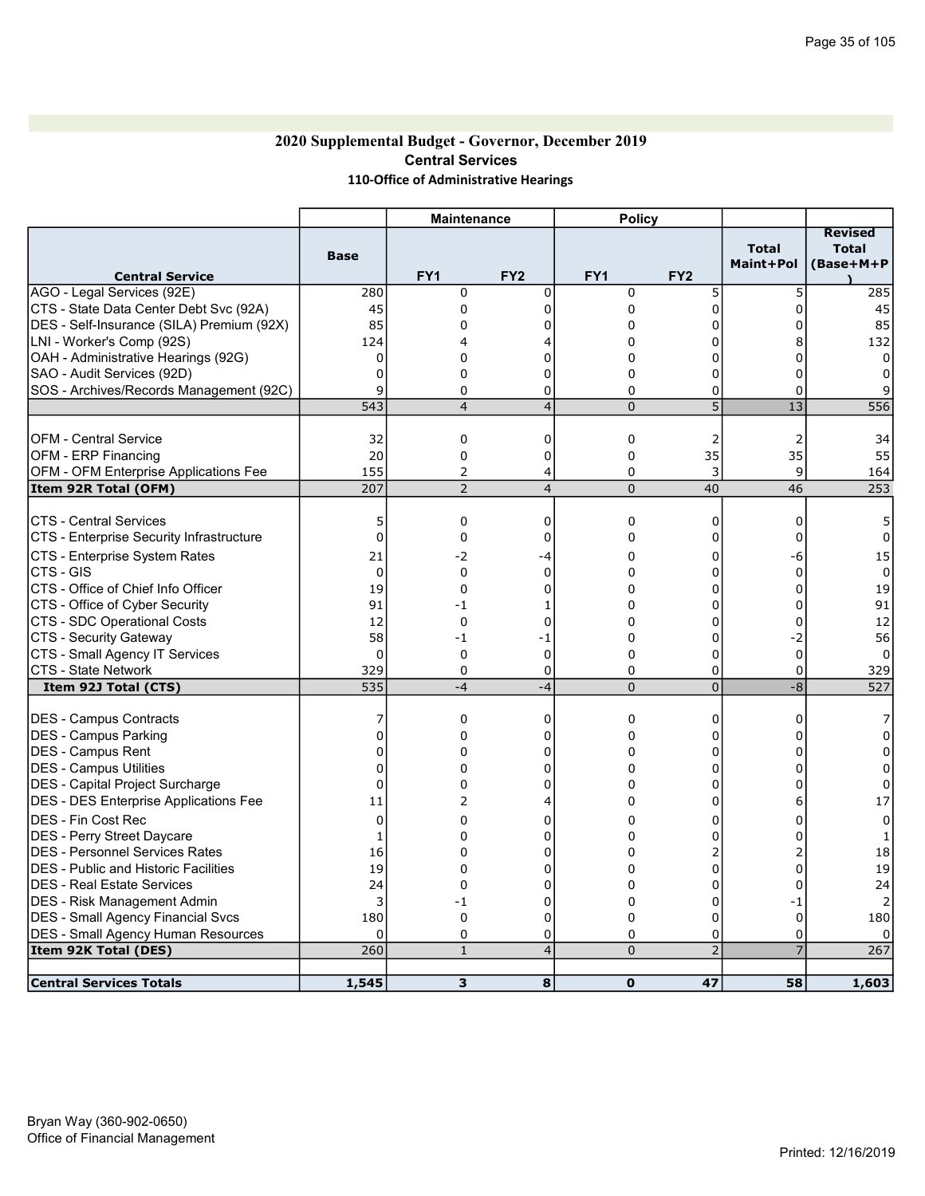# 2020 Supplemental Budget - Governor, December 2019

## Central Services

### 110-Office of Administrative Hearings

| | | Maintenance | | Policy | | | |
|---|---|---|---|---|---|---|---|
| **Central Service** | **Base** | **FY1** | **FY2** | **FY1** | **FY2** | **Total Maint+Pol** | **Revised Total (Base+M+P)** |
| AGO - Legal Services (92E) | 280 | 0 | 0 | 0 | 5 | 5 | 285 |
| CTS - State Data Center Debt Svc (92A) | 45 | 0 | 0 | 0 | 0 | 0 | 45 |
| DES - Self-Insurance (SILA) Premium (92X) | 85 | 0 | 0 | 0 | 0 | 0 | 85 |
| LNI - Worker's Comp (92S) | 124 | 4 | 4 | 0 | 0 | 8 | 132 |
| OAH - Administrative Hearings (92G) | 0 | 0 | 0 | 0 | 0 | 0 | 0 |
| SAO - Audit Services (92D) | 0 | 0 | 0 | 0 | 0 | 0 | 0 |
| SOS - Archives/Records Management (92C) | 9 | 0 | 0 | 0 | 0 | 0 | 9 |
| | 543 | 4 | 4 | 0 | 5 | 13 | 556 |
| | | | | | | | |
| OFM - Central Service | 32 | 0 | 0 | 0 | 2 | 2 | 34 |
| OFM - ERP Financing | 20 | 0 | 0 | 0 | 35 | 35 | 55 |
| OFM - OFM Enterprise Applications Fee | 155 | 2 | 4 | 0 | 3 | 9 | 164 |
| **Item 92R Total (OFM)** | 207 | 2 | 4 | 0 | 40 | 46 | 253 |
| | | | | | | | |
| CTS - Central Services | 5 | 0 | 0 | 0 | 0 | 0 | 5 |
| CTS - Enterprise Security Infrastructure | 0 | 0 | 0 | 0 | 0 | 0 | 0 |
| CTS - Enterprise System Rates | 21 | -2 | -4 | 0 | 0 | -6 | 15 |
| CTS - GIS | 0 | 0 | 0 | 0 | 0 | 0 | 0 |
| CTS - Office of Chief Info Officer | 19 | 0 | 0 | 0 | 0 | 0 | 19 |
| CTS - Office of Cyber Security | 91 | -1 | 1 | 0 | 0 | 0 | 91 |
| CTS - SDC Operational Costs | 12 | 0 | 0 | 0 | 0 | 0 | 12 |
| CTS - Security Gateway | 58 | -1 | -1 | 0 | 0 | -2 | 56 |
| CTS - Small Agency IT Services | 0 | 0 | 0 | 0 | 0 | 0 | 0 |
| CTS - State Network | 329 | 0 | 0 | 0 | 0 | 0 | 329 |
| **Item 92J Total (CTS)** | 535 | -4 | -4 | 0 | 0 | -8 | 527 |
| | | | | | | | |
| DES - Campus Contracts | 7 | 0 | 0 | 0 | 0 | 0 | 7 |
| DES - Campus Parking | 0 | 0 | 0 | 0 | 0 | 0 | 0 |
| DES - Campus Rent | 0 | 0 | 0 | 0 | 0 | 0 | 0 |
| DES - Campus Utilities | 0 | 0 | 0 | 0 | 0 | 0 | 0 |
| DES - Capital Project Surcharge | 0 | 0 | 0 | 0 | 0 | 0 | 0 |
| DES - DES Enterprise Applications Fee | 11 | 2 | 4 | 0 | 0 | 6 | 17 |
| DES - Fin Cost Rec | 0 | 0 | 0 | 0 | 0 | 0 | 0 |
| DES - Perry Street Daycare | 1 | 0 | 0 | 0 | 0 | 0 | 1 |
| DES - Personnel Services Rates | 16 | 0 | 0 | 0 | 2 | 2 | 18 |
| DES - Public and Historic Facilities | 19 | 0 | 0 | 0 | 0 | 0 | 19 |
| DES - Real Estate Services | 24 | 0 | 0 | 0 | 0 | 0 | 24 |
| DES - Risk Management Admin | 3 | -1 | 0 | 0 | 0 | -1 | 2 |
| DES - Small Agency Financial Svcs | 180 | 0 | 0 | 0 | 0 | 0 | 180 |
| DES - Small Agency Human Resources | 0 | 0 | 0 | 0 | 0 | 0 | 0 |
| **Item 92K Total (DES)** | 260 | 1 | 4 | 0 | 2 | 7 | 267 |
| | | | | | | | |
| **Central Services Totals** | **1,545** | **3** | **8** | **0** | **47** | **58** | **1,603** |

Bryan Way (360-902-0650)
Office of Financial Management

Printed: 12/16/2019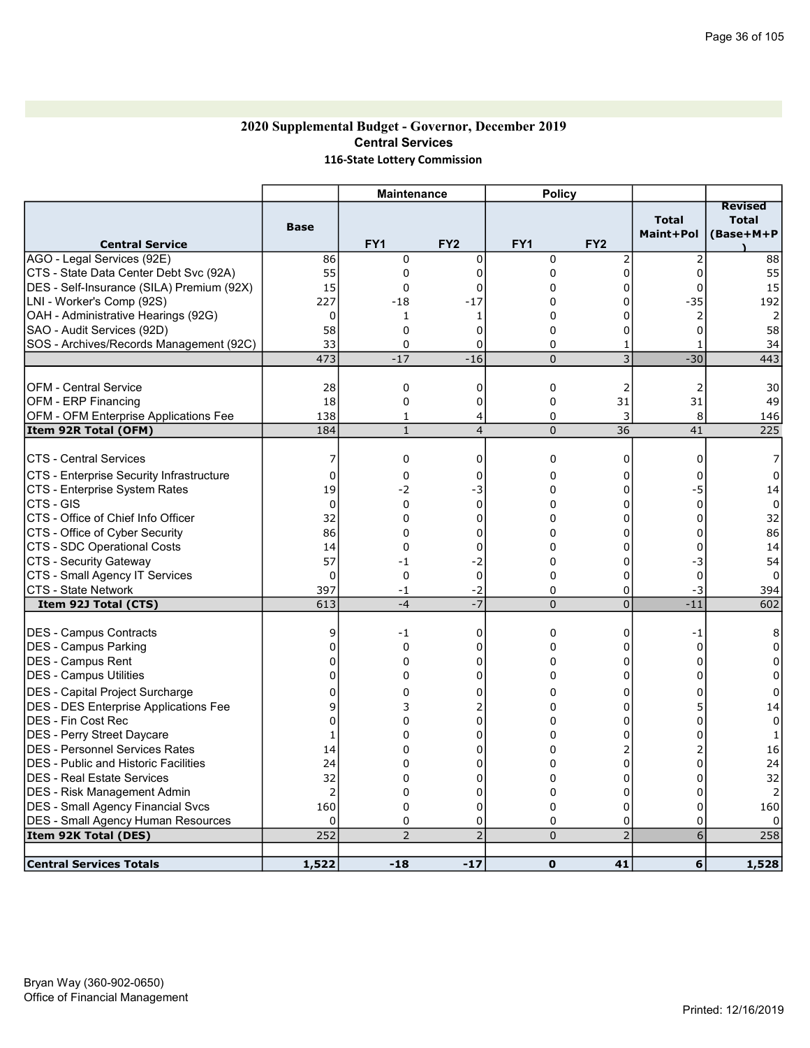# 2020 Supplemental Budget - Governor, December 2019

## Central Services

### 116-State Lottery Commission

| | | Maintenance | | Policy | | | |
|---|---|---|---|---|---|---|---|
| **Central Service** | **Base** | **FY1** | **FY2** | **FY1** | **FY2** | **Total Maint+Pol** | **Revised Total (Base+M+P)** |
| AGO - Legal Services (92E) | 86 | 0 | 0 | 0 | 2 | 2 | 88 |
| CTS - State Data Center Debt Svc (92A) | 55 | 0 | 0 | 0 | 0 | 0 | 55 |
| DES - Self-Insurance (SILA) Premium (92X) | 15 | 0 | 0 | 0 | 0 | 0 | 15 |
| LNI - Worker's Comp (92S) | 227 | -18 | -17 | 0 | 0 | -35 | 192 |
| OAH - Administrative Hearings (92G) | 0 | 1 | 1 | 0 | 0 | 2 | 2 |
| SAO - Audit Services (92D) | 58 | 0 | 0 | 0 | 0 | 0 | 58 |
| SOS - Archives/Records Management (92C) | 33 | 0 | 0 | 0 | 1 | 1 | 34 |
| | 473 | -17 | -16 | 0 | 3 | -30 | 443 |
| | | | | | | | |
| OFM - Central Service | 28 | 0 | 0 | 0 | 2 | 2 | 30 |
| OFM - ERP Financing | 18 | 0 | 0 | 0 | 31 | 31 | 49 |
| OFM - OFM Enterprise Applications Fee | 138 | 1 | 4 | 0 | 3 | 8 | 146 |
| **Item 92R Total (OFM)** | 184 | 1 | 4 | 0 | 36 | 41 | 225 |
| | | | | | | | |
| CTS - Central Services | 7 | 0 | 0 | 0 | 0 | 0 | 7 |
| CTS - Enterprise Security Infrastructure | 0 | 0 | 0 | 0 | 0 | 0 | 0 |
| CTS - Enterprise System Rates | 19 | -2 | -3 | 0 | 0 | -5 | 14 |
| CTS - GIS | 0 | 0 | 0 | 0 | 0 | 0 | 0 |
| CTS - Office of Chief Info Officer | 32 | 0 | 0 | 0 | 0 | 0 | 32 |
| CTS - Office of Cyber Security | 86 | 0 | 0 | 0 | 0 | 0 | 86 |
| CTS - SDC Operational Costs | 14 | 0 | 0 | 0 | 0 | 0 | 14 |
| CTS - Security Gateway | 57 | -1 | -2 | 0 | 0 | -3 | 54 |
| CTS - Small Agency IT Services | 0 | 0 | 0 | 0 | 0 | 0 | 0 |
| CTS - State Network | 397 | -1 | -2 | 0 | 0 | -3 | 394 |
| **Item 92J Total (CTS)** | 613 | -4 | -7 | 0 | 0 | -11 | 602 |
| | | | | | | | |
| DES - Campus Contracts | 9 | -1 | 0 | 0 | 0 | -1 | 8 |
| DES - Campus Parking | 0 | 0 | 0 | 0 | 0 | 0 | 0 |
| DES - Campus Rent | 0 | 0 | 0 | 0 | 0 | 0 | 0 |
| DES - Campus Utilities | 0 | 0 | 0 | 0 | 0 | 0 | 0 |
| DES - Capital Project Surcharge | 0 | 0 | 0 | 0 | 0 | 0 | 0 |
| DES - DES Enterprise Applications Fee | 9 | 3 | 2 | 0 | 0 | 5 | 14 |
| DES - Fin Cost Rec | 0 | 0 | 0 | 0 | 0 | 0 | 0 |
| DES - Perry Street Daycare | 1 | 0 | 0 | 0 | 0 | 0 | 1 |
| DES - Personnel Services Rates | 14 | 0 | 0 | 0 | 2 | 2 | 16 |
| DES - Public and Historic Facilities | 24 | 0 | 0 | 0 | 0 | 0 | 24 |
| DES - Real Estate Services | 32 | 0 | 0 | 0 | 0 | 0 | 32 |
| DES - Risk Management Admin | 2 | 0 | 0 | 0 | 0 | 0 | 2 |
| DES - Small Agency Financial Svcs | 160 | 0 | 0 | 0 | 0 | 0 | 160 |
| DES - Small Agency Human Resources | 0 | 0 | 0 | 0 | 0 | 0 | 0 |
| **Item 92K Total (DES)** | 252 | 2 | 2 | 0 | 2 | 6 | 258 |
| | | | | | | | |
| **Central Services Totals** | **1,522** | **-18** | **-17** | **0** | **41** | **6** | **1,528** |

Bryan Way (360-902-0650)
Office of Financial Management

Printed: 12/16/2019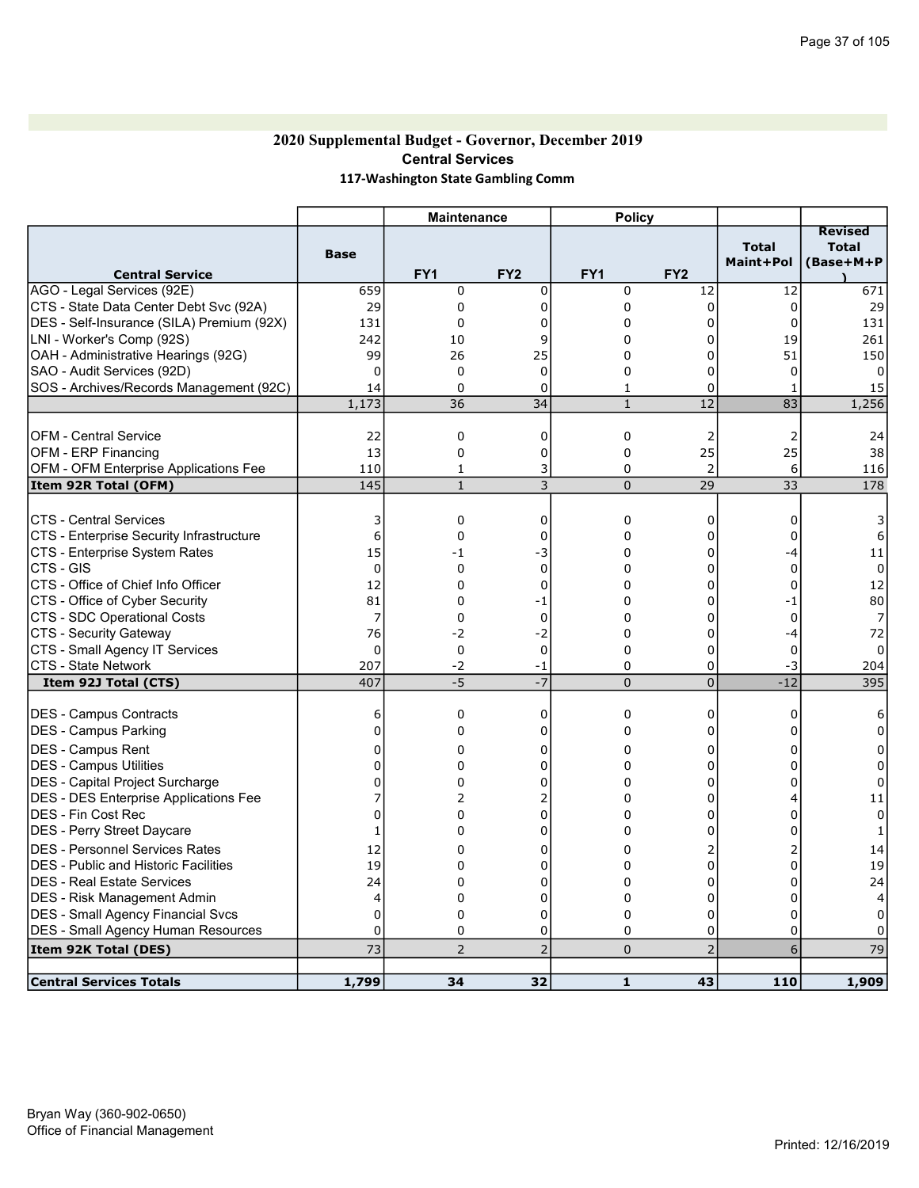## 2020 Supplemental Budget - Governor, December 2019
### Central Services
#### 117-Washington State Gambling Comm

| | | Maintenance | | Policy | | | |
|---|---|---|---|---|---|---|---|
| **Central Service** | **Base** | **FY1** | **FY2** | **FY1** | **FY2** | **Total Maint+Pol** | **Revised Total (Base+M+P)** |
| AGO - Legal Services (92E) | 659 | 0 | 0 | 0 | 12 | 12 | 671 |
| CTS - State Data Center Debt Svc (92A) | 29 | 0 | 0 | 0 | 0 | 0 | 29 |
| DES - Self-Insurance (SILA) Premium (92X) | 131 | 0 | 0 | 0 | 0 | 0 | 131 |
| LNI - Worker's Comp (92S) | 242 | 10 | 9 | 0 | 0 | 19 | 261 |
| OAH - Administrative Hearings (92G) | 99 | 26 | 25 | 0 | 0 | 51 | 150 |
| SAO - Audit Services (92D) | 0 | 0 | 0 | 0 | 0 | 0 | 0 |
| SOS - Archives/Records Management (92C) | 14 | 0 | 0 | 1 | 0 | 1 | 15 |
| | 1,173 | 36 | 34 | 1 | 12 | 83 | 1,256 |
| | | | | | | | |
| OFM - Central Service | 22 | 0 | 0 | 0 | 2 | 2 | 24 |
| OFM - ERP Financing | 13 | 0 | 0 | 0 | 25 | 25 | 38 |
| OFM - OFM Enterprise Applications Fee | 110 | 1 | 3 | 0 | 2 | 6 | 116 |
| **Item 92R Total (OFM)** | 145 | 1 | 3 | 0 | 29 | 33 | 178 |
| | | | | | | | |
| CTS - Central Services | 3 | 0 | 0 | 0 | 0 | 0 | 3 |
| CTS - Enterprise Security Infrastructure | 6 | 0 | 0 | 0 | 0 | 0 | 6 |
| CTS - Enterprise System Rates | 15 | -1 | -3 | 0 | 0 | -4 | 11 |
| CTS - GIS | 0 | 0 | 0 | 0 | 0 | 0 | 0 |
| CTS - Office of Chief Info Officer | 12 | 0 | 0 | 0 | 0 | 0 | 12 |
| CTS - Office of Cyber Security | 81 | 0 | -1 | 0 | 0 | -1 | 80 |
| CTS - SDC Operational Costs | 7 | 0 | 0 | 0 | 0 | 0 | 7 |
| CTS - Security Gateway | 76 | -2 | -2 | 0 | 0 | -4 | 72 |
| CTS - Small Agency IT Services | 0 | 0 | 0 | 0 | 0 | 0 | 0 |
| CTS - State Network | 207 | -2 | -1 | 0 | 0 | -3 | 204 |
| **Item 92J Total (CTS)** | 407 | -5 | -7 | 0 | 0 | -12 | 395 |
| | | | | | | | |
| DES - Campus Contracts | 6 | 0 | 0 | 0 | 0 | 0 | 6 |
| DES - Campus Parking | 0 | 0 | 0 | 0 | 0 | 0 | 0 |
| DES - Campus Rent | 0 | 0 | 0 | 0 | 0 | 0 | 0 |
| DES - Campus Utilities | 0 | 0 | 0 | 0 | 0 | 0 | 0 |
| DES - Capital Project Surcharge | 0 | 0 | 0 | 0 | 0 | 0 | 0 |
| DES - DES Enterprise Applications Fee | 7 | 2 | 2 | 0 | 0 | 4 | 11 |
| DES - Fin Cost Rec | 0 | 0 | 0 | 0 | 0 | 0 | 0 |
| DES - Perry Street Daycare | 1 | 0 | 0 | 0 | 0 | 0 | 1 |
| DES - Personnel Services Rates | 12 | 0 | 0 | 0 | 2 | 2 | 14 |
| DES - Public and Historic Facilities | 19 | 0 | 0 | 0 | 0 | 0 | 19 |
| DES - Real Estate Services | 24 | 0 | 0 | 0 | 0 | 0 | 24 |
| DES - Risk Management Admin | 4 | 0 | 0 | 0 | 0 | 0 | 4 |
| DES - Small Agency Financial Svcs | 0 | 0 | 0 | 0 | 0 | 0 | 0 |
| DES - Small Agency Human Resources | 0 | 0 | 0 | 0 | 0 | 0 | 0 |
| **Item 92K Total (DES)** | 73 | 2 | 2 | 0 | 2 | 6 | 79 |
| | | | | | | | |
| **Central Services Totals** | **1,799** | **34** | **32** | **1** | **43** | **110** | **1,909** |

Bryan Way (360-902-0650)
Office of Financial Management

Printed: 12/16/2019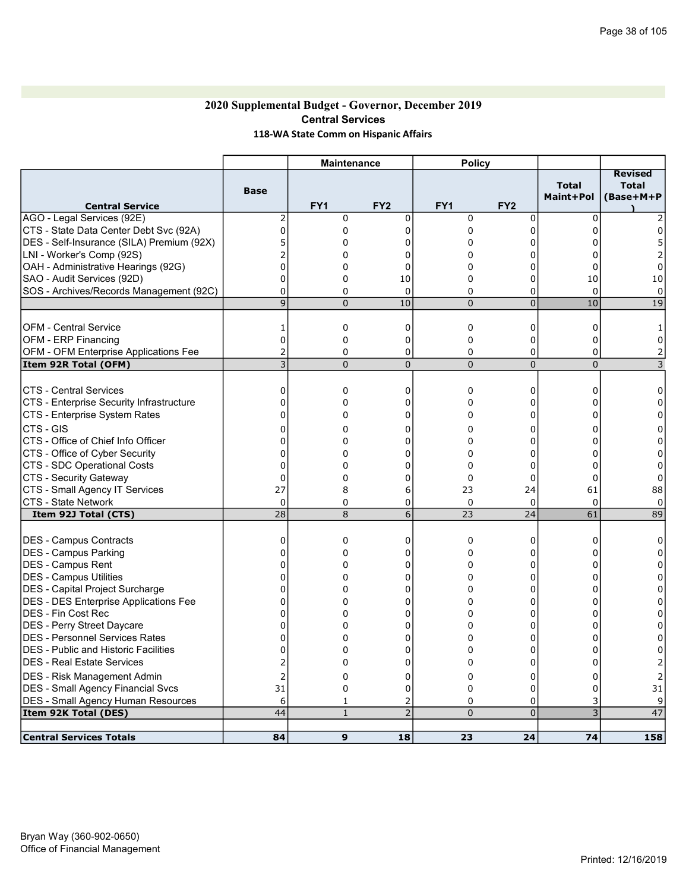## 2020 Supplemental Budget - Governor, December 2019

### Central Services

### 118-WA State Comm on Hispanic Affairs

| | | Maintenance | | Policy | | | |
|---|---|---|---|---|---|---|---|
| **Central Service** | **Base** | **FY1** | **FY2** | **FY1** | **FY2** | **Total Maint+Pol** | **Revised Total (Base+M+P)** |
| AGO - Legal Services (92E) | 2 | 0 | 0 | 0 | 0 | 0 | 2 |
| CTS - State Data Center Debt Svc (92A) | 0 | 0 | 0 | 0 | 0 | 0 | 0 |
| DES - Self-Insurance (SILA) Premium (92X) | 5 | 0 | 0 | 0 | 0 | 0 | 5 |
| LNI - Worker's Comp (92S) | 2 | 0 | 0 | 0 | 0 | 0 | 2 |
| OAH - Administrative Hearings (92G) | 0 | 0 | 0 | 0 | 0 | 0 | 0 |
| SAO - Audit Services (92D) | 0 | 0 | 10 | 0 | 0 | 10 | 10 |
| SOS - Archives/Records Management (92C) | 0 | 0 | 0 | 0 | 0 | 0 | 0 |
| | 9 | 0 | 10 | 0 | 0 | 10 | 19 |
| | | | | | | | |
| OFM - Central Service | 1 | 0 | 0 | 0 | 0 | 0 | 1 |
| OFM - ERP Financing | 0 | 0 | 0 | 0 | 0 | 0 | 0 |
| OFM - OFM Enterprise Applications Fee | 2 | 0 | 0 | 0 | 0 | 0 | 2 |
| **Item 92R Total (OFM)** | 3 | 0 | 0 | 0 | 0 | 0 | 3 |
| | | | | | | | |
| CTS - Central Services | 0 | 0 | 0 | 0 | 0 | 0 | 0 |
| CTS - Enterprise Security Infrastructure | 0 | 0 | 0 | 0 | 0 | 0 | 0 |
| CTS - Enterprise System Rates | 0 | 0 | 0 | 0 | 0 | 0 | 0 |
| CTS - GIS | 0 | 0 | 0 | 0 | 0 | 0 | 0 |
| CTS - Office of Chief Info Officer | 0 | 0 | 0 | 0 | 0 | 0 | 0 |
| CTS - Office of Cyber Security | 0 | 0 | 0 | 0 | 0 | 0 | 0 |
| CTS - SDC Operational Costs | 0 | 0 | 0 | 0 | 0 | 0 | 0 |
| CTS - Security Gateway | 0 | 0 | 0 | 0 | 0 | 0 | 0 |
| CTS - Small Agency IT Services | 27 | 8 | 6 | 23 | 24 | 61 | 88 |
| CTS - State Network | 0 | 0 | 0 | 0 | 0 | 0 | 0 |
| **Item 92J Total (CTS)** | 28 | 8 | 6 | 23 | 24 | 61 | 89 |
| | | | | | | | |
| DES - Campus Contracts | 0 | 0 | 0 | 0 | 0 | 0 | 0 |
| DES - Campus Parking | 0 | 0 | 0 | 0 | 0 | 0 | 0 |
| DES - Campus Rent | 0 | 0 | 0 | 0 | 0 | 0 | 0 |
| DES - Campus Utilities | 0 | 0 | 0 | 0 | 0 | 0 | 0 |
| DES - Capital Project Surcharge | 0 | 0 | 0 | 0 | 0 | 0 | 0 |
| DES - DES Enterprise Applications Fee | 0 | 0 | 0 | 0 | 0 | 0 | 0 |
| DES - Fin Cost Rec | 0 | 0 | 0 | 0 | 0 | 0 | 0 |
| DES - Perry Street Daycare | 0 | 0 | 0 | 0 | 0 | 0 | 0 |
| DES - Personnel Services Rates | 0 | 0 | 0 | 0 | 0 | 0 | 0 |
| DES - Public and Historic Facilities | 0 | 0 | 0 | 0 | 0 | 0 | 0 |
| DES - Real Estate Services | 2 | 0 | 0 | 0 | 0 | 0 | 2 |
| DES - Risk Management Admin | 2 | 0 | 0 | 0 | 0 | 0 | 2 |
| DES - Small Agency Financial Svcs | 31 | 0 | 0 | 0 | 0 | 0 | 31 |
| DES - Small Agency Human Resources | 6 | 1 | 2 | 0 | 0 | 3 | 9 |
| **Item 92K Total (DES)** | 44 | 1 | 2 | 0 | 0 | 3 | 47 |
| | | | | | | | |
| **Central Services Totals** | **84** | **9** | **18** | **23** | **24** | **74** | **158** |

Bryan Way (360-902-0650)
Office of Financial Management

Printed: 12/16/2019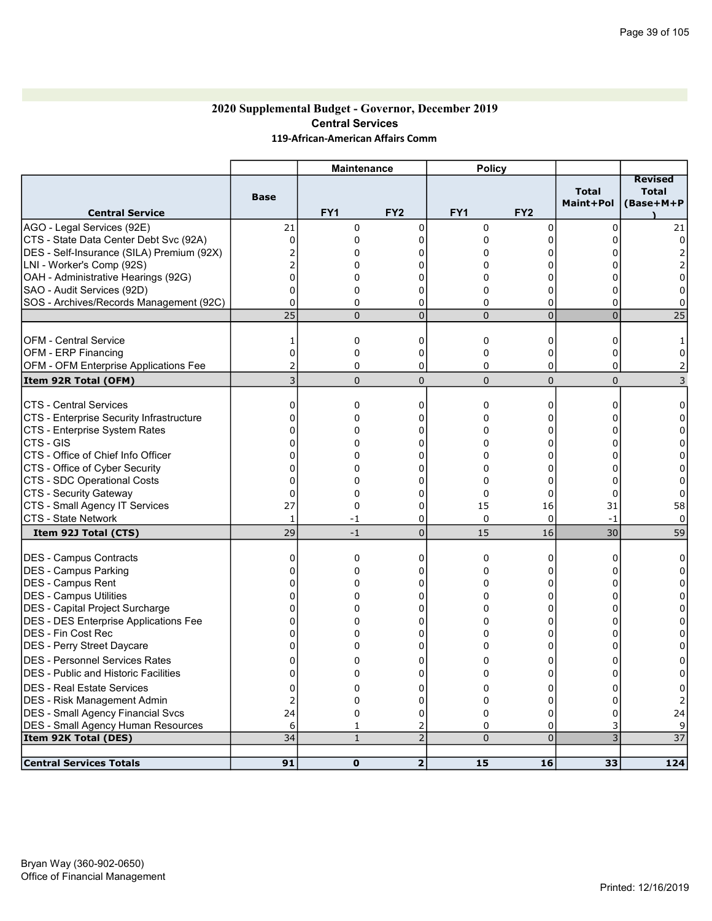## 2020 Supplemental Budget - Governor, December 2019
### Central Services
#### 119-African-American Affairs Comm

| | | Maintenance | | Policy | | | |
|---|---|---|---|---|---|---|---|
| **Central Service** | **Base** | **FY1** | **FY2** | **FY1** | **FY2** | **Total Maint+Pol** | **Revised Total (Base+M+P)** |
| AGO - Legal Services (92E) | 21 | 0 | 0 | 0 | 0 | 0 | 21 |
| CTS - State Data Center Debt Svc (92A) | 0 | 0 | 0 | 0 | 0 | 0 | 0 |
| DES - Self-Insurance (SILA) Premium (92X) | 2 | 0 | 0 | 0 | 0 | 0 | 2 |
| LNI - Worker's Comp (92S) | 2 | 0 | 0 | 0 | 0 | 0 | 2 |
| OAH - Administrative Hearings (92G) | 0 | 0 | 0 | 0 | 0 | 0 | 0 |
| SAO - Audit Services (92D) | 0 | 0 | 0 | 0 | 0 | 0 | 0 |
| SOS - Archives/Records Management (92C) | 0 | 0 | 0 | 0 | 0 | 0 | 0 |
| | 25 | 0 | 0 | 0 | 0 | 0 | 25 |
| OFM - Central Service | 1 | 0 | 0 | 0 | 0 | 0 | 1 |
| OFM - ERP Financing | 0 | 0 | 0 | 0 | 0 | 0 | 0 |
| OFM - OFM Enterprise Applications Fee | 2 | 0 | 0 | 0 | 0 | 0 | 2 |
| **Item 92R Total (OFM)** | 3 | 0 | 0 | 0 | 0 | 0 | 3 |
| CTS - Central Services | 0 | 0 | 0 | 0 | 0 | 0 | 0 |
| CTS - Enterprise Security Infrastructure | 0 | 0 | 0 | 0 | 0 | 0 | 0 |
| CTS - Enterprise System Rates | 0 | 0 | 0 | 0 | 0 | 0 | 0 |
| CTS - GIS | 0 | 0 | 0 | 0 | 0 | 0 | 0 |
| CTS - Office of Chief Info Officer | 0 | 0 | 0 | 0 | 0 | 0 | 0 |
| CTS - Office of Cyber Security | 0 | 0 | 0 | 0 | 0 | 0 | 0 |
| CTS - SDC Operational Costs | 0 | 0 | 0 | 0 | 0 | 0 | 0 |
| CTS - Security Gateway | 0 | 0 | 0 | 0 | 0 | 0 | 0 |
| CTS - Small Agency IT Services | 27 | 0 | 0 | 15 | 16 | 31 | 58 |
| CTS - State Network | 1 | -1 | 0 | 0 | 0 | -1 | 0 |
| **Item 92J Total (CTS)** | 29 | -1 | 0 | 15 | 16 | 30 | 59 |
| DES - Campus Contracts | 0 | 0 | 0 | 0 | 0 | 0 | 0 |
| DES - Campus Parking | 0 | 0 | 0 | 0 | 0 | 0 | 0 |
| DES - Campus Rent | 0 | 0 | 0 | 0 | 0 | 0 | 0 |
| DES - Campus Utilities | 0 | 0 | 0 | 0 | 0 | 0 | 0 |
| DES - Capital Project Surcharge | 0 | 0 | 0 | 0 | 0 | 0 | 0 |
| DES - DES Enterprise Applications Fee | 0 | 0 | 0 | 0 | 0 | 0 | 0 |
| DES - Fin Cost Rec | 0 | 0 | 0 | 0 | 0 | 0 | 0 |
| DES - Perry Street Daycare | 0 | 0 | 0 | 0 | 0 | 0 | 0 |
| DES - Personnel Services Rates | 0 | 0 | 0 | 0 | 0 | 0 | 0 |
| DES - Public and Historic Facilities | 0 | 0 | 0 | 0 | 0 | 0 | 0 |
| DES - Real Estate Services | 0 | 0 | 0 | 0 | 0 | 0 | 0 |
| DES - Risk Management Admin | 2 | 0 | 0 | 0 | 0 | 0 | 2 |
| DES - Small Agency Financial Svcs | 24 | 0 | 0 | 0 | 0 | 0 | 24 |
| DES - Small Agency Human Resources | 6 | 1 | 2 | 0 | 0 | 3 | 9 |
| **Item 92K Total (DES)** | 34 | 1 | 2 | 0 | 0 | 3 | 37 |
| **Central Services Totals** | **91** | **0** | **2** | **15** | **16** | **33** | **124** |

Bryan Way (360-902-0650)
Office of Financial Management

Printed: 12/16/2019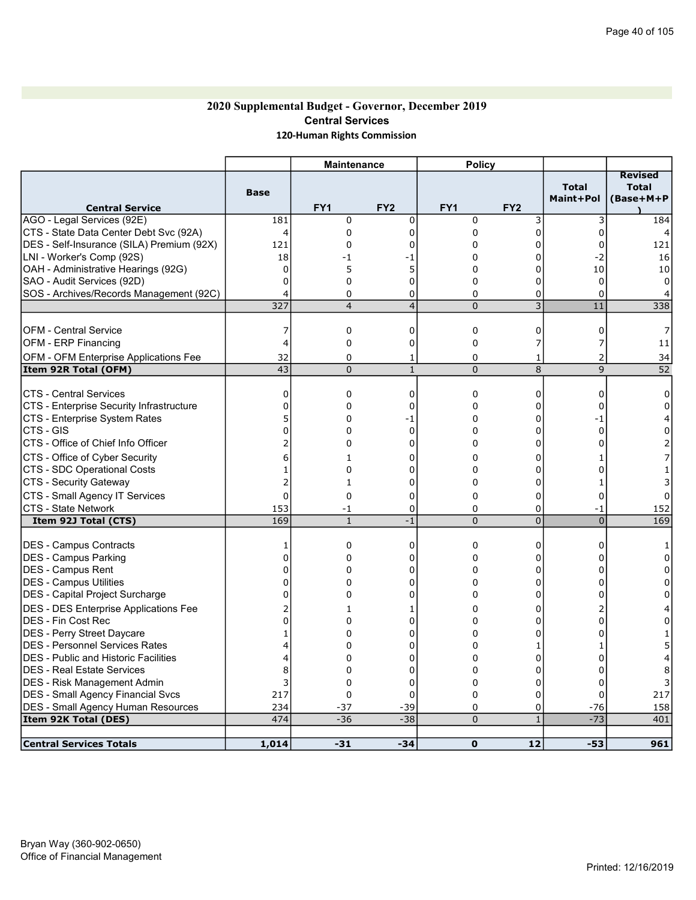## 2020 Supplemental Budget - Governor, December 2019
### Central Services
#### 120-Human Rights Commission

| | | Maintenance | | Policy | | | |
|---|---|---|---|---|---|---|---|
| **Central Service** | **Base** | **FY1** | **FY2** | **FY1** | **FY2** | **Total Maint+Pol** | **Revised Total (Base+M+P)** |
| AGO - Legal Services (92E) | 181 | 0 | 0 | 0 | 3 | 3 | 184 |
| CTS - State Data Center Debt Svc (92A) | 4 | 0 | 0 | 0 | 0 | 0 | 4 |
| DES - Self-Insurance (SILA) Premium (92X) | 121 | 0 | 0 | 0 | 0 | 0 | 121 |
| LNI - Worker's Comp (92S) | 18 | -1 | -1 | 0 | 0 | -2 | 16 |
| OAH - Administrative Hearings (92G) | 0 | 5 | 5 | 0 | 0 | 10 | 10 |
| SAO - Audit Services (92D) | 0 | 0 | 0 | 0 | 0 | 0 | 0 |
| SOS - Archives/Records Management (92C) | 4 | 0 | 0 | 0 | 0 | 0 | 4 |
| | 327 | 4 | 4 | 0 | 3 | 11 | 338 |
| OFM - Central Service | 7 | 0 | 0 | 0 | 0 | 0 | 7 |
| OFM - ERP Financing | 4 | 0 | 0 | 0 | 7 | 7 | 11 |
| OFM - OFM Enterprise Applications Fee | 32 | 0 | 1 | 0 | 1 | 2 | 34 |
| **Item 92R Total (OFM)** | 43 | 0 | 1 | 0 | 8 | 9 | 52 |
| CTS - Central Services | 0 | 0 | 0 | 0 | 0 | 0 | 0 |
| CTS - Enterprise Security Infrastructure | 0 | 0 | 0 | 0 | 0 | 0 | 0 |
| CTS - Enterprise System Rates | 5 | 0 | -1 | 0 | 0 | -1 | 4 |
| CTS - GIS | 0 | 0 | 0 | 0 | 0 | 0 | 0 |
| CTS - Office of Chief Info Officer | 2 | 0 | 0 | 0 | 0 | 0 | 2 |
| CTS - Office of Cyber Security | 6 | 1 | 0 | 0 | 0 | 1 | 7 |
| CTS - SDC Operational Costs | 1 | 0 | 0 | 0 | 0 | 0 | 1 |
| CTS - Security Gateway | 2 | 1 | 0 | 0 | 0 | 1 | 3 |
| CTS - Small Agency IT Services | 0 | 0 | 0 | 0 | 0 | 0 | 0 |
| CTS - State Network | 153 | -1 | 0 | 0 | 0 | -1 | 152 |
| **Item 92J Total (CTS)** | 169 | 1 | -1 | 0 | 0 | 0 | 169 |
| DES - Campus Contracts | 1 | 0 | 0 | 0 | 0 | 0 | 1 |
| DES - Campus Parking | 0 | 0 | 0 | 0 | 0 | 0 | 0 |
| DES - Campus Rent | 0 | 0 | 0 | 0 | 0 | 0 | 0 |
| DES - Campus Utilities | 0 | 0 | 0 | 0 | 0 | 0 | 0 |
| DES - Capital Project Surcharge | 0 | 0 | 0 | 0 | 0 | 0 | 0 |
| DES - DES Enterprise Applications Fee | 2 | 1 | 1 | 0 | 0 | 2 | 4 |
| DES - Fin Cost Rec | 0 | 0 | 0 | 0 | 0 | 0 | 0 |
| DES - Perry Street Daycare | 1 | 0 | 0 | 0 | 0 | 0 | 1 |
| DES - Personnel Services Rates | 4 | 0 | 0 | 0 | 1 | 1 | 5 |
| DES - Public and Historic Facilities | 4 | 0 | 0 | 0 | 0 | 0 | 4 |
| DES - Real Estate Services | 8 | 0 | 0 | 0 | 0 | 0 | 8 |
| DES - Risk Management Admin | 3 | 0 | 0 | 0 | 0 | 0 | 3 |
| DES - Small Agency Financial Svcs | 217 | 0 | 0 | 0 | 0 | 0 | 217 |
| DES - Small Agency Human Resources | 234 | -37 | -39 | 0 | 0 | -76 | 158 |
| **Item 92K Total (DES)** | 474 | -36 | -38 | 0 | 1 | -73 | 401 |
| **Central Services Totals** | **1,014** | **-31** | **-34** | **0** | **12** | **-53** | **961** |

Bryan Way (360-902-0650)
Office of Financial Management

Printed: 12/16/2019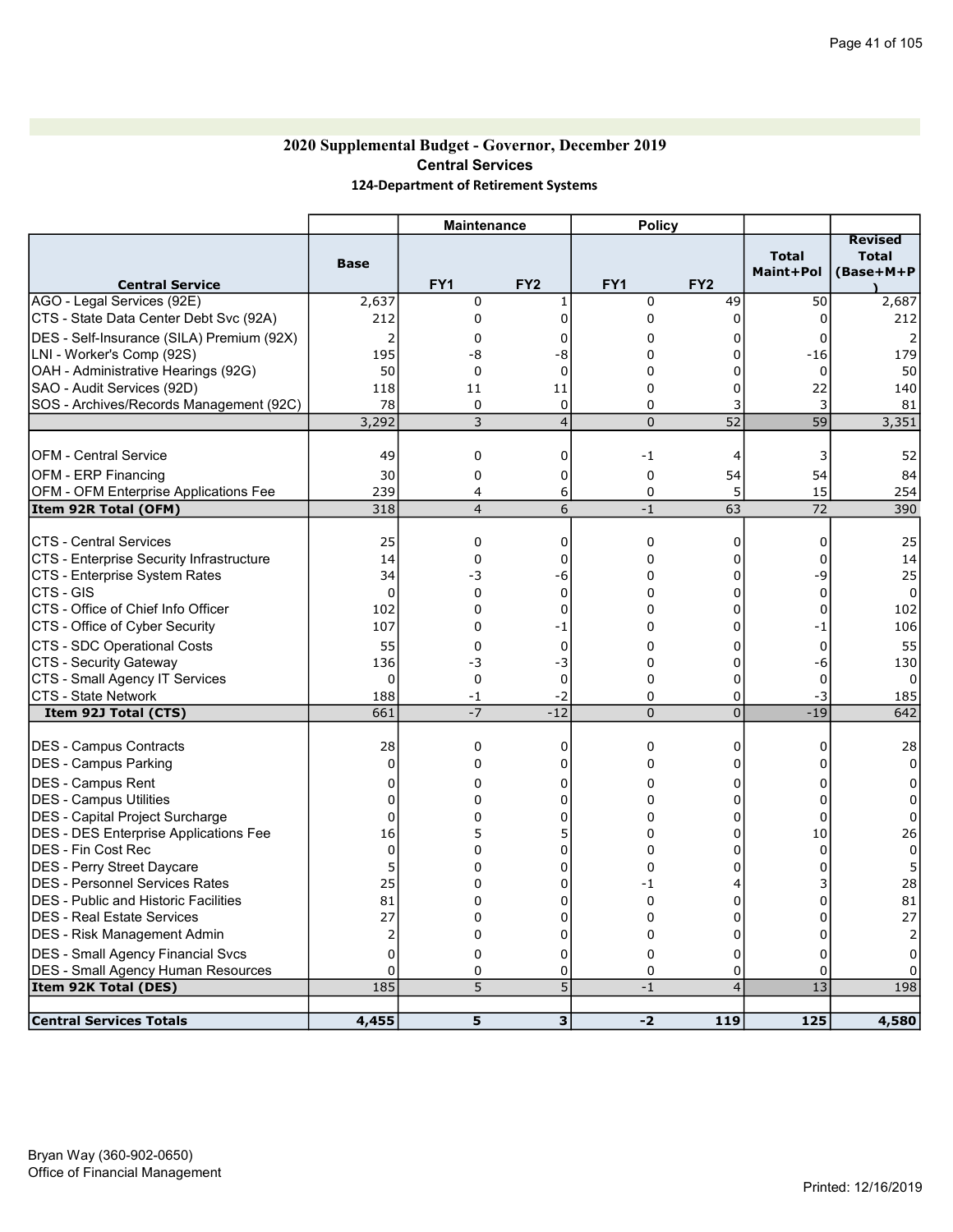## 2020 Supplemental Budget - Governor, December 2019

### Central Services

#### 124-Department of Retirement Systems

| | | Maintenance | | Policy | | | |
|---|---|---|---|---|---|---|---|
| Central Service | Base | FY1 | FY2 | FY1 | FY2 | Total Maint+Pol | Revised Total (Base+M+P) |
| AGO - Legal Services (92E) | 2,637 | 0 | 1 | 0 | 49 | 50 | 2,687 |
| CTS - State Data Center Debt Svc (92A) | 212 | 0 | 0 | 0 | 0 | 0 | 212 |
| DES - Self-Insurance (SILA) Premium (92X) | 2 | 0 | 0 | 0 | 0 | 0 | 2 |
| LNI - Worker's Comp (92S) | 195 | -8 | -8 | 0 | 0 | -16 | 179 |
| OAH - Administrative Hearings (92G) | 50 | 0 | 0 | 0 | 0 | 0 | 50 |
| SAO - Audit Services (92D) | 118 | 11 | 11 | 0 | 0 | 22 | 140 |
| SOS - Archives/Records Management (92C) | 78 | 0 | 0 | 0 | 3 | 3 | 81 |
| | 3,292 | 3 | 4 | 0 | 52 | 59 | 3,351 |
| OFM - Central Service | 49 | 0 | 0 | -1 | 4 | 3 | 52 |
| OFM - ERP Financing | 30 | 0 | 0 | 0 | 54 | 54 | 84 |
| OFM - OFM Enterprise Applications Fee | 239 | 4 | 6 | 0 | 5 | 15 | 254 |
| **Item 92R Total (OFM)** | 318 | 4 | 6 | -1 | 63 | 72 | 390 |
| CTS - Central Services | 25 | 0 | 0 | 0 | 0 | 0 | 25 |
| CTS - Enterprise Security Infrastructure | 14 | 0 | 0 | 0 | 0 | 0 | 14 |
| CTS - Enterprise System Rates | 34 | -3 | -6 | 0 | 0 | -9 | 25 |
| CTS - GIS | 0 | 0 | 0 | 0 | 0 | 0 | 0 |
| CTS - Office of Chief Info Officer | 102 | 0 | 0 | 0 | 0 | 0 | 102 |
| CTS - Office of Cyber Security | 107 | 0 | -1 | 0 | 0 | -1 | 106 |
| CTS - SDC Operational Costs | 55 | 0 | 0 | 0 | 0 | 0 | 55 |
| CTS - Security Gateway | 136 | -3 | -3 | 0 | 0 | -6 | 130 |
| CTS - Small Agency IT Services | 0 | 0 | 0 | 0 | 0 | 0 | 0 |
| CTS - State Network | 188 | -1 | -2 | 0 | 0 | -3 | 185 |
| **Item 92J Total (CTS)** | 661 | -7 | -12 | 0 | 0 | -19 | 642 |
| DES - Campus Contracts | 28 | 0 | 0 | 0 | 0 | 0 | 28 |
| DES - Campus Parking | 0 | 0 | 0 | 0 | 0 | 0 | 0 |
| DES - Campus Rent | 0 | 0 | 0 | 0 | 0 | 0 | 0 |
| DES - Campus Utilities | 0 | 0 | 0 | 0 | 0 | 0 | 0 |
| DES - Capital Project Surcharge | 0 | 0 | 0 | 0 | 0 | 0 | 0 |
| DES - DES Enterprise Applications Fee | 16 | 5 | 5 | 0 | 0 | 10 | 26 |
| DES - Fin Cost Rec | 0 | 0 | 0 | 0 | 0 | 0 | 0 |
| DES - Perry Street Daycare | 5 | 0 | 0 | 0 | 0 | 0 | 5 |
| DES - Personnel Services Rates | 25 | 0 | 0 | -1 | 4 | 3 | 28 |
| DES - Public and Historic Facilities | 81 | 0 | 0 | 0 | 0 | 0 | 81 |
| DES - Real Estate Services | 27 | 0 | 0 | 0 | 0 | 0 | 27 |
| DES - Risk Management Admin | 2 | 0 | 0 | 0 | 0 | 0 | 2 |
| DES - Small Agency Financial Svcs | 0 | 0 | 0 | 0 | 0 | 0 | 0 |
| DES - Small Agency Human Resources | 0 | 0 | 0 | 0 | 0 | 0 | 0 |
| **Item 92K Total (DES)** | 185 | 5 | 5 | -1 | 4 | 13 | 198 |
| **Central Services Totals** | **4,455** | **5** | **3** | **-2** | **119** | **125** | **4,580** |

Bryan Way (360-902-0650)
Office of Financial Management

Printed: 12/16/2019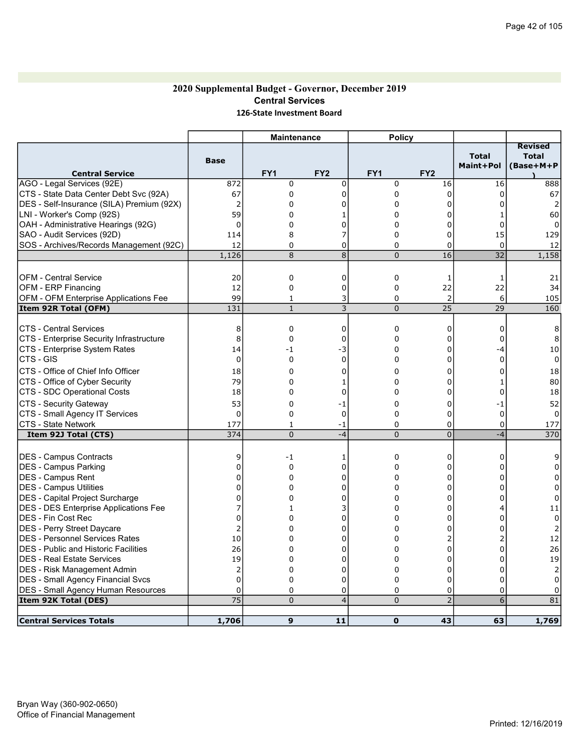# 2020 Supplemental Budget - Governor, December 2019

## Central Services

### 126-State Investment Board

| | | Maintenance | | Policy | | | |
|---|---|---|---|---|---|---|---|
| **Central Service** | **Base** | **FY1** | **FY2** | **FY1** | **FY2** | **Total Maint+Pol** | **Revised Total (Base+M+P)** |
| AGO - Legal Services (92E) | 872 | 0 | 0 | 0 | 16 | 16 | 888 |
| CTS - State Data Center Debt Svc (92A) | 67 | 0 | 0 | 0 | 0 | 0 | 67 |
| DES - Self-Insurance (SILA) Premium (92X) | 2 | 0 | 0 | 0 | 0 | 0 | 2 |
| LNI - Worker's Comp (92S) | 59 | 0 | 1 | 0 | 0 | 1 | 60 |
| OAH - Administrative Hearings (92G) | 0 | 0 | 0 | 0 | 0 | 0 | 0 |
| SAO - Audit Services (92D) | 114 | 8 | 7 | 0 | 0 | 15 | 129 |
| SOS - Archives/Records Management (92C) | 12 | 0 | 0 | 0 | 0 | 0 | 12 |
| | 1,126 | 8 | 8 | 0 | 16 | 32 | 1,158 |
| | | | | | | | |
| OFM - Central Service | 20 | 0 | 0 | 0 | 1 | 1 | 21 |
| OFM - ERP Financing | 12 | 0 | 0 | 0 | 22 | 22 | 34 |
| OFM - OFM Enterprise Applications Fee | 99 | 1 | 3 | 0 | 2 | 6 | 105 |
| **Item 92R Total (OFM)** | 131 | 1 | 3 | 0 | 25 | 29 | 160 |
| | | | | | | | |
| CTS - Central Services | 8 | 0 | 0 | 0 | 0 | 0 | 8 |
| CTS - Enterprise Security Infrastructure | 8 | 0 | 0 | 0 | 0 | 0 | 8 |
| CTS - Enterprise System Rates | 14 | -1 | -3 | 0 | 0 | -4 | 10 |
| CTS - GIS | 0 | 0 | 0 | 0 | 0 | 0 | 0 |
| CTS - Office of Chief Info Officer | 18 | 0 | 0 | 0 | 0 | 0 | 18 |
| CTS - Office of Cyber Security | 79 | 0 | 1 | 0 | 0 | 1 | 80 |
| CTS - SDC Operational Costs | 18 | 0 | 0 | 0 | 0 | 0 | 18 |
| CTS - Security Gateway | 53 | 0 | -1 | 0 | 0 | -1 | 52 |
| CTS - Small Agency IT Services | 0 | 0 | 0 | 0 | 0 | 0 | 0 |
| CTS - State Network | 177 | 1 | -1 | 0 | 0 | 0 | 177 |
| **Item 92J Total (CTS)** | 374 | 0 | -4 | 0 | 0 | -4 | 370 |
| | | | | | | | |
| DES - Campus Contracts | 9 | -1 | 1 | 0 | 0 | 0 | 9 |
| DES - Campus Parking | 0 | 0 | 0 | 0 | 0 | 0 | 0 |
| DES - Campus Rent | 0 | 0 | 0 | 0 | 0 | 0 | 0 |
| DES - Campus Utilities | 0 | 0 | 0 | 0 | 0 | 0 | 0 |
| DES - Capital Project Surcharge | 0 | 0 | 0 | 0 | 0 | 0 | 0 |
| DES - DES Enterprise Applications Fee | 7 | 1 | 3 | 0 | 0 | 4 | 11 |
| DES - Fin Cost Rec | 0 | 0 | 0 | 0 | 0 | 0 | 0 |
| DES - Perry Street Daycare | 2 | 0 | 0 | 0 | 0 | 0 | 2 |
| DES - Personnel Services Rates | 10 | 0 | 0 | 0 | 2 | 2 | 12 |
| DES - Public and Historic Facilities | 26 | 0 | 0 | 0 | 0 | 0 | 26 |
| DES - Real Estate Services | 19 | 0 | 0 | 0 | 0 | 0 | 19 |
| DES - Risk Management Admin | 2 | 0 | 0 | 0 | 0 | 0 | 2 |
| DES - Small Agency Financial Svcs | 0 | 0 | 0 | 0 | 0 | 0 | 0 |
| DES - Small Agency Human Resources | 0 | 0 | 0 | 0 | 0 | 0 | 0 |
| **Item 92K Total (DES)** | 75 | 0 | 4 | 0 | 2 | 6 | 81 |
| | | | | | | | |
| **Central Services Totals** | **1,706** | **9** | **11** | **0** | **43** | **63** | **1,769** |

Bryan Way (360-902-0650)
Office of Financial Management

Printed: 12/16/2019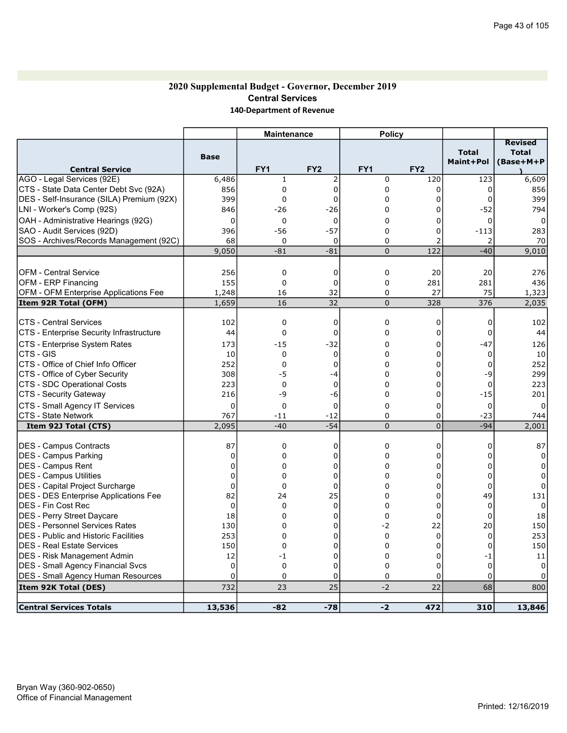## 2020 Supplemental Budget - Governor, December 2019
### Central Services
#### 140-Department of Revenue

| | | Maintenance | | Policy | | | |
|---|---|---|---|---|---|---|---|
| **Central Service** | **Base** | **FY1** | **FY2** | **FY1** | **FY2** | **Total Maint+Pol** | **Revised Total (Base+M+P)** |
| AGO - Legal Services (92E) | 6,486 | 1 | 2 | 0 | 120 | 123 | 6,609 |
| CTS - State Data Center Debt Svc (92A) | 856 | 0 | 0 | 0 | 0 | 0 | 856 |
| DES - Self-Insurance (SILA) Premium (92X) | 399 | 0 | 0 | 0 | 0 | 0 | 399 |
| LNI - Worker's Comp (92S) | 846 | -26 | -26 | 0 | 0 | -52 | 794 |
| OAH - Administrative Hearings (92G) | 0 | 0 | 0 | 0 | 0 | 0 | 0 |
| SAO - Audit Services (92D) | 396 | -56 | -57 | 0 | 0 | -113 | 283 |
| SOS - Archives/Records Management (92C) | 68 | 0 | 0 | 0 | 2 | 2 | 70 |
| | 9,050 | -81 | -81 | 0 | 122 | -40 | 9,010 |
| | | | | | | | |
| OFM - Central Service | 256 | 0 | 0 | 0 | 20 | 20 | 276 |
| OFM - ERP Financing | 155 | 0 | 0 | 0 | 281 | 281 | 436 |
| OFM - OFM Enterprise Applications Fee | 1,248 | 16 | 32 | 0 | 27 | 75 | 1,323 |
| **Item 92R Total (OFM)** | 1,659 | 16 | 32 | 0 | 328 | 376 | 2,035 |
| | | | | | | | |
| CTS - Central Services | 102 | 0 | 0 | 0 | 0 | 0 | 102 |
| CTS - Enterprise Security Infrastructure | 44 | 0 | 0 | 0 | 0 | 0 | 44 |
| CTS - Enterprise System Rates | 173 | -15 | -32 | 0 | 0 | -47 | 126 |
| CTS - GIS | 10 | 0 | 0 | 0 | 0 | 0 | 10 |
| CTS - Office of Chief Info Officer | 252 | 0 | 0 | 0 | 0 | 0 | 252 |
| CTS - Office of Cyber Security | 308 | -5 | -4 | 0 | 0 | -9 | 299 |
| CTS - SDC Operational Costs | 223 | 0 | 0 | 0 | 0 | 0 | 223 |
| CTS - Security Gateway | 216 | -9 | -6 | 0 | 0 | -15 | 201 |
| CTS - Small Agency IT Services | 0 | 0 | 0 | 0 | 0 | 0 | 0 |
| CTS - State Network | 767 | -11 | -12 | 0 | 0 | -23 | 744 |
| **Item 92J Total (CTS)** | 2,095 | -40 | -54 | 0 | 0 | -94 | 2,001 |
| | | | | | | | |
| DES - Campus Contracts | 87 | 0 | 0 | 0 | 0 | 0 | 87 |
| DES - Campus Parking | 0 | 0 | 0 | 0 | 0 | 0 | 0 |
| DES - Campus Rent | 0 | 0 | 0 | 0 | 0 | 0 | 0 |
| DES - Campus Utilities | 0 | 0 | 0 | 0 | 0 | 0 | 0 |
| DES - Capital Project Surcharge | 0 | 0 | 0 | 0 | 0 | 0 | 0 |
| DES - DES Enterprise Applications Fee | 82 | 24 | 25 | 0 | 0 | 49 | 131 |
| DES - Fin Cost Rec | 0 | 0 | 0 | 0 | 0 | 0 | 0 |
| DES - Perry Street Daycare | 18 | 0 | 0 | 0 | 0 | 0 | 18 |
| DES - Personnel Services Rates | 130 | 0 | 0 | -2 | 22 | 20 | 150 |
| DES - Public and Historic Facilities | 253 | 0 | 0 | 0 | 0 | 0 | 253 |
| DES - Real Estate Services | 150 | 0 | 0 | 0 | 0 | 0 | 150 |
| DES - Risk Management Admin | 12 | -1 | 0 | 0 | 0 | -1 | 11 |
| DES - Small Agency Financial Svcs | 0 | 0 | 0 | 0 | 0 | 0 | 0 |
| DES - Small Agency Human Resources | 0 | 0 | 0 | 0 | 0 | 0 | 0 |
| **Item 92K Total (DES)** | 732 | 23 | 25 | -2 | 22 | 68 | 800 |
| | | | | | | | |
| **Central Services Totals** | **13,536** | **-82** | **-78** | **-2** | **472** | **310** | **13,846** |

Bryan Way (360-902-0650)
Office of Financial Management

Printed: 12/16/2019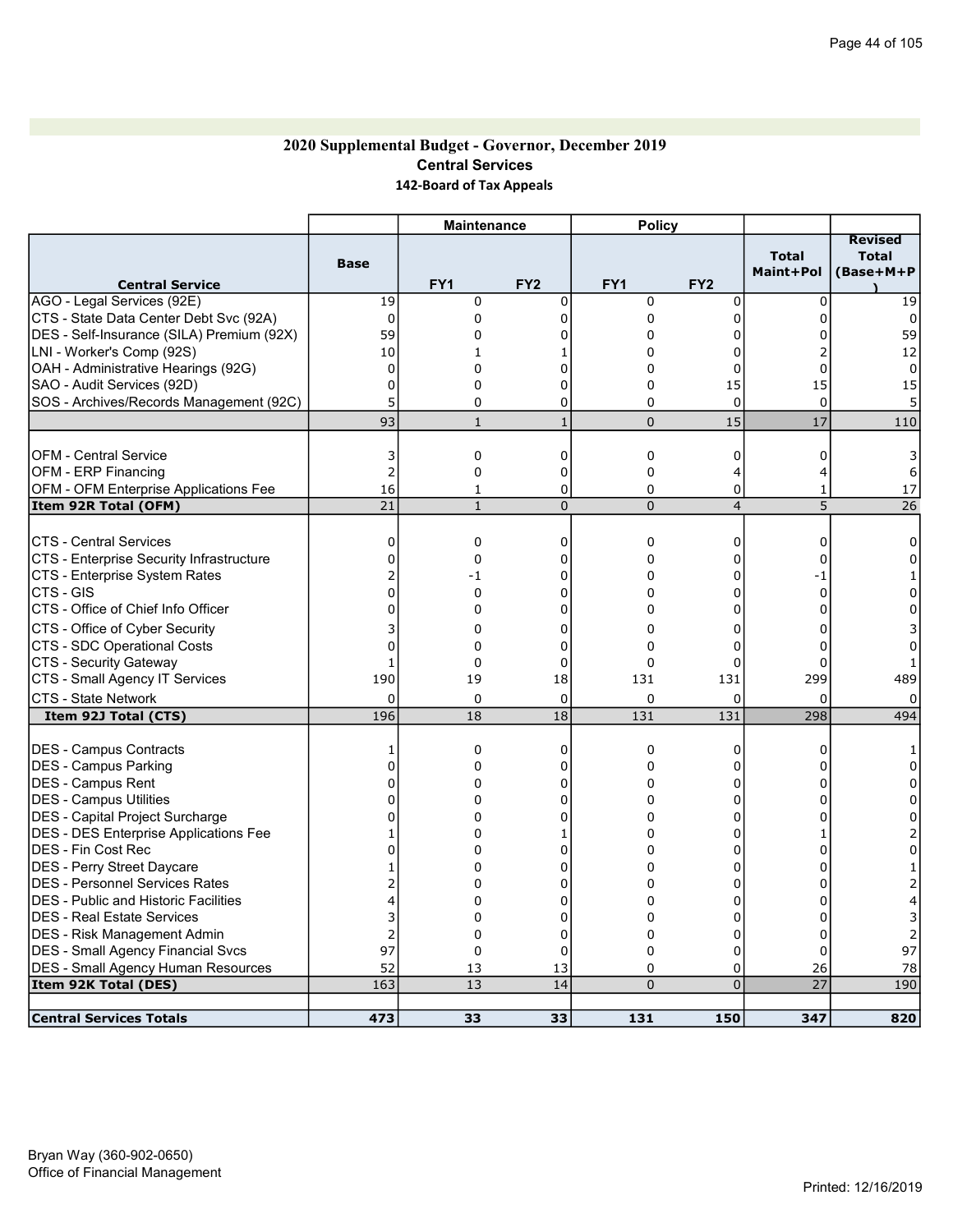## 2020 Supplemental Budget - Governor, December 2019
### Central Services
#### 142-Board of Tax Appeals

| Central Service | Base | Maintenance FY1 | Maintenance FY2 | Policy FY1 | Policy FY2 | Total Maint+Pol | Revised Total (Base+M+P) |
|---|---|---|---|---|---|---|---|
| AGO - Legal Services (92E) | 19 | 0 | 0 | 0 | 0 | 0 | 19 |
| CTS - State Data Center Debt Svc (92A) | 0 | 0 | 0 | 0 | 0 | 0 | 0 |
| DES - Self-Insurance (SILA) Premium (92X) | 59 | 0 | 0 | 0 | 0 | 0 | 59 |
| LNI - Worker's Comp (92S) | 10 | 1 | 1 | 0 | 0 | 2 | 12 |
| OAH - Administrative Hearings (92G) | 0 | 0 | 0 | 0 | 0 | 0 | 0 |
| SAO - Audit Services (92D) | 0 | 0 | 0 | 0 | 15 | 15 | 15 |
| SOS - Archives/Records Management (92C) | 5 | 0 | 0 | 0 | 0 | 0 | 5 |
| | 93 | 1 | 1 | 0 | 15 | 17 | 110 |
| | | | | | | | |
| OFM - Central Service | 3 | 0 | 0 | 0 | 0 | 0 | 3 |
| OFM - ERP Financing | 2 | 0 | 0 | 0 | 4 | 4 | 6 |
| OFM - OFM Enterprise Applications Fee | 16 | 1 | 0 | 0 | 0 | 1 | 17 |
| **Item 92R Total (OFM)** | 21 | 1 | 0 | 0 | 4 | 5 | 26 |
| | | | | | | | |
| CTS - Central Services | 0 | 0 | 0 | 0 | 0 | 0 | 0 |
| CTS - Enterprise Security Infrastructure | 0 | 0 | 0 | 0 | 0 | 0 | 0 |
| CTS - Enterprise System Rates | 2 | -1 | 0 | 0 | 0 | -1 | 1 |
| CTS - GIS | 0 | 0 | 0 | 0 | 0 | 0 | 0 |
| CTS - Office of Chief Info Officer | 0 | 0 | 0 | 0 | 0 | 0 | 0 |
| CTS - Office of Cyber Security | 3 | 0 | 0 | 0 | 0 | 0 | 3 |
| CTS - SDC Operational Costs | 0 | 0 | 0 | 0 | 0 | 0 | 0 |
| CTS - Security Gateway | 1 | 0 | 0 | 0 | 0 | 0 | 1 |
| CTS - Small Agency IT Services | 190 | 19 | 18 | 131 | 131 | 299 | 489 |
| CTS - State Network | 0 | 0 | 0 | 0 | 0 | 0 | 0 |
| **Item 92J Total (CTS)** | 196 | 18 | 18 | 131 | 131 | 298 | 494 |
| | | | | | | | |
| DES - Campus Contracts | 1 | 0 | 0 | 0 | 0 | 0 | 1 |
| DES - Campus Parking | 0 | 0 | 0 | 0 | 0 | 0 | 0 |
| DES - Campus Rent | 0 | 0 | 0 | 0 | 0 | 0 | 0 |
| DES - Campus Utilities | 0 | 0 | 0 | 0 | 0 | 0 | 0 |
| DES - Capital Project Surcharge | 0 | 0 | 0 | 0 | 0 | 0 | 0 |
| DES - DES Enterprise Applications Fee | 1 | 0 | 1 | 0 | 0 | 1 | 2 |
| DES - Fin Cost Rec | 0 | 0 | 0 | 0 | 0 | 0 | 0 |
| DES - Perry Street Daycare | 1 | 0 | 0 | 0 | 0 | 0 | 1 |
| DES - Personnel Services Rates | 2 | 0 | 0 | 0 | 0 | 0 | 2 |
| DES - Public and Historic Facilities | 4 | 0 | 0 | 0 | 0 | 0 | 4 |
| DES - Real Estate Services | 3 | 0 | 0 | 0 | 0 | 0 | 3 |
| DES - Risk Management Admin | 2 | 0 | 0 | 0 | 0 | 0 | 2 |
| DES - Small Agency Financial Svcs | 97 | 0 | 0 | 0 | 0 | 0 | 97 |
| DES - Small Agency Human Resources | 52 | 13 | 13 | 0 | 0 | 26 | 78 |
| **Item 92K Total (DES)** | 163 | 13 | 14 | 0 | 0 | 27 | 190 |
| | | | | | | | |
| **Central Services Totals** | **473** | **33** | **33** | **131** | **150** | **347** | **820** |

Bryan Way (360-902-0650)
Office of Financial Management

Printed: 12/16/2019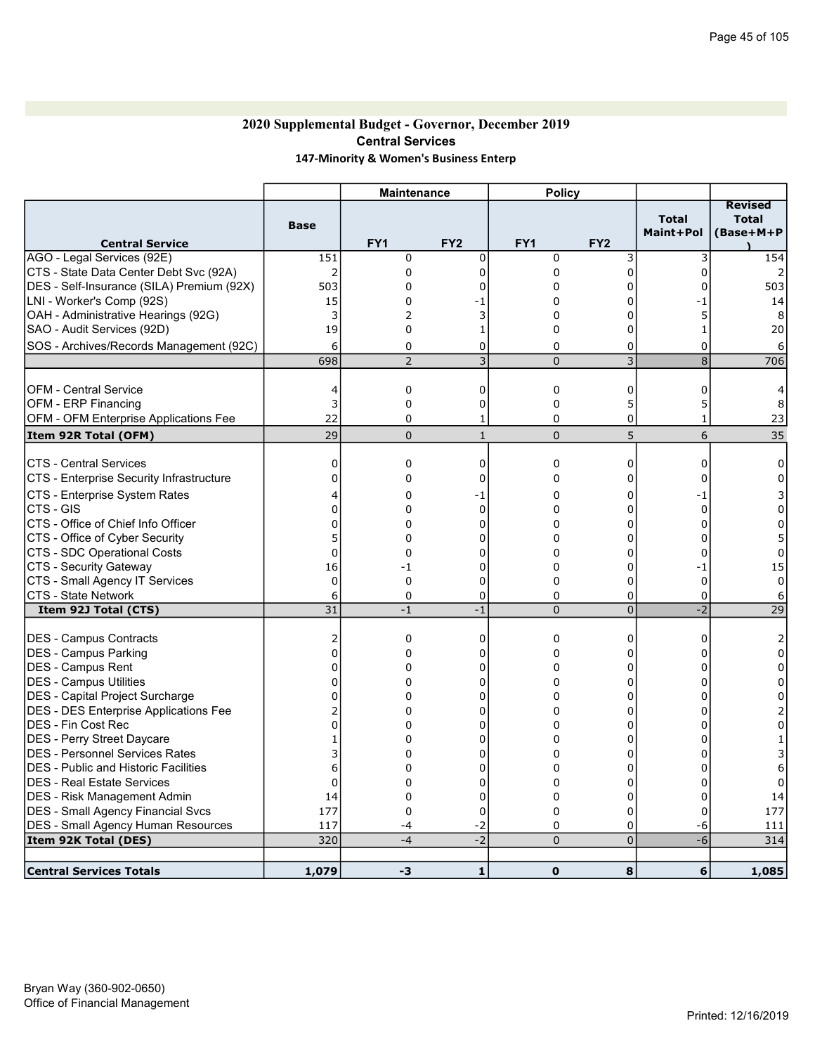## 2020 Supplemental Budget - Governor, December 2019

### Central Services

#### 147-Minority & Women's Business Enterp

| Central Service | Base | Maintenance FY1 | Maintenance FY2 | Policy FY1 | Policy FY2 | Total Maint+Pol | Revised Total (Base+M+P) |
|---|---|---|---|---|---|---|---|
| AGO - Legal Services (92E) | 151 | 0 | 0 | 0 | 3 | 3 | 154 |
| CTS - State Data Center Debt Svc (92A) | 2 | 0 | 0 | 0 | 0 | 0 | 2 |
| DES - Self-Insurance (SILA) Premium (92X) | 503 | 0 | 0 | 0 | 0 | 0 | 503 |
| LNI - Worker's Comp (92S) | 15 | 0 | -1 | 0 | 0 | -1 | 14 |
| OAH - Administrative Hearings (92G) | 3 | 2 | 3 | 0 | 0 | 5 | 8 |
| SAO - Audit Services (92D) | 19 | 0 | 1 | 0 | 0 | 1 | 20 |
| SOS - Archives/Records Management (92C) | 6 | 0 | 0 | 0 | 0 | 0 | 6 |
| | 698 | 2 | 3 | 0 | 3 | 8 | 706 |
| | | | | | | | |
| OFM - Central Service | 4 | 0 | 0 | 0 | 0 | 0 | 4 |
| OFM - ERP Financing | 3 | 0 | 0 | 0 | 5 | 5 | 8 |
| OFM - OFM Enterprise Applications Fee | 22 | 0 | 1 | 0 | 0 | 1 | 23 |
| **Item 92R Total (OFM)** | 29 | 0 | 1 | 0 | 5 | 6 | 35 |
| | | | | | | | |
| CTS - Central Services | 0 | 0 | 0 | 0 | 0 | 0 | 0 |
| CTS - Enterprise Security Infrastructure | 0 | 0 | 0 | 0 | 0 | 0 | 0 |
| CTS - Enterprise System Rates | 4 | 0 | -1 | 0 | 0 | -1 | 3 |
| CTS - GIS | 0 | 0 | 0 | 0 | 0 | 0 | 0 |
| CTS - Office of Chief Info Officer | 0 | 0 | 0 | 0 | 0 | 0 | 0 |
| CTS - Office of Cyber Security | 5 | 0 | 0 | 0 | 0 | 0 | 5 |
| CTS - SDC Operational Costs | 0 | 0 | 0 | 0 | 0 | 0 | 0 |
| CTS - Security Gateway | 16 | -1 | 0 | 0 | 0 | -1 | 15 |
| CTS - Small Agency IT Services | 0 | 0 | 0 | 0 | 0 | 0 | 0 |
| CTS - State Network | 6 | 0 | 0 | 0 | 0 | 0 | 6 |
| **Item 92J Total (CTS)** | 31 | -1 | -1 | 0 | 0 | -2 | 29 |
| | | | | | | | |
| DES - Campus Contracts | 2 | 0 | 0 | 0 | 0 | 0 | 2 |
| DES - Campus Parking | 0 | 0 | 0 | 0 | 0 | 0 | 0 |
| DES - Campus Rent | 0 | 0 | 0 | 0 | 0 | 0 | 0 |
| DES - Campus Utilities | 0 | 0 | 0 | 0 | 0 | 0 | 0 |
| DES - Capital Project Surcharge | 0 | 0 | 0 | 0 | 0 | 0 | 0 |
| DES - DES Enterprise Applications Fee | 2 | 0 | 0 | 0 | 0 | 0 | 2 |
| DES - Fin Cost Rec | 0 | 0 | 0 | 0 | 0 | 0 | 0 |
| DES - Perry Street Daycare | 1 | 0 | 0 | 0 | 0 | 0 | 1 |
| DES - Personnel Services Rates | 3 | 0 | 0 | 0 | 0 | 0 | 3 |
| DES - Public and Historic Facilities | 6 | 0 | 0 | 0 | 0 | 0 | 6 |
| DES - Real Estate Services | 0 | 0 | 0 | 0 | 0 | 0 | 0 |
| DES - Risk Management Admin | 14 | 0 | 0 | 0 | 0 | 0 | 14 |
| DES - Small Agency Financial Svcs | 177 | 0 | 0 | 0 | 0 | 0 | 177 |
| DES - Small Agency Human Resources | 117 | -4 | -2 | 0 | 0 | -6 | 111 |
| **Item 92K Total (DES)** | 320 | -4 | -2 | 0 | 0 | -6 | 314 |
| | | | | | | | |
| **Central Services Totals** | **1,079** | **-3** | **1** | **0** | **8** | **6** | **1,085** |

Bryan Way (360-902-0650)
Office of Financial Management

Printed: 12/16/2019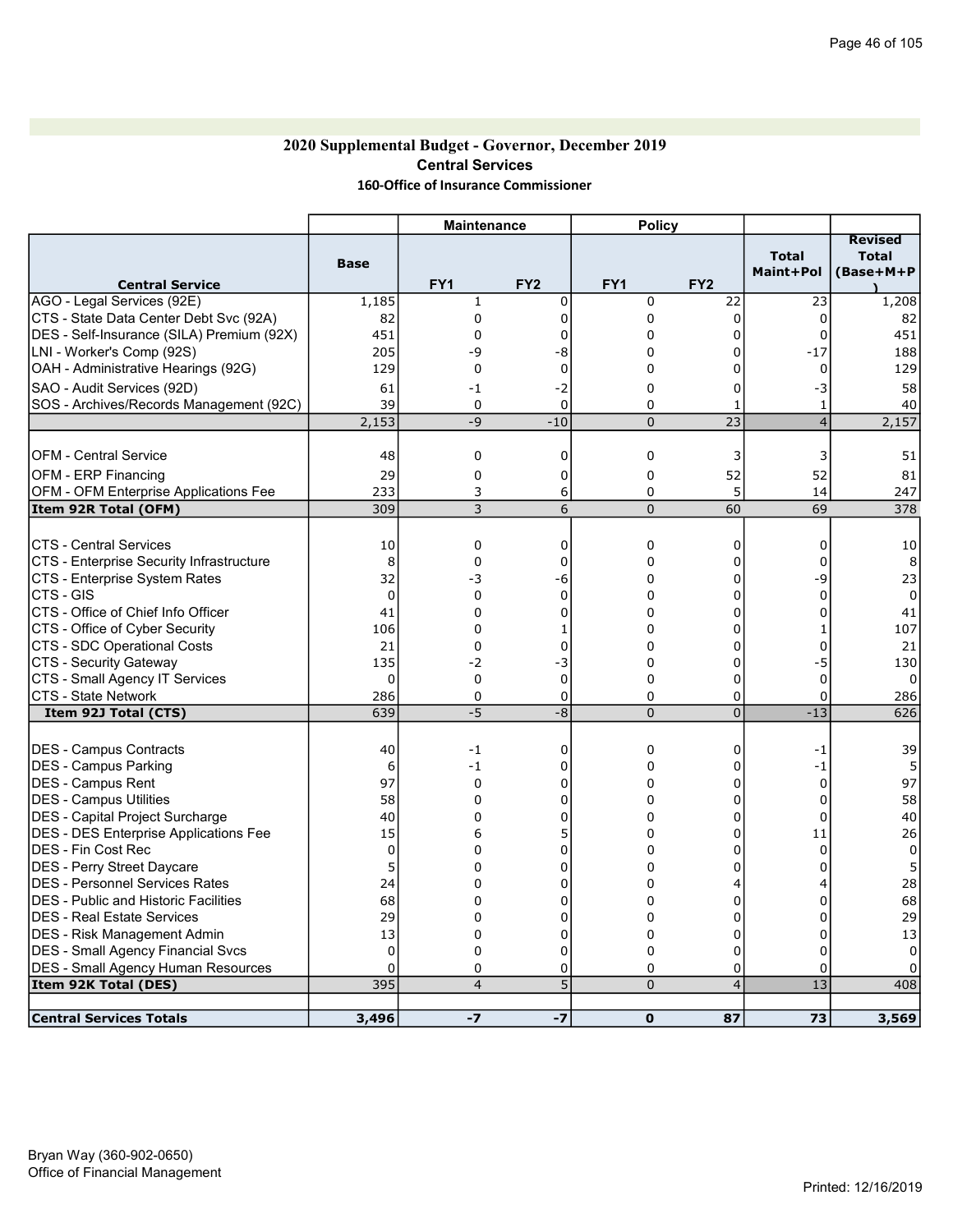## 2020 Supplemental Budget - Governor, December 2019
### Central Services
#### 160-Office of Insurance Commissioner

| | | Maintenance | | Policy | | | |
|---|---|---|---|---|---|---|---|
| **Central Service** | **Base** | **FY1** | **FY2** | **FY1** | **FY2** | **Total Maint+Pol** | **Revised Total (Base+M+P)** |
| AGO - Legal Services (92E) | 1,185 | 1 | 0 | 0 | 22 | 23 | 1,208 |
| CTS - State Data Center Debt Svc (92A) | 82 | 0 | 0 | 0 | 0 | 0 | 82 |
| DES - Self-Insurance (SILA) Premium (92X) | 451 | 0 | 0 | 0 | 0 | 0 | 451 |
| LNI - Worker's Comp (92S) | 205 | -9 | -8 | 0 | 0 | -17 | 188 |
| OAH - Administrative Hearings (92G) | 129 | 0 | 0 | 0 | 0 | 0 | 129 |
| SAO - Audit Services (92D) | 61 | -1 | -2 | 0 | 0 | -3 | 58 |
| SOS - Archives/Records Management (92C) | 39 | 0 | 0 | 0 | 1 | 1 | 40 |
| | 2,153 | -9 | -10 | 0 | 23 | 4 | 2,157 |
| | | | | | | | |
| OFM - Central Service | 48 | 0 | 0 | 0 | 3 | 3 | 51 |
| OFM - ERP Financing | 29 | 0 | 0 | 0 | 52 | 52 | 81 |
| OFM - OFM Enterprise Applications Fee | 233 | 3 | 6 | 0 | 5 | 14 | 247 |
| **Item 92R Total (OFM)** | 309 | 3 | 6 | 0 | 60 | 69 | 378 |
| | | | | | | | |
| CTS - Central Services | 10 | 0 | 0 | 0 | 0 | 0 | 10 |
| CTS - Enterprise Security Infrastructure | 8 | 0 | 0 | 0 | 0 | 0 | 8 |
| CTS - Enterprise System Rates | 32 | -3 | -6 | 0 | 0 | -9 | 23 |
| CTS - GIS | 0 | 0 | 0 | 0 | 0 | 0 | 0 |
| CTS - Office of Chief Info Officer | 41 | 0 | 0 | 0 | 0 | 0 | 41 |
| CTS - Office of Cyber Security | 106 | 0 | 1 | 0 | 0 | 1 | 107 |
| CTS - SDC Operational Costs | 21 | 0 | 0 | 0 | 0 | 0 | 21 |
| CTS - Security Gateway | 135 | -2 | -3 | 0 | 0 | -5 | 130 |
| CTS - Small Agency IT Services | 0 | 0 | 0 | 0 | 0 | 0 | 0 |
| CTS - State Network | 286 | 0 | 0 | 0 | 0 | 0 | 286 |
| **Item 92J Total (CTS)** | 639 | -5 | -8 | 0 | 0 | -13 | 626 |
| | | | | | | | |
| DES - Campus Contracts | 40 | -1 | 0 | 0 | 0 | -1 | 39 |
| DES - Campus Parking | 6 | -1 | 0 | 0 | 0 | -1 | 5 |
| DES - Campus Rent | 97 | 0 | 0 | 0 | 0 | 0 | 97 |
| DES - Campus Utilities | 58 | 0 | 0 | 0 | 0 | 0 | 58 |
| DES - Capital Project Surcharge | 40 | 0 | 0 | 0 | 0 | 0 | 40 |
| DES - DES Enterprise Applications Fee | 15 | 6 | 5 | 0 | 0 | 11 | 26 |
| DES - Fin Cost Rec | 0 | 0 | 0 | 0 | 0 | 0 | 0 |
| DES - Perry Street Daycare | 5 | 0 | 0 | 0 | 0 | 0 | 5 |
| DES - Personnel Services Rates | 24 | 0 | 0 | 0 | 4 | 4 | 28 |
| DES - Public and Historic Facilities | 68 | 0 | 0 | 0 | 0 | 0 | 68 |
| DES - Real Estate Services | 29 | 0 | 0 | 0 | 0 | 0 | 29 |
| DES - Risk Management Admin | 13 | 0 | 0 | 0 | 0 | 0 | 13 |
| DES - Small Agency Financial Svcs | 0 | 0 | 0 | 0 | 0 | 0 | 0 |
| DES - Small Agency Human Resources | 0 | 0 | 0 | 0 | 0 | 0 | 0 |
| **Item 92K Total (DES)** | 395 | 4 | 5 | 0 | 4 | 13 | 408 |
| | | | | | | | |
| **Central Services Totals** | **3,496** | **-7** | **-7** | **0** | **87** | **73** | **3,569** |

Bryan Way (360-902-0650)
Office of Financial Management

Printed: 12/16/2019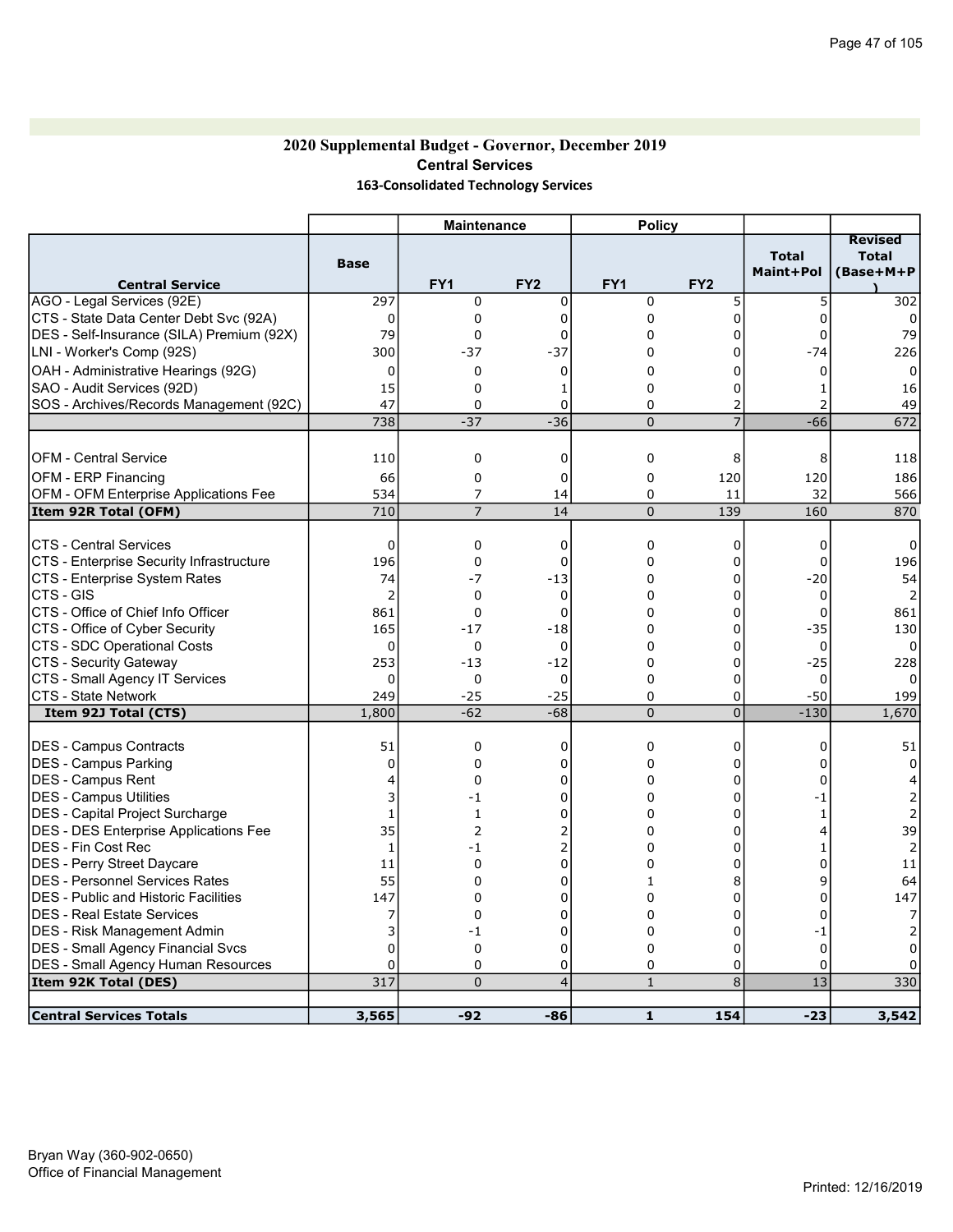# 2020 Supplemental Budget - Governor, December 2019

## Central Services

### 163-Consolidated Technology Services

| | | Maintenance | | Policy | | | |
|---|---|---|---|---|---|---|---|
| **Central Service** | **Base** | **FY1** | **FY2** | **FY1** | **FY2** | **Total Maint+Pol** | **Revised Total (Base+M+P)** |
| AGO - Legal Services (92E) | 297 | 0 | 0 | 0 | 5 | 5 | 302 |
| CTS - State Data Center Debt Svc (92A) | 0 | 0 | 0 | 0 | 0 | 0 | 0 |
| DES - Self-Insurance (SILA) Premium (92X) | 79 | 0 | 0 | 0 | 0 | 0 | 79 |
| LNI - Worker's Comp (92S) | 300 | -37 | -37 | 0 | 0 | -74 | 226 |
| OAH - Administrative Hearings (92G) | 0 | 0 | 0 | 0 | 0 | 0 | 0 |
| SAO - Audit Services (92D) | 15 | 0 | 1 | 0 | 0 | 1 | 16 |
| SOS - Archives/Records Management (92C) | 47 | 0 | 0 | 0 | 2 | 2 | 49 |
| | 738 | -37 | -36 | 0 | 7 | -66 | 672 |
| | | | | | | | |
| OFM - Central Service | 110 | 0 | 0 | 0 | 8 | 8 | 118 |
| OFM - ERP Financing | 66 | 0 | 0 | 0 | 120 | 120 | 186 |
| OFM - OFM Enterprise Applications Fee | 534 | 7 | 14 | 0 | 11 | 32 | 566 |
| **Item 92R Total (OFM)** | 710 | 7 | 14 | 0 | 139 | 160 | 870 |
| | | | | | | | |
| CTS - Central Services | 0 | 0 | 0 | 0 | 0 | 0 | 0 |
| CTS - Enterprise Security Infrastructure | 196 | 0 | 0 | 0 | 0 | 0 | 196 |
| CTS - Enterprise System Rates | 74 | -7 | -13 | 0 | 0 | -20 | 54 |
| CTS - GIS | 2 | 0 | 0 | 0 | 0 | 0 | 2 |
| CTS - Office of Chief Info Officer | 861 | 0 | 0 | 0 | 0 | 0 | 861 |
| CTS - Office of Cyber Security | 165 | -17 | -18 | 0 | 0 | -35 | 130 |
| CTS - SDC Operational Costs | 0 | 0 | 0 | 0 | 0 | 0 | 0 |
| CTS - Security Gateway | 253 | -13 | -12 | 0 | 0 | -25 | 228 |
| CTS - Small Agency IT Services | 0 | 0 | 0 | 0 | 0 | 0 | 0 |
| CTS - State Network | 249 | -25 | -25 | 0 | 0 | -50 | 199 |
| **Item 92J Total (CTS)** | 1,800 | -62 | -68 | 0 | 0 | -130 | 1,670 |
| | | | | | | | |
| DES - Campus Contracts | 51 | 0 | 0 | 0 | 0 | 0 | 51 |
| DES - Campus Parking | 0 | 0 | 0 | 0 | 0 | 0 | 0 |
| DES - Campus Rent | 4 | 0 | 0 | 0 | 0 | 0 | 4 |
| DES - Campus Utilities | 3 | -1 | 0 | 0 | 0 | -1 | 2 |
| DES - Capital Project Surcharge | 1 | 1 | 0 | 0 | 0 | 1 | 2 |
| DES - DES Enterprise Applications Fee | 35 | 2 | 2 | 0 | 0 | 4 | 39 |
| DES - Fin Cost Rec | 1 | -1 | 2 | 0 | 0 | 1 | 2 |
| DES - Perry Street Daycare | 11 | 0 | 0 | 0 | 0 | 0 | 11 |
| DES - Personnel Services Rates | 55 | 0 | 0 | 1 | 8 | 9 | 64 |
| DES - Public and Historic Facilities | 147 | 0 | 0 | 0 | 0 | 0 | 147 |
| DES - Real Estate Services | 7 | 0 | 0 | 0 | 0 | 0 | 7 |
| DES - Risk Management Admin | 3 | -1 | 0 | 0 | 0 | -1 | 2 |
| DES - Small Agency Financial Svcs | 0 | 0 | 0 | 0 | 0 | 0 | 0 |
| DES - Small Agency Human Resources | 0 | 0 | 0 | 0 | 0 | 0 | 0 |
| **Item 92K Total (DES)** | 317 | 0 | 4 | 1 | 8 | 13 | 330 |
| | | | | | | | |
| **Central Services Totals** | **3,565** | **-92** | **-86** | **1** | **154** | **-23** | **3,542** |

Bryan Way (360-902-0650)
Office of Financial Management

Printed: 12/16/2019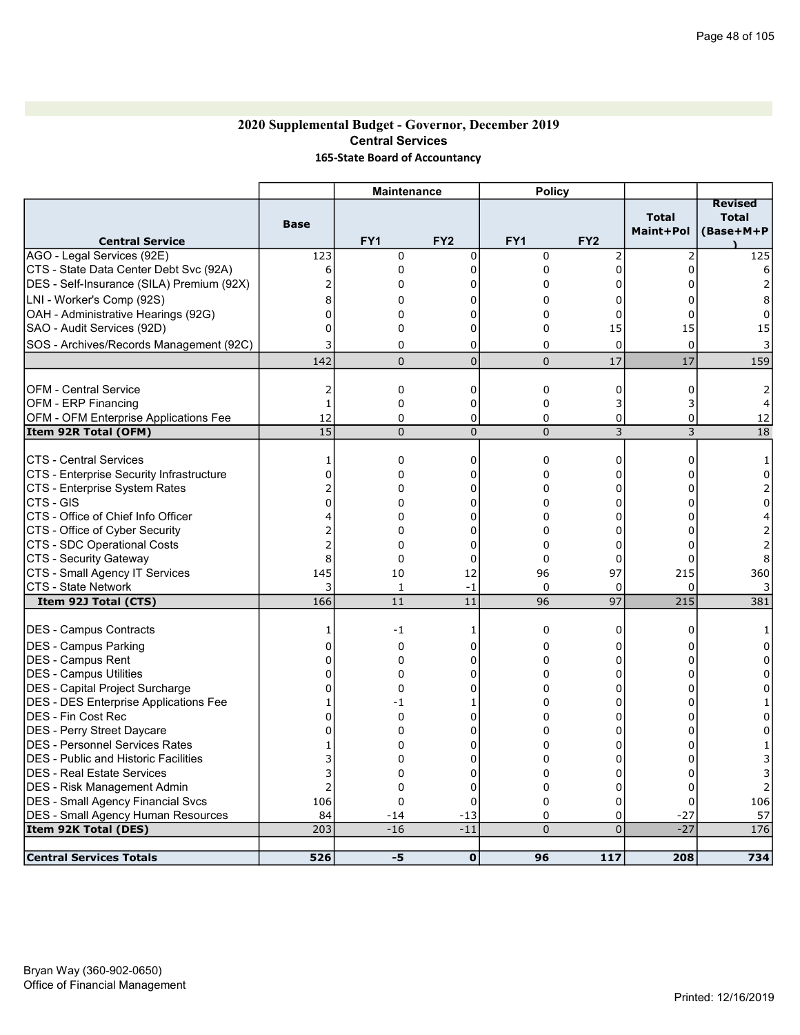## 2020 Supplemental Budget - Governor, December 2019
### Central Services
#### 165-State Board of Accountancy

| | | Maintenance | | Policy | | | |
|---|---|---|---|---|---|---|---|
| **Central Service** | **Base** | **FY1** | **FY2** | **FY1** | **FY2** | **Total Maint+Pol** | **Revised Total (Base+M+P)** |
| AGO - Legal Services (92E) | 123 | 0 | 0 | 0 | 2 | 2 | 125 |
| CTS - State Data Center Debt Svc (92A) | 6 | 0 | 0 | 0 | 0 | 0 | 6 |
| DES - Self-Insurance (SILA) Premium (92X) | 2 | 0 | 0 | 0 | 0 | 0 | 2 |
| LNI - Worker's Comp (92S) | 8 | 0 | 0 | 0 | 0 | 0 | 8 |
| OAH - Administrative Hearings (92G) | 0 | 0 | 0 | 0 | 0 | 0 | 0 |
| SAO - Audit Services (92D) | 0 | 0 | 0 | 0 | 15 | 15 | 15 |
| SOS - Archives/Records Management (92C) | 3 | 0 | 0 | 0 | 0 | 0 | 3 |
| | 142 | 0 | 0 | 0 | 17 | 17 | 159 |
| | | | | | | | |
| OFM - Central Service | 2 | 0 | 0 | 0 | 0 | 0 | 2 |
| OFM - ERP Financing | 1 | 0 | 0 | 0 | 3 | 3 | 4 |
| OFM - OFM Enterprise Applications Fee | 12 | 0 | 0 | 0 | 0 | 0 | 12 |
| **Item 92R Total (OFM)** | 15 | 0 | 0 | 0 | 3 | 3 | 18 |
| | | | | | | | |
| CTS - Central Services | 1 | 0 | 0 | 0 | 0 | 0 | 1 |
| CTS - Enterprise Security Infrastructure | 0 | 0 | 0 | 0 | 0 | 0 | 0 |
| CTS - Enterprise System Rates | 2 | 0 | 0 | 0 | 0 | 0 | 2 |
| CTS - GIS | 0 | 0 | 0 | 0 | 0 | 0 | 0 |
| CTS - Office of Chief Info Officer | 4 | 0 | 0 | 0 | 0 | 0 | 4 |
| CTS - Office of Cyber Security | 2 | 0 | 0 | 0 | 0 | 0 | 2 |
| CTS - SDC Operational Costs | 2 | 0 | 0 | 0 | 0 | 0 | 2 |
| CTS - Security Gateway | 8 | 0 | 0 | 0 | 0 | 0 | 8 |
| CTS - Small Agency IT Services | 145 | 10 | 12 | 96 | 97 | 215 | 360 |
| CTS - State Network | 3 | 1 | -1 | 0 | 0 | 0 | 3 |
| **Item 92J Total (CTS)** | 166 | 11 | 11 | 96 | 97 | 215 | 381 |
| | | | | | | | |
| DES - Campus Contracts | 1 | -1 | 1 | 0 | 0 | 0 | 1 |
| DES - Campus Parking | 0 | 0 | 0 | 0 | 0 | 0 | 0 |
| DES - Campus Rent | 0 | 0 | 0 | 0 | 0 | 0 | 0 |
| DES - Campus Utilities | 0 | 0 | 0 | 0 | 0 | 0 | 0 |
| DES - Capital Project Surcharge | 0 | 0 | 0 | 0 | 0 | 0 | 0 |
| DES - DES Enterprise Applications Fee | 1 | -1 | 1 | 0 | 0 | 0 | 1 |
| DES - Fin Cost Rec | 0 | 0 | 0 | 0 | 0 | 0 | 0 |
| DES - Perry Street Daycare | 0 | 0 | 0 | 0 | 0 | 0 | 0 |
| DES - Personnel Services Rates | 1 | 0 | 0 | 0 | 0 | 0 | 1 |
| DES - Public and Historic Facilities | 3 | 0 | 0 | 0 | 0 | 0 | 3 |
| DES - Real Estate Services | 3 | 0 | 0 | 0 | 0 | 0 | 3 |
| DES - Risk Management Admin | 2 | 0 | 0 | 0 | 0 | 0 | 2 |
| DES - Small Agency Financial Svcs | 106 | 0 | 0 | 0 | 0 | 0 | 106 |
| DES - Small Agency Human Resources | 84 | -14 | -13 | 0 | 0 | -27 | 57 |
| **Item 92K Total (DES)** | 203 | -16 | -11 | 0 | 0 | -27 | 176 |
| | | | | | | | |
| **Central Services Totals** | **526** | **-5** | **0** | **96** | **117** | **208** | **734** |

Bryan Way (360-902-0650)
Office of Financial Management

Printed: 12/16/2019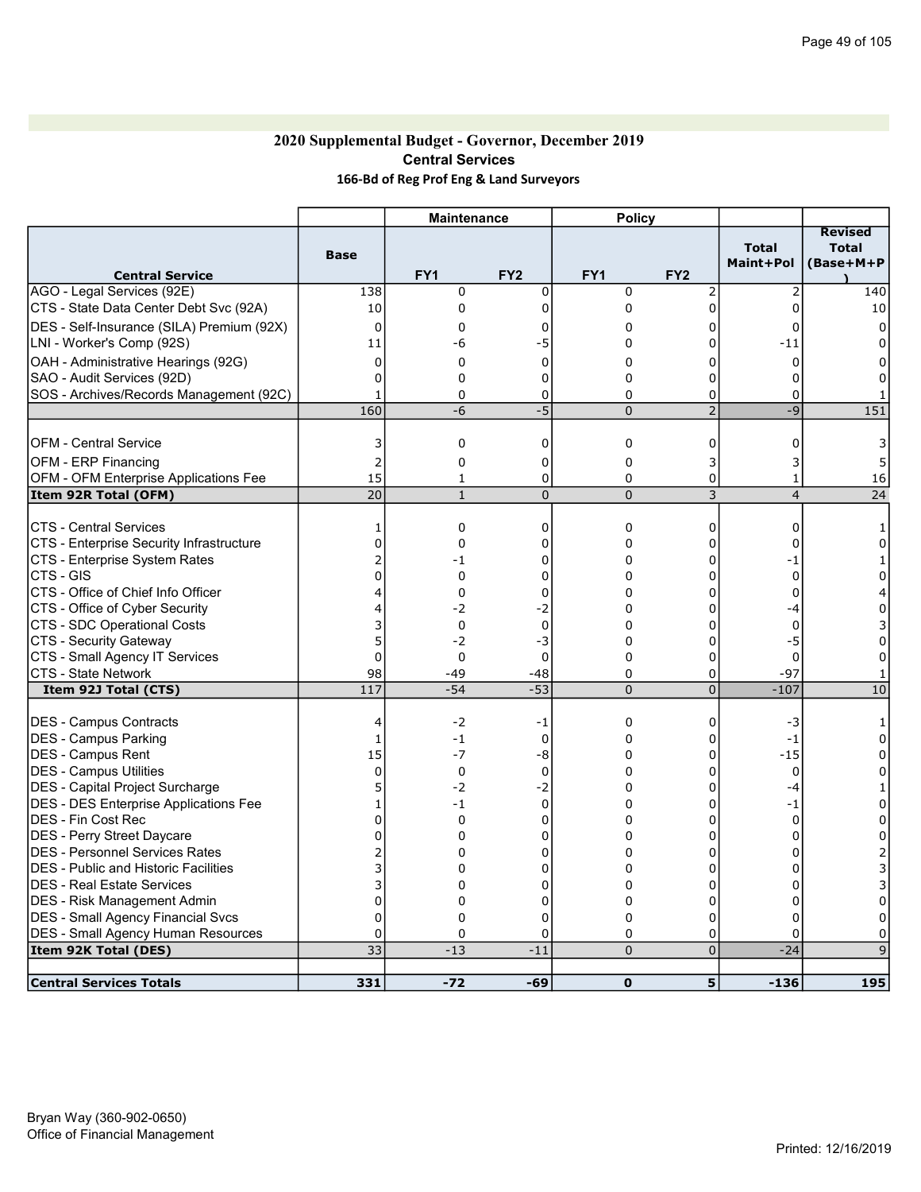# 2020 Supplemental Budget - Governor, December 2019

## Central Services

### 166-Bd of Reg Prof Eng & Land Surveyors

| | | Maintenance | | Policy | | | |
|---|---|---|---|---|---|---|---|
| **Central Service** | **Base** | **FY1** | **FY2** | **FY1** | **FY2** | **Total Maint+Pol** | **Revised Total (Base+M+P)** |
| AGO - Legal Services (92E) | 138 | 0 | 0 | 0 | 2 | 2 | 140 |
| CTS - State Data Center Debt Svc (92A) | 10 | 0 | 0 | 0 | 0 | 0 | 10 |
| DES - Self-Insurance (SILA) Premium (92X) | 0 | 0 | 0 | 0 | 0 | 0 | 0 |
| LNI - Worker's Comp (92S) | 11 | -6 | -5 | 0 | 0 | -11 | 0 |
| OAH - Administrative Hearings (92G) | 0 | 0 | 0 | 0 | 0 | 0 | 0 |
| SAO - Audit Services (92D) | 0 | 0 | 0 | 0 | 0 | 0 | 0 |
| SOS - Archives/Records Management (92C) | 1 | 0 | 0 | 0 | 0 | 0 | 1 |
| | 160 | -6 | -5 | 0 | 2 | -9 | 151 |
| | | | | | | | |
| OFM - Central Service | 3 | 0 | 0 | 0 | 0 | 0 | 3 |
| OFM - ERP Financing | 2 | 0 | 0 | 0 | 3 | 3 | 5 |
| OFM - OFM Enterprise Applications Fee | 15 | 1 | 0 | 0 | 0 | 1 | 16 |
| **Item 92R Total (OFM)** | 20 | 1 | 0 | 0 | 3 | 4 | 24 |
| | | | | | | | |
| CTS - Central Services | 1 | 0 | 0 | 0 | 0 | 0 | 1 |
| CTS - Enterprise Security Infrastructure | 0 | 0 | 0 | 0 | 0 | 0 | 0 |
| CTS - Enterprise System Rates | 2 | -1 | 0 | 0 | 0 | -1 | 1 |
| CTS - GIS | 0 | 0 | 0 | 0 | 0 | 0 | 0 |
| CTS - Office of Chief Info Officer | 4 | 0 | 0 | 0 | 0 | 0 | 4 |
| CTS - Office of Cyber Security | 4 | -2 | -2 | 0 | 0 | -4 | 0 |
| CTS - SDC Operational Costs | 3 | 0 | 0 | 0 | 0 | 0 | 3 |
| CTS - Security Gateway | 5 | -2 | -3 | 0 | 0 | -5 | 0 |
| CTS - Small Agency IT Services | 0 | 0 | 0 | 0 | 0 | 0 | 0 |
| CTS - State Network | 98 | -49 | -48 | 0 | 0 | -97 | 1 |
| **Item 92J Total (CTS)** | 117 | -54 | -53 | 0 | 0 | -107 | 10 |
| | | | | | | | |
| DES - Campus Contracts | 4 | -2 | -1 | 0 | 0 | -3 | 1 |
| DES - Campus Parking | 1 | -1 | 0 | 0 | 0 | -1 | 0 |
| DES - Campus Rent | 15 | -7 | -8 | 0 | 0 | -15 | 0 |
| DES - Campus Utilities | 0 | 0 | 0 | 0 | 0 | 0 | 0 |
| DES - Capital Project Surcharge | 5 | -2 | -2 | 0 | 0 | -4 | 1 |
| DES - DES Enterprise Applications Fee | 1 | -1 | 0 | 0 | 0 | -1 | 0 |
| DES - Fin Cost Rec | 0 | 0 | 0 | 0 | 0 | 0 | 0 |
| DES - Perry Street Daycare | 0 | 0 | 0 | 0 | 0 | 0 | 0 |
| DES - Personnel Services Rates | 2 | 0 | 0 | 0 | 0 | 0 | 2 |
| DES - Public and Historic Facilities | 3 | 0 | 0 | 0 | 0 | 0 | 3 |
| DES - Real Estate Services | 3 | 0 | 0 | 0 | 0 | 0 | 3 |
| DES - Risk Management Admin | 0 | 0 | 0 | 0 | 0 | 0 | 0 |
| DES - Small Agency Financial Svcs | 0 | 0 | 0 | 0 | 0 | 0 | 0 |
| DES - Small Agency Human Resources | 0 | 0 | 0 | 0 | 0 | 0 | 0 |
| **Item 92K Total (DES)** | 33 | -13 | -11 | 0 | 0 | -24 | 9 |
| | | | | | | | |
| **Central Services Totals** | **331** | **-72** | **-69** | **0** | **5** | **-136** | **195** |

Bryan Way (360-902-0650)
Office of Financial Management

Printed: 12/16/2019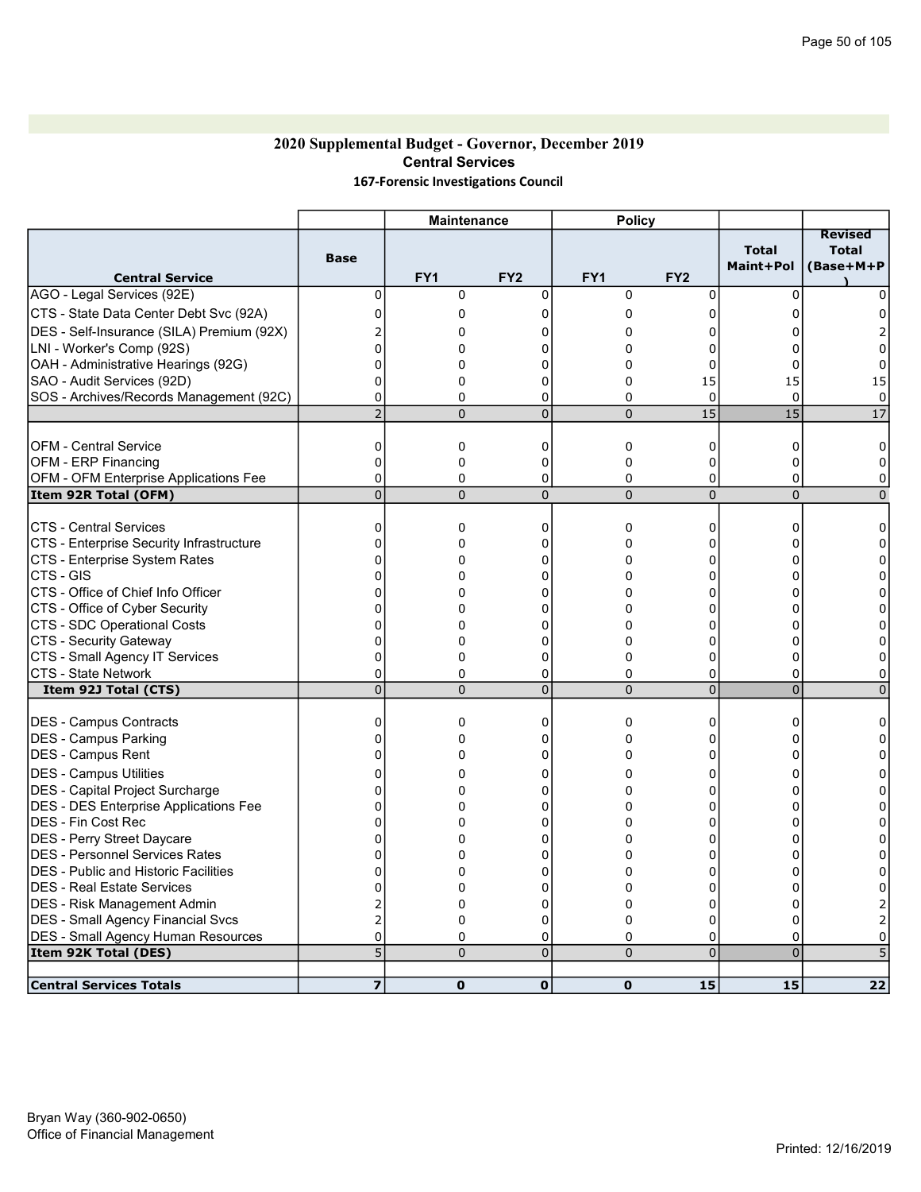# 2020 Supplemental Budget - Governor, December 2019

## Central Services

### 167-Forensic Investigations Council

| | | Maintenance | | Policy | | | |
|---|---|---|---|---|---|---|---|
| **Central Service** | **Base** | **FY1** | **FY2** | **FY1** | **FY2** | **Total Maint+Pol** | **Revised Total (Base+M+P)** |
| AGO - Legal Services (92E) | 0 | 0 | 0 | 0 | 0 | 0 | 0 |
| CTS - State Data Center Debt Svc (92A) | 0 | 0 | 0 | 0 | 0 | 0 | 0 |
| DES - Self-Insurance (SILA) Premium (92X) | 2 | 0 | 0 | 0 | 0 | 0 | 2 |
| LNI - Worker's Comp (92S) | 0 | 0 | 0 | 0 | 0 | 0 | 0 |
| OAH - Administrative Hearings (92G) | 0 | 0 | 0 | 0 | 0 | 0 | 0 |
| SAO - Audit Services (92D) | 0 | 0 | 0 | 0 | 15 | 15 | 15 |
| SOS - Archives/Records Management (92C) | 0 | 0 | 0 | 0 | 0 | 0 | 0 |
| | 2 | 0 | 0 | 0 | 15 | 15 | 17 |
| | | | | | | | |
| OFM - Central Service | 0 | 0 | 0 | 0 | 0 | 0 | 0 |
| OFM - ERP Financing | 0 | 0 | 0 | 0 | 0 | 0 | 0 |
| OFM - OFM Enterprise Applications Fee | 0 | 0 | 0 | 0 | 0 | 0 | 0 |
| **Item 92R Total (OFM)** | 0 | 0 | 0 | 0 | 0 | 0 | 0 |
| | | | | | | | |
| CTS - Central Services | 0 | 0 | 0 | 0 | 0 | 0 | 0 |
| CTS - Enterprise Security Infrastructure | 0 | 0 | 0 | 0 | 0 | 0 | 0 |
| CTS - Enterprise System Rates | 0 | 0 | 0 | 0 | 0 | 0 | 0 |
| CTS - GIS | 0 | 0 | 0 | 0 | 0 | 0 | 0 |
| CTS - Office of Chief Info Officer | 0 | 0 | 0 | 0 | 0 | 0 | 0 |
| CTS - Office of Cyber Security | 0 | 0 | 0 | 0 | 0 | 0 | 0 |
| CTS - SDC Operational Costs | 0 | 0 | 0 | 0 | 0 | 0 | 0 |
| CTS - Security Gateway | 0 | 0 | 0 | 0 | 0 | 0 | 0 |
| CTS - Small Agency IT Services | 0 | 0 | 0 | 0 | 0 | 0 | 0 |
| CTS - State Network | 0 | 0 | 0 | 0 | 0 | 0 | 0 |
| **Item 92J Total (CTS)** | 0 | 0 | 0 | 0 | 0 | 0 | 0 |
| | | | | | | | |
| DES - Campus Contracts | 0 | 0 | 0 | 0 | 0 | 0 | 0 |
| DES - Campus Parking | 0 | 0 | 0 | 0 | 0 | 0 | 0 |
| DES - Campus Rent | 0 | 0 | 0 | 0 | 0 | 0 | 0 |
| DES - Campus Utilities | 0 | 0 | 0 | 0 | 0 | 0 | 0 |
| DES - Capital Project Surcharge | 0 | 0 | 0 | 0 | 0 | 0 | 0 |
| DES - DES Enterprise Applications Fee | 0 | 0 | 0 | 0 | 0 | 0 | 0 |
| DES - Fin Cost Rec | 0 | 0 | 0 | 0 | 0 | 0 | 0 |
| DES - Perry Street Daycare | 0 | 0 | 0 | 0 | 0 | 0 | 0 |
| DES - Personnel Services Rates | 0 | 0 | 0 | 0 | 0 | 0 | 0 |
| DES - Public and Historic Facilities | 0 | 0 | 0 | 0 | 0 | 0 | 0 |
| DES - Real Estate Services | 0 | 0 | 0 | 0 | 0 | 0 | 0 |
| DES - Risk Management Admin | 2 | 0 | 0 | 0 | 0 | 0 | 2 |
| DES - Small Agency Financial Svcs | 2 | 0 | 0 | 0 | 0 | 0 | 2 |
| DES - Small Agency Human Resources | 0 | 0 | 0 | 0 | 0 | 0 | 0 |
| **Item 92K Total (DES)** | 5 | 0 | 0 | 0 | 0 | 0 | 5 |
| | | | | | | | |
| **Central Services Totals** | **7** | **0** | **0** | **0** | **15** | **15** | **22** |

Bryan Way (360-902-0650)
Office of Financial Management

Printed: 12/16/2019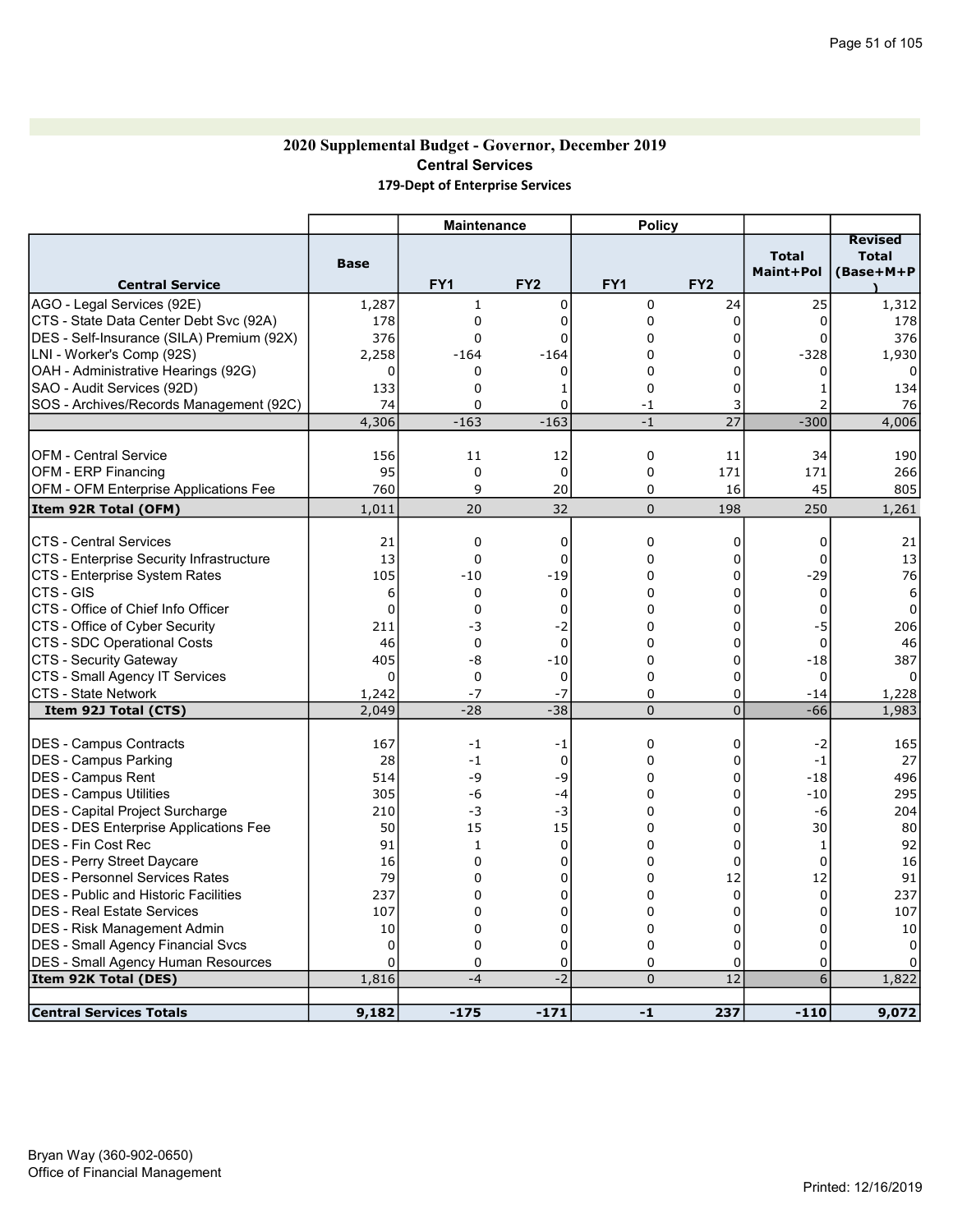## 2020 Supplemental Budget - Governor, December 2019
### Central Services
#### 179-Dept of Enterprise Services

| Central Service | Base | Maintenance FY1 | Maintenance FY2 | Policy FY1 | Policy FY2 | Total Maint+Pol | Revised Total (Base+M+P) |
|---|---|---|---|---|---|---|---|
| AGO - Legal Services (92E) | 1,287 | 1 | 0 | 0 | 24 | 25 | 1,312 |
| CTS - State Data Center Debt Svc (92A) | 178 | 0 | 0 | 0 | 0 | 0 | 178 |
| DES - Self-Insurance (SILA) Premium (92X) | 376 | 0 | 0 | 0 | 0 | 0 | 376 |
| LNI - Worker's Comp (92S) | 2,258 | -164 | -164 | 0 | 0 | -328 | 1,930 |
| OAH - Administrative Hearings (92G) | 0 | 0 | 0 | 0 | 0 | 0 | 0 |
| SAO - Audit Services (92D) | 133 | 0 | 1 | 0 | 0 | 1 | 134 |
| SOS - Archives/Records Management (92C) | 74 | 0 | 0 | -1 | 3 | 2 | 76 |
| | 4,306 | -163 | -163 | -1 | 27 | -300 | 4,006 |
| OFM - Central Service | 156 | 11 | 12 | 0 | 11 | 34 | 190 |
| OFM - ERP Financing | 95 | 0 | 0 | 0 | 171 | 171 | 266 |
| OFM - OFM Enterprise Applications Fee | 760 | 9 | 20 | 0 | 16 | 45 | 805 |
| **Item 92R Total (OFM)** | 1,011 | 20 | 32 | 0 | 198 | 250 | 1,261 |
| CTS - Central Services | 21 | 0 | 0 | 0 | 0 | 0 | 21 |
| CTS - Enterprise Security Infrastructure | 13 | 0 | 0 | 0 | 0 | 0 | 13 |
| CTS - Enterprise System Rates | 105 | -10 | -19 | 0 | 0 | -29 | 76 |
| CTS - GIS | 6 | 0 | 0 | 0 | 0 | 0 | 6 |
| CTS - Office of Chief Info Officer | 0 | 0 | 0 | 0 | 0 | 0 | 0 |
| CTS - Office of Cyber Security | 211 | -3 | -2 | 0 | 0 | -5 | 206 |
| CTS - SDC Operational Costs | 46 | 0 | 0 | 0 | 0 | 0 | 46 |
| CTS - Security Gateway | 405 | -8 | -10 | 0 | 0 | -18 | 387 |
| CTS - Small Agency IT Services | 0 | 0 | 0 | 0 | 0 | 0 | 0 |
| CTS - State Network | 1,242 | -7 | -7 | 0 | 0 | -14 | 1,228 |
| **Item 92J Total (CTS)** | 2,049 | -28 | -38 | 0 | 0 | -66 | 1,983 |
| DES - Campus Contracts | 167 | -1 | -1 | 0 | 0 | -2 | 165 |
| DES - Campus Parking | 28 | -1 | 0 | 0 | 0 | -1 | 27 |
| DES - Campus Rent | 514 | -9 | -9 | 0 | 0 | -18 | 496 |
| DES - Campus Utilities | 305 | -6 | -4 | 0 | 0 | -10 | 295 |
| DES - Capital Project Surcharge | 210 | -3 | -3 | 0 | 0 | -6 | 204 |
| DES - DES Enterprise Applications Fee | 50 | 15 | 15 | 0 | 0 | 30 | 80 |
| DES - Fin Cost Rec | 91 | 1 | 0 | 0 | 0 | 1 | 92 |
| DES - Perry Street Daycare | 16 | 0 | 0 | 0 | 0 | 0 | 16 |
| DES - Personnel Services Rates | 79 | 0 | 0 | 0 | 12 | 12 | 91 |
| DES - Public and Historic Facilities | 237 | 0 | 0 | 0 | 0 | 0 | 237 |
| DES - Real Estate Services | 107 | 0 | 0 | 0 | 0 | 0 | 107 |
| DES - Risk Management Admin | 10 | 0 | 0 | 0 | 0 | 0 | 10 |
| DES - Small Agency Financial Svcs | 0 | 0 | 0 | 0 | 0 | 0 | 0 |
| DES - Small Agency Human Resources | 0 | 0 | 0 | 0 | 0 | 0 | 0 |
| **Item 92K Total (DES)** | 1,816 | -4 | -2 | 0 | 12 | 6 | 1,822 |
| **Central Services Totals** | 9,182 | -175 | -171 | -1 | 237 | -110 | 9,072 |

Bryan Way (360-902-0650)
Office of Financial Management

Printed: 12/16/2019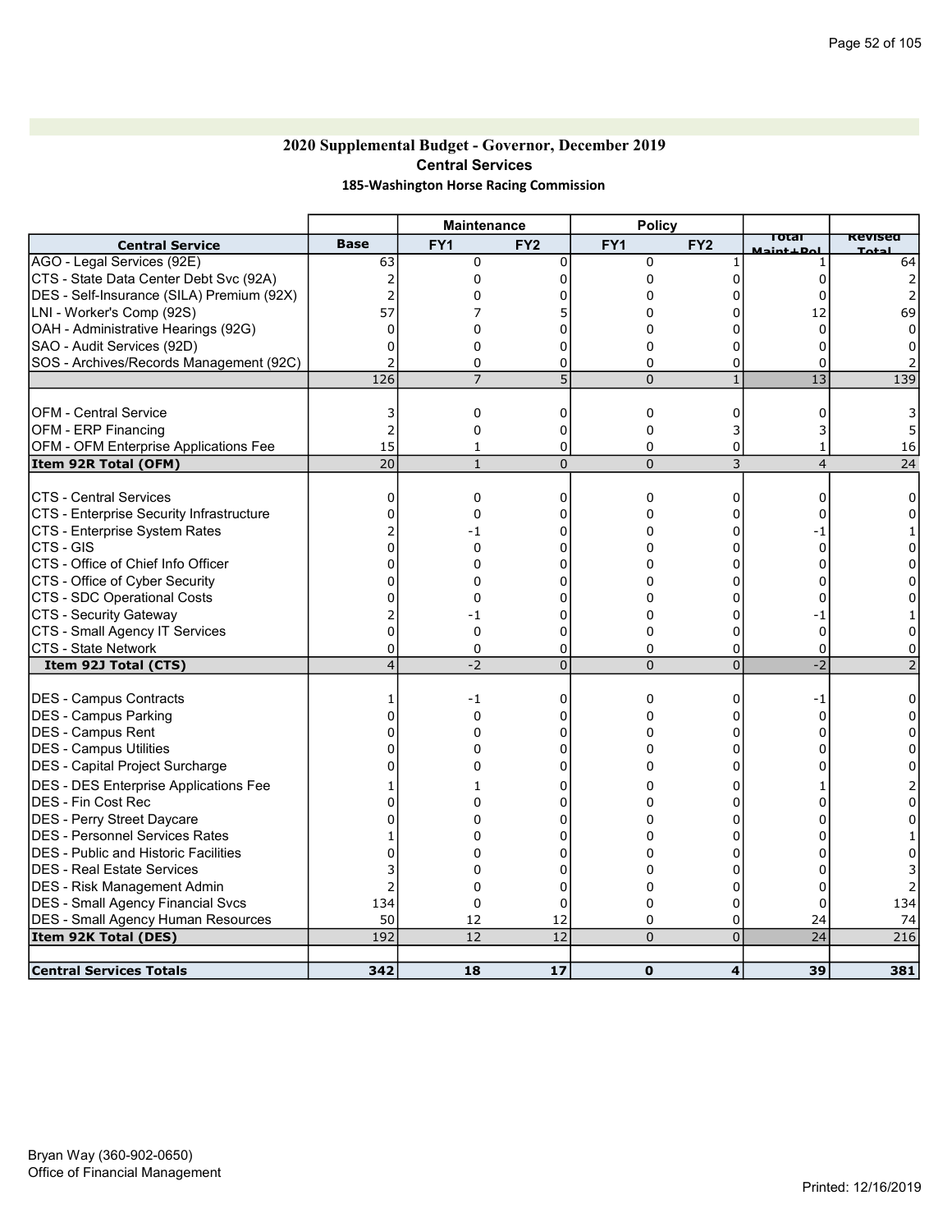# 2020 Supplemental Budget - Governor, December 2019

## Central Services

### 185-Washington Horse Racing Commission

| | | Maintenance | | Policy | | | |
|---|---|---|---|---|---|---|---|
| **Central Service** | **Base** | **FY1** | **FY2** | **FY1** | **FY2** | **Total Maint+Pol** | **Revised Total** |
| AGO - Legal Services (92E) | 63 | 0 | 0 | 0 | 1 | 1 | 64 |
| CTS - State Data Center Debt Svc (92A) | 2 | 0 | 0 | 0 | 0 | 0 | 2 |
| DES - Self-Insurance (SILA) Premium (92X) | 2 | 0 | 0 | 0 | 0 | 0 | 2 |
| LNI - Worker's Comp (92S) | 57 | 7 | 5 | 0 | 0 | 12 | 69 |
| OAH - Administrative Hearings (92G) | 0 | 0 | 0 | 0 | 0 | 0 | 0 |
| SAO - Audit Services (92D) | 0 | 0 | 0 | 0 | 0 | 0 | 0 |
| SOS - Archives/Records Management (92C) | 2 | 0 | 0 | 0 | 0 | 0 | 2 |
| | 126 | 7 | 5 | 0 | 1 | 13 | 139 |
| | | | | | | | |
| OFM - Central Service | 3 | 0 | 0 | 0 | 0 | 0 | 3 |
| OFM - ERP Financing | 2 | 0 | 0 | 0 | 3 | 3 | 5 |
| OFM - OFM Enterprise Applications Fee | 15 | 1 | 0 | 0 | 0 | 1 | 16 |
| **Item 92R Total (OFM)** | 20 | 1 | 0 | 0 | 3 | 4 | 24 |
| | | | | | | | |
| CTS - Central Services | 0 | 0 | 0 | 0 | 0 | 0 | 0 |
| CTS - Enterprise Security Infrastructure | 0 | 0 | 0 | 0 | 0 | 0 | 0 |
| CTS - Enterprise System Rates | 2 | -1 | 0 | 0 | 0 | -1 | 1 |
| CTS - GIS | 0 | 0 | 0 | 0 | 0 | 0 | 0 |
| CTS - Office of Chief Info Officer | 0 | 0 | 0 | 0 | 0 | 0 | 0 |
| CTS - Office of Cyber Security | 0 | 0 | 0 | 0 | 0 | 0 | 0 |
| CTS - SDC Operational Costs | 0 | 0 | 0 | 0 | 0 | 0 | 0 |
| CTS - Security Gateway | 2 | -1 | 0 | 0 | 0 | -1 | 1 |
| CTS - Small Agency IT Services | 0 | 0 | 0 | 0 | 0 | 0 | 0 |
| CTS - State Network | 0 | 0 | 0 | 0 | 0 | 0 | 0 |
| **Item 92J Total (CTS)** | 4 | -2 | 0 | 0 | 0 | -2 | 2 |
| | | | | | | | |
| DES - Campus Contracts | 1 | -1 | 0 | 0 | 0 | -1 | 0 |
| DES - Campus Parking | 0 | 0 | 0 | 0 | 0 | 0 | 0 |
| DES - Campus Rent | 0 | 0 | 0 | 0 | 0 | 0 | 0 |
| DES - Campus Utilities | 0 | 0 | 0 | 0 | 0 | 0 | 0 |
| DES - Capital Project Surcharge | 0 | 0 | 0 | 0 | 0 | 0 | 0 |
| DES - DES Enterprise Applications Fee | 1 | 1 | 0 | 0 | 0 | 1 | 2 |
| DES - Fin Cost Rec | 0 | 0 | 0 | 0 | 0 | 0 | 0 |
| DES - Perry Street Daycare | 0 | 0 | 0 | 0 | 0 | 0 | 0 |
| DES - Personnel Services Rates | 1 | 0 | 0 | 0 | 0 | 0 | 1 |
| DES - Public and Historic Facilities | 0 | 0 | 0 | 0 | 0 | 0 | 0 |
| DES - Real Estate Services | 3 | 0 | 0 | 0 | 0 | 0 | 3 |
| DES - Risk Management Admin | 2 | 0 | 0 | 0 | 0 | 0 | 2 |
| DES - Small Agency Financial Svcs | 134 | 0 | 0 | 0 | 0 | 0 | 134 |
| DES - Small Agency Human Resources | 50 | 12 | 12 | 0 | 0 | 24 | 74 |
| **Item 92K Total (DES)** | 192 | 12 | 12 | 0 | 0 | 24 | 216 |
| | | | | | | | |
| **Central Services Totals** | **342** | **18** | **17** | **0** | **4** | **39** | **381** |

Bryan Way (360-902-0650)
Office of Financial Management

Printed: 12/16/2019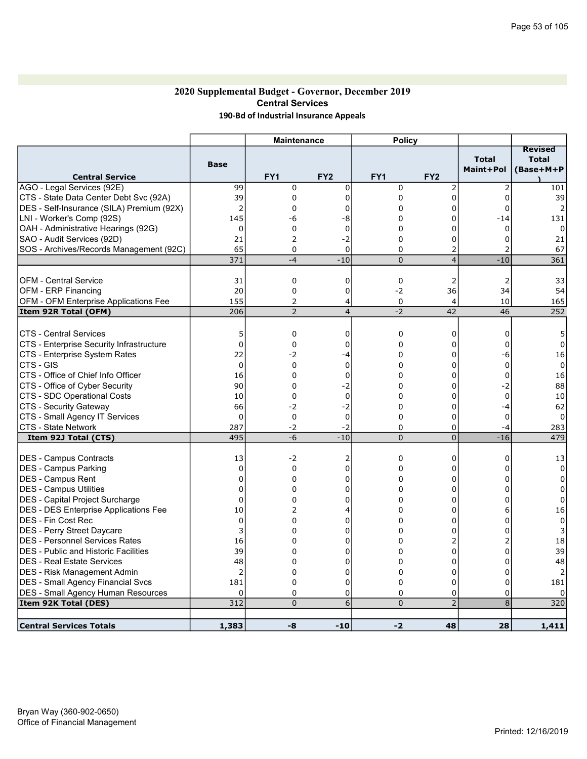## 2020 Supplemental Budget - Governor, December 2019

### Central Services

**190-Bd of Industrial Insurance Appeals**

| | | Maintenance | | Policy | | | |
|---|---|---|---|---|---|---|---|
| **Central Service** | **Base** | **FY1** | **FY2** | **FY1** | **FY2** | **Total Maint+Pol** | **Revised Total (Base+M+P)** |
| AGO - Legal Services (92E) | 99 | 0 | 0 | 0 | 2 | 2 | 101 |
| CTS - State Data Center Debt Svc (92A) | 39 | 0 | 0 | 0 | 0 | 0 | 39 |
| DES - Self-Insurance (SILA) Premium (92X) | 2 | 0 | 0 | 0 | 0 | 0 | 2 |
| LNI - Worker's Comp (92S) | 145 | -6 | -8 | 0 | 0 | -14 | 131 |
| OAH - Administrative Hearings (92G) | 0 | 0 | 0 | 0 | 0 | 0 | 0 |
| SAO - Audit Services (92D) | 21 | 2 | -2 | 0 | 0 | 0 | 21 |
| SOS - Archives/Records Management (92C) | 65 | 0 | 0 | 0 | 2 | 2 | 67 |
| | 371 | -4 | -10 | 0 | 4 | -10 | 361 |
| OFM - Central Service | 31 | 0 | 0 | 0 | 2 | 2 | 33 |
| OFM - ERP Financing | 20 | 0 | 0 | -2 | 36 | 34 | 54 |
| OFM - OFM Enterprise Applications Fee | 155 | 2 | 4 | 0 | 4 | 10 | 165 |
| **Item 92R Total (OFM)** | 206 | 2 | 4 | -2 | 42 | 46 | 252 |
| CTS - Central Services | 5 | 0 | 0 | 0 | 0 | 0 | 5 |
| CTS - Enterprise Security Infrastructure | 0 | 0 | 0 | 0 | 0 | 0 | 0 |
| CTS - Enterprise System Rates | 22 | -2 | -4 | 0 | 0 | -6 | 16 |
| CTS - GIS | 0 | 0 | 0 | 0 | 0 | 0 | 0 |
| CTS - Office of Chief Info Officer | 16 | 0 | 0 | 0 | 0 | 0 | 16 |
| CTS - Office of Cyber Security | 90 | 0 | -2 | 0 | 0 | -2 | 88 |
| CTS - SDC Operational Costs | 10 | 0 | 0 | 0 | 0 | 0 | 10 |
| CTS - Security Gateway | 66 | -2 | -2 | 0 | 0 | -4 | 62 |
| CTS - Small Agency IT Services | 0 | 0 | 0 | 0 | 0 | 0 | 0 |
| CTS - State Network | 287 | -2 | -2 | 0 | 0 | -4 | 283 |
| **Item 92J Total (CTS)** | 495 | -6 | -10 | 0 | 0 | -16 | 479 |
| DES - Campus Contracts | 13 | -2 | 2 | 0 | 0 | 0 | 13 |
| DES - Campus Parking | 0 | 0 | 0 | 0 | 0 | 0 | 0 |
| DES - Campus Rent | 0 | 0 | 0 | 0 | 0 | 0 | 0 |
| DES - Campus Utilities | 0 | 0 | 0 | 0 | 0 | 0 | 0 |
| DES - Capital Project Surcharge | 0 | 0 | 0 | 0 | 0 | 0 | 0 |
| DES - DES Enterprise Applications Fee | 10 | 2 | 4 | 0 | 0 | 6 | 16 |
| DES - Fin Cost Rec | 0 | 0 | 0 | 0 | 0 | 0 | 0 |
| DES - Perry Street Daycare | 3 | 0 | 0 | 0 | 0 | 0 | 3 |
| DES - Personnel Services Rates | 16 | 0 | 0 | 0 | 2 | 2 | 18 |
| DES - Public and Historic Facilities | 39 | 0 | 0 | 0 | 0 | 0 | 39 |
| DES - Real Estate Services | 48 | 0 | 0 | 0 | 0 | 0 | 48 |
| DES - Risk Management Admin | 2 | 0 | 0 | 0 | 0 | 0 | 2 |
| DES - Small Agency Financial Svcs | 181 | 0 | 0 | 0 | 0 | 0 | 181 |
| DES - Small Agency Human Resources | 0 | 0 | 0 | 0 | 0 | 0 | 0 |
| **Item 92K Total (DES)** | 312 | 0 | 6 | 0 | 2 | 8 | 320 |
| **Central Services Totals** | **1,383** | **-8** | **-10** | **-2** | **48** | **28** | **1,411** |

Bryan Way (360-902-0650)
Office of Financial Management

Printed: 12/16/2019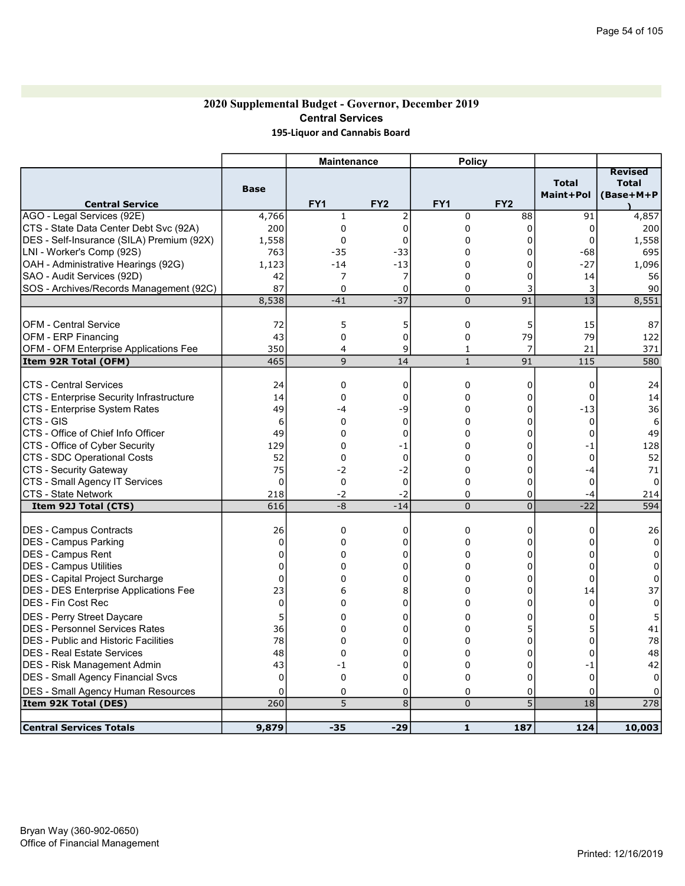## 2020 Supplemental Budget - Governor, December 2019
### Central Services
#### 195-Liquor and Cannabis Board

| | | Maintenance | | Policy | | | |
|---|---|---|---|---|---|---|---|
| **Central Service** | **Base** | **FY1** | **FY2** | **FY1** | **FY2** | **Total Maint+Pol** | **Revised Total (Base+M+P)** |
| AGO - Legal Services (92E) | 4,766 | 1 | 2 | 0 | 88 | 91 | 4,857 |
| CTS - State Data Center Debt Svc (92A) | 200 | 0 | 0 | 0 | 0 | 0 | 200 |
| DES - Self-Insurance (SILA) Premium (92X) | 1,558 | 0 | 0 | 0 | 0 | 0 | 1,558 |
| LNI - Worker's Comp (92S) | 763 | -35 | -33 | 0 | 0 | -68 | 695 |
| OAH - Administrative Hearings (92G) | 1,123 | -14 | -13 | 0 | 0 | -27 | 1,096 |
| SAO - Audit Services (92D) | 42 | 7 | 7 | 0 | 0 | 14 | 56 |
| SOS - Archives/Records Management (92C) | 87 | 0 | 0 | 0 | 3 | 3 | 90 |
| | 8,538 | -41 | -37 | 0 | 91 | 13 | 8,551 |
| | | | | | | | |
| OFM - Central Service | 72 | 5 | 5 | 0 | 5 | 15 | 87 |
| OFM - ERP Financing | 43 | 0 | 0 | 0 | 79 | 79 | 122 |
| OFM - OFM Enterprise Applications Fee | 350 | 4 | 9 | 1 | 7 | 21 | 371 |
| **Item 92R Total (OFM)** | 465 | 9 | 14 | 1 | 91 | 115 | 580 |
| | | | | | | | |
| CTS - Central Services | 24 | 0 | 0 | 0 | 0 | 0 | 24 |
| CTS - Enterprise Security Infrastructure | 14 | 0 | 0 | 0 | 0 | 0 | 14 |
| CTS - Enterprise System Rates | 49 | -4 | -9 | 0 | 0 | -13 | 36 |
| CTS - GIS | 6 | 0 | 0 | 0 | 0 | 0 | 6 |
| CTS - Office of Chief Info Officer | 49 | 0 | 0 | 0 | 0 | 0 | 49 |
| CTS - Office of Cyber Security | 129 | 0 | -1 | 0 | 0 | -1 | 128 |
| CTS - SDC Operational Costs | 52 | 0 | 0 | 0 | 0 | 0 | 52 |
| CTS - Security Gateway | 75 | -2 | -2 | 0 | 0 | -4 | 71 |
| CTS - Small Agency IT Services | 0 | 0 | 0 | 0 | 0 | 0 | 0 |
| CTS - State Network | 218 | -2 | -2 | 0 | 0 | -4 | 214 |
| **Item 92J Total (CTS)** | 616 | -8 | -14 | 0 | 0 | -22 | 594 |
| | | | | | | | |
| DES - Campus Contracts | 26 | 0 | 0 | 0 | 0 | 0 | 26 |
| DES - Campus Parking | 0 | 0 | 0 | 0 | 0 | 0 | 0 |
| DES - Campus Rent | 0 | 0 | 0 | 0 | 0 | 0 | 0 |
| DES - Campus Utilities | 0 | 0 | 0 | 0 | 0 | 0 | 0 |
| DES - Capital Project Surcharge | 0 | 0 | 0 | 0 | 0 | 0 | 0 |
| DES - DES Enterprise Applications Fee | 23 | 6 | 8 | 0 | 0 | 14 | 37 |
| DES - Fin Cost Rec | 0 | 0 | 0 | 0 | 0 | 0 | 0 |
| DES - Perry Street Daycare | 5 | 0 | 0 | 0 | 0 | 0 | 5 |
| DES - Personnel Services Rates | 36 | 0 | 0 | 0 | 5 | 5 | 41 |
| DES - Public and Historic Facilities | 78 | 0 | 0 | 0 | 0 | 0 | 78 |
| DES - Real Estate Services | 48 | 0 | 0 | 0 | 0 | 0 | 48 |
| DES - Risk Management Admin | 43 | -1 | 0 | 0 | 0 | -1 | 42 |
| DES - Small Agency Financial Svcs | 0 | 0 | 0 | 0 | 0 | 0 | 0 |
| DES - Small Agency Human Resources | 0 | 0 | 0 | 0 | 0 | 0 | 0 |
| **Item 92K Total (DES)** | 260 | 5 | 8 | 0 | 5 | 18 | 278 |
| | | | | | | | |
| **Central Services Totals** | **9,879** | **-35** | **-29** | **1** | **187** | **124** | **10,003** |

Bryan Way (360-902-0650)
Office of Financial Management

Printed: 12/16/2019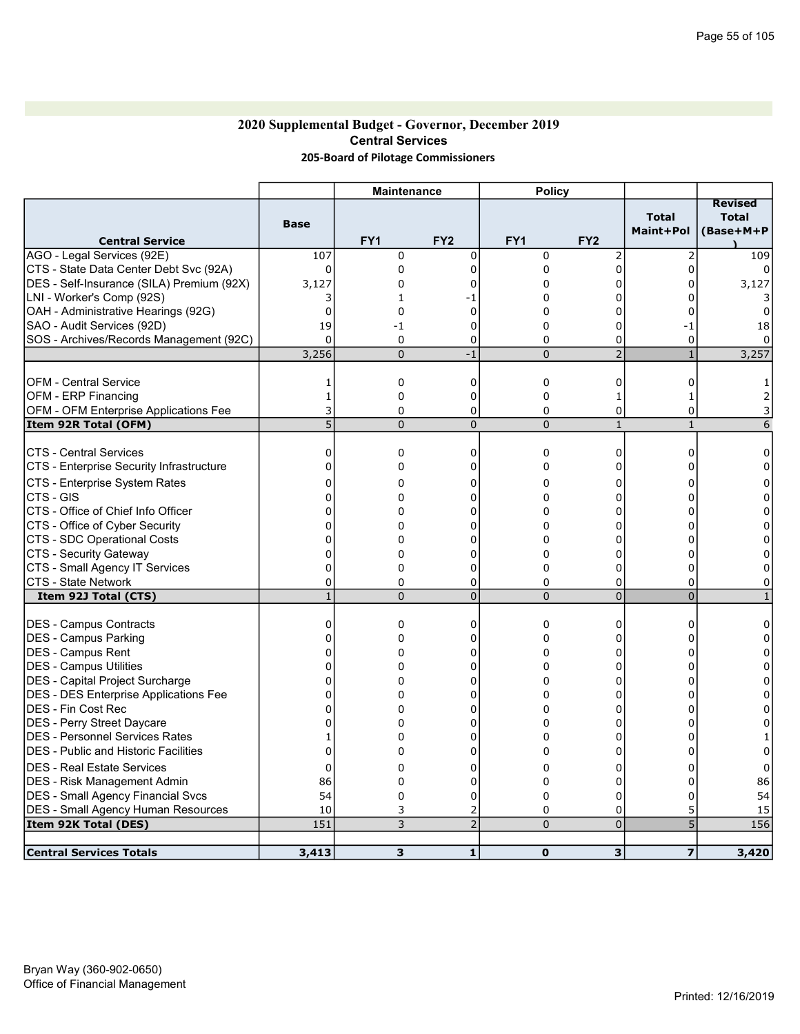## 2020 Supplemental Budget - Governor, December 2019

### Central Services

### 205-Board of Pilotage Commissioners

| | | Maintenance | | Policy | | | |
|---|---|---|---|---|---|---|---|
| **Central Service** | **Base** | **FY1** | **FY2** | **FY1** | **FY2** | **Total Maint+Pol** | **Revised Total (Base+M+P)** |
| AGO - Legal Services (92E) | 107 | 0 | 0 | 0 | 2 | 2 | 109 |
| CTS - State Data Center Debt Svc (92A) | 0 | 0 | 0 | 0 | 0 | 0 | 0 |
| DES - Self-Insurance (SILA) Premium (92X) | 3,127 | 0 | 0 | 0 | 0 | 0 | 3,127 |
| LNI - Worker's Comp (92S) | 3 | 1 | -1 | 0 | 0 | 0 | 3 |
| OAH - Administrative Hearings (92G) | 0 | 0 | 0 | 0 | 0 | 0 | 0 |
| SAO - Audit Services (92D) | 19 | -1 | 0 | 0 | 0 | -1 | 18 |
| SOS - Archives/Records Management (92C) | 0 | 0 | 0 | 0 | 0 | 0 | 0 |
| | 3,256 | 0 | -1 | 0 | 2 | 1 | 3,257 |
| | | | | | | | |
| OFM - Central Service | 1 | 0 | 0 | 0 | 0 | 0 | 1 |
| OFM - ERP Financing | 1 | 0 | 0 | 0 | 1 | 1 | 2 |
| OFM - OFM Enterprise Applications Fee | 3 | 0 | 0 | 0 | 0 | 0 | 3 |
| **Item 92R Total (OFM)** | 5 | 0 | 0 | 0 | 1 | 1 | 6 |
| | | | | | | | |
| CTS - Central Services | 0 | 0 | 0 | 0 | 0 | 0 | 0 |
| CTS - Enterprise Security Infrastructure | 0 | 0 | 0 | 0 | 0 | 0 | 0 |
| CTS - Enterprise System Rates | 0 | 0 | 0 | 0 | 0 | 0 | 0 |
| CTS - GIS | 0 | 0 | 0 | 0 | 0 | 0 | 0 |
| CTS - Office of Chief Info Officer | 0 | 0 | 0 | 0 | 0 | 0 | 0 |
| CTS - Office of Cyber Security | 0 | 0 | 0 | 0 | 0 | 0 | 0 |
| CTS - SDC Operational Costs | 0 | 0 | 0 | 0 | 0 | 0 | 0 |
| CTS - Security Gateway | 0 | 0 | 0 | 0 | 0 | 0 | 0 |
| CTS - Small Agency IT Services | 0 | 0 | 0 | 0 | 0 | 0 | 0 |
| CTS - State Network | 0 | 0 | 0 | 0 | 0 | 0 | 0 |
| **Item 92J Total (CTS)** | 1 | 0 | 0 | 0 | 0 | 0 | 1 |
| | | | | | | | |
| DES - Campus Contracts | 0 | 0 | 0 | 0 | 0 | 0 | 0 |
| DES - Campus Parking | 0 | 0 | 0 | 0 | 0 | 0 | 0 |
| DES - Campus Rent | 0 | 0 | 0 | 0 | 0 | 0 | 0 |
| DES - Campus Utilities | 0 | 0 | 0 | 0 | 0 | 0 | 0 |
| DES - Capital Project Surcharge | 0 | 0 | 0 | 0 | 0 | 0 | 0 |
| DES - DES Enterprise Applications Fee | 0 | 0 | 0 | 0 | 0 | 0 | 0 |
| DES - Fin Cost Rec | 0 | 0 | 0 | 0 | 0 | 0 | 0 |
| DES - Perry Street Daycare | 0 | 0 | 0 | 0 | 0 | 0 | 0 |
| DES - Personnel Services Rates | 1 | 0 | 0 | 0 | 0 | 0 | 1 |
| DES - Public and Historic Facilities | 0 | 0 | 0 | 0 | 0 | 0 | 0 |
| DES - Real Estate Services | 0 | 0 | 0 | 0 | 0 | 0 | 0 |
| DES - Risk Management Admin | 86 | 0 | 0 | 0 | 0 | 0 | 86 |
| DES - Small Agency Financial Svcs | 54 | 0 | 0 | 0 | 0 | 0 | 54 |
| DES - Small Agency Human Resources | 10 | 3 | 2 | 0 | 0 | 5 | 15 |
| **Item 92K Total (DES)** | 151 | 3 | 2 | 0 | 0 | 5 | 156 |
| | | | | | | | |
| **Central Services Totals** | **3,413** | **3** | **1** | **0** | **3** | **7** | **3,420** |

Bryan Way (360-902-0650)
Office of Financial Management

Printed: 12/16/2019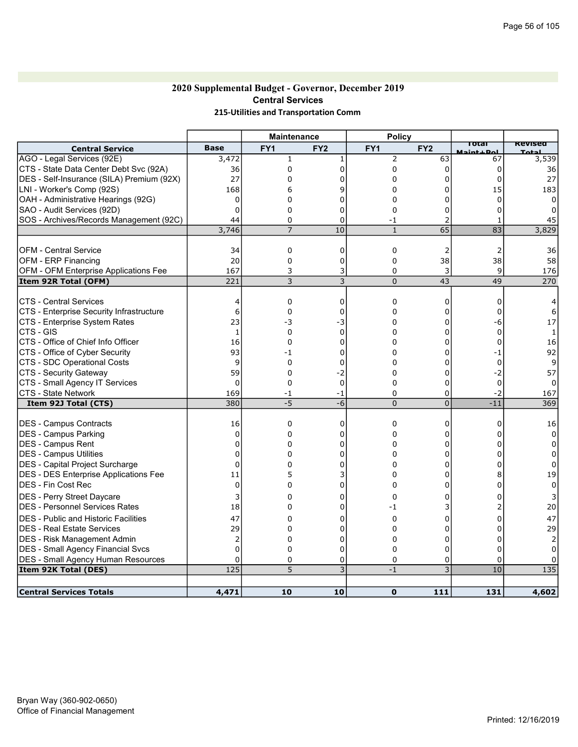## 2020 Supplemental Budget - Governor, December 2019

### Central Services

### 215-Utilities and Transportation Comm

| Central Service | Base | Maintenance FY1 | Maintenance FY2 | Policy FY1 | Policy FY2 | Total Maint+Pol | Revised Total |
|---|---|---|---|---|---|---|---|
| AGO - Legal Services (92E) | 3,472 | 1 | 1 | 2 | 63 | 67 | 3,539 |
| CTS - State Data Center Debt Svc (92A) | 36 | 0 | 0 | 0 | 0 | 0 | 36 |
| DES - Self-Insurance (SILA) Premium (92X) | 27 | 0 | 0 | 0 | 0 | 0 | 27 |
| LNI - Worker's Comp (92S) | 168 | 6 | 9 | 0 | 0 | 15 | 183 |
| OAH - Administrative Hearings (92G) | 0 | 0 | 0 | 0 | 0 | 0 | 0 |
| SAO - Audit Services (92D) | 0 | 0 | 0 | 0 | 0 | 0 | 0 |
| SOS - Archives/Records Management (92C) | 44 | 0 | 0 | -1 | 2 | 1 | 45 |
| | 3,746 | 7 | 10 | 1 | 65 | 83 | 3,829 |
| | | | | | | | |
| OFM - Central Service | 34 | 0 | 0 | 0 | 2 | 2 | 36 |
| OFM - ERP Financing | 20 | 0 | 0 | 0 | 38 | 38 | 58 |
| OFM - OFM Enterprise Applications Fee | 167 | 3 | 3 | 0 | 3 | 9 | 176 |
| **Item 92R Total (OFM)** | 221 | 3 | 3 | 0 | 43 | 49 | 270 |
| | | | | | | | |
| CTS - Central Services | 4 | 0 | 0 | 0 | 0 | 0 | 4 |
| CTS - Enterprise Security Infrastructure | 6 | 0 | 0 | 0 | 0 | 0 | 6 |
| CTS - Enterprise System Rates | 23 | -3 | -3 | 0 | 0 | -6 | 17 |
| CTS - GIS | 1 | 0 | 0 | 0 | 0 | 0 | 1 |
| CTS - Office of Chief Info Officer | 16 | 0 | 0 | 0 | 0 | 0 | 16 |
| CTS - Office of Cyber Security | 93 | -1 | 0 | 0 | 0 | -1 | 92 |
| CTS - SDC Operational Costs | 9 | 0 | 0 | 0 | 0 | 0 | 9 |
| CTS - Security Gateway | 59 | 0 | -2 | 0 | 0 | -2 | 57 |
| CTS - Small Agency IT Services | 0 | 0 | 0 | 0 | 0 | 0 | 0 |
| CTS - State Network | 169 | -1 | -1 | 0 | 0 | -2 | 167 |
| **Item 92J Total (CTS)** | 380 | -5 | -6 | 0 | 0 | -11 | 369 |
| | | | | | | | |
| DES - Campus Contracts | 16 | 0 | 0 | 0 | 0 | 0 | 16 |
| DES - Campus Parking | 0 | 0 | 0 | 0 | 0 | 0 | 0 |
| DES - Campus Rent | 0 | 0 | 0 | 0 | 0 | 0 | 0 |
| DES - Campus Utilities | 0 | 0 | 0 | 0 | 0 | 0 | 0 |
| DES - Capital Project Surcharge | 0 | 0 | 0 | 0 | 0 | 0 | 0 |
| DES - DES Enterprise Applications Fee | 11 | 5 | 3 | 0 | 0 | 8 | 19 |
| DES - Fin Cost Rec | 0 | 0 | 0 | 0 | 0 | 0 | 0 |
| DES - Perry Street Daycare | 3 | 0 | 0 | 0 | 0 | 0 | 3 |
| DES - Personnel Services Rates | 18 | 0 | 0 | -1 | 3 | 2 | 20 |
| DES - Public and Historic Facilities | 47 | 0 | 0 | 0 | 0 | 0 | 47 |
| DES - Real Estate Services | 29 | 0 | 0 | 0 | 0 | 0 | 29 |
| DES - Risk Management Admin | 2 | 0 | 0 | 0 | 0 | 0 | 2 |
| DES - Small Agency Financial Svcs | 0 | 0 | 0 | 0 | 0 | 0 | 0 |
| DES - Small Agency Human Resources | 0 | 0 | 0 | 0 | 0 | 0 | 0 |
| **Item 92K Total (DES)** | 125 | 5 | 3 | -1 | 3 | 10 | 135 |
| | | | | | | | |
| **Central Services Totals** | **4,471** | **10** | **10** | **0** | **111** | **131** | **4,602** |

Bryan Way (360-902-0650)
Office of Financial Management

Printed: 12/16/2019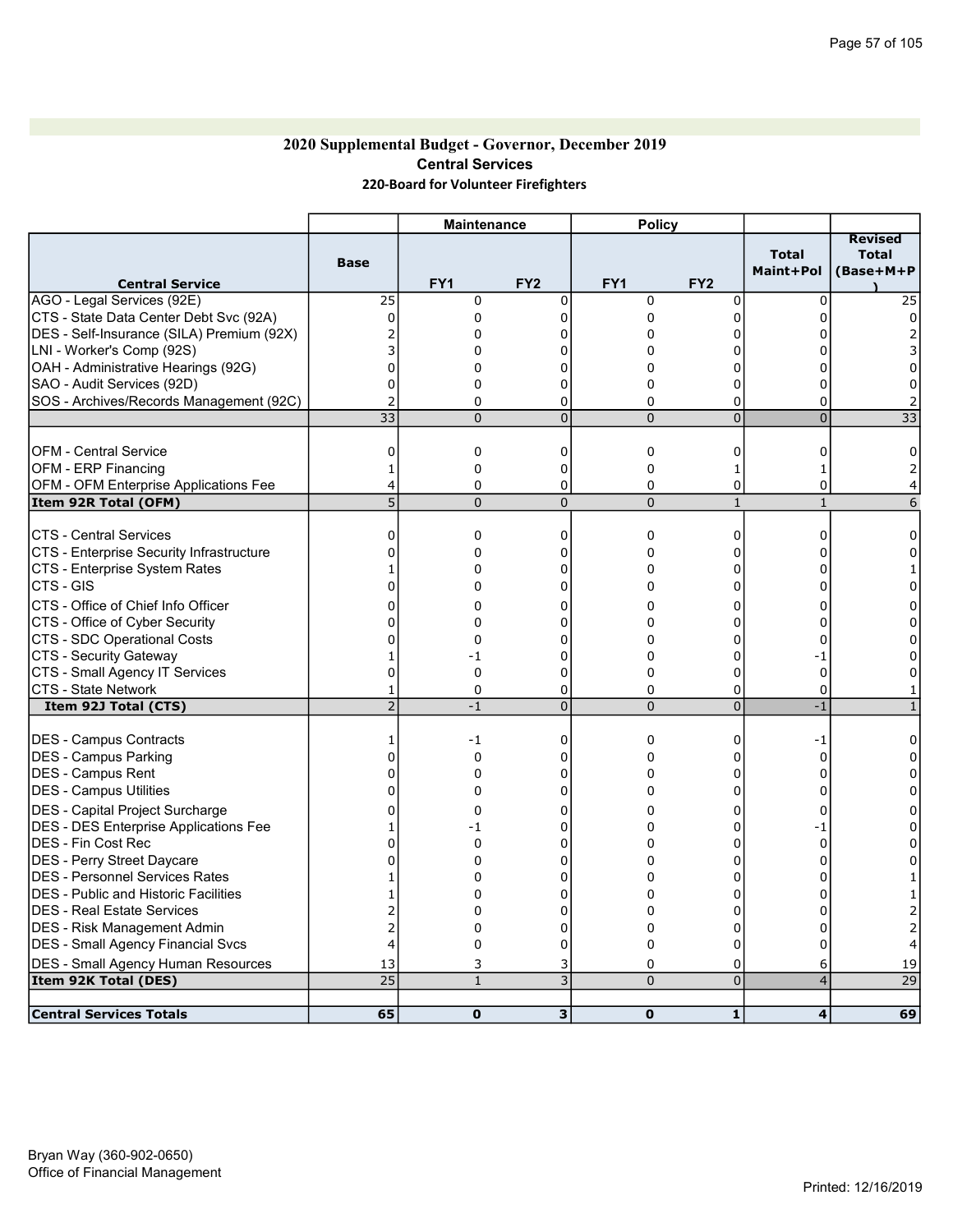# 2020 Supplemental Budget - Governor, December 2019

## Central Services

### 220-Board for Volunteer Firefighters

| | | Maintenance | | Policy | | | |
|---|---|---|---|---|---|---|---|
| **Central Service** | **Base** | **FY1** | **FY2** | **FY1** | **FY2** | **Total Maint+Pol** | **Revised Total (Base+M+P)** |
| AGO - Legal Services (92E) | 25 | 0 | 0 | 0 | 0 | 0 | 25 |
| CTS - State Data Center Debt Svc (92A) | 0 | 0 | 0 | 0 | 0 | 0 | 0 |
| DES - Self-Insurance (SILA) Premium (92X) | 2 | 0 | 0 | 0 | 0 | 0 | 2 |
| LNI - Worker's Comp (92S) | 3 | 0 | 0 | 0 | 0 | 0 | 3 |
| OAH - Administrative Hearings (92G) | 0 | 0 | 0 | 0 | 0 | 0 | 0 |
| SAO - Audit Services (92D) | 0 | 0 | 0 | 0 | 0 | 0 | 0 |
| SOS - Archives/Records Management (92C) | 2 | 0 | 0 | 0 | 0 | 0 | 2 |
| | 33 | 0 | 0 | 0 | 0 | 0 | 33 |
| | | | | | | | |
| OFM - Central Service | 0 | 0 | 0 | 0 | 0 | 0 | 0 |
| OFM - ERP Financing | 1 | 0 | 0 | 0 | 1 | 1 | 2 |
| OFM - OFM Enterprise Applications Fee | 4 | 0 | 0 | 0 | 0 | 0 | 4 |
| **Item 92R Total (OFM)** | 5 | 0 | 0 | 0 | 1 | 1 | 6 |
| | | | | | | | |
| CTS - Central Services | 0 | 0 | 0 | 0 | 0 | 0 | 0 |
| CTS - Enterprise Security Infrastructure | 0 | 0 | 0 | 0 | 0 | 0 | 0 |
| CTS - Enterprise System Rates | 1 | 0 | 0 | 0 | 0 | 0 | 1 |
| CTS - GIS | 0 | 0 | 0 | 0 | 0 | 0 | 0 |
| CTS - Office of Chief Info Officer | 0 | 0 | 0 | 0 | 0 | 0 | 0 |
| CTS - Office of Cyber Security | 0 | 0 | 0 | 0 | 0 | 0 | 0 |
| CTS - SDC Operational Costs | 0 | 0 | 0 | 0 | 0 | 0 | 0 |
| CTS - Security Gateway | 1 | -1 | 0 | 0 | 0 | -1 | 0 |
| CTS - Small Agency IT Services | 0 | 0 | 0 | 0 | 0 | 0 | 0 |
| CTS - State Network | 1 | 0 | 0 | 0 | 0 | 0 | 1 |
| **Item 92J Total (CTS)** | 2 | -1 | 0 | 0 | 0 | -1 | 1 |
| | | | | | | | |
| DES - Campus Contracts | 1 | -1 | 0 | 0 | 0 | -1 | 0 |
| DES - Campus Parking | 0 | 0 | 0 | 0 | 0 | 0 | 0 |
| DES - Campus Rent | 0 | 0 | 0 | 0 | 0 | 0 | 0 |
| DES - Campus Utilities | 0 | 0 | 0 | 0 | 0 | 0 | 0 |
| DES - Capital Project Surcharge | 0 | 0 | 0 | 0 | 0 | 0 | 0 |
| DES - DES Enterprise Applications Fee | 1 | -1 | 0 | 0 | 0 | -1 | 0 |
| DES - Fin Cost Rec | 0 | 0 | 0 | 0 | 0 | 0 | 0 |
| DES - Perry Street Daycare | 0 | 0 | 0 | 0 | 0 | 0 | 0 |
| DES - Personnel Services Rates | 1 | 0 | 0 | 0 | 0 | 0 | 1 |
| DES - Public and Historic Facilities | 1 | 0 | 0 | 0 | 0 | 0 | 1 |
| DES - Real Estate Services | 2 | 0 | 0 | 0 | 0 | 0 | 2 |
| DES - Risk Management Admin | 2 | 0 | 0 | 0 | 0 | 0 | 2 |
| DES - Small Agency Financial Svcs | 4 | 0 | 0 | 0 | 0 | 0 | 4 |
| DES - Small Agency Human Resources | 13 | 3 | 3 | 0 | 0 | 6 | 19 |
| **Item 92K Total (DES)** | 25 | 1 | 3 | 0 | 0 | 4 | 29 |
| | | | | | | | |
| **Central Services Totals** | **65** | **0** | **3** | **0** | **1** | **4** | **69** |

Bryan Way (360-902-0650)
Office of Financial Management

Printed: 12/16/2019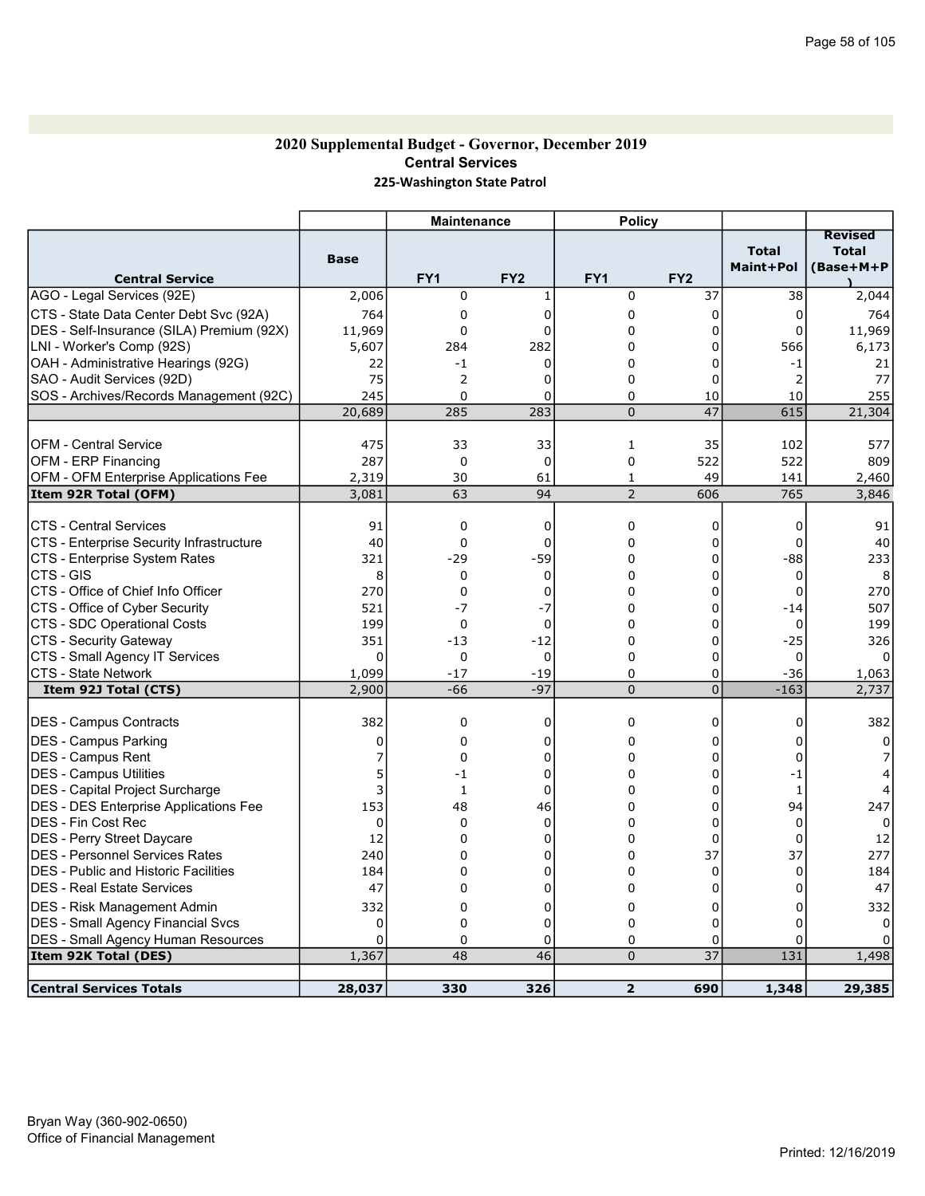## 2020 Supplemental Budget - Governor, December 2019

### Central Services

### 225-Washington State Patrol

| | | Maintenance | | Policy | | | |
|---|---|---|---|---|---|---|---|
| **Central Service** | **Base** | **FY1** | **FY2** | **FY1** | **FY2** | **Total Maint+Pol** | **Revised Total (Base+M+P)** |
| AGO - Legal Services (92E) | 2,006 | 0 | 1 | 0 | 37 | 38 | 2,044 |
| CTS - State Data Center Debt Svc (92A) | 764 | 0 | 0 | 0 | 0 | 0 | 764 |
| DES - Self-Insurance (SILA) Premium (92X) | 11,969 | 0 | 0 | 0 | 0 | 0 | 11,969 |
| LNI - Worker's Comp (92S) | 5,607 | 284 | 282 | 0 | 0 | 566 | 6,173 |
| OAH - Administrative Hearings (92G) | 22 | -1 | 0 | 0 | 0 | -1 | 21 |
| SAO - Audit Services (92D) | 75 | 2 | 0 | 0 | 0 | 2 | 77 |
| SOS - Archives/Records Management (92C) | 245 | 0 | 0 | 0 | 10 | 10 | 255 |
| | 20,689 | 285 | 283 | 0 | 47 | 615 | 21,304 |
| | | | | | | | |
| OFM - Central Service | 475 | 33 | 33 | 1 | 35 | 102 | 577 |
| OFM - ERP Financing | 287 | 0 | 0 | 0 | 522 | 522 | 809 |
| OFM - OFM Enterprise Applications Fee | 2,319 | 30 | 61 | 1 | 49 | 141 | 2,460 |
| **Item 92R Total (OFM)** | 3,081 | 63 | 94 | 2 | 606 | 765 | 3,846 |
| | | | | | | | |
| CTS - Central Services | 91 | 0 | 0 | 0 | 0 | 0 | 91 |
| CTS - Enterprise Security Infrastructure | 40 | 0 | 0 | 0 | 0 | 0 | 40 |
| CTS - Enterprise System Rates | 321 | -29 | -59 | 0 | 0 | -88 | 233 |
| CTS - GIS | 8 | 0 | 0 | 0 | 0 | 0 | 8 |
| CTS - Office of Chief Info Officer | 270 | 0 | 0 | 0 | 0 | 0 | 270 |
| CTS - Office of Cyber Security | 521 | -7 | -7 | 0 | 0 | -14 | 507 |
| CTS - SDC Operational Costs | 199 | 0 | 0 | 0 | 0 | 0 | 199 |
| CTS - Security Gateway | 351 | -13 | -12 | 0 | 0 | -25 | 326 |
| CTS - Small Agency IT Services | 0 | 0 | 0 | 0 | 0 | 0 | 0 |
| CTS - State Network | 1,099 | -17 | -19 | 0 | 0 | -36 | 1,063 |
| **Item 92J Total (CTS)** | 2,900 | -66 | -97 | 0 | 0 | -163 | 2,737 |
| | | | | | | | |
| DES - Campus Contracts | 382 | 0 | 0 | 0 | 0 | 0 | 382 |
| DES - Campus Parking | 0 | 0 | 0 | 0 | 0 | 0 | 0 |
| DES - Campus Rent | 7 | 0 | 0 | 0 | 0 | 0 | 7 |
| DES - Campus Utilities | 5 | -1 | 0 | 0 | 0 | -1 | 4 |
| DES - Capital Project Surcharge | 3 | 1 | 0 | 0 | 0 | 1 | 4 |
| DES - DES Enterprise Applications Fee | 153 | 48 | 46 | 0 | 0 | 94 | 247 |
| DES - Fin Cost Rec | 0 | 0 | 0 | 0 | 0 | 0 | 0 |
| DES - Perry Street Daycare | 12 | 0 | 0 | 0 | 0 | 0 | 12 |
| DES - Personnel Services Rates | 240 | 0 | 0 | 0 | 37 | 37 | 277 |
| DES - Public and Historic Facilities | 184 | 0 | 0 | 0 | 0 | 0 | 184 |
| DES - Real Estate Services | 47 | 0 | 0 | 0 | 0 | 0 | 47 |
| DES - Risk Management Admin | 332 | 0 | 0 | 0 | 0 | 0 | 332 |
| DES - Small Agency Financial Svcs | 0 | 0 | 0 | 0 | 0 | 0 | 0 |
| DES - Small Agency Human Resources | 0 | 0 | 0 | 0 | 0 | 0 | 0 |
| **Item 92K Total (DES)** | 1,367 | 48 | 46 | 0 | 37 | 131 | 1,498 |
| | | | | | | | |
| **Central Services Totals** | **28,037** | **330** | **326** | **2** | **690** | **1,348** | **29,385** |

Bryan Way (360-902-0650)
Office of Financial Management

Printed: 12/16/2019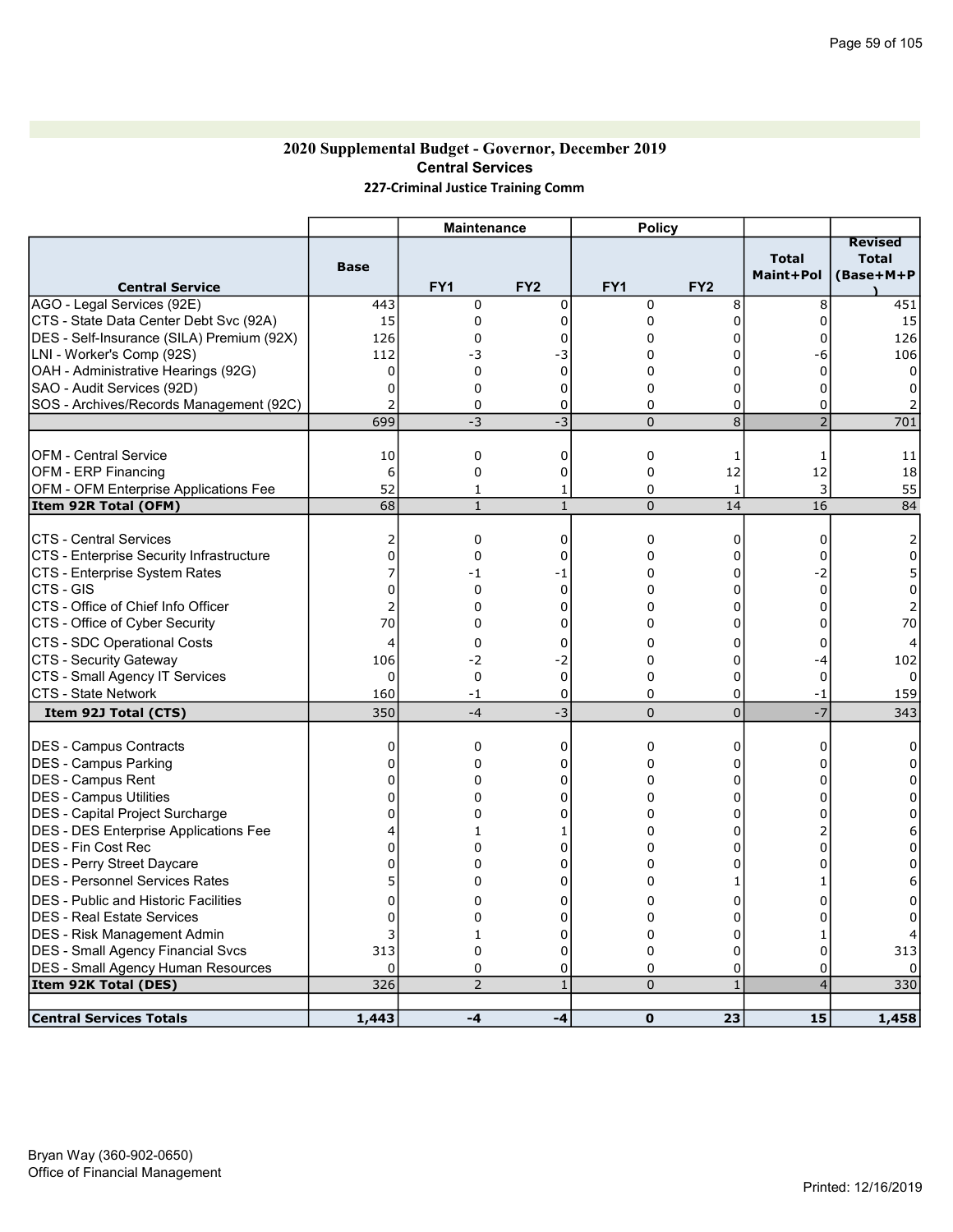## 2020 Supplemental Budget - Governor, December 2019

### Central Services

#### 227-Criminal Justice Training Comm

| | | Maintenance | | Policy | | | |
|---|---|---|---|---|---|---|---|
| **Central Service** | **Base** | **FY1** | **FY2** | **FY1** | **FY2** | **Total Maint+Pol** | **Revised Total (Base+M+P)** |
| AGO - Legal Services (92E) | 443 | 0 | 0 | 0 | 8 | 8 | 451 |
| CTS - State Data Center Debt Svc (92A) | 15 | 0 | 0 | 0 | 0 | 0 | 15 |
| DES - Self-Insurance (SILA) Premium (92X) | 126 | 0 | 0 | 0 | 0 | 0 | 126 |
| LNI - Worker's Comp (92S) | 112 | -3 | -3 | 0 | 0 | -6 | 106 |
| OAH - Administrative Hearings (92G) | 0 | 0 | 0 | 0 | 0 | 0 | 0 |
| SAO - Audit Services (92D) | 0 | 0 | 0 | 0 | 0 | 0 | 0 |
| SOS - Archives/Records Management (92C) | 2 | 0 | 0 | 0 | 0 | 0 | 2 |
| | 699 | -3 | -3 | 0 | 8 | 2 | 701 |
| OFM - Central Service | 10 | 0 | 0 | 0 | 1 | 1 | 11 |
| OFM - ERP Financing | 6 | 0 | 0 | 0 | 12 | 12 | 18 |
| OFM - OFM Enterprise Applications Fee | 52 | 1 | 1 | 0 | 1 | 3 | 55 |
| **Item 92R Total (OFM)** | 68 | 1 | 1 | 0 | 14 | 16 | 84 |
| CTS - Central Services | 2 | 0 | 0 | 0 | 0 | 0 | 2 |
| CTS - Enterprise Security Infrastructure | 0 | 0 | 0 | 0 | 0 | 0 | 0 |
| CTS - Enterprise System Rates | 7 | -1 | -1 | 0 | 0 | -2 | 5 |
| CTS - GIS | 0 | 0 | 0 | 0 | 0 | 0 | 0 |
| CTS - Office of Chief Info Officer | 2 | 0 | 0 | 0 | 0 | 0 | 2 |
| CTS - Office of Cyber Security | 70 | 0 | 0 | 0 | 0 | 0 | 70 |
| CTS - SDC Operational Costs | 4 | 0 | 0 | 0 | 0 | 0 | 4 |
| CTS - Security Gateway | 106 | -2 | -2 | 0 | 0 | -4 | 102 |
| CTS - Small Agency IT Services | 0 | 0 | 0 | 0 | 0 | 0 | 0 |
| CTS - State Network | 160 | -1 | 0 | 0 | 0 | -1 | 159 |
| **Item 92J Total (CTS)** | 350 | -4 | -3 | 0 | 0 | -7 | 343 |
| DES - Campus Contracts | 0 | 0 | 0 | 0 | 0 | 0 | 0 |
| DES - Campus Parking | 0 | 0 | 0 | 0 | 0 | 0 | 0 |
| DES - Campus Rent | 0 | 0 | 0 | 0 | 0 | 0 | 0 |
| DES - Campus Utilities | 0 | 0 | 0 | 0 | 0 | 0 | 0 |
| DES - Capital Project Surcharge | 0 | 0 | 0 | 0 | 0 | 0 | 0 |
| DES - DES Enterprise Applications Fee | 4 | 1 | 1 | 0 | 0 | 2 | 6 |
| DES - Fin Cost Rec | 0 | 0 | 0 | 0 | 0 | 0 | 0 |
| DES - Perry Street Daycare | 0 | 0 | 0 | 0 | 0 | 0 | 0 |
| DES - Personnel Services Rates | 5 | 0 | 0 | 0 | 1 | 1 | 6 |
| DES - Public and Historic Facilities | 0 | 0 | 0 | 0 | 0 | 0 | 0 |
| DES - Real Estate Services | 0 | 0 | 0 | 0 | 0 | 0 | 0 |
| DES - Risk Management Admin | 3 | 1 | 0 | 0 | 0 | 1 | 4 |
| DES - Small Agency Financial Svcs | 313 | 0 | 0 | 0 | 0 | 0 | 313 |
| DES - Small Agency Human Resources | 0 | 0 | 0 | 0 | 0 | 0 | 0 |
| **Item 92K Total (DES)** | 326 | 2 | 1 | 0 | 1 | 4 | 330 |
| **Central Services Totals** | **1,443** | **-4** | **-4** | **0** | **23** | **15** | **1,458** |

Bryan Way (360-902-0650)
Office of Financial Management

Printed: 12/16/2019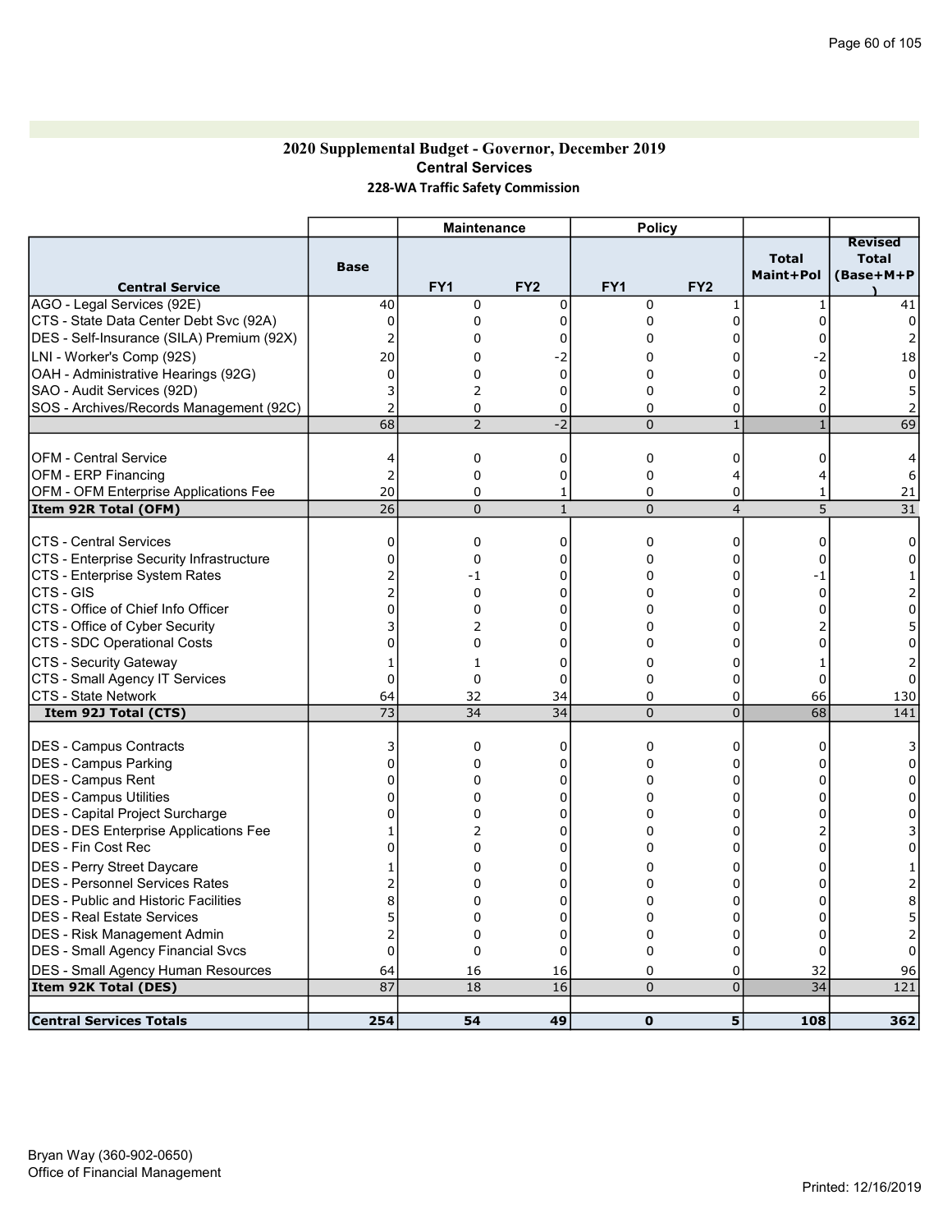## 2020 Supplemental Budget - Governor, December 2019

### Central Services

### 228-WA Traffic Safety Commission

| | | Maintenance | | Policy | | | |
|---|---|---|---|---|---|---|---|
| **Central Service** | **Base** | **FY1** | **FY2** | **FY1** | **FY2** | **Total Maint+Pol** | **Revised Total (Base+M+P)** |
| AGO - Legal Services (92E) | 40 | 0 | 0 | 0 | 1 | 1 | 41 |
| CTS - State Data Center Debt Svc (92A) | 0 | 0 | 0 | 0 | 0 | 0 | 0 |
| DES - Self-Insurance (SILA) Premium (92X) | 2 | 0 | 0 | 0 | 0 | 0 | 2 |
| LNI - Worker's Comp (92S) | 20 | 0 | -2 | 0 | 0 | -2 | 18 |
| OAH - Administrative Hearings (92G) | 0 | 0 | 0 | 0 | 0 | 0 | 0 |
| SAO - Audit Services (92D) | 3 | 2 | 0 | 0 | 0 | 2 | 5 |
| SOS - Archives/Records Management (92C) | 2 | 0 | 0 | 0 | 0 | 0 | 2 |
| | 68 | 2 | -2 | 0 | 1 | 1 | 69 |
| | | | | | | | |
| OFM - Central Service | 4 | 0 | 0 | 0 | 0 | 0 | 4 |
| OFM - ERP Financing | 2 | 0 | 0 | 0 | 4 | 4 | 6 |
| OFM - OFM Enterprise Applications Fee | 20 | 0 | 1 | 0 | 0 | 1 | 21 |
| **Item 92R Total (OFM)** | 26 | 0 | 1 | 0 | 4 | 5 | 31 |
| | | | | | | | |
| CTS - Central Services | 0 | 0 | 0 | 0 | 0 | 0 | 0 |
| CTS - Enterprise Security Infrastructure | 0 | 0 | 0 | 0 | 0 | 0 | 0 |
| CTS - Enterprise System Rates | 2 | -1 | 0 | 0 | 0 | -1 | 1 |
| CTS - GIS | 2 | 0 | 0 | 0 | 0 | 0 | 2 |
| CTS - Office of Chief Info Officer | 0 | 0 | 0 | 0 | 0 | 0 | 0 |
| CTS - Office of Cyber Security | 3 | 2 | 0 | 0 | 0 | 2 | 5 |
| CTS - SDC Operational Costs | 0 | 0 | 0 | 0 | 0 | 0 | 0 |
| CTS - Security Gateway | 1 | 1 | 0 | 0 | 0 | 1 | 2 |
| CTS - Small Agency IT Services | 0 | 0 | 0 | 0 | 0 | 0 | 0 |
| CTS - State Network | 64 | 32 | 34 | 0 | 0 | 66 | 130 |
| **Item 92J Total (CTS)** | 73 | 34 | 34 | 0 | 0 | 68 | 141 |
| | | | | | | | |
| DES - Campus Contracts | 3 | 0 | 0 | 0 | 0 | 0 | 3 |
| DES - Campus Parking | 0 | 0 | 0 | 0 | 0 | 0 | 0 |
| DES - Campus Rent | 0 | 0 | 0 | 0 | 0 | 0 | 0 |
| DES - Campus Utilities | 0 | 0 | 0 | 0 | 0 | 0 | 0 |
| DES - Capital Project Surcharge | 0 | 0 | 0 | 0 | 0 | 0 | 0 |
| DES - DES Enterprise Applications Fee | 1 | 2 | 0 | 0 | 0 | 2 | 3 |
| DES - Fin Cost Rec | 0 | 0 | 0 | 0 | 0 | 0 | 0 |
| DES - Perry Street Daycare | 1 | 0 | 0 | 0 | 0 | 0 | 1 |
| DES - Personnel Services Rates | 2 | 0 | 0 | 0 | 0 | 0 | 2 |
| DES - Public and Historic Facilities | 8 | 0 | 0 | 0 | 0 | 0 | 8 |
| DES - Real Estate Services | 5 | 0 | 0 | 0 | 0 | 0 | 5 |
| DES - Risk Management Admin | 2 | 0 | 0 | 0 | 0 | 0 | 2 |
| DES - Small Agency Financial Svcs | 0 | 0 | 0 | 0 | 0 | 0 | 0 |
| DES - Small Agency Human Resources | 64 | 16 | 16 | 0 | 0 | 32 | 96 |
| **Item 92K Total (DES)** | 87 | 18 | 16 | 0 | 0 | 34 | 121 |
| | | | | | | | |
| **Central Services Totals** | **254** | **54** | **49** | **0** | **5** | **108** | **362** |

Bryan Way (360-902-0650)
Office of Financial Management

Printed: 12/16/2019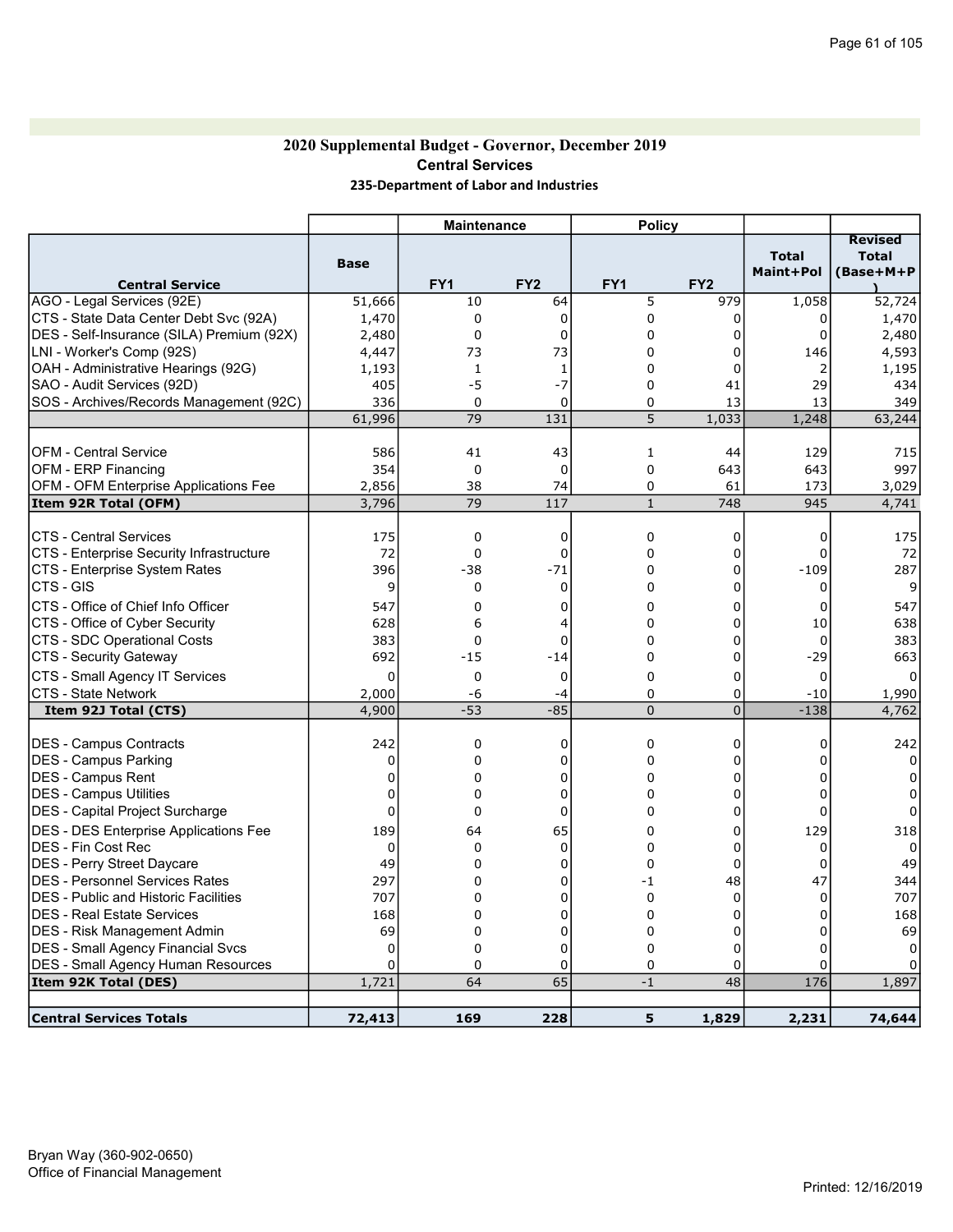## 2020 Supplemental Budget - Governor, December 2019

### Central Services

#### 235-Department of Labor and Industries

| Central Service | Base | Maintenance FY1 | Maintenance FY2 | Policy FY1 | Policy FY2 | Total Maint+Pol | Revised Total (Base+M+P) |
|---|---|---|---|---|---|---|---|
| AGO - Legal Services (92E) | 51,666 | 10 | 64 | 5 | 979 | 1,058 | 52,724 |
| CTS - State Data Center Debt Svc (92A) | 1,470 | 0 | 0 | 0 | 0 | 0 | 1,470 |
| DES - Self-Insurance (SILA) Premium (92X) | 2,480 | 0 | 0 | 0 | 0 | 0 | 2,480 |
| LNI - Worker's Comp (92S) | 4,447 | 73 | 73 | 0 | 0 | 146 | 4,593 |
| OAH - Administrative Hearings (92G) | 1,193 | 1 | 1 | 0 | 0 | 2 | 1,195 |
| SAO - Audit Services (92D) | 405 | -5 | -7 | 0 | 41 | 29 | 434 |
| SOS - Archives/Records Management (92C) | 336 | 0 | 0 | 0 | 13 | 13 | 349 |
| | 61,996 | 79 | 131 | 5 | 1,033 | 1,248 | 63,244 |
| | | | | | | | |
| OFM - Central Service | 586 | 41 | 43 | 1 | 44 | 129 | 715 |
| OFM - ERP Financing | 354 | 0 | 0 | 0 | 643 | 643 | 997 |
| OFM - OFM Enterprise Applications Fee | 2,856 | 38 | 74 | 0 | 61 | 173 | 3,029 |
| **Item 92R Total (OFM)** | 3,796 | 79 | 117 | 1 | 748 | 945 | 4,741 |
| | | | | | | | |
| CTS - Central Services | 175 | 0 | 0 | 0 | 0 | 0 | 175 |
| CTS - Enterprise Security Infrastructure | 72 | 0 | 0 | 0 | 0 | 0 | 72 |
| CTS - Enterprise System Rates | 396 | -38 | -71 | 0 | 0 | -109 | 287 |
| CTS - GIS | 9 | 0 | 0 | 0 | 0 | 0 | 9 |
| CTS - Office of Chief Info Officer | 547 | 0 | 0 | 0 | 0 | 0 | 547 |
| CTS - Office of Cyber Security | 628 | 6 | 4 | 0 | 0 | 10 | 638 |
| CTS - SDC Operational Costs | 383 | 0 | 0 | 0 | 0 | 0 | 383 |
| CTS - Security Gateway | 692 | -15 | -14 | 0 | 0 | -29 | 663 |
| CTS - Small Agency IT Services | 0 | 0 | 0 | 0 | 0 | 0 | 0 |
| CTS - State Network | 2,000 | -6 | -4 | 0 | 0 | -10 | 1,990 |
| **Item 92J Total (CTS)** | 4,900 | -53 | -85 | 0 | 0 | -138 | 4,762 |
| | | | | | | | |
| DES - Campus Contracts | 242 | 0 | 0 | 0 | 0 | 0 | 242 |
| DES - Campus Parking | 0 | 0 | 0 | 0 | 0 | 0 | 0 |
| DES - Campus Rent | 0 | 0 | 0 | 0 | 0 | 0 | 0 |
| DES - Campus Utilities | 0 | 0 | 0 | 0 | 0 | 0 | 0 |
| DES - Capital Project Surcharge | 0 | 0 | 0 | 0 | 0 | 0 | 0 |
| DES - DES Enterprise Applications Fee | 189 | 64 | 65 | 0 | 0 | 129 | 318 |
| DES - Fin Cost Rec | 0 | 0 | 0 | 0 | 0 | 0 | 0 |
| DES - Perry Street Daycare | 49 | 0 | 0 | 0 | 0 | 0 | 49 |
| DES - Personnel Services Rates | 297 | 0 | 0 | -1 | 48 | 47 | 344 |
| DES - Public and Historic Facilities | 707 | 0 | 0 | 0 | 0 | 0 | 707 |
| DES - Real Estate Services | 168 | 0 | 0 | 0 | 0 | 0 | 168 |
| DES - Risk Management Admin | 69 | 0 | 0 | 0 | 0 | 0 | 69 |
| DES - Small Agency Financial Svcs | 0 | 0 | 0 | 0 | 0 | 0 | 0 |
| DES - Small Agency Human Resources | 0 | 0 | 0 | 0 | 0 | 0 | 0 |
| **Item 92K Total (DES)** | 1,721 | 64 | 65 | -1 | 48 | 176 | 1,897 |
| | | | | | | | |
| **Central Services Totals** | **72,413** | **169** | **228** | **5** | **1,829** | **2,231** | **74,644** |

Bryan Way (360-902-0650)
Office of Financial Management

Printed: 12/16/2019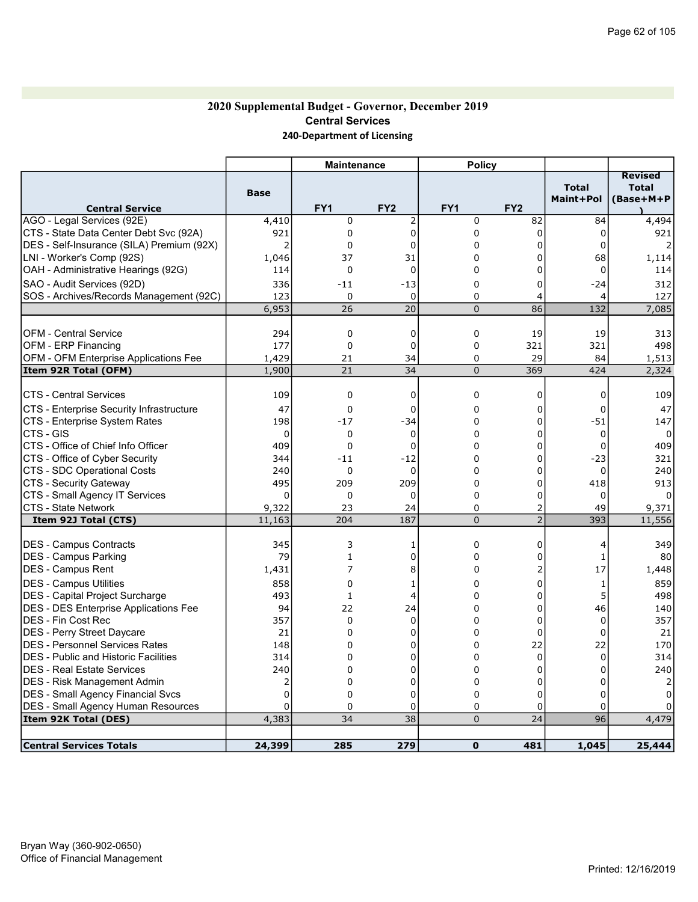## 2020 Supplemental Budget - Governor, December 2019

### Central Services

### 240-Department of Licensing

| | | Maintenance | | Policy | | | |
|---|---|---|---|---|---|---|---|
| **Central Service** | **Base** | **FY1** | **FY2** | **FY1** | **FY2** | **Total Maint+Pol** | **Revised Total (Base+M+P)** |
| AGO - Legal Services (92E) | 4,410 | 0 | 2 | 0 | 82 | 84 | 4,494 |
| CTS - State Data Center Debt Svc (92A) | 921 | 0 | 0 | 0 | 0 | 0 | 921 |
| DES - Self-Insurance (SILA) Premium (92X) | 2 | 0 | 0 | 0 | 0 | 0 | 2 |
| LNI - Worker's Comp (92S) | 1,046 | 37 | 31 | 0 | 0 | 68 | 1,114 |
| OAH - Administrative Hearings (92G) | 114 | 0 | 0 | 0 | 0 | 0 | 114 |
| SAO - Audit Services (92D) | 336 | -11 | -13 | 0 | 0 | -24 | 312 |
| SOS - Archives/Records Management (92C) | 123 | 0 | 0 | 0 | 4 | 4 | 127 |
| | 6,953 | 26 | 20 | 0 | 86 | 132 | 7,085 |
| | | | | | | | |
| OFM - Central Service | 294 | 0 | 0 | 0 | 19 | 19 | 313 |
| OFM - ERP Financing | 177 | 0 | 0 | 0 | 321 | 321 | 498 |
| OFM - OFM Enterprise Applications Fee | 1,429 | 21 | 34 | 0 | 29 | 84 | 1,513 |
| **Item 92R Total (OFM)** | 1,900 | 21 | 34 | 0 | 369 | 424 | 2,324 |
| | | | | | | | |
| CTS - Central Services | 109 | 0 | 0 | 0 | 0 | 0 | 109 |
| CTS - Enterprise Security Infrastructure | 47 | 0 | 0 | 0 | 0 | 0 | 47 |
| CTS - Enterprise System Rates | 198 | -17 | -34 | 0 | 0 | -51 | 147 |
| CTS - GIS | 0 | 0 | 0 | 0 | 0 | 0 | 0 |
| CTS - Office of Chief Info Officer | 409 | 0 | 0 | 0 | 0 | 0 | 409 |
| CTS - Office of Cyber Security | 344 | -11 | -12 | 0 | 0 | -23 | 321 |
| CTS - SDC Operational Costs | 240 | 0 | 0 | 0 | 0 | 0 | 240 |
| CTS - Security Gateway | 495 | 209 | 209 | 0 | 0 | 418 | 913 |
| CTS - Small Agency IT Services | 0 | 0 | 0 | 0 | 0 | 0 | 0 |
| CTS - State Network | 9,322 | 23 | 24 | 0 | 2 | 49 | 9,371 |
| **Item 92J Total (CTS)** | 11,163 | 204 | 187 | 0 | 2 | 393 | 11,556 |
| | | | | | | | |
| DES - Campus Contracts | 345 | 3 | 1 | 0 | 0 | 4 | 349 |
| DES - Campus Parking | 79 | 1 | 0 | 0 | 0 | 1 | 80 |
| DES - Campus Rent | 1,431 | 7 | 8 | 0 | 2 | 17 | 1,448 |
| DES - Campus Utilities | 858 | 0 | 1 | 0 | 0 | 1 | 859 |
| DES - Capital Project Surcharge | 493 | 1 | 4 | 0 | 0 | 5 | 498 |
| DES - DES Enterprise Applications Fee | 94 | 22 | 24 | 0 | 0 | 46 | 140 |
| DES - Fin Cost Rec | 357 | 0 | 0 | 0 | 0 | 0 | 357 |
| DES - Perry Street Daycare | 21 | 0 | 0 | 0 | 0 | 0 | 21 |
| DES - Personnel Services Rates | 148 | 0 | 0 | 0 | 22 | 22 | 170 |
| DES - Public and Historic Facilities | 314 | 0 | 0 | 0 | 0 | 0 | 314 |
| DES - Real Estate Services | 240 | 0 | 0 | 0 | 0 | 0 | 240 |
| DES - Risk Management Admin | 2 | 0 | 0 | 0 | 0 | 0 | 2 |
| DES - Small Agency Financial Svcs | 0 | 0 | 0 | 0 | 0 | 0 | 0 |
| DES - Small Agency Human Resources | 0 | 0 | 0 | 0 | 0 | 0 | 0 |
| **Item 92K Total (DES)** | 4,383 | 34 | 38 | 0 | 24 | 96 | 4,479 |
| | | | | | | | |
| **Central Services Totals** | **24,399** | **285** | **279** | **0** | **481** | **1,045** | **25,444** |

Bryan Way (360-902-0650)
Office of Financial Management

Printed: 12/16/2019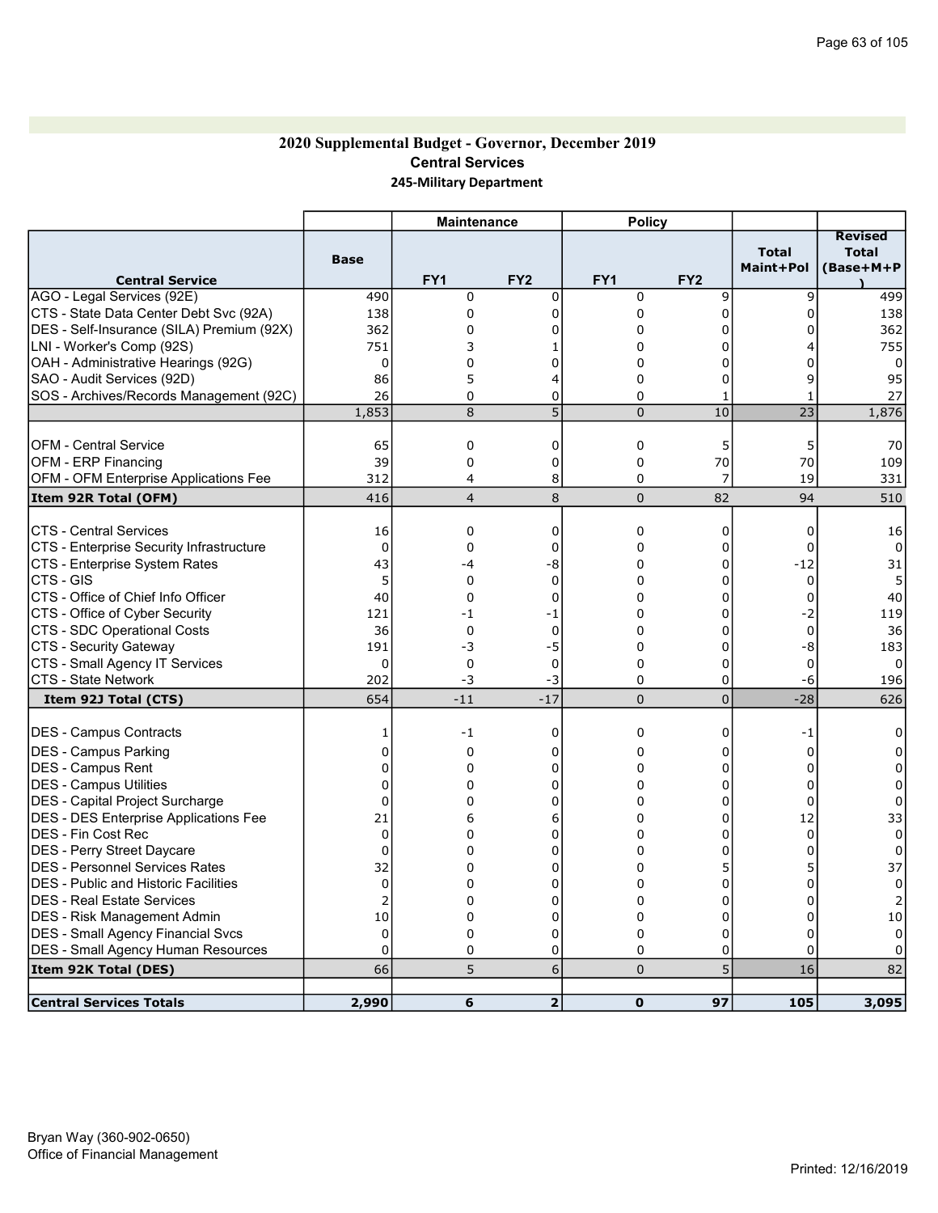# 2020 Supplemental Budget - Governor, December 2019

## Central Services

### 245-Military Department

| | | Maintenance | | Policy | | | |
|---|---|---|---|---|---|---|---|
| **Central Service** | **Base** | **FY1** | **FY2** | **FY1** | **FY2** | **Total Maint+Pol** | **Revised Total (Base+M+P)** |
| AGO - Legal Services (92E) | 490 | 0 | 0 | 0 | 9 | 9 | 499 |
| CTS - State Data Center Debt Svc (92A) | 138 | 0 | 0 | 0 | 0 | 0 | 138 |
| DES - Self-Insurance (SILA) Premium (92X) | 362 | 0 | 0 | 0 | 0 | 0 | 362 |
| LNI - Worker's Comp (92S) | 751 | 3 | 1 | 0 | 0 | 4 | 755 |
| OAH - Administrative Hearings (92G) | 0 | 0 | 0 | 0 | 0 | 0 | 0 |
| SAO - Audit Services (92D) | 86 | 5 | 4 | 0 | 0 | 9 | 95 |
| SOS - Archives/Records Management (92C) | 26 | 0 | 0 | 0 | 1 | 1 | 27 |
| | 1,853 | 8 | 5 | 0 | 10 | 23 | 1,876 |
| OFM - Central Service | 65 | 0 | 0 | 0 | 5 | 5 | 70 |
| OFM - ERP Financing | 39 | 0 | 0 | 0 | 70 | 70 | 109 |
| OFM - OFM Enterprise Applications Fee | 312 | 4 | 8 | 0 | 7 | 19 | 331 |
| **Item 92R Total (OFM)** | 416 | 4 | 8 | 0 | 82 | 94 | 510 |
| CTS - Central Services | 16 | 0 | 0 | 0 | 0 | 0 | 16 |
| CTS - Enterprise Security Infrastructure | 0 | 0 | 0 | 0 | 0 | 0 | 0 |
| CTS - Enterprise System Rates | 43 | -4 | -8 | 0 | 0 | -12 | 31 |
| CTS - GIS | 5 | 0 | 0 | 0 | 0 | 0 | 5 |
| CTS - Office of Chief Info Officer | 40 | 0 | 0 | 0 | 0 | 0 | 40 |
| CTS - Office of Cyber Security | 121 | -1 | -1 | 0 | 0 | -2 | 119 |
| CTS - SDC Operational Costs | 36 | 0 | 0 | 0 | 0 | 0 | 36 |
| CTS - Security Gateway | 191 | -3 | -5 | 0 | 0 | -8 | 183 |
| CTS - Small Agency IT Services | 0 | 0 | 0 | 0 | 0 | 0 | 0 |
| CTS - State Network | 202 | -3 | -3 | 0 | 0 | -6 | 196 |
| **Item 92J Total (CTS)** | 654 | -11 | -17 | 0 | 0 | -28 | 626 |
| DES - Campus Contracts | 1 | -1 | 0 | 0 | 0 | -1 | 0 |
| DES - Campus Parking | 0 | 0 | 0 | 0 | 0 | 0 | 0 |
| DES - Campus Rent | 0 | 0 | 0 | 0 | 0 | 0 | 0 |
| DES - Campus Utilities | 0 | 0 | 0 | 0 | 0 | 0 | 0 |
| DES - Capital Project Surcharge | 0 | 0 | 0 | 0 | 0 | 0 | 0 |
| DES - DES Enterprise Applications Fee | 21 | 6 | 6 | 0 | 0 | 12 | 33 |
| DES - Fin Cost Rec | 0 | 0 | 0 | 0 | 0 | 0 | 0 |
| DES - Perry Street Daycare | 0 | 0 | 0 | 0 | 0 | 0 | 0 |
| DES - Personnel Services Rates | 32 | 0 | 0 | 0 | 5 | 5 | 37 |
| DES - Public and Historic Facilities | 0 | 0 | 0 | 0 | 0 | 0 | 0 |
| DES - Real Estate Services | 2 | 0 | 0 | 0 | 0 | 0 | 2 |
| DES - Risk Management Admin | 10 | 0 | 0 | 0 | 0 | 0 | 10 |
| DES - Small Agency Financial Svcs | 0 | 0 | 0 | 0 | 0 | 0 | 0 |
| DES - Small Agency Human Resources | 0 | 0 | 0 | 0 | 0 | 0 | 0 |
| **Item 92K Total (DES)** | 66 | 5 | 6 | 0 | 5 | 16 | 82 |
| **Central Services Totals** | **2,990** | **6** | **2** | **0** | **97** | **105** | **3,095** |

Bryan Way (360-902-0650)
Office of Financial Management

Printed: 12/16/2019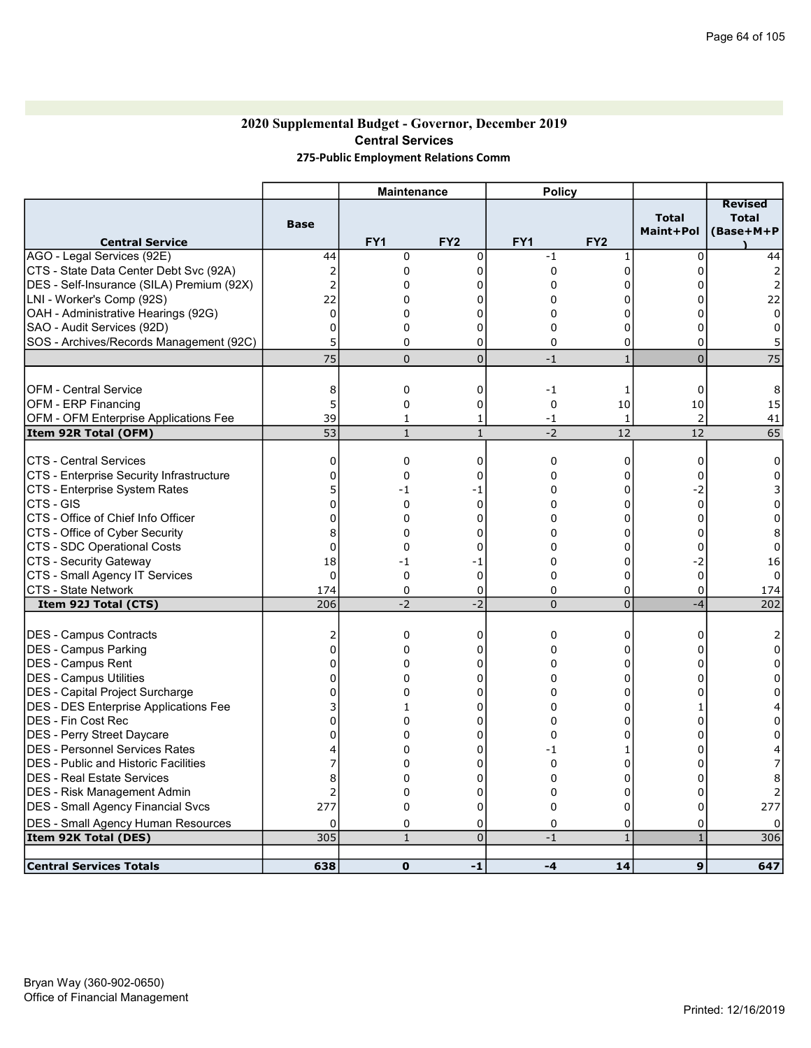# 2020 Supplemental Budget - Governor, December 2019

## Central Services

### 275-Public Employment Relations Comm

| | | Maintenance | | Policy | | | |
|---|---|---|---|---|---|---|---|
| **Central Service** | **Base** | **FY1** | **FY2** | **FY1** | **FY2** | **Total Maint+Pol** | **Revised Total (Base+M+P)** |
| AGO - Legal Services (92E) | 44 | 0 | 0 | -1 | 1 | 0 | 44 |
| CTS - State Data Center Debt Svc (92A) | 2 | 0 | 0 | 0 | 0 | 0 | 2 |
| DES - Self-Insurance (SILA) Premium (92X) | 2 | 0 | 0 | 0 | 0 | 0 | 2 |
| LNI - Worker's Comp (92S) | 22 | 0 | 0 | 0 | 0 | 0 | 22 |
| OAH - Administrative Hearings (92G) | 0 | 0 | 0 | 0 | 0 | 0 | 0 |
| SAO - Audit Services (92D) | 0 | 0 | 0 | 0 | 0 | 0 | 0 |
| SOS - Archives/Records Management (92C) | 5 | 0 | 0 | 0 | 0 | 0 | 5 |
| | 75 | 0 | 0 | -1 | 1 | 0 | 75 |
| OFM - Central Service | 8 | 0 | 0 | -1 | 1 | 0 | 8 |
| OFM - ERP Financing | 5 | 0 | 0 | 0 | 10 | 10 | 15 |
| OFM - OFM Enterprise Applications Fee | 39 | 1 | 1 | -1 | 1 | 2 | 41 |
| **Item 92R Total (OFM)** | 53 | 1 | 1 | -2 | 12 | 12 | 65 |
| CTS - Central Services | 0 | 0 | 0 | 0 | 0 | 0 | 0 |
| CTS - Enterprise Security Infrastructure | 0 | 0 | 0 | 0 | 0 | 0 | 0 |
| CTS - Enterprise System Rates | 5 | -1 | -1 | 0 | 0 | -2 | 3 |
| CTS - GIS | 0 | 0 | 0 | 0 | 0 | 0 | 0 |
| CTS - Office of Chief Info Officer | 0 | 0 | 0 | 0 | 0 | 0 | 0 |
| CTS - Office of Cyber Security | 8 | 0 | 0 | 0 | 0 | 0 | 8 |
| CTS - SDC Operational Costs | 0 | 0 | 0 | 0 | 0 | 0 | 0 |
| CTS - Security Gateway | 18 | -1 | -1 | 0 | 0 | -2 | 16 |
| CTS - Small Agency IT Services | 0 | 0 | 0 | 0 | 0 | 0 | 0 |
| CTS - State Network | 174 | 0 | 0 | 0 | 0 | 0 | 174 |
| **Item 92J Total (CTS)** | 206 | -2 | -2 | 0 | 0 | -4 | 202 |
| DES - Campus Contracts | 2 | 0 | 0 | 0 | 0 | 0 | 2 |
| DES - Campus Parking | 0 | 0 | 0 | 0 | 0 | 0 | 0 |
| DES - Campus Rent | 0 | 0 | 0 | 0 | 0 | 0 | 0 |
| DES - Campus Utilities | 0 | 0 | 0 | 0 | 0 | 0 | 0 |
| DES - Capital Project Surcharge | 0 | 0 | 0 | 0 | 0 | 0 | 0 |
| DES - DES Enterprise Applications Fee | 3 | 1 | 0 | 0 | 0 | 1 | 4 |
| DES - Fin Cost Rec | 0 | 0 | 0 | 0 | 0 | 0 | 0 |
| DES - Perry Street Daycare | 0 | 0 | 0 | 0 | 0 | 0 | 0 |
| DES - Personnel Services Rates | 4 | 0 | 0 | -1 | 1 | 0 | 4 |
| DES - Public and Historic Facilities | 7 | 0 | 0 | 0 | 0 | 0 | 7 |
| DES - Real Estate Services | 8 | 0 | 0 | 0 | 0 | 0 | 8 |
| DES - Risk Management Admin | 2 | 0 | 0 | 0 | 0 | 0 | 2 |
| DES - Small Agency Financial Svcs | 277 | 0 | 0 | 0 | 0 | 0 | 277 |
| DES - Small Agency Human Resources | 0 | 0 | 0 | 0 | 0 | 0 | 0 |
| **Item 92K Total (DES)** | 305 | 1 | 0 | -1 | 1 | 1 | 306 |
| **Central Services Totals** | **638** | **0** | **-1** | **-4** | **14** | **9** | **647** |

Bryan Way (360-902-0650)
Office of Financial Management

Printed: 12/16/2019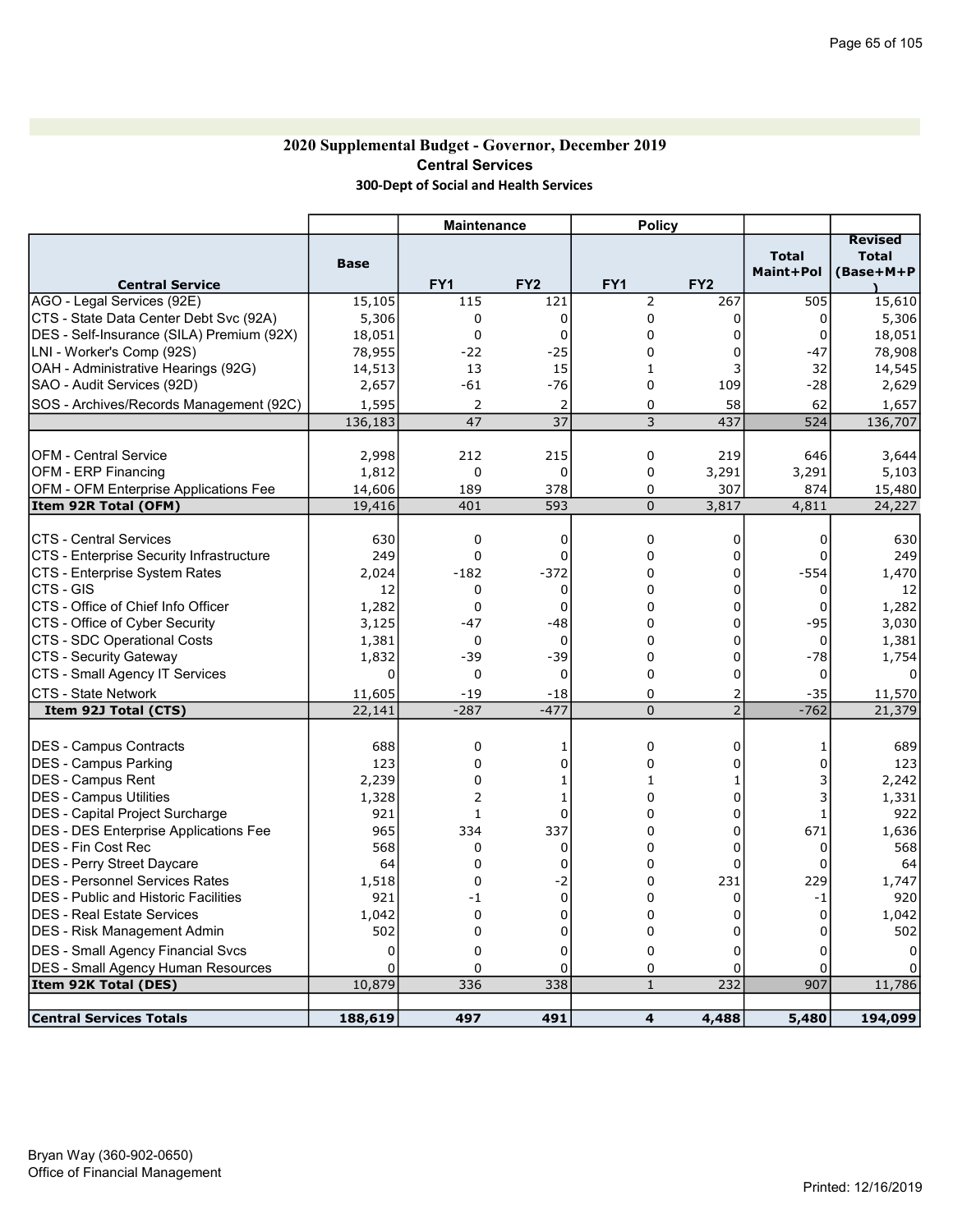## 2020 Supplemental Budget - Governor, December 2019

### Central Services

### 300-Dept of Social and Health Services

| | | Maintenance | | Policy | | | |
|---|---|---|---|---|---|---|---|
| **Central Service** | **Base** | **FY1** | **FY2** | **FY1** | **FY2** | **Total Maint+Pol** | **Revised Total (Base+M+P)** |
| AGO - Legal Services (92E) | 15,105 | 115 | 121 | 2 | 267 | 505 | 15,610 |
| CTS - State Data Center Debt Svc (92A) | 5,306 | 0 | 0 | 0 | 0 | 0 | 5,306 |
| DES - Self-Insurance (SILA) Premium (92X) | 18,051 | 0 | 0 | 0 | 0 | 0 | 18,051 |
| LNI - Worker's Comp (92S) | 78,955 | -22 | -25 | 0 | 0 | -47 | 78,908 |
| OAH - Administrative Hearings (92G) | 14,513 | 13 | 15 | 1 | 3 | 32 | 14,545 |
| SAO - Audit Services (92D) | 2,657 | -61 | -76 | 0 | 109 | -28 | 2,629 |
| SOS - Archives/Records Management (92C) | 1,595 | 2 | 2 | 0 | 58 | 62 | 1,657 |
| | 136,183 | 47 | 37 | 3 | 437 | 524 | 136,707 |
| | | | | | | | |
| OFM - Central Service | 2,998 | 212 | 215 | 0 | 219 | 646 | 3,644 |
| OFM - ERP Financing | 1,812 | 0 | 0 | 0 | 3,291 | 3,291 | 5,103 |
| OFM - OFM Enterprise Applications Fee | 14,606 | 189 | 378 | 0 | 307 | 874 | 15,480 |
| **Item 92R Total (OFM)** | 19,416 | 401 | 593 | 0 | 3,817 | 4,811 | 24,227 |
| | | | | | | | |
| CTS - Central Services | 630 | 0 | 0 | 0 | 0 | 0 | 630 |
| CTS - Enterprise Security Infrastructure | 249 | 0 | 0 | 0 | 0 | 0 | 249 |
| CTS - Enterprise System Rates | 2,024 | -182 | -372 | 0 | 0 | -554 | 1,470 |
| CTS - GIS | 12 | 0 | 0 | 0 | 0 | 0 | 12 |
| CTS - Office of Chief Info Officer | 1,282 | 0 | 0 | 0 | 0 | 0 | 1,282 |
| CTS - Office of Cyber Security | 3,125 | -47 | -48 | 0 | 0 | -95 | 3,030 |
| CTS - SDC Operational Costs | 1,381 | 0 | 0 | 0 | 0 | 0 | 1,381 |
| CTS - Security Gateway | 1,832 | -39 | -39 | 0 | 0 | -78 | 1,754 |
| CTS - Small Agency IT Services | 0 | 0 | 0 | 0 | 0 | 0 | 0 |
| CTS - State Network | 11,605 | -19 | -18 | 0 | 2 | -35 | 11,570 |
| **Item 92J Total (CTS)** | 22,141 | -287 | -477 | 0 | 2 | -762 | 21,379 |
| | | | | | | | |
| DES - Campus Contracts | 688 | 0 | 1 | 0 | 0 | 1 | 689 |
| DES - Campus Parking | 123 | 0 | 0 | 0 | 0 | 0 | 123 |
| DES - Campus Rent | 2,239 | 0 | 1 | 1 | 1 | 3 | 2,242 |
| DES - Campus Utilities | 1,328 | 2 | 1 | 0 | 0 | 3 | 1,331 |
| DES - Capital Project Surcharge | 921 | 1 | 0 | 0 | 0 | 1 | 922 |
| DES - DES Enterprise Applications Fee | 965 | 334 | 337 | 0 | 0 | 671 | 1,636 |
| DES - Fin Cost Rec | 568 | 0 | 0 | 0 | 0 | 0 | 568 |
| DES - Perry Street Daycare | 64 | 0 | 0 | 0 | 0 | 0 | 64 |
| DES - Personnel Services Rates | 1,518 | 0 | -2 | 0 | 231 | 229 | 1,747 |
| DES - Public and Historic Facilities | 921 | -1 | 0 | 0 | 0 | -1 | 920 |
| DES - Real Estate Services | 1,042 | 0 | 0 | 0 | 0 | 0 | 1,042 |
| DES - Risk Management Admin | 502 | 0 | 0 | 0 | 0 | 0 | 502 |
| DES - Small Agency Financial Svcs | 0 | 0 | 0 | 0 | 0 | 0 | 0 |
| DES - Small Agency Human Resources | 0 | 0 | 0 | 0 | 0 | 0 | 0 |
| **Item 92K Total (DES)** | 10,879 | 336 | 338 | 1 | 232 | 907 | 11,786 |
| | | | | | | | |
| **Central Services Totals** | **188,619** | **497** | **491** | **4** | **4,488** | **5,480** | **194,099** |

Bryan Way (360-902-0650)
Office of Financial Management

Printed: 12/16/2019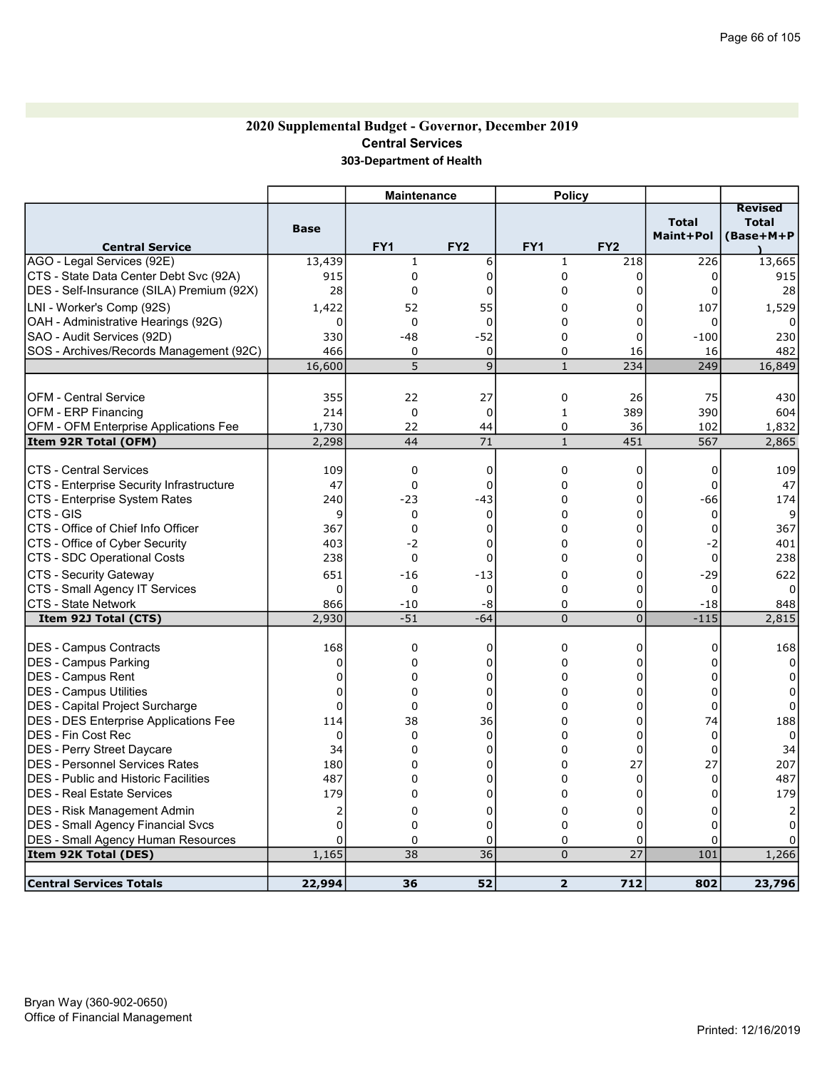# 2020 Supplemental Budget - Governor, December 2019
## Central Services
### 303-Department of Health

| | | Maintenance | | Policy | | | |
|---|---|---|---|---|---|---|---|
| **Central Service** | **Base** | **FY1** | **FY2** | **FY1** | **FY2** | **Total Maint+Pol** | **Revised Total (Base+M+P)** |
| AGO - Legal Services (92E) | 13,439 | 1 | 6 | 1 | 218 | 226 | 13,665 |
| CTS - State Data Center Debt Svc (92A) | 915 | 0 | 0 | 0 | 0 | 0 | 915 |
| DES - Self-Insurance (SILA) Premium (92X) | 28 | 0 | 0 | 0 | 0 | 0 | 28 |
| LNI - Worker's Comp (92S) | 1,422 | 52 | 55 | 0 | 0 | 107 | 1,529 |
| OAH - Administrative Hearings (92G) | 0 | 0 | 0 | 0 | 0 | 0 | 0 |
| SAO - Audit Services (92D) | 330 | -48 | -52 | 0 | 0 | -100 | 230 |
| SOS - Archives/Records Management (92C) | 466 | 0 | 0 | 0 | 16 | 16 | 482 |
| | 16,600 | 5 | 9 | 1 | 234 | 249 | 16,849 |
| | | | | | | | |
| OFM - Central Service | 355 | 22 | 27 | 0 | 26 | 75 | 430 |
| OFM - ERP Financing | 214 | 0 | 0 | 1 | 389 | 390 | 604 |
| OFM - OFM Enterprise Applications Fee | 1,730 | 22 | 44 | 0 | 36 | 102 | 1,832 |
| **Item 92R Total (OFM)** | 2,298 | 44 | 71 | 1 | 451 | 567 | 2,865 |
| | | | | | | | |
| CTS - Central Services | 109 | 0 | 0 | 0 | 0 | 0 | 109 |
| CTS - Enterprise Security Infrastructure | 47 | 0 | 0 | 0 | 0 | 0 | 47 |
| CTS - Enterprise System Rates | 240 | -23 | -43 | 0 | 0 | -66 | 174 |
| CTS - GIS | 9 | 0 | 0 | 0 | 0 | 0 | 9 |
| CTS - Office of Chief Info Officer | 367 | 0 | 0 | 0 | 0 | 0 | 367 |
| CTS - Office of Cyber Security | 403 | -2 | 0 | 0 | 0 | -2 | 401 |
| CTS - SDC Operational Costs | 238 | 0 | 0 | 0 | 0 | 0 | 238 |
| CTS - Security Gateway | 651 | -16 | -13 | 0 | 0 | -29 | 622 |
| CTS - Small Agency IT Services | 0 | 0 | 0 | 0 | 0 | 0 | 0 |
| CTS - State Network | 866 | -10 | -8 | 0 | 0 | -18 | 848 |
| **Item 92J Total (CTS)** | 2,930 | -51 | -64 | 0 | 0 | -115 | 2,815 |
| | | | | | | | |
| DES - Campus Contracts | 168 | 0 | 0 | 0 | 0 | 0 | 168 |
| DES - Campus Parking | 0 | 0 | 0 | 0 | 0 | 0 | 0 |
| DES - Campus Rent | 0 | 0 | 0 | 0 | 0 | 0 | 0 |
| DES - Campus Utilities | 0 | 0 | 0 | 0 | 0 | 0 | 0 |
| DES - Capital Project Surcharge | 0 | 0 | 0 | 0 | 0 | 0 | 0 |
| DES - DES Enterprise Applications Fee | 114 | 38 | 36 | 0 | 0 | 74 | 188 |
| DES - Fin Cost Rec | 0 | 0 | 0 | 0 | 0 | 0 | 0 |
| DES - Perry Street Daycare | 34 | 0 | 0 | 0 | 0 | 0 | 34 |
| DES - Personnel Services Rates | 180 | 0 | 0 | 0 | 27 | 27 | 207 |
| DES - Public and Historic Facilities | 487 | 0 | 0 | 0 | 0 | 0 | 487 |
| DES - Real Estate Services | 179 | 0 | 0 | 0 | 0 | 0 | 179 |
| DES - Risk Management Admin | 2 | 0 | 0 | 0 | 0 | 0 | 2 |
| DES - Small Agency Financial Svcs | 0 | 0 | 0 | 0 | 0 | 0 | 0 |
| DES - Small Agency Human Resources | 0 | 0 | 0 | 0 | 0 | 0 | 0 |
| **Item 92K Total (DES)** | 1,165 | 38 | 36 | 0 | 27 | 101 | 1,266 |
| | | | | | | | |
| **Central Services Totals** | **22,994** | **36** | **52** | **2** | **712** | **802** | **23,796** |

Bryan Way (360-902-0650)
Office of Financial Management

Printed: 12/16/2019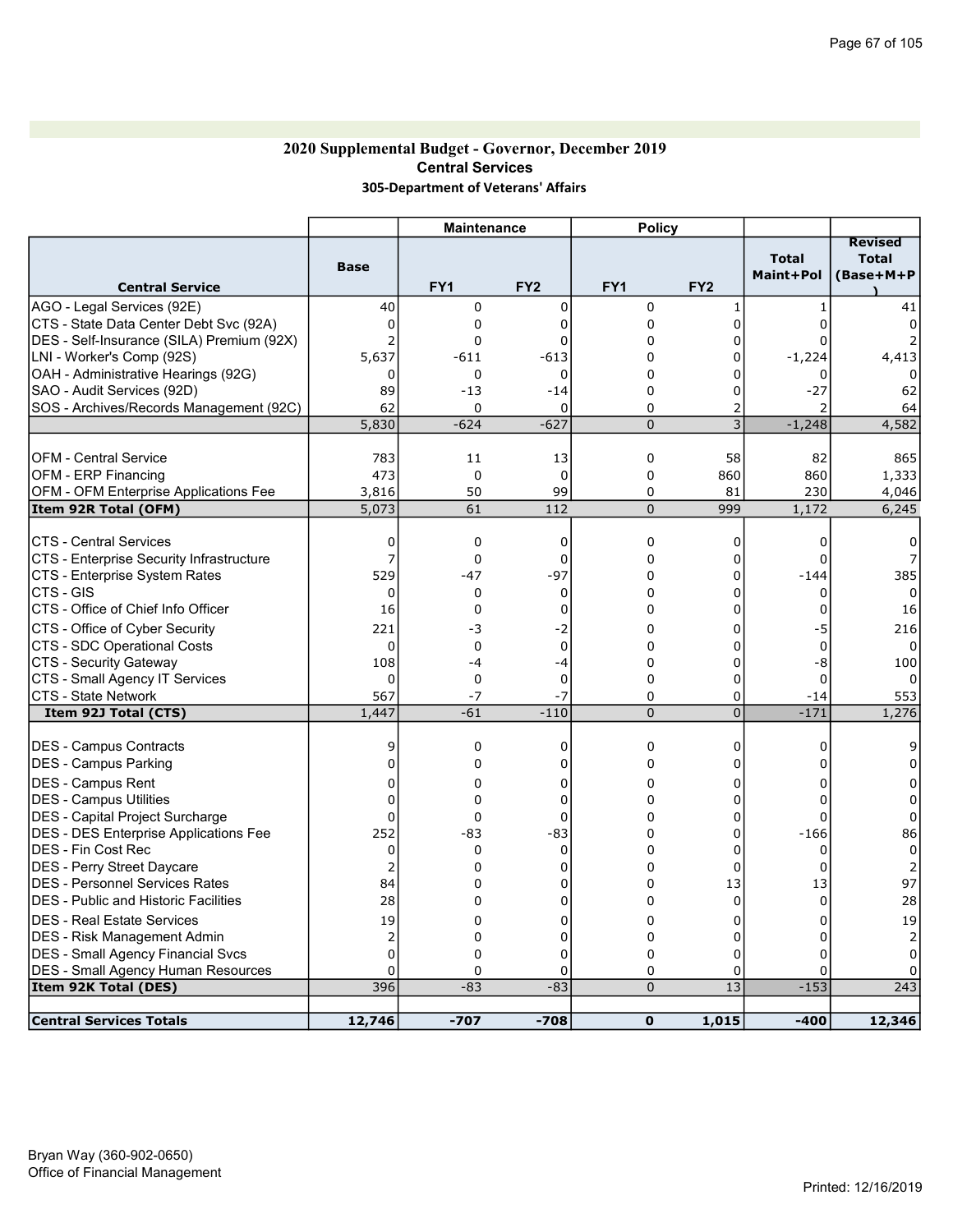## 2020 Supplemental Budget - Governor, December 2019
### Central Services
#### 305-Department of Veterans' Affairs

| Central Service | Base | Maintenance FY1 | Maintenance FY2 | Policy FY1 | Policy FY2 | Total Maint+Pol | Revised Total (Base+M+P) |
|---|---|---|---|---|---|---|---|
| AGO - Legal Services (92E) | 40 | 0 | 0 | 0 | 1 | 1 | 41 |
| CTS - State Data Center Debt Svc (92A) | 0 | 0 | 0 | 0 | 0 | 0 | 0 |
| DES - Self-Insurance (SILA) Premium (92X) | 2 | 0 | 0 | 0 | 0 | 0 | 2 |
| LNI - Worker's Comp (92S) | 5,637 | -611 | -613 | 0 | 0 | -1,224 | 4,413 |
| OAH - Administrative Hearings (92G) | 0 | 0 | 0 | 0 | 0 | 0 | 0 |
| SAO - Audit Services (92D) | 89 | -13 | -14 | 0 | 0 | -27 | 62 |
| SOS - Archives/Records Management (92C) | 62 | 0 | 0 | 0 | 2 | 2 | 64 |
| | 5,830 | -624 | -627 | 0 | 3 | -1,248 | 4,582 |
| | | | | | | | |
| OFM - Central Service | 783 | 11 | 13 | 0 | 58 | 82 | 865 |
| OFM - ERP Financing | 473 | 0 | 0 | 0 | 860 | 860 | 1,333 |
| OFM - OFM Enterprise Applications Fee | 3,816 | 50 | 99 | 0 | 81 | 230 | 4,046 |
| **Item 92R Total (OFM)** | 5,073 | 61 | 112 | 0 | 999 | 1,172 | 6,245 |
| | | | | | | | |
| CTS - Central Services | 0 | 0 | 0 | 0 | 0 | 0 | 0 |
| CTS - Enterprise Security Infrastructure | 7 | 0 | 0 | 0 | 0 | 0 | 7 |
| CTS - Enterprise System Rates | 529 | -47 | -97 | 0 | 0 | -144 | 385 |
| CTS - GIS | 0 | 0 | 0 | 0 | 0 | 0 | 0 |
| CTS - Office of Chief Info Officer | 16 | 0 | 0 | 0 | 0 | 0 | 16 |
| CTS - Office of Cyber Security | 221 | -3 | -2 | 0 | 0 | -5 | 216 |
| CTS - SDC Operational Costs | 0 | 0 | 0 | 0 | 0 | 0 | 0 |
| CTS - Security Gateway | 108 | -4 | -4 | 0 | 0 | -8 | 100 |
| CTS - Small Agency IT Services | 0 | 0 | 0 | 0 | 0 | 0 | 0 |
| CTS - State Network | 567 | -7 | -7 | 0 | 0 | -14 | 553 |
| **Item 92J Total (CTS)** | 1,447 | -61 | -110 | 0 | 0 | -171 | 1,276 |
| | | | | | | | |
| DES - Campus Contracts | 9 | 0 | 0 | 0 | 0 | 0 | 9 |
| DES - Campus Parking | 0 | 0 | 0 | 0 | 0 | 0 | 0 |
| DES - Campus Rent | 0 | 0 | 0 | 0 | 0 | 0 | 0 |
| DES - Campus Utilities | 0 | 0 | 0 | 0 | 0 | 0 | 0 |
| DES - Capital Project Surcharge | 0 | 0 | 0 | 0 | 0 | 0 | 0 |
| DES - DES Enterprise Applications Fee | 252 | -83 | -83 | 0 | 0 | -166 | 86 |
| DES - Fin Cost Rec | 0 | 0 | 0 | 0 | 0 | 0 | 0 |
| DES - Perry Street Daycare | 2 | 0 | 0 | 0 | 0 | 0 | 2 |
| DES - Personnel Services Rates | 84 | 0 | 0 | 0 | 13 | 13 | 97 |
| DES - Public and Historic Facilities | 28 | 0 | 0 | 0 | 0 | 0 | 28 |
| DES - Real Estate Services | 19 | 0 | 0 | 0 | 0 | 0 | 19 |
| DES - Risk Management Admin | 2 | 0 | 0 | 0 | 0 | 0 | 2 |
| DES - Small Agency Financial Svcs | 0 | 0 | 0 | 0 | 0 | 0 | 0 |
| DES - Small Agency Human Resources | 0 | 0 | 0 | 0 | 0 | 0 | 0 |
| **Item 92K Total (DES)** | 396 | -83 | -83 | 0 | 13 | -153 | 243 |
| | | | | | | | |
| **Central Services Totals** | **12,746** | **-707** | **-708** | **0** | **1,015** | **-400** | **12,346** |

Bryan Way (360-902-0650)
Office of Financial Management

Printed: 12/16/2019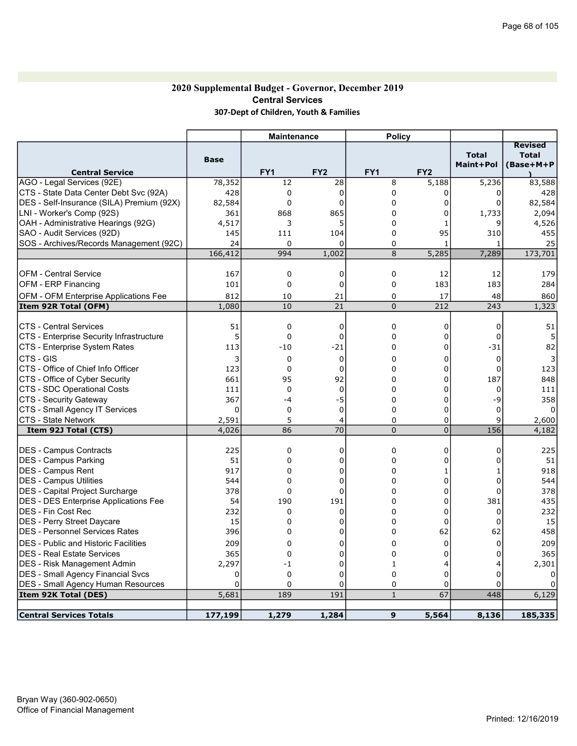## 2020 Supplemental Budget - Governor, December 2019

### Central Services

### 307-Dept of Children, Youth & Families

| | | Maintenance | | Policy | | | |
|---|---|---|---|---|---|---|---|
| **Central Service** | **Base** | **FY1** | **FY2** | **FY1** | **FY2** | **Total Maint+Pol** | **Revised Total (Base+M+P)** |
| AGO - Legal Services (92E) | 78,352 | 12 | 28 | 8 | 5,188 | 5,236 | 83,588 |
| CTS - State Data Center Debt Svc (92A) | 428 | 0 | 0 | 0 | 0 | 0 | 428 |
| DES - Self-Insurance (SILA) Premium (92X) | 82,584 | 0 | 0 | 0 | 0 | 0 | 82,584 |
| LNI - Worker's Comp (92S) | 361 | 868 | 865 | 0 | 0 | 1,733 | 2,094 |
| OAH - Administrative Hearings (92G) | 4,517 | 3 | 5 | 0 | 1 | 9 | 4,526 |
| SAO - Audit Services (92D) | 145 | 111 | 104 | 0 | 95 | 310 | 455 |
| SOS - Archives/Records Management (92C) | 24 | 0 | 0 | 0 | 1 | 1 | 25 |
| | 166,412 | 994 | 1,002 | 8 | 5,285 | 7,289 | 173,701 |
| | | | | | | | |
| OFM - Central Service | 167 | 0 | 0 | 0 | 12 | 12 | 179 |
| OFM - ERP Financing | 101 | 0 | 0 | 0 | 183 | 183 | 284 |
| OFM - OFM Enterprise Applications Fee | 812 | 10 | 21 | 0 | 17 | 48 | 860 |
| **Item 92R Total (OFM)** | 1,080 | 10 | 21 | 0 | 212 | 243 | 1,323 |
| | | | | | | | |
| CTS - Central Services | 51 | 0 | 0 | 0 | 0 | 0 | 51 |
| CTS - Enterprise Security Infrastructure | 5 | 0 | 0 | 0 | 0 | 0 | 5 |
| CTS - Enterprise System Rates | 113 | -10 | -21 | 0 | 0 | -31 | 82 |
| CTS - GIS | 3 | 0 | 0 | 0 | 0 | 0 | 3 |
| CTS - Office of Chief Info Officer | 123 | 0 | 0 | 0 | 0 | 0 | 123 |
| CTS - Office of Cyber Security | 661 | 95 | 92 | 0 | 0 | 187 | 848 |
| CTS - SDC Operational Costs | 111 | 0 | 0 | 0 | 0 | 0 | 111 |
| CTS - Security Gateway | 367 | -4 | -5 | 0 | 0 | -9 | 358 |
| CTS - Small Agency IT Services | 0 | 0 | 0 | 0 | 0 | 0 | 0 |
| CTS - State Network | 2,591 | 5 | 4 | 0 | 0 | 9 | 2,600 |
| **Item 92J Total (CTS)** | 4,026 | 86 | 70 | 0 | 0 | 156 | 4,182 |
| | | | | | | | |
| DES - Campus Contracts | 225 | 0 | 0 | 0 | 0 | 0 | 225 |
| DES - Campus Parking | 51 | 0 | 0 | 0 | 0 | 0 | 51 |
| DES - Campus Rent | 917 | 0 | 0 | 0 | 1 | 1 | 918 |
| DES - Campus Utilities | 544 | 0 | 0 | 0 | 0 | 0 | 544 |
| DES - Capital Project Surcharge | 378 | 0 | 0 | 0 | 0 | 0 | 378 |
| DES - DES Enterprise Applications Fee | 54 | 190 | 191 | 0 | 0 | 381 | 435 |
| DES - Fin Cost Rec | 232 | 0 | 0 | 0 | 0 | 0 | 232 |
| DES - Perry Street Daycare | 15 | 0 | 0 | 0 | 0 | 0 | 15 |
| DES - Personnel Services Rates | 396 | 0 | 0 | 0 | 62 | 62 | 458 |
| DES - Public and Historic Facilities | 209 | 0 | 0 | 0 | 0 | 0 | 209 |
| DES - Real Estate Services | 365 | 0 | 0 | 0 | 0 | 0 | 365 |
| DES - Risk Management Admin | 2,297 | -1 | 0 | 1 | 4 | 4 | 2,301 |
| DES - Small Agency Financial Svcs | 0 | 0 | 0 | 0 | 0 | 0 | 0 |
| DES - Small Agency Human Resources | 0 | 0 | 0 | 0 | 0 | 0 | 0 |
| **Item 92K Total (DES)** | 5,681 | 189 | 191 | 1 | 67 | 448 | 6,129 |
| | | | | | | | |
| **Central Services Totals** | **177,199** | **1,279** | **1,284** | **9** | **5,564** | **8,136** | **185,335** |

Bryan Way (360-902-0650)
Office of Financial Management

Printed: 12/16/2019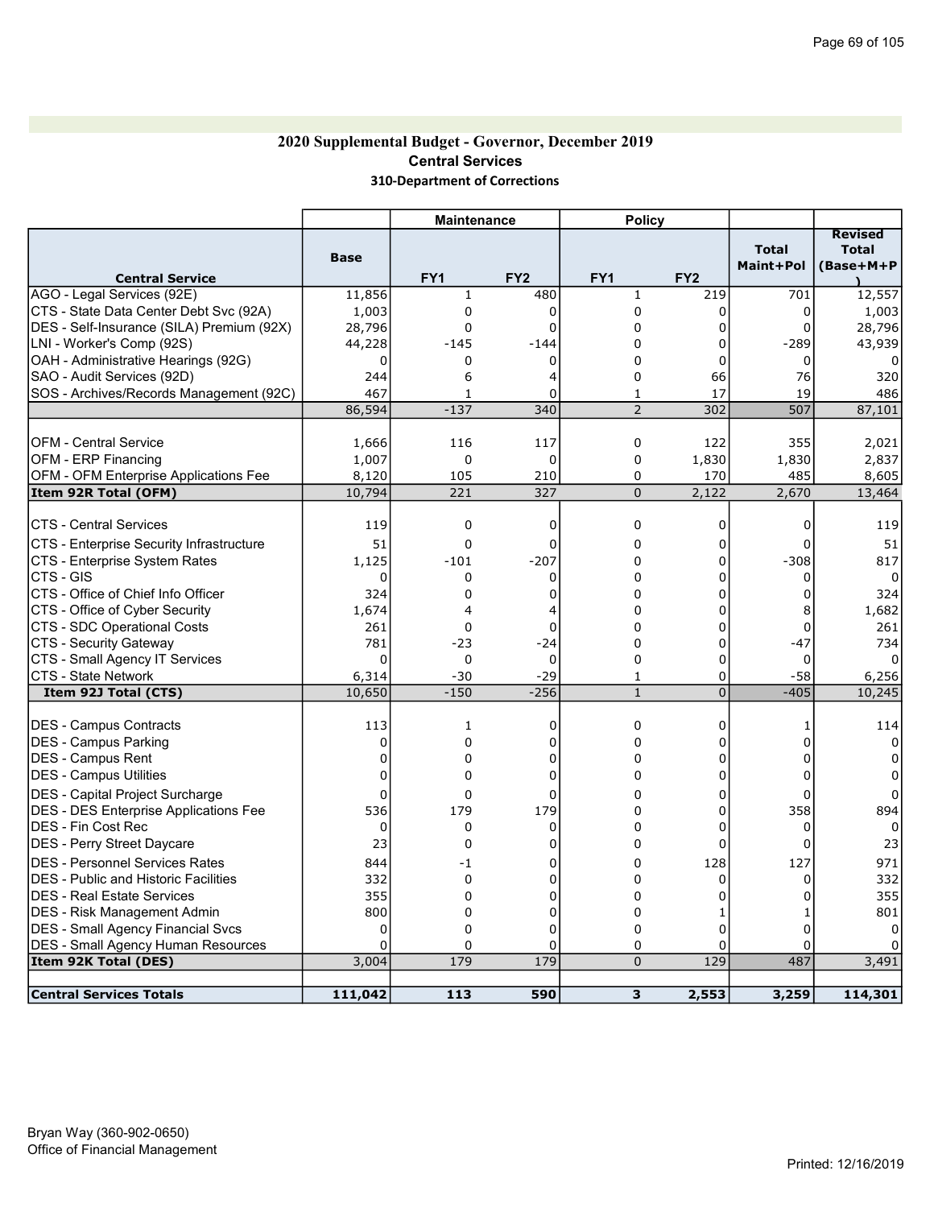## 2020 Supplemental Budget - Governor, December 2019

### Central Services

### 310-Department of Corrections

| Central Service | Base | Maintenance FY1 | Maintenance FY2 | Policy FY1 | Policy FY2 | Total Maint+Pol | Revised Total (Base+M+P) |
|---|---|---|---|---|---|---|---|
| AGO - Legal Services (92E) | 11,856 | 1 | 480 | 1 | 219 | 701 | 12,557 |
| CTS - State Data Center Debt Svc (92A) | 1,003 | 0 | 0 | 0 | 0 | 0 | 1,003 |
| DES - Self-Insurance (SILA) Premium (92X) | 28,796 | 0 | 0 | 0 | 0 | 0 | 28,796 |
| LNI - Worker's Comp (92S) | 44,228 | -145 | -144 | 0 | 0 | -289 | 43,939 |
| OAH - Administrative Hearings (92G) | 0 | 0 | 0 | 0 | 0 | 0 | 0 |
| SAO - Audit Services (92D) | 244 | 6 | 4 | 0 | 66 | 76 | 320 |
| SOS - Archives/Records Management (92C) | 467 | 1 | 0 | 1 | 17 | 19 | 486 |
| | 86,594 | -137 | 340 | 2 | 302 | 507 | 87,101 |
| | | | | | | | |
| OFM - Central Service | 1,666 | 116 | 117 | 0 | 122 | 355 | 2,021 |
| OFM - ERP Financing | 1,007 | 0 | 0 | 0 | 1,830 | 1,830 | 2,837 |
| OFM - OFM Enterprise Applications Fee | 8,120 | 105 | 210 | 0 | 170 | 485 | 8,605 |
| **Item 92R Total (OFM)** | 10,794 | 221 | 327 | 0 | 2,122 | 2,670 | 13,464 |
| | | | | | | | |
| CTS - Central Services | 119 | 0 | 0 | 0 | 0 | 0 | 119 |
| CTS - Enterprise Security Infrastructure | 51 | 0 | 0 | 0 | 0 | 0 | 51 |
| CTS - Enterprise System Rates | 1,125 | -101 | -207 | 0 | 0 | -308 | 817 |
| CTS - GIS | 0 | 0 | 0 | 0 | 0 | 0 | 0 |
| CTS - Office of Chief Info Officer | 324 | 0 | 0 | 0 | 0 | 0 | 324 |
| CTS - Office of Cyber Security | 1,674 | 4 | 4 | 0 | 0 | 8 | 1,682 |
| CTS - SDC Operational Costs | 261 | 0 | 0 | 0 | 0 | 0 | 261 |
| CTS - Security Gateway | 781 | -23 | -24 | 0 | 0 | -47 | 734 |
| CTS - Small Agency IT Services | 0 | 0 | 0 | 0 | 0 | 0 | 0 |
| CTS - State Network | 6,314 | -30 | -29 | 1 | 0 | -58 | 6,256 |
| **Item 92J Total (CTS)** | 10,650 | -150 | -256 | 1 | 0 | -405 | 10,245 |
| | | | | | | | |
| DES - Campus Contracts | 113 | 1 | 0 | 0 | 0 | 1 | 114 |
| DES - Campus Parking | 0 | 0 | 0 | 0 | 0 | 0 | 0 |
| DES - Campus Rent | 0 | 0 | 0 | 0 | 0 | 0 | 0 |
| DES - Campus Utilities | 0 | 0 | 0 | 0 | 0 | 0 | 0 |
| DES - Capital Project Surcharge | 0 | 0 | 0 | 0 | 0 | 0 | 0 |
| DES - DES Enterprise Applications Fee | 536 | 179 | 179 | 0 | 0 | 358 | 894 |
| DES - Fin Cost Rec | 0 | 0 | 0 | 0 | 0 | 0 | 0 |
| DES - Perry Street Daycare | 23 | 0 | 0 | 0 | 0 | 0 | 23 |
| DES - Personnel Services Rates | 844 | -1 | 0 | 0 | 128 | 127 | 971 |
| DES - Public and Historic Facilities | 332 | 0 | 0 | 0 | 0 | 0 | 332 |
| DES - Real Estate Services | 355 | 0 | 0 | 0 | 0 | 0 | 355 |
| DES - Risk Management Admin | 800 | 0 | 0 | 0 | 1 | 1 | 801 |
| DES - Small Agency Financial Svcs | 0 | 0 | 0 | 0 | 0 | 0 | 0 |
| DES - Small Agency Human Resources | 0 | 0 | 0 | 0 | 0 | 0 | 0 |
| **Item 92K Total (DES)** | 3,004 | 179 | 179 | 0 | 129 | 487 | 3,491 |
| | | | | | | | |
| **Central Services Totals** | **111,042** | **113** | **590** | **3** | **2,553** | **3,259** | **114,301** |

Bryan Way (360-902-0650)
Office of Financial Management

Printed: 12/16/2019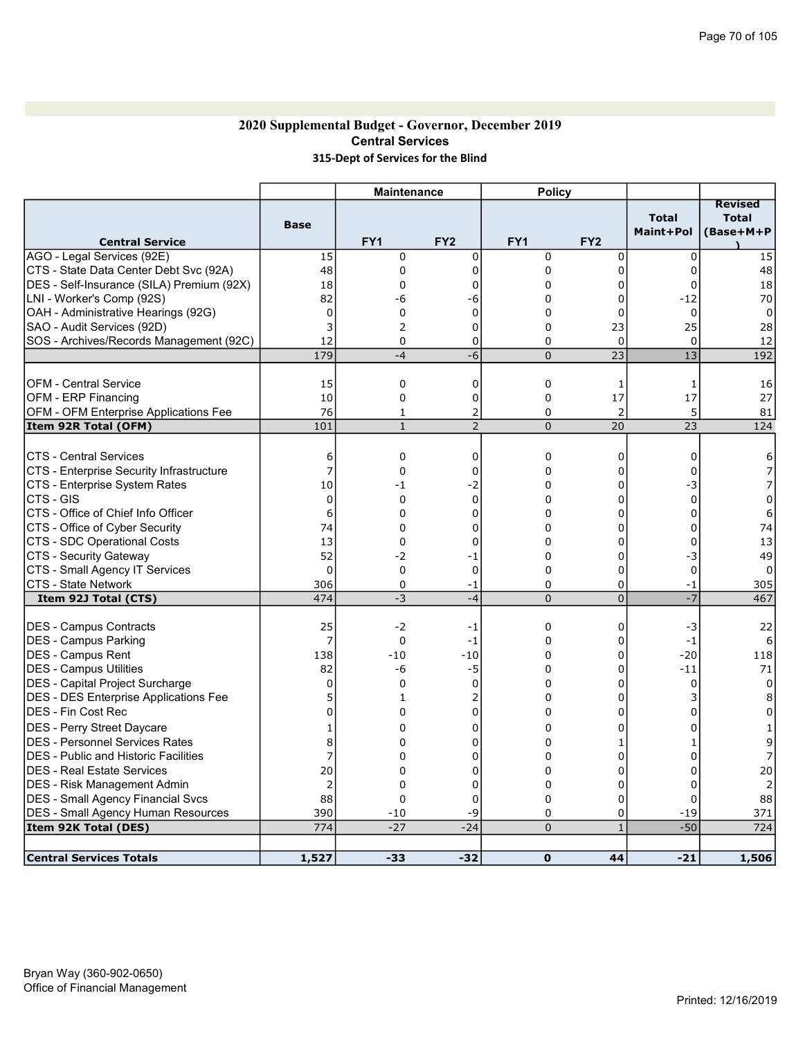# 2020 Supplemental Budget - Governor, December 2019

## Central Services

### 315-Dept of Services for the Blind

| Central Service | Base | Maintenance FY1 | Maintenance FY2 | Policy FY1 | Policy FY2 | Total Maint+Pol | Revised Total (Base+M+P) |
|---|---|---|---|---|---|---|---|
| AGO - Legal Services (92E) | 15 | 0 | 0 | 0 | 0 | 0 | 15 |
| CTS - State Data Center Debt Svc (92A) | 48 | 0 | 0 | 0 | 0 | 0 | 48 |
| DES - Self-Insurance (SILA) Premium (92X) | 18 | 0 | 0 | 0 | 0 | 0 | 18 |
| LNI - Worker's Comp (92S) | 82 | -6 | -6 | 0 | 0 | -12 | 70 |
| OAH - Administrative Hearings (92G) | 0 | 0 | 0 | 0 | 0 | 0 | 0 |
| SAO - Audit Services (92D) | 3 | 2 | 0 | 0 | 23 | 25 | 28 |
| SOS - Archives/Records Management (92C) | 12 | 0 | 0 | 0 | 0 | 0 | 12 |
| | 179 | -4 | -6 | 0 | 23 | 13 | 192 |
| | | | | | | | |
| OFM - Central Service | 15 | 0 | 0 | 0 | 1 | 1 | 16 |
| OFM - ERP Financing | 10 | 0 | 0 | 0 | 17 | 17 | 27 |
| OFM - OFM Enterprise Applications Fee | 76 | 1 | 2 | 0 | 2 | 5 | 81 |
| **Item 92R Total (OFM)** | 101 | 1 | 2 | 0 | 20 | 23 | 124 |
| | | | | | | | |
| CTS - Central Services | 6 | 0 | 0 | 0 | 0 | 0 | 6 |
| CTS - Enterprise Security Infrastructure | 7 | 0 | 0 | 0 | 0 | 0 | 7 |
| CTS - Enterprise System Rates | 10 | -1 | -2 | 0 | 0 | -3 | 7 |
| CTS - GIS | 0 | 0 | 0 | 0 | 0 | 0 | 0 |
| CTS - Office of Chief Info Officer | 6 | 0 | 0 | 0 | 0 | 0 | 6 |
| CTS - Office of Cyber Security | 74 | 0 | 0 | 0 | 0 | 0 | 74 |
| CTS - SDC Operational Costs | 13 | 0 | 0 | 0 | 0 | 0 | 13 |
| CTS - Security Gateway | 52 | -2 | -1 | 0 | 0 | -3 | 49 |
| CTS - Small Agency IT Services | 0 | 0 | 0 | 0 | 0 | 0 | 0 |
| CTS - State Network | 306 | 0 | -1 | 0 | 0 | -1 | 305 |
| **Item 92J Total (CTS)** | 474 | -3 | -4 | 0 | 0 | -7 | 467 |
| | | | | | | | |
| DES - Campus Contracts | 25 | -2 | -1 | 0 | 0 | -3 | 22 |
| DES - Campus Parking | 7 | 0 | -1 | 0 | 0 | -1 | 6 |
| DES - Campus Rent | 138 | -10 | -10 | 0 | 0 | -20 | 118 |
| DES - Campus Utilities | 82 | -6 | -5 | 0 | 0 | -11 | 71 |
| DES - Capital Project Surcharge | 0 | 0 | 0 | 0 | 0 | 0 | 0 |
| DES - DES Enterprise Applications Fee | 5 | 1 | 2 | 0 | 0 | 3 | 8 |
| DES - Fin Cost Rec | 0 | 0 | 0 | 0 | 0 | 0 | 0 |
| DES - Perry Street Daycare | 1 | 0 | 0 | 0 | 0 | 0 | 1 |
| DES - Personnel Services Rates | 8 | 0 | 0 | 0 | 1 | 1 | 9 |
| DES - Public and Historic Facilities | 7 | 0 | 0 | 0 | 0 | 0 | 7 |
| DES - Real Estate Services | 20 | 0 | 0 | 0 | 0 | 0 | 20 |
| DES - Risk Management Admin | 2 | 0 | 0 | 0 | 0 | 0 | 2 |
| DES - Small Agency Financial Svcs | 88 | 0 | 0 | 0 | 0 | 0 | 88 |
| DES - Small Agency Human Resources | 390 | -10 | -9 | 0 | 0 | -19 | 371 |
| **Item 92K Total (DES)** | 774 | -27 | -24 | 0 | 1 | -50 | 724 |
| | | | | | | | |
| **Central Services Totals** | **1,527** | **-33** | **-32** | **0** | **44** | **-21** | **1,506** |

Bryan Way (360-902-0650)
Office of Financial Management

Printed: 12/16/2019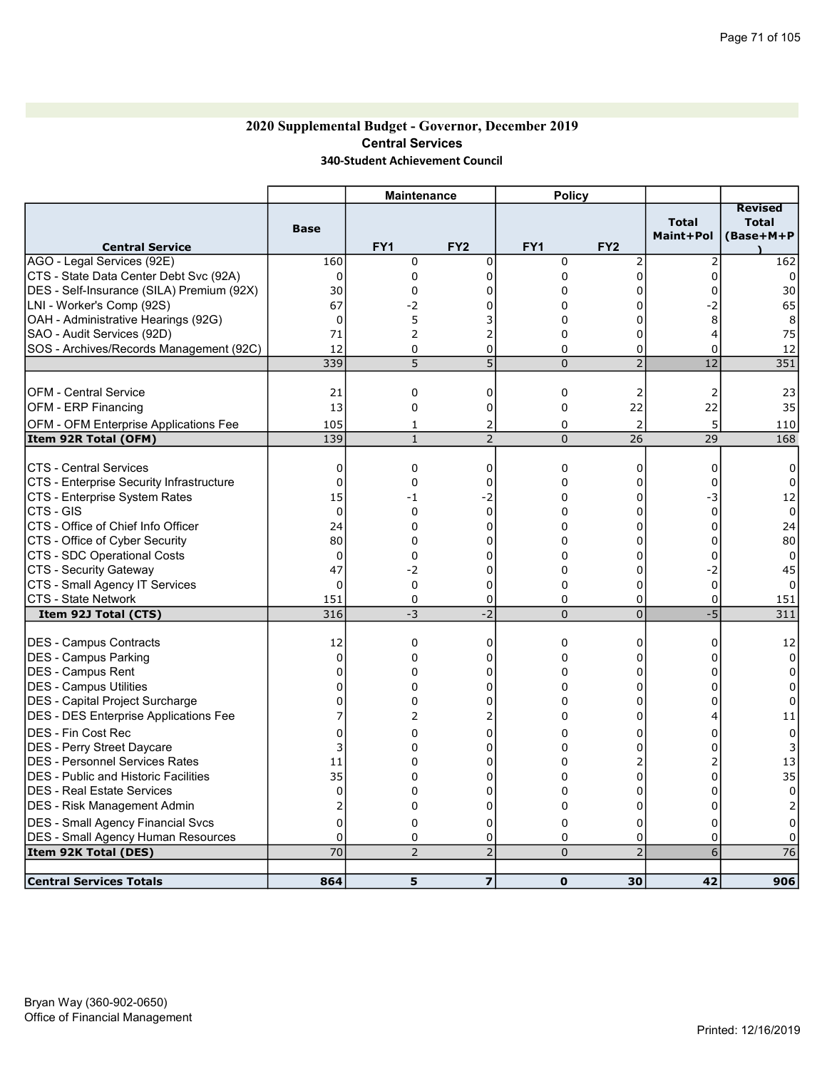## 2020 Supplemental Budget - Governor, December 2019

### Central Services

#### 340-Student Achievement Council

| Central Service | Base | Maintenance FY1 | Maintenance FY2 | Policy FY1 | Policy FY2 | Total Maint+Pol | Revised Total (Base+M+P) |
|---|---|---|---|---|---|---|---|
| AGO - Legal Services (92E) | 160 | 0 | 0 | 0 | 2 | 2 | 162 |
| CTS - State Data Center Debt Svc (92A) | 0 | 0 | 0 | 0 | 0 | 0 | 0 |
| DES - Self-Insurance (SILA) Premium (92X) | 30 | 0 | 0 | 0 | 0 | 0 | 30 |
| LNI - Worker's Comp (92S) | 67 | -2 | 0 | 0 | 0 | -2 | 65 |
| OAH - Administrative Hearings (92G) | 0 | 5 | 3 | 0 | 0 | 8 | 8 |
| SAO - Audit Services (92D) | 71 | 2 | 2 | 0 | 0 | 4 | 75 |
| SOS - Archives/Records Management (92C) | 12 | 0 | 0 | 0 | 0 | 0 | 12 |
| | 339 | 5 | 5 | 0 | 2 | 12 | 351 |
| | | | | | | | |
| OFM - Central Service | 21 | 0 | 0 | 0 | 2 | 2 | 23 |
| OFM - ERP Financing | 13 | 0 | 0 | 0 | 22 | 22 | 35 |
| OFM - OFM Enterprise Applications Fee | 105 | 1 | 2 | 0 | 2 | 5 | 110 |
| **Item 92R Total (OFM)** | 139 | 1 | 2 | 0 | 26 | 29 | 168 |
| | | | | | | | |
| CTS - Central Services | 0 | 0 | 0 | 0 | 0 | 0 | 0 |
| CTS - Enterprise Security Infrastructure | 0 | 0 | 0 | 0 | 0 | 0 | 0 |
| CTS - Enterprise System Rates | 15 | -1 | -2 | 0 | 0 | -3 | 12 |
| CTS - GIS | 0 | 0 | 0 | 0 | 0 | 0 | 0 |
| CTS - Office of Chief Info Officer | 24 | 0 | 0 | 0 | 0 | 0 | 24 |
| CTS - Office of Cyber Security | 80 | 0 | 0 | 0 | 0 | 0 | 80 |
| CTS - SDC Operational Costs | 0 | 0 | 0 | 0 | 0 | 0 | 0 |
| CTS - Security Gateway | 47 | -2 | 0 | 0 | 0 | -2 | 45 |
| CTS - Small Agency IT Services | 0 | 0 | 0 | 0 | 0 | 0 | 0 |
| CTS - State Network | 151 | 0 | 0 | 0 | 0 | 0 | 151 |
| **Item 92J Total (CTS)** | 316 | -3 | -2 | 0 | 0 | -5 | 311 |
| | | | | | | | |
| DES - Campus Contracts | 12 | 0 | 0 | 0 | 0 | 0 | 12 |
| DES - Campus Parking | 0 | 0 | 0 | 0 | 0 | 0 | 0 |
| DES - Campus Rent | 0 | 0 | 0 | 0 | 0 | 0 | 0 |
| DES - Campus Utilities | 0 | 0 | 0 | 0 | 0 | 0 | 0 |
| DES - Capital Project Surcharge | 0 | 0 | 0 | 0 | 0 | 0 | 0 |
| DES - DES Enterprise Applications Fee | 7 | 2 | 2 | 0 | 0 | 4 | 11 |
| DES - Fin Cost Rec | 0 | 0 | 0 | 0 | 0 | 0 | 0 |
| DES - Perry Street Daycare | 3 | 0 | 0 | 0 | 0 | 0 | 3 |
| DES - Personnel Services Rates | 11 | 0 | 0 | 0 | 2 | 2 | 13 |
| DES - Public and Historic Facilities | 35 | 0 | 0 | 0 | 0 | 0 | 35 |
| DES - Real Estate Services | 0 | 0 | 0 | 0 | 0 | 0 | 0 |
| DES - Risk Management Admin | 2 | 0 | 0 | 0 | 0 | 0 | 2 |
| DES - Small Agency Financial Svcs | 0 | 0 | 0 | 0 | 0 | 0 | 0 |
| DES - Small Agency Human Resources | 0 | 0 | 0 | 0 | 0 | 0 | 0 |
| **Item 92K Total (DES)** | 70 | 2 | 2 | 0 | 2 | 6 | 76 |
| | | | | | | | |
| **Central Services Totals** | **864** | **5** | **7** | **0** | **30** | **42** | **906** |

Bryan Way (360-902-0650)
Office of Financial Management

Printed: 12/16/2019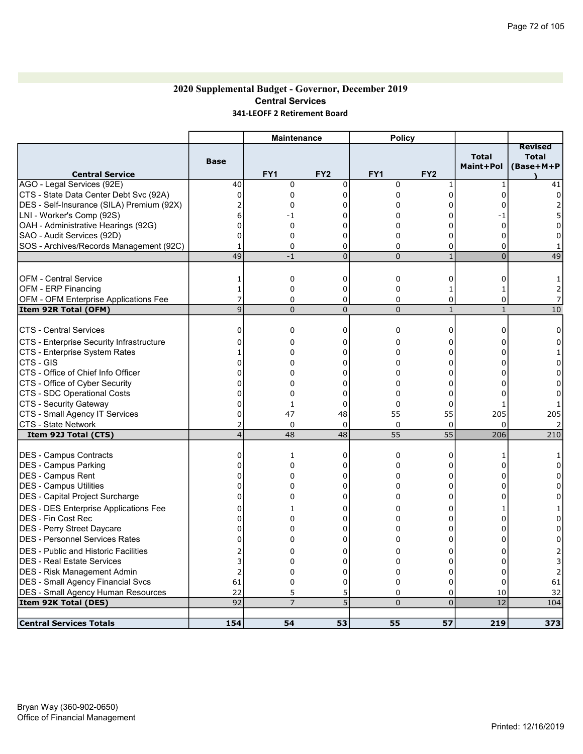## 2020 Supplemental Budget - Governor, December 2019

### Central Services

### 341-LEOFF 2 Retirement Board

| | | Maintenance | | Policy | | | |
|---|---|---|---|---|---|---|---|
| **Central Service** | **Base** | **FY1** | **FY2** | **FY1** | **FY2** | **Total Maint+Pol** | **Revised Total (Base+M+P)** |
| AGO - Legal Services (92E) | 40 | 0 | 0 | 0 | 1 | 1 | 41 |
| CTS - State Data Center Debt Svc (92A) | 0 | 0 | 0 | 0 | 0 | 0 | 0 |
| DES - Self-Insurance (SILA) Premium (92X) | 2 | 0 | 0 | 0 | 0 | 0 | 2 |
| LNI - Worker's Comp (92S) | 6 | -1 | 0 | 0 | 0 | -1 | 5 |
| OAH - Administrative Hearings (92G) | 0 | 0 | 0 | 0 | 0 | 0 | 0 |
| SAO - Audit Services (92D) | 0 | 0 | 0 | 0 | 0 | 0 | 0 |
| SOS - Archives/Records Management (92C) | 1 | 0 | 0 | 0 | 0 | 0 | 1 |
| | 49 | -1 | 0 | 0 | 1 | 0 | 49 |
| | | | | | | | |
| OFM - Central Service | 1 | 0 | 0 | 0 | 0 | 0 | 1 |
| OFM - ERP Financing | 1 | 0 | 0 | 0 | 1 | 1 | 2 |
| OFM - OFM Enterprise Applications Fee | 7 | 0 | 0 | 0 | 0 | 0 | 7 |
| **Item 92R Total (OFM)** | 9 | 0 | 0 | 0 | 1 | 1 | 10 |
| | | | | | | | |
| CTS - Central Services | 0 | 0 | 0 | 0 | 0 | 0 | 0 |
| CTS - Enterprise Security Infrastructure | 0 | 0 | 0 | 0 | 0 | 0 | 0 |
| CTS - Enterprise System Rates | 1 | 0 | 0 | 0 | 0 | 0 | 1 |
| CTS - GIS | 0 | 0 | 0 | 0 | 0 | 0 | 0 |
| CTS - Office of Chief Info Officer | 0 | 0 | 0 | 0 | 0 | 0 | 0 |
| CTS - Office of Cyber Security | 0 | 0 | 0 | 0 | 0 | 0 | 0 |
| CTS - SDC Operational Costs | 0 | 0 | 0 | 0 | 0 | 0 | 0 |
| CTS - Security Gateway | 0 | 1 | 0 | 0 | 0 | 1 | 1 |
| CTS - Small Agency IT Services | 0 | 47 | 48 | 55 | 55 | 205 | 205 |
| CTS - State Network | 2 | 0 | 0 | 0 | 0 | 0 | 2 |
| **Item 92J Total (CTS)** | 4 | 48 | 48 | 55 | 55 | 206 | 210 |
| | | | | | | | |
| DES - Campus Contracts | 0 | 1 | 0 | 0 | 0 | 1 | 1 |
| DES - Campus Parking | 0 | 0 | 0 | 0 | 0 | 0 | 0 |
| DES - Campus Rent | 0 | 0 | 0 | 0 | 0 | 0 | 0 |
| DES - Campus Utilities | 0 | 0 | 0 | 0 | 0 | 0 | 0 |
| DES - Capital Project Surcharge | 0 | 0 | 0 | 0 | 0 | 0 | 0 |
| DES - DES Enterprise Applications Fee | 0 | 1 | 0 | 0 | 0 | 1 | 1 |
| DES - Fin Cost Rec | 0 | 0 | 0 | 0 | 0 | 0 | 0 |
| DES - Perry Street Daycare | 0 | 0 | 0 | 0 | 0 | 0 | 0 |
| DES - Personnel Services Rates | 0 | 0 | 0 | 0 | 0 | 0 | 0 |
| DES - Public and Historic Facilities | 2 | 0 | 0 | 0 | 0 | 0 | 2 |
| DES - Real Estate Services | 3 | 0 | 0 | 0 | 0 | 0 | 3 |
| DES - Risk Management Admin | 2 | 0 | 0 | 0 | 0 | 0 | 2 |
| DES - Small Agency Financial Svcs | 61 | 0 | 0 | 0 | 0 | 0 | 61 |
| DES - Small Agency Human Resources | 22 | 5 | 5 | 0 | 0 | 10 | 32 |
| **Item 92K Total (DES)** | 92 | 7 | 5 | 0 | 0 | 12 | 104 |
| | | | | | | | |
| **Central Services Totals** | **154** | **54** | **53** | **55** | **57** | **219** | **373** |

Bryan Way (360-902-0650)
Office of Financial Management

Printed: 12/16/2019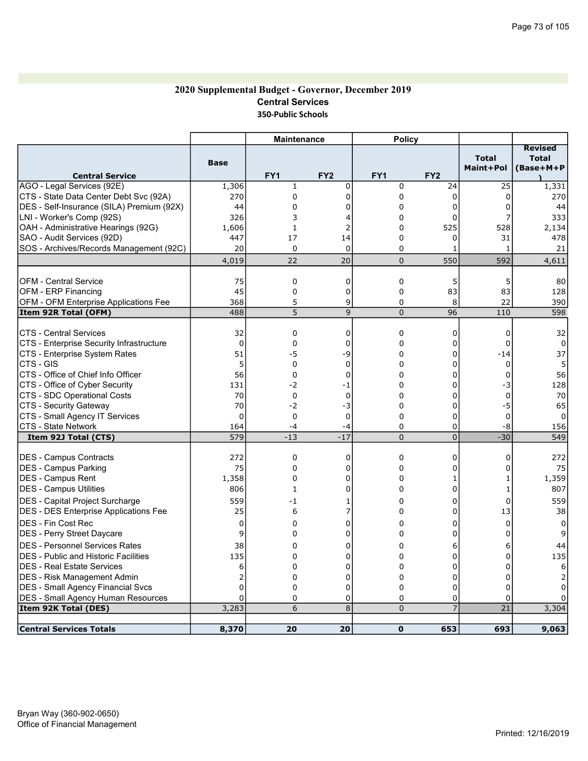## 2020 Supplemental Budget - Governor, December 2019
### Central Services
#### 350-Public Schools

| Central Service | Base | Maintenance FY1 | Maintenance FY2 | Policy FY1 | Policy FY2 | Total Maint+Pol | Revised Total (Base+M+P) |
|---|---|---|---|---|---|---|---|
| AGO - Legal Services (92E) | 1,306 | 1 | 0 | 0 | 24 | 25 | 1,331 |
| CTS - State Data Center Debt Svc (92A) | 270 | 0 | 0 | 0 | 0 | 0 | 270 |
| DES - Self-Insurance (SILA) Premium (92X) | 44 | 0 | 0 | 0 | 0 | 0 | 44 |
| LNI - Worker's Comp (92S) | 326 | 3 | 4 | 0 | 0 | 7 | 333 |
| OAH - Administrative Hearings (92G) | 1,606 | 1 | 2 | 0 | 525 | 528 | 2,134 |
| SAO - Audit Services (92D) | 447 | 17 | 14 | 0 | 0 | 31 | 478 |
| SOS - Archives/Records Management (92C) | 20 | 0 | 0 | 0 | 1 | 1 | 21 |
| | 4,019 | 22 | 20 | 0 | 550 | 592 | 4,611 |
| | | | | | | | |
| OFM - Central Service | 75 | 0 | 0 | 0 | 5 | 5 | 80 |
| OFM - ERP Financing | 45 | 0 | 0 | 0 | 83 | 83 | 128 |
| OFM - OFM Enterprise Applications Fee | 368 | 5 | 9 | 0 | 8 | 22 | 390 |
| **Item 92R Total (OFM)** | 488 | 5 | 9 | 0 | 96 | 110 | 598 |
| | | | | | | | |
| CTS - Central Services | 32 | 0 | 0 | 0 | 0 | 0 | 32 |
| CTS - Enterprise Security Infrastructure | 0 | 0 | 0 | 0 | 0 | 0 | 0 |
| CTS - Enterprise System Rates | 51 | -5 | -9 | 0 | 0 | -14 | 37 |
| CTS - GIS | 5 | 0 | 0 | 0 | 0 | 0 | 5 |
| CTS - Office of Chief Info Officer | 56 | 0 | 0 | 0 | 0 | 0 | 56 |
| CTS - Office of Cyber Security | 131 | -2 | -1 | 0 | 0 | -3 | 128 |
| CTS - SDC Operational Costs | 70 | 0 | 0 | 0 | 0 | 0 | 70 |
| CTS - Security Gateway | 70 | -2 | -3 | 0 | 0 | -5 | 65 |
| CTS - Small Agency IT Services | 0 | 0 | 0 | 0 | 0 | 0 | 0 |
| CTS - State Network | 164 | -4 | -4 | 0 | 0 | -8 | 156 |
| **Item 92J Total (CTS)** | 579 | -13 | -17 | 0 | 0 | -30 | 549 |
| | | | | | | | |
| DES - Campus Contracts | 272 | 0 | 0 | 0 | 0 | 0 | 272 |
| DES - Campus Parking | 75 | 0 | 0 | 0 | 0 | 0 | 75 |
| DES - Campus Rent | 1,358 | 0 | 0 | 0 | 1 | 1 | 1,359 |
| DES - Campus Utilities | 806 | 1 | 0 | 0 | 0 | 1 | 807 |
| DES - Capital Project Surcharge | 559 | -1 | 1 | 0 | 0 | 0 | 559 |
| DES - DES Enterprise Applications Fee | 25 | 6 | 7 | 0 | 0 | 13 | 38 |
| DES - Fin Cost Rec | 0 | 0 | 0 | 0 | 0 | 0 | 0 |
| DES - Perry Street Daycare | 9 | 0 | 0 | 0 | 0 | 0 | 9 |
| DES - Personnel Services Rates | 38 | 0 | 0 | 0 | 6 | 6 | 44 |
| DES - Public and Historic Facilities | 135 | 0 | 0 | 0 | 0 | 0 | 135 |
| DES - Real Estate Services | 6 | 0 | 0 | 0 | 0 | 0 | 6 |
| DES - Risk Management Admin | 2 | 0 | 0 | 0 | 0 | 0 | 2 |
| DES - Small Agency Financial Svcs | 0 | 0 | 0 | 0 | 0 | 0 | 0 |
| DES - Small Agency Human Resources | 0 | 0 | 0 | 0 | 0 | 0 | 0 |
| **Item 92K Total (DES)** | 3,283 | 6 | 8 | 0 | 7 | 21 | 3,304 |
| | | | | | | | |
| **Central Services Totals** | **8,370** | **20** | **20** | **0** | **653** | **693** | **9,063** |

Bryan Way (360-902-0650)
Office of Financial Management

Printed: 12/16/2019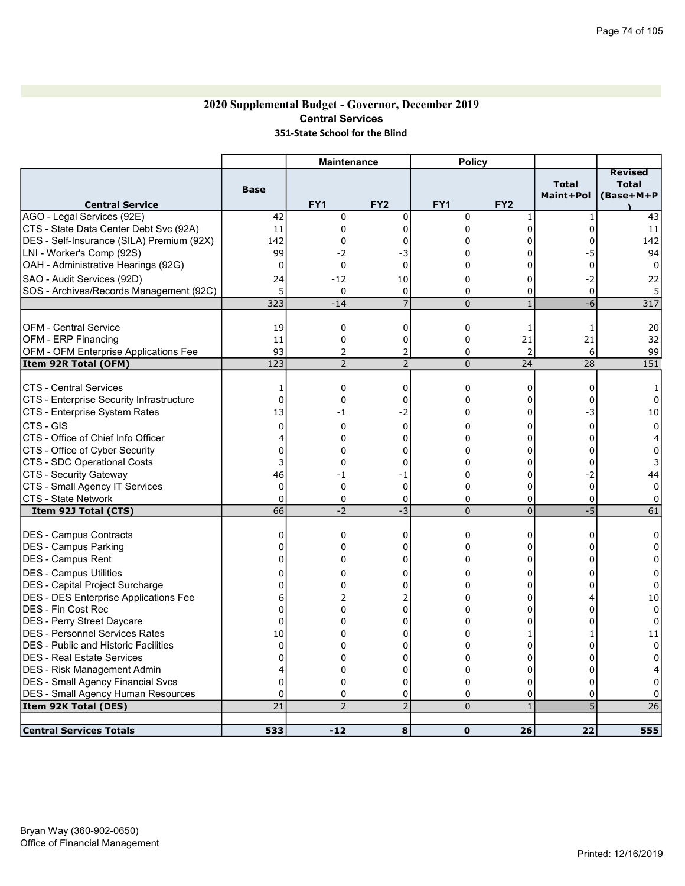## 2020 Supplemental Budget - Governor, December 2019
### Central Services
#### 351-State School for the Blind

| | | Maintenance | | Policy | | | |
|---|---|---|---|---|---|---|---|
| **Central Service** | **Base** | **FY1** | **FY2** | **FY1** | **FY2** | **Total Maint+Pol** | **Revised Total (Base+M+P)** |
| AGO - Legal Services (92E) | 42 | 0 | 0 | 0 | 1 | 1 | 43 |
| CTS - State Data Center Debt Svc (92A) | 11 | 0 | 0 | 0 | 0 | 0 | 11 |
| DES - Self-Insurance (SILA) Premium (92X) | 142 | 0 | 0 | 0 | 0 | 0 | 142 |
| LNI - Worker's Comp (92S) | 99 | -2 | -3 | 0 | 0 | -5 | 94 |
| OAH - Administrative Hearings (92G) | 0 | 0 | 0 | 0 | 0 | 0 | 0 |
| SAO - Audit Services (92D) | 24 | -12 | 10 | 0 | 0 | -2 | 22 |
| SOS - Archives/Records Management (92C) | 5 | 0 | 0 | 0 | 0 | 0 | 5 |
| | 323 | -14 | 7 | 0 | 1 | -6 | 317 |
| | | | | | | | |
| OFM - Central Service | 19 | 0 | 0 | 0 | 1 | 1 | 20 |
| OFM - ERP Financing | 11 | 0 | 0 | 0 | 21 | 21 | 32 |
| OFM - OFM Enterprise Applications Fee | 93 | 2 | 2 | 0 | 2 | 6 | 99 |
| **Item 92R Total (OFM)** | 123 | 2 | 2 | 0 | 24 | 28 | 151 |
| | | | | | | | |
| CTS - Central Services | 1 | 0 | 0 | 0 | 0 | 0 | 1 |
| CTS - Enterprise Security Infrastructure | 0 | 0 | 0 | 0 | 0 | 0 | 0 |
| CTS - Enterprise System Rates | 13 | -1 | -2 | 0 | 0 | -3 | 10 |
| CTS - GIS | 0 | 0 | 0 | 0 | 0 | 0 | 0 |
| CTS - Office of Chief Info Officer | 4 | 0 | 0 | 0 | 0 | 0 | 4 |
| CTS - Office of Cyber Security | 0 | 0 | 0 | 0 | 0 | 0 | 0 |
| CTS - SDC Operational Costs | 3 | 0 | 0 | 0 | 0 | 0 | 3 |
| CTS - Security Gateway | 46 | -1 | -1 | 0 | 0 | -2 | 44 |
| CTS - Small Agency IT Services | 0 | 0 | 0 | 0 | 0 | 0 | 0 |
| CTS - State Network | 0 | 0 | 0 | 0 | 0 | 0 | 0 |
| **Item 92J Total (CTS)** | 66 | -2 | -3 | 0 | 0 | -5 | 61 |
| | | | | | | | |
| DES - Campus Contracts | 0 | 0 | 0 | 0 | 0 | 0 | 0 |
| DES - Campus Parking | 0 | 0 | 0 | 0 | 0 | 0 | 0 |
| DES - Campus Rent | 0 | 0 | 0 | 0 | 0 | 0 | 0 |
| DES - Campus Utilities | 0 | 0 | 0 | 0 | 0 | 0 | 0 |
| DES - Capital Project Surcharge | 0 | 0 | 0 | 0 | 0 | 0 | 0 |
| DES - DES Enterprise Applications Fee | 6 | 2 | 2 | 0 | 0 | 4 | 10 |
| DES - Fin Cost Rec | 0 | 0 | 0 | 0 | 0 | 0 | 0 |
| DES - Perry Street Daycare | 0 | 0 | 0 | 0 | 0 | 0 | 0 |
| DES - Personnel Services Rates | 10 | 0 | 0 | 0 | 1 | 1 | 11 |
| DES - Public and Historic Facilities | 0 | 0 | 0 | 0 | 0 | 0 | 0 |
| DES - Real Estate Services | 0 | 0 | 0 | 0 | 0 | 0 | 0 |
| DES - Risk Management Admin | 4 | 0 | 0 | 0 | 0 | 0 | 4 |
| DES - Small Agency Financial Svcs | 0 | 0 | 0 | 0 | 0 | 0 | 0 |
| DES - Small Agency Human Resources | 0 | 0 | 0 | 0 | 0 | 0 | 0 |
| **Item 92K Total (DES)** | 21 | 2 | 2 | 0 | 1 | 5 | 26 |
| | | | | | | | |
| **Central Services Totals** | **533** | **-12** | **8** | **0** | **26** | **22** | **555** |

Bryan Way (360-902-0650)
Office of Financial Management

Printed: 12/16/2019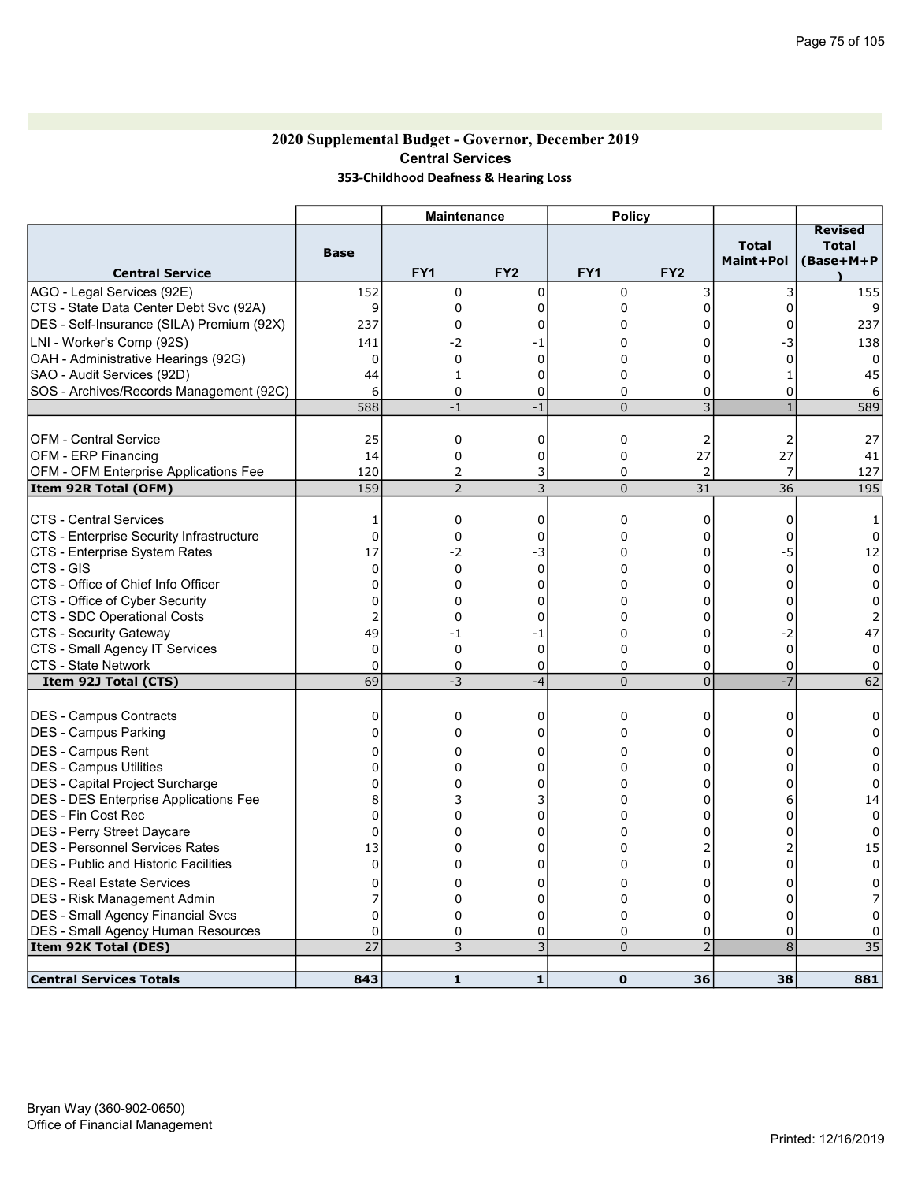## 2020 Supplemental Budget - Governor, December 2019

### Central Services

### 353-Childhood Deafness & Hearing Loss

| Central Service | Base | Maintenance FY1 | Maintenance FY2 | Policy FY1 | Policy FY2 | Total Maint+Pol | Revised Total (Base+M+P) |
|---|---|---|---|---|---|---|---|
| AGO - Legal Services (92E) | 152 | 0 | 0 | 0 | 3 | 3 | 155 |
| CTS - State Data Center Debt Svc (92A) | 9 | 0 | 0 | 0 | 0 | 0 | 9 |
| DES - Self-Insurance (SILA) Premium (92X) | 237 | 0 | 0 | 0 | 0 | 0 | 237 |
| LNI - Worker's Comp (92S) | 141 | -2 | -1 | 0 | 0 | -3 | 138 |
| OAH - Administrative Hearings (92G) | 0 | 0 | 0 | 0 | 0 | 0 | 0 |
| SAO - Audit Services (92D) | 44 | 1 | 0 | 0 | 0 | 1 | 45 |
| SOS - Archives/Records Management (92C) | 6 | 0 | 0 | 0 | 0 | 0 | 6 |
| | 588 | -1 | -1 | 0 | 3 | 1 | 589 |
| | | | | | | | |
| OFM - Central Service | 25 | 0 | 0 | 0 | 2 | 2 | 27 |
| OFM - ERP Financing | 14 | 0 | 0 | 0 | 27 | 27 | 41 |
| OFM - OFM Enterprise Applications Fee | 120 | 2 | 3 | 0 | 2 | 7 | 127 |
| **Item 92R Total (OFM)** | 159 | 2 | 3 | 0 | 31 | 36 | 195 |
| | | | | | | | |
| CTS - Central Services | 1 | 0 | 0 | 0 | 0 | 0 | 1 |
| CTS - Enterprise Security Infrastructure | 0 | 0 | 0 | 0 | 0 | 0 | 0 |
| CTS - Enterprise System Rates | 17 | -2 | -3 | 0 | 0 | -5 | 12 |
| CTS - GIS | 0 | 0 | 0 | 0 | 0 | 0 | 0 |
| CTS - Office of Chief Info Officer | 0 | 0 | 0 | 0 | 0 | 0 | 0 |
| CTS - Office of Cyber Security | 0 | 0 | 0 | 0 | 0 | 0 | 0 |
| CTS - SDC Operational Costs | 2 | 0 | 0 | 0 | 0 | 0 | 2 |
| CTS - Security Gateway | 49 | -1 | -1 | 0 | 0 | -2 | 47 |
| CTS - Small Agency IT Services | 0 | 0 | 0 | 0 | 0 | 0 | 0 |
| CTS - State Network | 0 | 0 | 0 | 0 | 0 | 0 | 0 |
| **Item 92J Total (CTS)** | 69 | -3 | -4 | 0 | 0 | -7 | 62 |
| | | | | | | | |
| DES - Campus Contracts | 0 | 0 | 0 | 0 | 0 | 0 | 0 |
| DES - Campus Parking | 0 | 0 | 0 | 0 | 0 | 0 | 0 |
| DES - Campus Rent | 0 | 0 | 0 | 0 | 0 | 0 | 0 |
| DES - Campus Utilities | 0 | 0 | 0 | 0 | 0 | 0 | 0 |
| DES - Capital Project Surcharge | 0 | 0 | 0 | 0 | 0 | 0 | 0 |
| DES - DES Enterprise Applications Fee | 8 | 3 | 3 | 0 | 0 | 6 | 14 |
| DES - Fin Cost Rec | 0 | 0 | 0 | 0 | 0 | 0 | 0 |
| DES - Perry Street Daycare | 0 | 0 | 0 | 0 | 0 | 0 | 0 |
| DES - Personnel Services Rates | 13 | 0 | 0 | 0 | 2 | 2 | 15 |
| DES - Public and Historic Facilities | 0 | 0 | 0 | 0 | 0 | 0 | 0 |
| DES - Real Estate Services | 0 | 0 | 0 | 0 | 0 | 0 | 0 |
| DES - Risk Management Admin | 7 | 0 | 0 | 0 | 0 | 0 | 7 |
| DES - Small Agency Financial Svcs | 0 | 0 | 0 | 0 | 0 | 0 | 0 |
| DES - Small Agency Human Resources | 0 | 0 | 0 | 0 | 0 | 0 | 0 |
| **Item 92K Total (DES)** | 27 | 3 | 3 | 0 | 2 | 8 | 35 |
| | | | | | | | |
| **Central Services Totals** | **843** | **1** | **1** | **0** | **36** | **38** | **881** |

Bryan Way (360-902-0650)
Office of Financial Management

Printed: 12/16/2019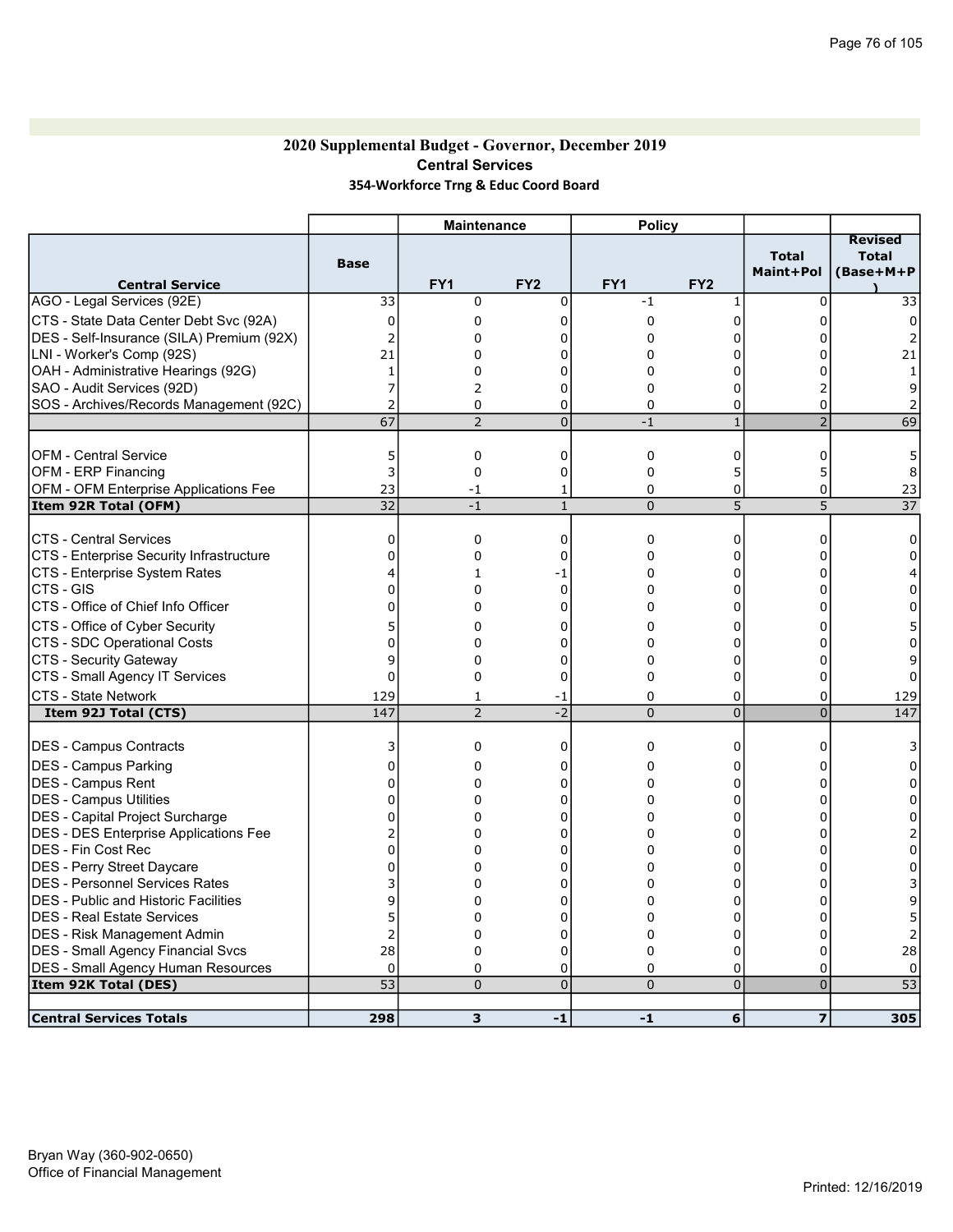# 2020 Supplemental Budget - Governor, December 2019

## Central Services

### 354-Workforce Trng & Educ Coord Board

| | | Maintenance | | Policy | | | |
|---|---|---|---|---|---|---|---|
| **Central Service** | **Base** | **FY1** | **FY2** | **FY1** | **FY2** | **Total Maint+Pol** | **Revised Total (Base+M+P)** |
| AGO - Legal Services (92E) | 33 | 0 | 0 | -1 | 1 | 0 | 33 |
| CTS - State Data Center Debt Svc (92A) | 0 | 0 | 0 | 0 | 0 | 0 | 0 |
| DES - Self-Insurance (SILA) Premium (92X) | 2 | 0 | 0 | 0 | 0 | 0 | 2 |
| LNI - Worker's Comp (92S) | 21 | 0 | 0 | 0 | 0 | 0 | 21 |
| OAH - Administrative Hearings (92G) | 1 | 0 | 0 | 0 | 0 | 0 | 1 |
| SAO - Audit Services (92D) | 7 | 2 | 0 | 0 | 0 | 2 | 9 |
| SOS - Archives/Records Management (92C) | 2 | 0 | 0 | 0 | 0 | 0 | 2 |
| | 67 | 2 | 0 | -1 | 1 | 2 | 69 |
| OFM - Central Service | 5 | 0 | 0 | 0 | 0 | 0 | 5 |
| OFM - ERP Financing | 3 | 0 | 0 | 0 | 5 | 5 | 8 |
| OFM - OFM Enterprise Applications Fee | 23 | -1 | 1 | 0 | 0 | 0 | 23 |
| **Item 92R Total (OFM)** | 32 | -1 | 1 | 0 | 5 | 5 | 37 |
| CTS - Central Services | 0 | 0 | 0 | 0 | 0 | 0 | 0 |
| CTS - Enterprise Security Infrastructure | 0 | 0 | 0 | 0 | 0 | 0 | 0 |
| CTS - Enterprise System Rates | 4 | 1 | -1 | 0 | 0 | 0 | 4 |
| CTS - GIS | 0 | 0 | 0 | 0 | 0 | 0 | 0 |
| CTS - Office of Chief Info Officer | 0 | 0 | 0 | 0 | 0 | 0 | 0 |
| CTS - Office of Cyber Security | 5 | 0 | 0 | 0 | 0 | 0 | 5 |
| CTS - SDC Operational Costs | 0 | 0 | 0 | 0 | 0 | 0 | 0 |
| CTS - Security Gateway | 9 | 0 | 0 | 0 | 0 | 0 | 9 |
| CTS - Small Agency IT Services | 0 | 0 | 0 | 0 | 0 | 0 | 0 |
| CTS - State Network | 129 | 1 | -1 | 0 | 0 | 0 | 129 |
| **Item 92J Total (CTS)** | 147 | 2 | -2 | 0 | 0 | 0 | 147 |
| DES - Campus Contracts | 3 | 0 | 0 | 0 | 0 | 0 | 3 |
| DES - Campus Parking | 0 | 0 | 0 | 0 | 0 | 0 | 0 |
| DES - Campus Rent | 0 | 0 | 0 | 0 | 0 | 0 | 0 |
| DES - Campus Utilities | 0 | 0 | 0 | 0 | 0 | 0 | 0 |
| DES - Capital Project Surcharge | 0 | 0 | 0 | 0 | 0 | 0 | 0 |
| DES - DES Enterprise Applications Fee | 2 | 0 | 0 | 0 | 0 | 0 | 2 |
| DES - Fin Cost Rec | 0 | 0 | 0 | 0 | 0 | 0 | 0 |
| DES - Perry Street Daycare | 0 | 0 | 0 | 0 | 0 | 0 | 0 |
| DES - Personnel Services Rates | 3 | 0 | 0 | 0 | 0 | 0 | 3 |
| DES - Public and Historic Facilities | 9 | 0 | 0 | 0 | 0 | 0 | 9 |
| DES - Real Estate Services | 5 | 0 | 0 | 0 | 0 | 0 | 5 |
| DES - Risk Management Admin | 2 | 0 | 0 | 0 | 0 | 0 | 2 |
| DES - Small Agency Financial Svcs | 28 | 0 | 0 | 0 | 0 | 0 | 28 |
| DES - Small Agency Human Resources | 0 | 0 | 0 | 0 | 0 | 0 | 0 |
| **Item 92K Total (DES)** | 53 | 0 | 0 | 0 | 0 | 0 | 53 |
| **Central Services Totals** | **298** | **3** | **-1** | **-1** | **6** | **7** | **305** |

Bryan Way (360-902-0650)
Office of Financial Management

Printed: 12/16/2019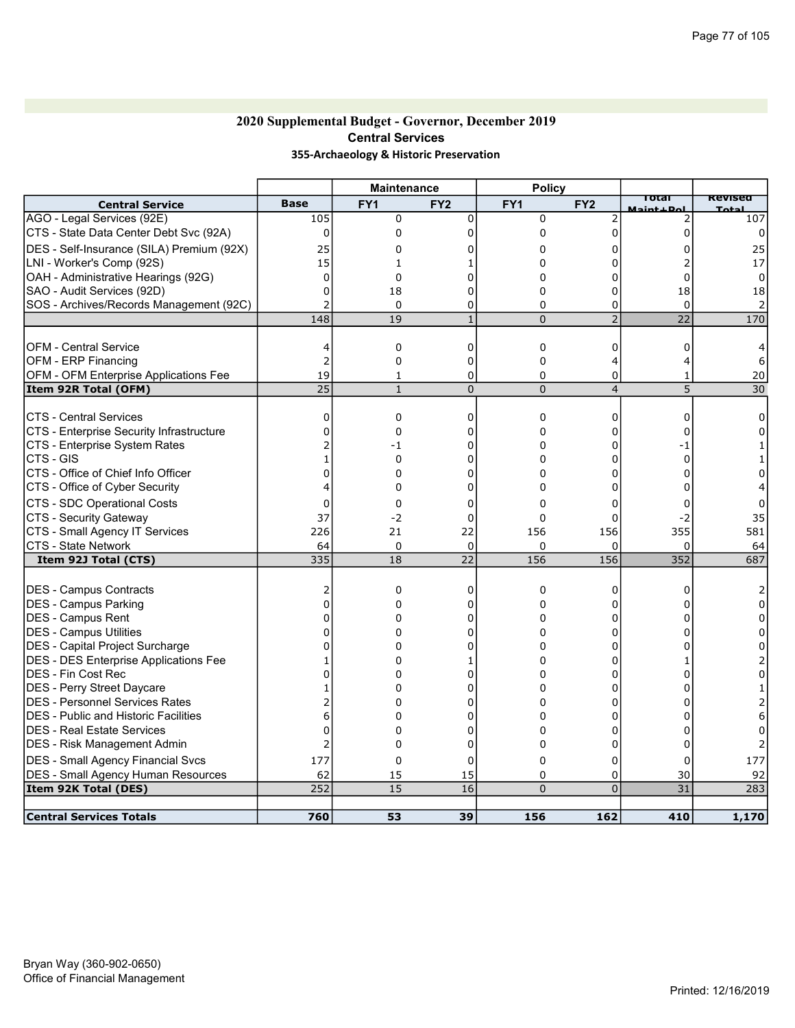## 2020 Supplemental Budget - Governor, December 2019
### Central Services
### 355-Archaeology & Historic Preservation

| | | Maintenance | | Policy | | | |
|---|---|---|---|---|---|---|---|
| **Central Service** | **Base** | **FY1** | **FY2** | **FY1** | **FY2** | **Total Maint+Pol** | **Revised Total** |
| AGO - Legal Services (92E) | 105 | 0 | 0 | 0 | 2 | 2 | 107 |
| CTS - State Data Center Debt Svc (92A) | 0 | 0 | 0 | 0 | 0 | 0 | 0 |
| DES - Self-Insurance (SILA) Premium (92X) | 25 | 0 | 0 | 0 | 0 | 0 | 25 |
| LNI - Worker's Comp (92S) | 15 | 1 | 1 | 0 | 0 | 2 | 17 |
| OAH - Administrative Hearings (92G) | 0 | 0 | 0 | 0 | 0 | 0 | 0 |
| SAO - Audit Services (92D) | 0 | 18 | 0 | 0 | 0 | 18 | 18 |
| SOS - Archives/Records Management (92C) | 2 | 0 | 0 | 0 | 0 | 0 | 2 |
| | 148 | 19 | 1 | 0 | 2 | 22 | 170 |
| | | | | | | | |
| OFM - Central Service | 4 | 0 | 0 | 0 | 0 | 0 | 4 |
| OFM - ERP Financing | 2 | 0 | 0 | 0 | 4 | 4 | 6 |
| OFM - OFM Enterprise Applications Fee | 19 | 1 | 0 | 0 | 0 | 1 | 20 |
| **Item 92R Total (OFM)** | 25 | 1 | 0 | 0 | 4 | 5 | 30 |
| | | | | | | | |
| CTS - Central Services | 0 | 0 | 0 | 0 | 0 | 0 | 0 |
| CTS - Enterprise Security Infrastructure | 0 | 0 | 0 | 0 | 0 | 0 | 0 |
| CTS - Enterprise System Rates | 2 | -1 | 0 | 0 | 0 | -1 | 1 |
| CTS - GIS | 1 | 0 | 0 | 0 | 0 | 0 | 1 |
| CTS - Office of Chief Info Officer | 0 | 0 | 0 | 0 | 0 | 0 | 0 |
| CTS - Office of Cyber Security | 4 | 0 | 0 | 0 | 0 | 0 | 4 |
| CTS - SDC Operational Costs | 0 | 0 | 0 | 0 | 0 | 0 | 0 |
| CTS - Security Gateway | 37 | -2 | 0 | 0 | 0 | -2 | 35 |
| CTS - Small Agency IT Services | 226 | 21 | 22 | 156 | 156 | 355 | 581 |
| CTS - State Network | 64 | 0 | 0 | 0 | 0 | 0 | 64 |
| **Item 92J Total (CTS)** | 335 | 18 | 22 | 156 | 156 | 352 | 687 |
| | | | | | | | |
| DES - Campus Contracts | 2 | 0 | 0 | 0 | 0 | 0 | 2 |
| DES - Campus Parking | 0 | 0 | 0 | 0 | 0 | 0 | 0 |
| DES - Campus Rent | 0 | 0 | 0 | 0 | 0 | 0 | 0 |
| DES - Campus Utilities | 0 | 0 | 0 | 0 | 0 | 0 | 0 |
| DES - Capital Project Surcharge | 0 | 0 | 0 | 0 | 0 | 0 | 0 |
| DES - DES Enterprise Applications Fee | 1 | 0 | 1 | 0 | 0 | 1 | 2 |
| DES - Fin Cost Rec | 0 | 0 | 0 | 0 | 0 | 0 | 0 |
| DES - Perry Street Daycare | 1 | 0 | 0 | 0 | 0 | 0 | 1 |
| DES - Personnel Services Rates | 2 | 0 | 0 | 0 | 0 | 0 | 2 |
| DES - Public and Historic Facilities | 6 | 0 | 0 | 0 | 0 | 0 | 6 |
| DES - Real Estate Services | 0 | 0 | 0 | 0 | 0 | 0 | 0 |
| DES - Risk Management Admin | 2 | 0 | 0 | 0 | 0 | 0 | 2 |
| DES - Small Agency Financial Svcs | 177 | 0 | 0 | 0 | 0 | 0 | 177 |
| DES - Small Agency Human Resources | 62 | 15 | 15 | 0 | 0 | 30 | 92 |
| **Item 92K Total (DES)** | 252 | 15 | 16 | 0 | 0 | 31 | 283 |
| | | | | | | | |
| **Central Services Totals** | **760** | **53** | **39** | **156** | **162** | **410** | **1,170** |

Bryan Way (360-902-0650)
Office of Financial Management

Printed: 12/16/2019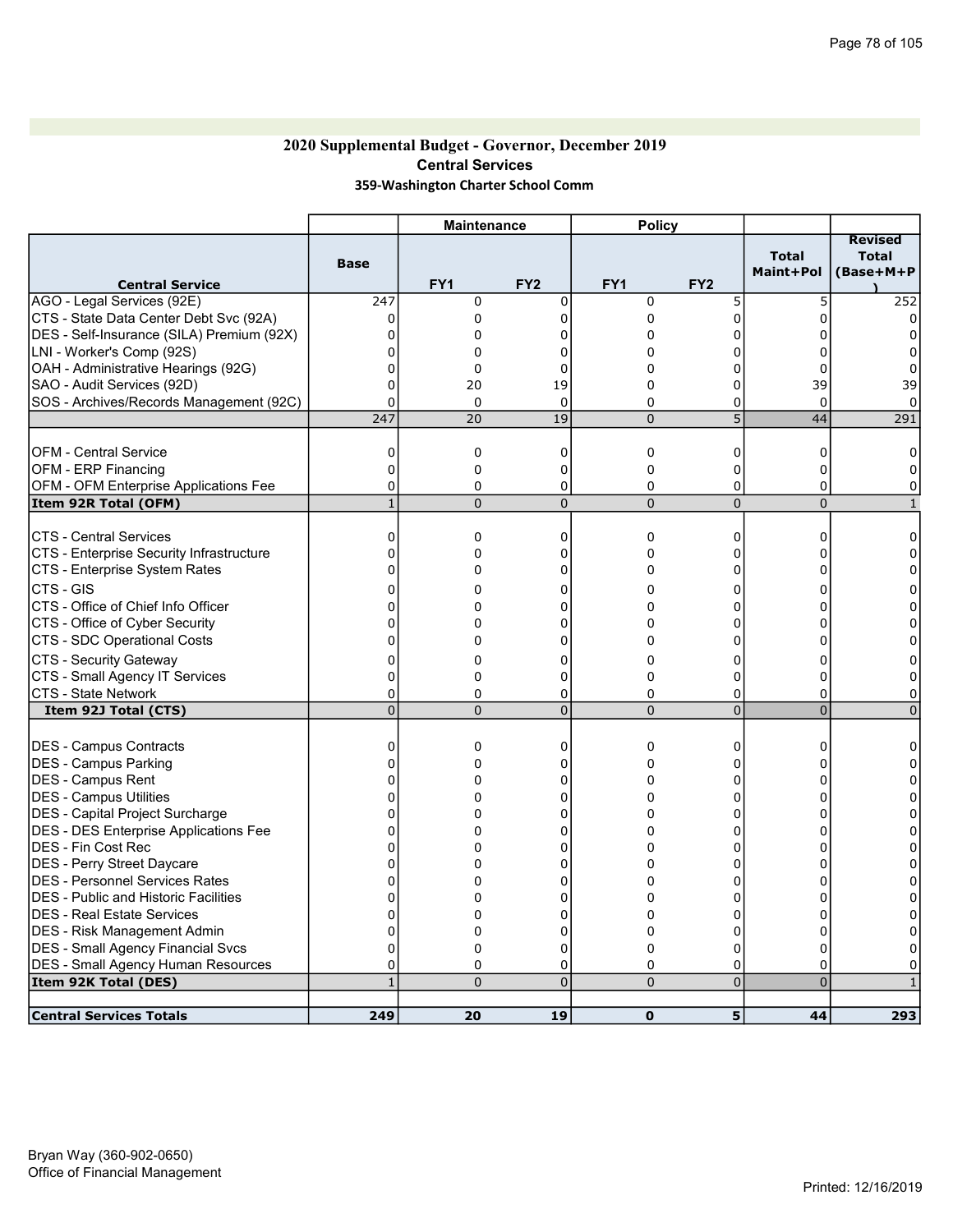## 2020 Supplemental Budget - Governor, December 2019

### Central Services

#### 359-Washington Charter School Comm

| | | Maintenance | | Policy | | | |
|---|---|---|---|---|---|---|---|
| **Central Service** | **Base** | **FY1** | **FY2** | **FY1** | **FY2** | **Total Maint+Pol** | **Revised Total (Base+M+P)** |
| AGO - Legal Services (92E) | 247 | 0 | 0 | 0 | 5 | 5 | 252 |
| CTS - State Data Center Debt Svc (92A) | 0 | 0 | 0 | 0 | 0 | 0 | 0 |
| DES - Self-Insurance (SILA) Premium (92X) | 0 | 0 | 0 | 0 | 0 | 0 | 0 |
| LNI - Worker's Comp (92S) | 0 | 0 | 0 | 0 | 0 | 0 | 0 |
| OAH - Administrative Hearings (92G) | 0 | 0 | 0 | 0 | 0 | 0 | 0 |
| SAO - Audit Services (92D) | 0 | 20 | 19 | 0 | 0 | 39 | 39 |
| SOS - Archives/Records Management (92C) | 0 | 0 | 0 | 0 | 0 | 0 | 0 |
| | 247 | 20 | 19 | 0 | 5 | 44 | 291 |
| | | | | | | | |
| OFM - Central Service | 0 | 0 | 0 | 0 | 0 | 0 | 0 |
| OFM - ERP Financing | 0 | 0 | 0 | 0 | 0 | 0 | 0 |
| OFM - OFM Enterprise Applications Fee | 0 | 0 | 0 | 0 | 0 | 0 | 0 |
| **Item 92R Total (OFM)** | 1 | 0 | 0 | 0 | 0 | 0 | 1 |
| | | | | | | | |
| CTS - Central Services | 0 | 0 | 0 | 0 | 0 | 0 | 0 |
| CTS - Enterprise Security Infrastructure | 0 | 0 | 0 | 0 | 0 | 0 | 0 |
| CTS - Enterprise System Rates | 0 | 0 | 0 | 0 | 0 | 0 | 0 |
| CTS - GIS | 0 | 0 | 0 | 0 | 0 | 0 | 0 |
| CTS - Office of Chief Info Officer | 0 | 0 | 0 | 0 | 0 | 0 | 0 |
| CTS - Office of Cyber Security | 0 | 0 | 0 | 0 | 0 | 0 | 0 |
| CTS - SDC Operational Costs | 0 | 0 | 0 | 0 | 0 | 0 | 0 |
| CTS - Security Gateway | 0 | 0 | 0 | 0 | 0 | 0 | 0 |
| CTS - Small Agency IT Services | 0 | 0 | 0 | 0 | 0 | 0 | 0 |
| CTS - State Network | 0 | 0 | 0 | 0 | 0 | 0 | 0 |
| **Item 92J Total (CTS)** | 0 | 0 | 0 | 0 | 0 | 0 | 0 |
| | | | | | | | |
| DES - Campus Contracts | 0 | 0 | 0 | 0 | 0 | 0 | 0 |
| DES - Campus Parking | 0 | 0 | 0 | 0 | 0 | 0 | 0 |
| DES - Campus Rent | 0 | 0 | 0 | 0 | 0 | 0 | 0 |
| DES - Campus Utilities | 0 | 0 | 0 | 0 | 0 | 0 | 0 |
| DES - Capital Project Surcharge | 0 | 0 | 0 | 0 | 0 | 0 | 0 |
| DES - DES Enterprise Applications Fee | 0 | 0 | 0 | 0 | 0 | 0 | 0 |
| DES - Fin Cost Rec | 0 | 0 | 0 | 0 | 0 | 0 | 0 |
| DES - Perry Street Daycare | 0 | 0 | 0 | 0 | 0 | 0 | 0 |
| DES - Personnel Services Rates | 0 | 0 | 0 | 0 | 0 | 0 | 0 |
| DES - Public and Historic Facilities | 0 | 0 | 0 | 0 | 0 | 0 | 0 |
| DES - Real Estate Services | 0 | 0 | 0 | 0 | 0 | 0 | 0 |
| DES - Risk Management Admin | 0 | 0 | 0 | 0 | 0 | 0 | 0 |
| DES - Small Agency Financial Svcs | 0 | 0 | 0 | 0 | 0 | 0 | 0 |
| DES - Small Agency Human Resources | 0 | 0 | 0 | 0 | 0 | 0 | 0 |
| **Item 92K Total (DES)** | 1 | 0 | 0 | 0 | 0 | 0 | 1 |
| | | | | | | | |
| **Central Services Totals** | **249** | **20** | **19** | **0** | **5** | **44** | **293** |

Bryan Way (360-902-0650)
Office of Financial Management

Printed: 12/16/2019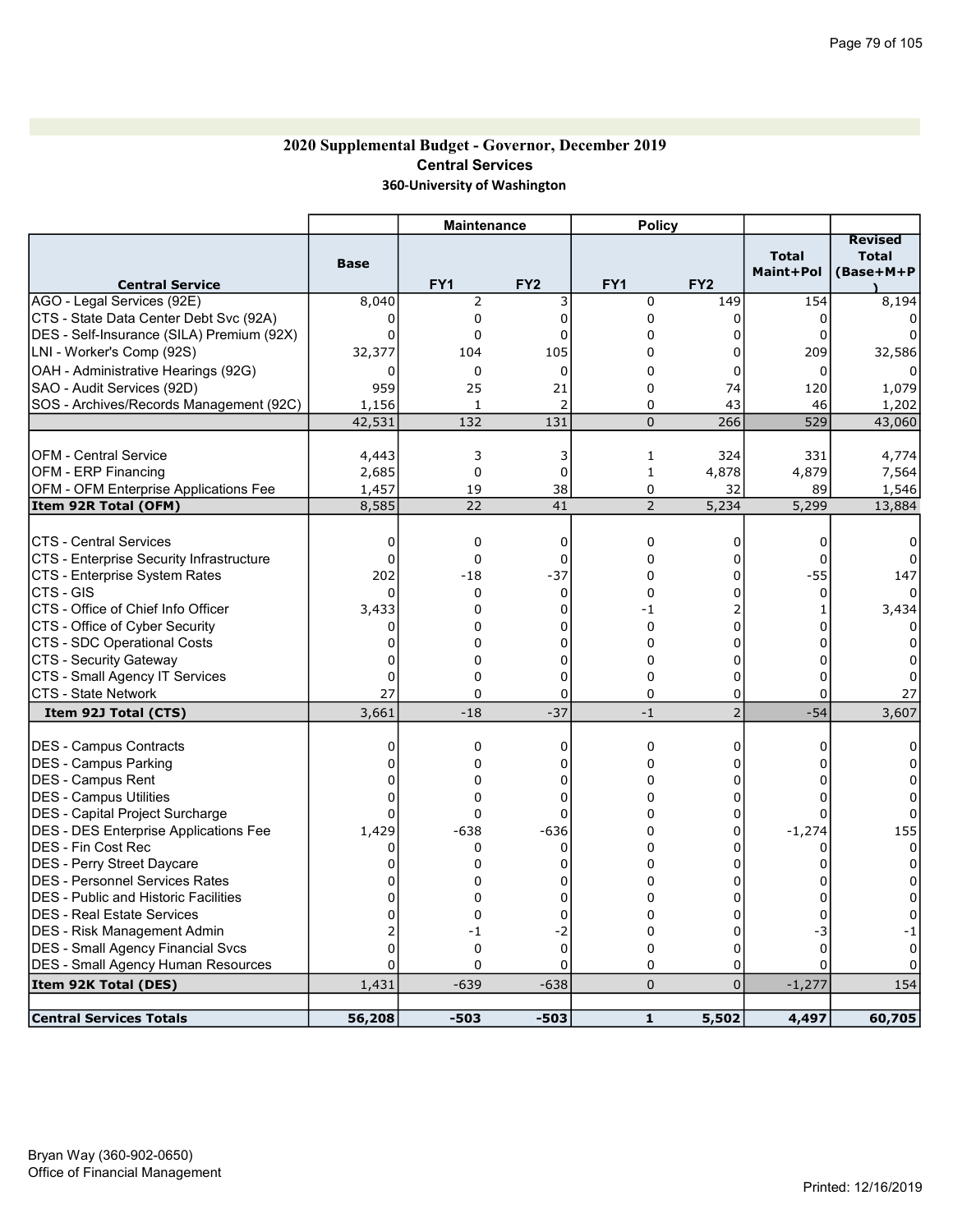# 2020 Supplemental Budget - Governor, December 2019

## Central Services

### 360-University of Washington

| Central Service | Base | Maintenance FY1 | Maintenance FY2 | Policy FY1 | Policy FY2 | Total Maint+Pol | Revised Total (Base+M+P) |
|---|---|---|---|---|---|---|---|
| AGO - Legal Services (92E) | 8,040 | 2 | 3 | 0 | 149 | 154 | 8,194 |
| CTS - State Data Center Debt Svc (92A) | 0 | 0 | 0 | 0 | 0 | 0 | 0 |
| DES - Self-Insurance (SILA) Premium (92X) | 0 | 0 | 0 | 0 | 0 | 0 | 0 |
| LNI - Worker's Comp (92S) | 32,377 | 104 | 105 | 0 | 0 | 209 | 32,586 |
| OAH - Administrative Hearings (92G) | 0 | 0 | 0 | 0 | 0 | 0 | 0 |
| SAO - Audit Services (92D) | 959 | 25 | 21 | 0 | 74 | 120 | 1,079 |
| SOS - Archives/Records Management (92C) | 1,156 | 1 | 2 | 0 | 43 | 46 | 1,202 |
| | 42,531 | 132 | 131 | 0 | 266 | 529 | 43,060 |
| | | | | | | | |
| OFM - Central Service | 4,443 | 3 | 3 | 1 | 324 | 331 | 4,774 |
| OFM - ERP Financing | 2,685 | 0 | 0 | 1 | 4,878 | 4,879 | 7,564 |
| OFM - OFM Enterprise Applications Fee | 1,457 | 19 | 38 | 0 | 32 | 89 | 1,546 |
| **Item 92R Total (OFM)** | 8,585 | 22 | 41 | 2 | 5,234 | 5,299 | 13,884 |
| | | | | | | | |
| CTS - Central Services | 0 | 0 | 0 | 0 | 0 | 0 | 0 |
| CTS - Enterprise Security Infrastructure | 0 | 0 | 0 | 0 | 0 | 0 | 0 |
| CTS - Enterprise System Rates | 202 | -18 | -37 | 0 | 0 | -55 | 147 |
| CTS - GIS | 0 | 0 | 0 | 0 | 0 | 0 | 0 |
| CTS - Office of Chief Info Officer | 3,433 | 0 | 0 | -1 | 2 | 1 | 3,434 |
| CTS - Office of Cyber Security | 0 | 0 | 0 | 0 | 0 | 0 | 0 |
| CTS - SDC Operational Costs | 0 | 0 | 0 | 0 | 0 | 0 | 0 |
| CTS - Security Gateway | 0 | 0 | 0 | 0 | 0 | 0 | 0 |
| CTS - Small Agency IT Services | 0 | 0 | 0 | 0 | 0 | 0 | 0 |
| CTS - State Network | 27 | 0 | 0 | 0 | 0 | 0 | 27 |
| **Item 92J Total (CTS)** | 3,661 | -18 | -37 | -1 | 2 | -54 | 3,607 |
| | | | | | | | |
| DES - Campus Contracts | 0 | 0 | 0 | 0 | 0 | 0 | 0 |
| DES - Campus Parking | 0 | 0 | 0 | 0 | 0 | 0 | 0 |
| DES - Campus Rent | 0 | 0 | 0 | 0 | 0 | 0 | 0 |
| DES - Campus Utilities | 0 | 0 | 0 | 0 | 0 | 0 | 0 |
| DES - Capital Project Surcharge | 0 | 0 | 0 | 0 | 0 | 0 | 0 |
| DES - DES Enterprise Applications Fee | 1,429 | -638 | -636 | 0 | 0 | -1,274 | 155 |
| DES - Fin Cost Rec | 0 | 0 | 0 | 0 | 0 | 0 | 0 |
| DES - Perry Street Daycare | 0 | 0 | 0 | 0 | 0 | 0 | 0 |
| DES - Personnel Services Rates | 0 | 0 | 0 | 0 | 0 | 0 | 0 |
| DES - Public and Historic Facilities | 0 | 0 | 0 | 0 | 0 | 0 | 0 |
| DES - Real Estate Services | 0 | 0 | 0 | 0 | 0 | 0 | 0 |
| DES - Risk Management Admin | 2 | -1 | -2 | 0 | 0 | -3 | -1 |
| DES - Small Agency Financial Svcs | 0 | 0 | 0 | 0 | 0 | 0 | 0 |
| DES - Small Agency Human Resources | 0 | 0 | 0 | 0 | 0 | 0 | 0 |
| **Item 92K Total (DES)** | 1,431 | -639 | -638 | 0 | 0 | -1,277 | 154 |
| | | | | | | | |
| **Central Services Totals** | **56,208** | **-503** | **-503** | **1** | **5,502** | **4,497** | **60,705** |

Bryan Way (360-902-0650)
Office of Financial Management

Printed: 12/16/2019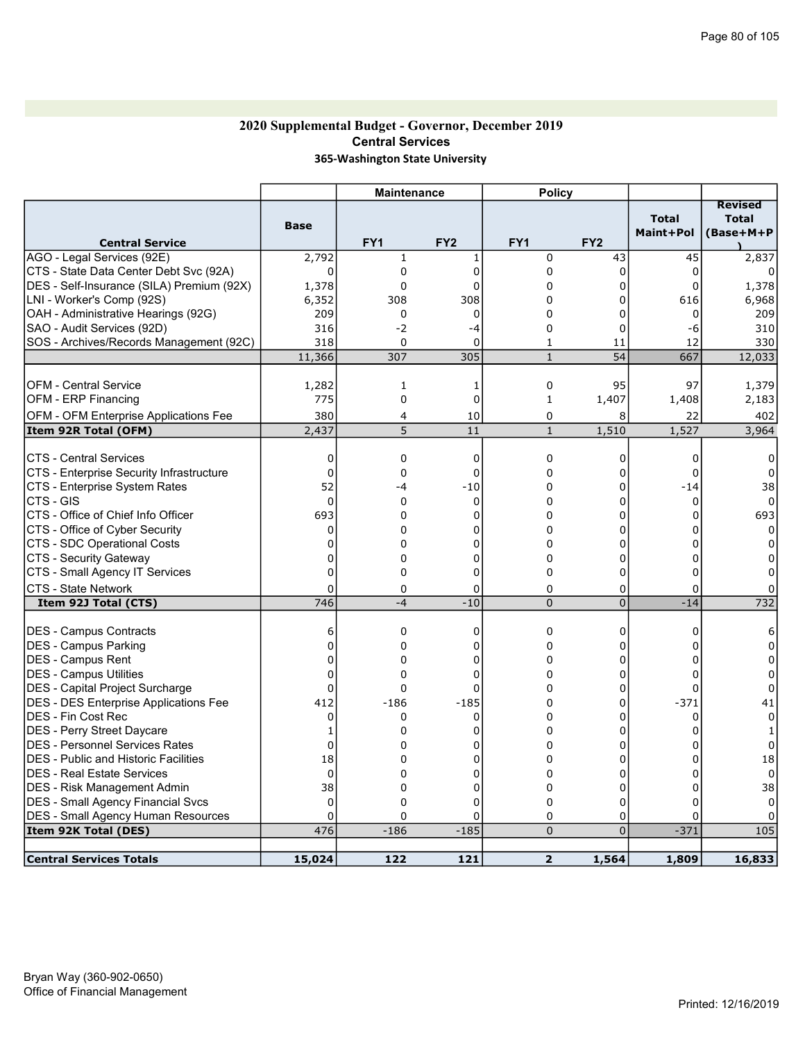## 2020 Supplemental Budget - Governor, December 2019

### Central Services

### 365-Washington State University

| | | Maintenance | | Policy | | | |
|---|---|---|---|---|---|---|---|
| **Central Service** | **Base** | **FY1** | **FY2** | **FY1** | **FY2** | **Total Maint+Pol** | **Revised Total (Base+M+P)** |
| AGO - Legal Services (92E) | 2,792 | 1 | 1 | 0 | 43 | 45 | 2,837 |
| CTS - State Data Center Debt Svc (92A) | 0 | 0 | 0 | 0 | 0 | 0 | 0 |
| DES - Self-Insurance (SILA) Premium (92X) | 1,378 | 0 | 0 | 0 | 0 | 0 | 1,378 |
| LNI - Worker's Comp (92S) | 6,352 | 308 | 308 | 0 | 0 | 616 | 6,968 |
| OAH - Administrative Hearings (92G) | 209 | 0 | 0 | 0 | 0 | 0 | 209 |
| SAO - Audit Services (92D) | 316 | -2 | -4 | 0 | 0 | -6 | 310 |
| SOS - Archives/Records Management (92C) | 318 | 0 | 0 | 1 | 11 | 12 | 330 |
| | 11,366 | 307 | 305 | 1 | 54 | 667 | 12,033 |
| OFM - Central Service | 1,282 | 1 | 1 | 0 | 95 | 97 | 1,379 |
| OFM - ERP Financing | 775 | 0 | 0 | 1 | 1,407 | 1,408 | 2,183 |
| OFM - OFM Enterprise Applications Fee | 380 | 4 | 10 | 0 | 8 | 22 | 402 |
| **Item 92R Total (OFM)** | 2,437 | 5 | 11 | 1 | 1,510 | 1,527 | 3,964 |
| CTS - Central Services | 0 | 0 | 0 | 0 | 0 | 0 | 0 |
| CTS - Enterprise Security Infrastructure | 0 | 0 | 0 | 0 | 0 | 0 | 0 |
| CTS - Enterprise System Rates | 52 | -4 | -10 | 0 | 0 | -14 | 38 |
| CTS - GIS | 0 | 0 | 0 | 0 | 0 | 0 | 0 |
| CTS - Office of Chief Info Officer | 693 | 0 | 0 | 0 | 0 | 0 | 693 |
| CTS - Office of Cyber Security | 0 | 0 | 0 | 0 | 0 | 0 | 0 |
| CTS - SDC Operational Costs | 0 | 0 | 0 | 0 | 0 | 0 | 0 |
| CTS - Security Gateway | 0 | 0 | 0 | 0 | 0 | 0 | 0 |
| CTS - Small Agency IT Services | 0 | 0 | 0 | 0 | 0 | 0 | 0 |
| CTS - State Network | 0 | 0 | 0 | 0 | 0 | 0 | 0 |
| **Item 92J Total (CTS)** | 746 | -4 | -10 | 0 | 0 | -14 | 732 |
| DES - Campus Contracts | 6 | 0 | 0 | 0 | 0 | 0 | 6 |
| DES - Campus Parking | 0 | 0 | 0 | 0 | 0 | 0 | 0 |
| DES - Campus Rent | 0 | 0 | 0 | 0 | 0 | 0 | 0 |
| DES - Campus Utilities | 0 | 0 | 0 | 0 | 0 | 0 | 0 |
| DES - Capital Project Surcharge | 0 | 0 | 0 | 0 | 0 | 0 | 0 |
| DES - DES Enterprise Applications Fee | 412 | -186 | -185 | 0 | 0 | -371 | 41 |
| DES - Fin Cost Rec | 0 | 0 | 0 | 0 | 0 | 0 | 0 |
| DES - Perry Street Daycare | 1 | 0 | 0 | 0 | 0 | 0 | 1 |
| DES - Personnel Services Rates | 0 | 0 | 0 | 0 | 0 | 0 | 0 |
| DES - Public and Historic Facilities | 18 | 0 | 0 | 0 | 0 | 0 | 18 |
| DES - Real Estate Services | 0 | 0 | 0 | 0 | 0 | 0 | 0 |
| DES - Risk Management Admin | 38 | 0 | 0 | 0 | 0 | 0 | 38 |
| DES - Small Agency Financial Svcs | 0 | 0 | 0 | 0 | 0 | 0 | 0 |
| DES - Small Agency Human Resources | 0 | 0 | 0 | 0 | 0 | 0 | 0 |
| **Item 92K Total (DES)** | 476 | -186 | -185 | 0 | 0 | -371 | 105 |
| **Central Services Totals** | **15,024** | **122** | **121** | **2** | **1,564** | **1,809** | **16,833** |

Bryan Way (360-902-0650)
Office of Financial Management

Printed: 12/16/2019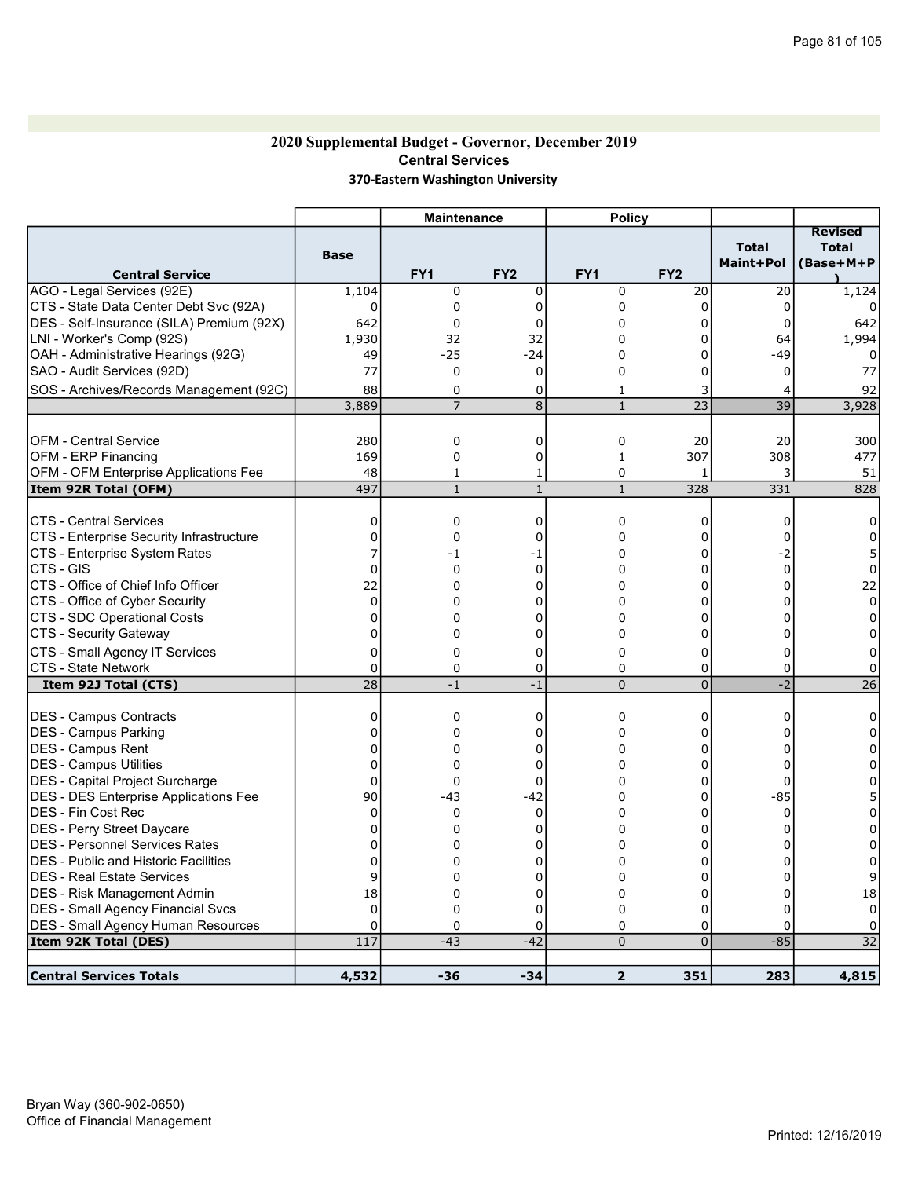## 2020 Supplemental Budget - Governor, December 2019

### Central Services

### 370-Eastern Washington University

| | | Maintenance | | Policy | | | |
|---|---|---|---|---|---|---|---|
| **Central Service** | **Base** | **FY1** | **FY2** | **FY1** | **FY2** | **Total Maint+Pol** | **Revised Total (Base+M+P)** |
| AGO - Legal Services (92E) | 1,104 | 0 | 0 | 0 | 20 | 20 | 1,124 |
| CTS - State Data Center Debt Svc (92A) | 0 | 0 | 0 | 0 | 0 | 0 | 0 |
| DES - Self-Insurance (SILA) Premium (92X) | 642 | 0 | 0 | 0 | 0 | 0 | 642 |
| LNI - Worker's Comp (92S) | 1,930 | 32 | 32 | 0 | 0 | 64 | 1,994 |
| OAH - Administrative Hearings (92G) | 49 | -25 | -24 | 0 | 0 | -49 | 0 |
| SAO - Audit Services (92D) | 77 | 0 | 0 | 0 | 0 | 0 | 77 |
| SOS - Archives/Records Management (92C) | 88 | 0 | 0 | 1 | 3 | 4 | 92 |
| | 3,889 | 7 | 8 | 1 | 23 | 39 | 3,928 |
| | | | | | | | |
| OFM - Central Service | 280 | 0 | 0 | 0 | 20 | 20 | 300 |
| OFM - ERP Financing | 169 | 0 | 0 | 1 | 307 | 308 | 477 |
| OFM - OFM Enterprise Applications Fee | 48 | 1 | 1 | 0 | 1 | 3 | 51 |
| **Item 92R Total (OFM)** | 497 | 1 | 1 | 1 | 328 | 331 | 828 |
| | | | | | | | |
| CTS - Central Services | 0 | 0 | 0 | 0 | 0 | 0 | 0 |
| CTS - Enterprise Security Infrastructure | 0 | 0 | 0 | 0 | 0 | 0 | 0 |
| CTS - Enterprise System Rates | 7 | -1 | -1 | 0 | 0 | -2 | 5 |
| CTS - GIS | 0 | 0 | 0 | 0 | 0 | 0 | 0 |
| CTS - Office of Chief Info Officer | 22 | 0 | 0 | 0 | 0 | 0 | 22 |
| CTS - Office of Cyber Security | 0 | 0 | 0 | 0 | 0 | 0 | 0 |
| CTS - SDC Operational Costs | 0 | 0 | 0 | 0 | 0 | 0 | 0 |
| CTS - Security Gateway | 0 | 0 | 0 | 0 | 0 | 0 | 0 |
| CTS - Small Agency IT Services | 0 | 0 | 0 | 0 | 0 | 0 | 0 |
| CTS - State Network | 0 | 0 | 0 | 0 | 0 | 0 | 0 |
| **Item 92J Total (CTS)** | 28 | -1 | -1 | 0 | 0 | -2 | 26 |
| | | | | | | | |
| DES - Campus Contracts | 0 | 0 | 0 | 0 | 0 | 0 | 0 |
| DES - Campus Parking | 0 | 0 | 0 | 0 | 0 | 0 | 0 |
| DES - Campus Rent | 0 | 0 | 0 | 0 | 0 | 0 | 0 |
| DES - Campus Utilities | 0 | 0 | 0 | 0 | 0 | 0 | 0 |
| DES - Capital Project Surcharge | 0 | 0 | 0 | 0 | 0 | 0 | 0 |
| DES - DES Enterprise Applications Fee | 90 | -43 | -42 | 0 | 0 | -85 | 5 |
| DES - Fin Cost Rec | 0 | 0 | 0 | 0 | 0 | 0 | 0 |
| DES - Perry Street Daycare | 0 | 0 | 0 | 0 | 0 | 0 | 0 |
| DES - Personnel Services Rates | 0 | 0 | 0 | 0 | 0 | 0 | 0 |
| DES - Public and Historic Facilities | 0 | 0 | 0 | 0 | 0 | 0 | 0 |
| DES - Real Estate Services | 9 | 0 | 0 | 0 | 0 | 0 | 9 |
| DES - Risk Management Admin | 18 | 0 | 0 | 0 | 0 | 0 | 18 |
| DES - Small Agency Financial Svcs | 0 | 0 | 0 | 0 | 0 | 0 | 0 |
| DES - Small Agency Human Resources | 0 | 0 | 0 | 0 | 0 | 0 | 0 |
| **Item 92K Total (DES)** | 117 | -43 | -42 | 0 | 0 | -85 | 32 |
| | | | | | | | |
| **Central Services Totals** | **4,532** | **-36** | **-34** | **2** | **351** | **283** | **4,815** |

Bryan Way (360-902-0650)
Office of Financial Management

Printed: 12/16/2019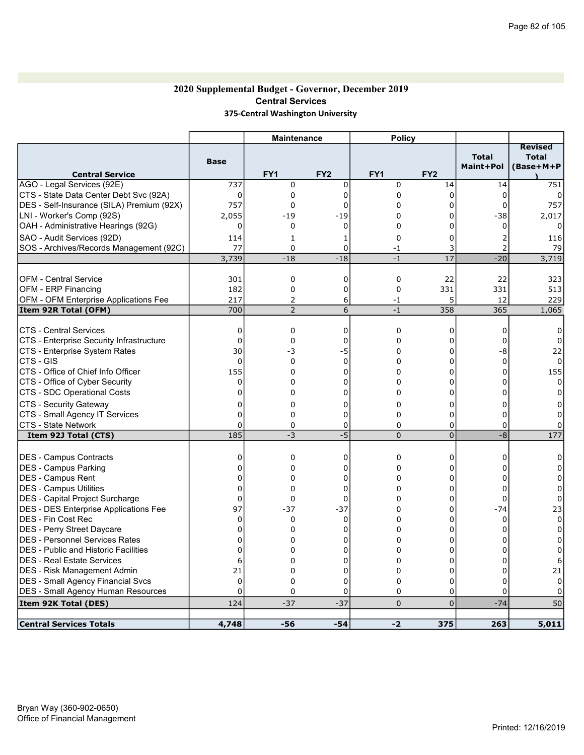# 2020 Supplemental Budget - Governor, December 2019

## Central Services

### 375-Central Washington University

| | | Maintenance | | Policy | | | |
|---|---|---|---|---|---|---|---|
| **Central Service** | **Base** | **FY1** | **FY2** | **FY1** | **FY2** | **Total Maint+Pol** | **Revised Total (Base+M+P)** |
| AGO - Legal Services (92E) | 737 | 0 | 0 | 0 | 14 | 14 | 751 |
| CTS - State Data Center Debt Svc (92A) | 0 | 0 | 0 | 0 | 0 | 0 | 0 |
| DES - Self-Insurance (SILA) Premium (92X) | 757 | 0 | 0 | 0 | 0 | 0 | 757 |
| LNI - Worker's Comp (92S) | 2,055 | -19 | -19 | 0 | 0 | -38 | 2,017 |
| OAH - Administrative Hearings (92G) | 0 | 0 | 0 | 0 | 0 | 0 | 0 |
| SAO - Audit Services (92D) | 114 | 1 | 1 | 0 | 0 | 2 | 116 |
| SOS - Archives/Records Management (92C) | 77 | 0 | 0 | -1 | 3 | 2 | 79 |
| | 3,739 | -18 | -18 | -1 | 17 | -20 | 3,719 |
| | | | | | | | |
| OFM - Central Service | 301 | 0 | 0 | 0 | 22 | 22 | 323 |
| OFM - ERP Financing | 182 | 0 | 0 | 0 | 331 | 331 | 513 |
| OFM - OFM Enterprise Applications Fee | 217 | 2 | 6 | -1 | 5 | 12 | 229 |
| **Item 92R Total (OFM)** | 700 | 2 | 6 | -1 | 358 | 365 | 1,065 |
| | | | | | | | |
| CTS - Central Services | 0 | 0 | 0 | 0 | 0 | 0 | 0 |
| CTS - Enterprise Security Infrastructure | 0 | 0 | 0 | 0 | 0 | 0 | 0 |
| CTS - Enterprise System Rates | 30 | -3 | -5 | 0 | 0 | -8 | 22 |
| CTS - GIS | 0 | 0 | 0 | 0 | 0 | 0 | 0 |
| CTS - Office of Chief Info Officer | 155 | 0 | 0 | 0 | 0 | 0 | 155 |
| CTS - Office of Cyber Security | 0 | 0 | 0 | 0 | 0 | 0 | 0 |
| CTS - SDC Operational Costs | 0 | 0 | 0 | 0 | 0 | 0 | 0 |
| CTS - Security Gateway | 0 | 0 | 0 | 0 | 0 | 0 | 0 |
| CTS - Small Agency IT Services | 0 | 0 | 0 | 0 | 0 | 0 | 0 |
| CTS - State Network | 0 | 0 | 0 | 0 | 0 | 0 | 0 |
| **Item 92J Total (CTS)** | 185 | -3 | -5 | 0 | 0 | -8 | 177 |
| | | | | | | | |
| DES - Campus Contracts | 0 | 0 | 0 | 0 | 0 | 0 | 0 |
| DES - Campus Parking | 0 | 0 | 0 | 0 | 0 | 0 | 0 |
| DES - Campus Rent | 0 | 0 | 0 | 0 | 0 | 0 | 0 |
| DES - Campus Utilities | 0 | 0 | 0 | 0 | 0 | 0 | 0 |
| DES - Capital Project Surcharge | 0 | 0 | 0 | 0 | 0 | 0 | 0 |
| DES - DES Enterprise Applications Fee | 97 | -37 | -37 | 0 | 0 | -74 | 23 |
| DES - Fin Cost Rec | 0 | 0 | 0 | 0 | 0 | 0 | 0 |
| DES - Perry Street Daycare | 0 | 0 | 0 | 0 | 0 | 0 | 0 |
| DES - Personnel Services Rates | 0 | 0 | 0 | 0 | 0 | 0 | 0 |
| DES - Public and Historic Facilities | 0 | 0 | 0 | 0 | 0 | 0 | 0 |
| DES - Real Estate Services | 6 | 0 | 0 | 0 | 0 | 0 | 6 |
| DES - Risk Management Admin | 21 | 0 | 0 | 0 | 0 | 0 | 21 |
| DES - Small Agency Financial Svcs | 0 | 0 | 0 | 0 | 0 | 0 | 0 |
| DES - Small Agency Human Resources | 0 | 0 | 0 | 0 | 0 | 0 | 0 |
| **Item 92K Total (DES)** | 124 | -37 | -37 | 0 | 0 | -74 | 50 |
| | | | | | | | |
| **Central Services Totals** | **4,748** | **-56** | **-54** | **-2** | **375** | **263** | **5,011** |

Bryan Way (360-902-0650)
Office of Financial Management

Printed: 12/16/2019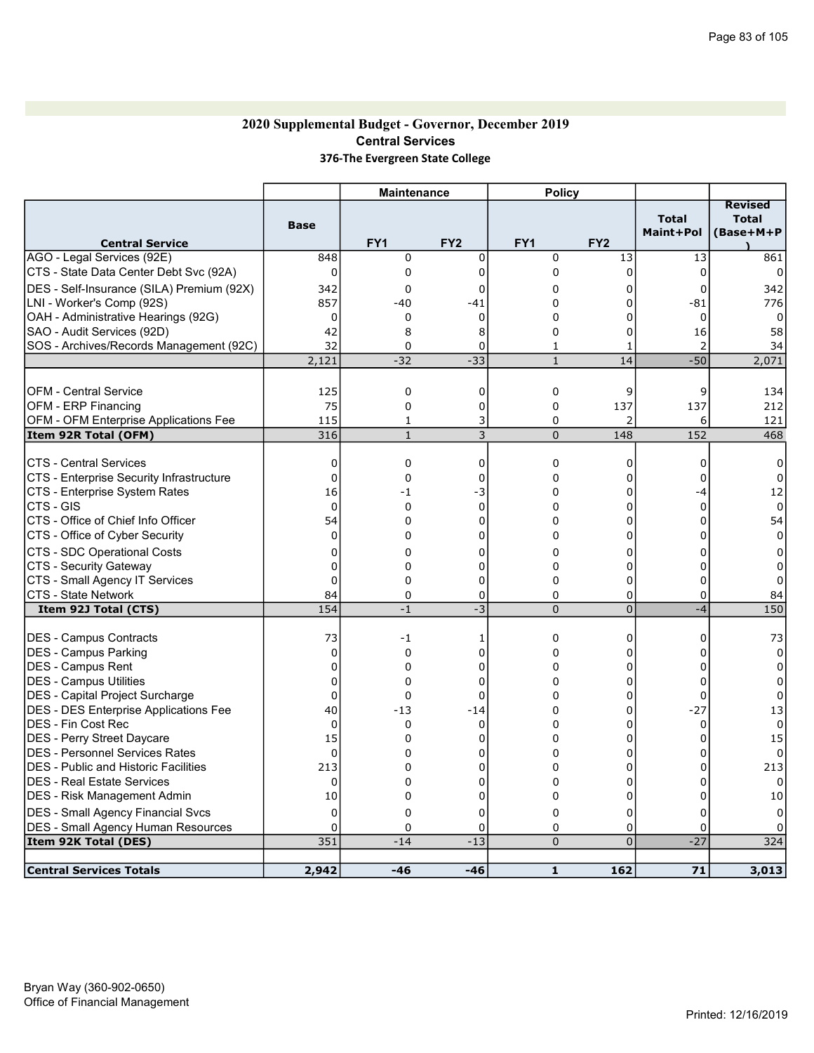# 2020 Supplemental Budget - Governor, December 2019

## Central Services

### 376-The Evergreen State College

| | | Maintenance | | Policy | | | |
|---|---|---|---|---|---|---|---|
| Central Service | Base | FY1 | FY2 | FY1 | FY2 | Total Maint+Pol | Revised Total (Base+M+P) |
| AGO - Legal Services (92E) | 848 | 0 | 0 | 0 | 13 | 13 | 861 |
| CTS - State Data Center Debt Svc (92A) | 0 | 0 | 0 | 0 | 0 | 0 | 0 |
| DES - Self-Insurance (SILA) Premium (92X) | 342 | 0 | 0 | 0 | 0 | 0 | 342 |
| LNI - Worker's Comp (92S) | 857 | -40 | -41 | 0 | 0 | -81 | 776 |
| OAH - Administrative Hearings (92G) | 0 | 0 | 0 | 0 | 0 | 0 | 0 |
| SAO - Audit Services (92D) | 42 | 8 | 8 | 0 | 0 | 16 | 58 |
| SOS - Archives/Records Management (92C) | 32 | 0 | 0 | 1 | 1 | 2 | 34 |
| | 2,121 | -32 | -33 | 1 | 14 | -50 | 2,071 |
| | | | | | | | |
| OFM - Central Service | 125 | 0 | 0 | 0 | 9 | 9 | 134 |
| OFM - ERP Financing | 75 | 0 | 0 | 0 | 137 | 137 | 212 |
| OFM - OFM Enterprise Applications Fee | 115 | 1 | 3 | 0 | 2 | 6 | 121 |
| **Item 92R Total (OFM)** | 316 | 1 | 3 | 0 | 148 | 152 | 468 |
| | | | | | | | |
| CTS - Central Services | 0 | 0 | 0 | 0 | 0 | 0 | 0 |
| CTS - Enterprise Security Infrastructure | 0 | 0 | 0 | 0 | 0 | 0 | 0 |
| CTS - Enterprise System Rates | 16 | -1 | -3 | 0 | 0 | -4 | 12 |
| CTS - GIS | 0 | 0 | 0 | 0 | 0 | 0 | 0 |
| CTS - Office of Chief Info Officer | 54 | 0 | 0 | 0 | 0 | 0 | 54 |
| CTS - Office of Cyber Security | 0 | 0 | 0 | 0 | 0 | 0 | 0 |
| CTS - SDC Operational Costs | 0 | 0 | 0 | 0 | 0 | 0 | 0 |
| CTS - Security Gateway | 0 | 0 | 0 | 0 | 0 | 0 | 0 |
| CTS - Small Agency IT Services | 0 | 0 | 0 | 0 | 0 | 0 | 0 |
| CTS - State Network | 84 | 0 | 0 | 0 | 0 | 0 | 84 |
| **Item 92J Total (CTS)** | 154 | -1 | -3 | 0 | 0 | -4 | 150 |
| | | | | | | | |
| DES - Campus Contracts | 73 | -1 | 1 | 0 | 0 | 0 | 73 |
| DES - Campus Parking | 0 | 0 | 0 | 0 | 0 | 0 | 0 |
| DES - Campus Rent | 0 | 0 | 0 | 0 | 0 | 0 | 0 |
| DES - Campus Utilities | 0 | 0 | 0 | 0 | 0 | 0 | 0 |
| DES - Capital Project Surcharge | 0 | 0 | 0 | 0 | 0 | 0 | 0 |
| DES - DES Enterprise Applications Fee | 40 | -13 | -14 | 0 | 0 | -27 | 13 |
| DES - Fin Cost Rec | 0 | 0 | 0 | 0 | 0 | 0 | 0 |
| DES - Perry Street Daycare | 15 | 0 | 0 | 0 | 0 | 0 | 15 |
| DES - Personnel Services Rates | 0 | 0 | 0 | 0 | 0 | 0 | 0 |
| DES - Public and Historic Facilities | 213 | 0 | 0 | 0 | 0 | 0 | 213 |
| DES - Real Estate Services | 0 | 0 | 0 | 0 | 0 | 0 | 0 |
| DES - Risk Management Admin | 10 | 0 | 0 | 0 | 0 | 0 | 10 |
| DES - Small Agency Financial Svcs | 0 | 0 | 0 | 0 | 0 | 0 | 0 |
| DES - Small Agency Human Resources | 0 | 0 | 0 | 0 | 0 | 0 | 0 |
| **Item 92K Total (DES)** | 351 | -14 | -13 | 0 | 0 | -27 | 324 |
| | | | | | | | |
| **Central Services Totals** | **2,942** | **-46** | **-46** | **1** | **162** | **71** | **3,013** |

Bryan Way (360-902-0650)
Office of Financial Management

Printed: 12/16/2019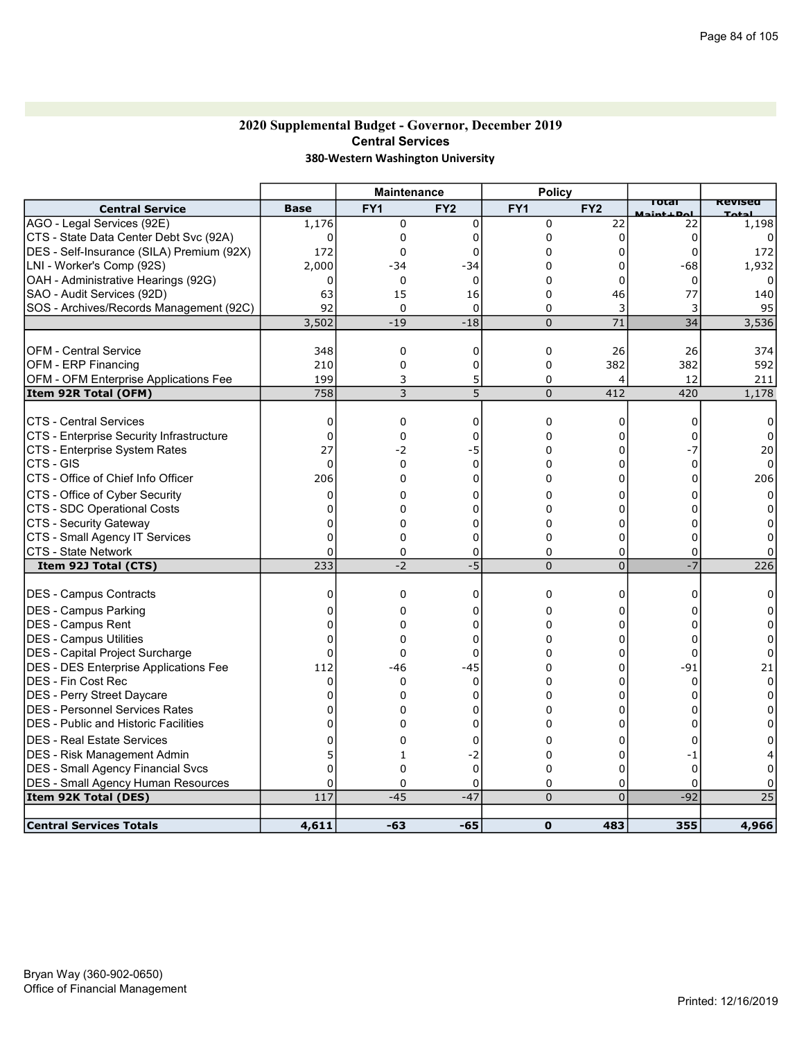## 2020 Supplemental Budget - Governor, December 2019

### Central Services

### 380-Western Washington University

| | | Maintenance | | Policy | | | |
|---|---|---|---|---|---|---|---|
| **Central Service** | **Base** | **FY1** | **FY2** | **FY1** | **FY2** | **Total Maint+Pol** | **Revised Total** |
| AGO - Legal Services (92E) | 1,176 | 0 | 0 | 0 | 22 | 22 | 1,198 |
| CTS - State Data Center Debt Svc (92A) | 0 | 0 | 0 | 0 | 0 | 0 | 0 |
| DES - Self-Insurance (SILA) Premium (92X) | 172 | 0 | 0 | 0 | 0 | 0 | 172 |
| LNI - Worker's Comp (92S) | 2,000 | -34 | -34 | 0 | 0 | -68 | 1,932 |
| OAH - Administrative Hearings (92G) | 0 | 0 | 0 | 0 | 0 | 0 | 0 |
| SAO - Audit Services (92D) | 63 | 15 | 16 | 0 | 46 | 77 | 140 |
| SOS - Archives/Records Management (92C) | 92 | 0 | 0 | 0 | 3 | 3 | 95 |
| | 3,502 | -19 | -18 | 0 | 71 | 34 | 3,536 |
| | | | | | | | |
| OFM - Central Service | 348 | 0 | 0 | 0 | 26 | 26 | 374 |
| OFM - ERP Financing | 210 | 0 | 0 | 0 | 382 | 382 | 592 |
| OFM - OFM Enterprise Applications Fee | 199 | 3 | 5 | 0 | 4 | 12 | 211 |
| **Item 92R Total (OFM)** | 758 | 3 | 5 | 0 | 412 | 420 | 1,178 |
| | | | | | | | |
| CTS - Central Services | 0 | 0 | 0 | 0 | 0 | 0 | 0 |
| CTS - Enterprise Security Infrastructure | 0 | 0 | 0 | 0 | 0 | 0 | 0 |
| CTS - Enterprise System Rates | 27 | -2 | -5 | 0 | 0 | -7 | 20 |
| CTS - GIS | 0 | 0 | 0 | 0 | 0 | 0 | 0 |
| CTS - Office of Chief Info Officer | 206 | 0 | 0 | 0 | 0 | 0 | 206 |
| CTS - Office of Cyber Security | 0 | 0 | 0 | 0 | 0 | 0 | 0 |
| CTS - SDC Operational Costs | 0 | 0 | 0 | 0 | 0 | 0 | 0 |
| CTS - Security Gateway | 0 | 0 | 0 | 0 | 0 | 0 | 0 |
| CTS - Small Agency IT Services | 0 | 0 | 0 | 0 | 0 | 0 | 0 |
| CTS - State Network | 0 | 0 | 0 | 0 | 0 | 0 | 0 |
| **Item 92J Total (CTS)** | 233 | -2 | -5 | 0 | 0 | -7 | 226 |
| | | | | | | | |
| DES - Campus Contracts | 0 | 0 | 0 | 0 | 0 | 0 | 0 |
| DES - Campus Parking | 0 | 0 | 0 | 0 | 0 | 0 | 0 |
| DES - Campus Rent | 0 | 0 | 0 | 0 | 0 | 0 | 0 |
| DES - Campus Utilities | 0 | 0 | 0 | 0 | 0 | 0 | 0 |
| DES - Capital Project Surcharge | 0 | 0 | 0 | 0 | 0 | 0 | 0 |
| DES - DES Enterprise Applications Fee | 112 | -46 | -45 | 0 | 0 | -91 | 21 |
| DES - Fin Cost Rec | 0 | 0 | 0 | 0 | 0 | 0 | 0 |
| DES - Perry Street Daycare | 0 | 0 | 0 | 0 | 0 | 0 | 0 |
| DES - Personnel Services Rates | 0 | 0 | 0 | 0 | 0 | 0 | 0 |
| DES - Public and Historic Facilities | 0 | 0 | 0 | 0 | 0 | 0 | 0 |
| DES - Real Estate Services | 0 | 0 | 0 | 0 | 0 | 0 | 0 |
| DES - Risk Management Admin | 5 | 1 | -2 | 0 | 0 | -1 | 4 |
| DES - Small Agency Financial Svcs | 0 | 0 | 0 | 0 | 0 | 0 | 0 |
| DES - Small Agency Human Resources | 0 | 0 | 0 | 0 | 0 | 0 | 0 |
| **Item 92K Total (DES)** | 117 | -45 | -47 | 0 | 0 | -92 | 25 |
| | | | | | | | |
| **Central Services Totals** | **4,611** | **-63** | **-65** | **0** | **483** | **355** | **4,966** |

Bryan Way (360-902-0650)
Office of Financial Management

Printed: 12/16/2019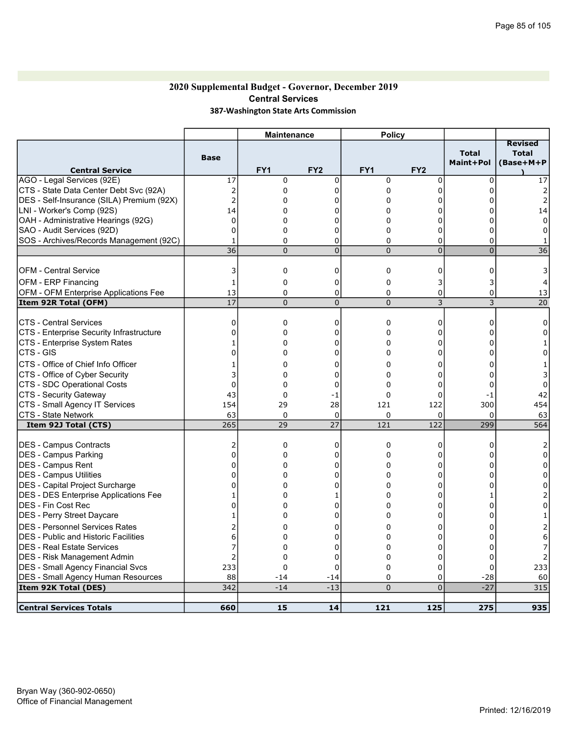## 2020 Supplemental Budget - Governor, December 2019

### Central Services

### 387-Washington State Arts Commission

| | | Maintenance | | Policy | | | |
|---|---|---|---|---|---|---|---|
| **Central Service** | **Base** | **FY1** | **FY2** | **FY1** | **FY2** | **Total Maint+Pol** | **Revised Total (Base+M+P)** |
| AGO - Legal Services (92E) | 17 | 0 | 0 | 0 | 0 | 0 | 17 |
| CTS - State Data Center Debt Svc (92A) | 2 | 0 | 0 | 0 | 0 | 0 | 2 |
| DES - Self-Insurance (SILA) Premium (92X) | 2 | 0 | 0 | 0 | 0 | 0 | 2 |
| LNI - Worker's Comp (92S) | 14 | 0 | 0 | 0 | 0 | 0 | 14 |
| OAH - Administrative Hearings (92G) | 0 | 0 | 0 | 0 | 0 | 0 | 0 |
| SAO - Audit Services (92D) | 0 | 0 | 0 | 0 | 0 | 0 | 0 |
| SOS - Archives/Records Management (92C) | 1 | 0 | 0 | 0 | 0 | 0 | 1 |
| | 36 | 0 | 0 | 0 | 0 | 0 | 36 |
| OFM - Central Service | 3 | 0 | 0 | 0 | 0 | 0 | 3 |
| OFM - ERP Financing | 1 | 0 | 0 | 0 | 3 | 3 | 4 |
| OFM - OFM Enterprise Applications Fee | 13 | 0 | 0 | 0 | 0 | 0 | 13 |
| **Item 92R Total (OFM)** | 17 | 0 | 0 | 0 | 3 | 3 | 20 |
| CTS - Central Services | 0 | 0 | 0 | 0 | 0 | 0 | 0 |
| CTS - Enterprise Security Infrastructure | 0 | 0 | 0 | 0 | 0 | 0 | 0 |
| CTS - Enterprise System Rates | 1 | 0 | 0 | 0 | 0 | 0 | 1 |
| CTS - GIS | 0 | 0 | 0 | 0 | 0 | 0 | 0 |
| CTS - Office of Chief Info Officer | 1 | 0 | 0 | 0 | 0 | 0 | 1 |
| CTS - Office of Cyber Security | 3 | 0 | 0 | 0 | 0 | 0 | 3 |
| CTS - SDC Operational Costs | 0 | 0 | 0 | 0 | 0 | 0 | 0 |
| CTS - Security Gateway | 43 | 0 | -1 | 0 | 0 | -1 | 42 |
| CTS - Small Agency IT Services | 154 | 29 | 28 | 121 | 122 | 300 | 454 |
| CTS - State Network | 63 | 0 | 0 | 0 | 0 | 0 | 63 |
| **Item 92J Total (CTS)** | 265 | 29 | 27 | 121 | 122 | 299 | 564 |
| DES - Campus Contracts | 2 | 0 | 0 | 0 | 0 | 0 | 2 |
| DES - Campus Parking | 0 | 0 | 0 | 0 | 0 | 0 | 0 |
| DES - Campus Rent | 0 | 0 | 0 | 0 | 0 | 0 | 0 |
| DES - Campus Utilities | 0 | 0 | 0 | 0 | 0 | 0 | 0 |
| DES - Capital Project Surcharge | 0 | 0 | 0 | 0 | 0 | 0 | 0 |
| DES - DES Enterprise Applications Fee | 1 | 0 | 1 | 0 | 0 | 1 | 2 |
| DES - Fin Cost Rec | 0 | 0 | 0 | 0 | 0 | 0 | 0 |
| DES - Perry Street Daycare | 1 | 0 | 0 | 0 | 0 | 0 | 1 |
| DES - Personnel Services Rates | 2 | 0 | 0 | 0 | 0 | 0 | 2 |
| DES - Public and Historic Facilities | 6 | 0 | 0 | 0 | 0 | 0 | 6 |
| DES - Real Estate Services | 7 | 0 | 0 | 0 | 0 | 0 | 7 |
| DES - Risk Management Admin | 2 | 0 | 0 | 0 | 0 | 0 | 2 |
| DES - Small Agency Financial Svcs | 233 | 0 | 0 | 0 | 0 | 0 | 233 |
| DES - Small Agency Human Resources | 88 | -14 | -14 | 0 | 0 | -28 | 60 |
| **Item 92K Total (DES)** | 342 | -14 | -13 | 0 | 0 | -27 | 315 |
| **Central Services Totals** | **660** | **15** | **14** | **121** | **125** | **275** | **935** |

Bryan Way (360-902-0650)
Office of Financial Management

Printed: 12/16/2019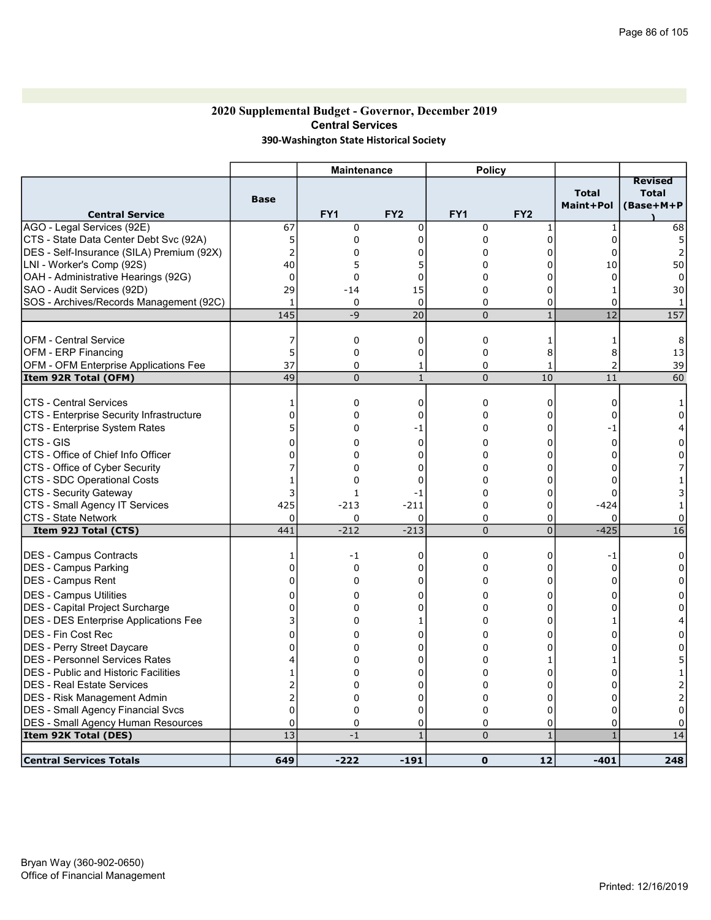## 2020 Supplemental Budget - Governor, December 2019

### Central Services

#### 390-Washington State Historical Society

| | | Maintenance | | Policy | | | |
|---|---|---|---|---|---|---|---|
| **Central Service** | **Base** | **FY1** | **FY2** | **FY1** | **FY2** | **Total Maint+Pol** | **Revised Total (Base+M+P)** |
| AGO - Legal Services (92E) | 67 | 0 | 0 | 0 | 1 | 1 | 68 |
| CTS - State Data Center Debt Svc (92A) | 5 | 0 | 0 | 0 | 0 | 0 | 5 |
| DES - Self-Insurance (SILA) Premium (92X) | 2 | 0 | 0 | 0 | 0 | 0 | 2 |
| LNI - Worker's Comp (92S) | 40 | 5 | 5 | 0 | 0 | 10 | 50 |
| OAH - Administrative Hearings (92G) | 0 | 0 | 0 | 0 | 0 | 0 | 0 |
| SAO - Audit Services (92D) | 29 | -14 | 15 | 0 | 0 | 1 | 30 |
| SOS - Archives/Records Management (92C) | 1 | 0 | 0 | 0 | 0 | 0 | 1 |
| | 145 | -9 | 20 | 0 | 1 | 12 | 157 |
| OFM - Central Service | 7 | 0 | 0 | 0 | 1 | 1 | 8 |
| OFM - ERP Financing | 5 | 0 | 0 | 0 | 8 | 8 | 13 |
| OFM - OFM Enterprise Applications Fee | 37 | 0 | 1 | 0 | 1 | 2 | 39 |
| **Item 92R Total (OFM)** | 49 | 0 | 1 | 0 | 10 | 11 | 60 |
| CTS - Central Services | 1 | 0 | 0 | 0 | 0 | 0 | 1 |
| CTS - Enterprise Security Infrastructure | 0 | 0 | 0 | 0 | 0 | 0 | 0 |
| CTS - Enterprise System Rates | 5 | 0 | -1 | 0 | 0 | -1 | 4 |
| CTS - GIS | 0 | 0 | 0 | 0 | 0 | 0 | 0 |
| CTS - Office of Chief Info Officer | 0 | 0 | 0 | 0 | 0 | 0 | 0 |
| CTS - Office of Cyber Security | 7 | 0 | 0 | 0 | 0 | 0 | 7 |
| CTS - SDC Operational Costs | 1 | 0 | 0 | 0 | 0 | 0 | 1 |
| CTS - Security Gateway | 3 | 1 | -1 | 0 | 0 | 0 | 3 |
| CTS - Small Agency IT Services | 425 | -213 | -211 | 0 | 0 | -424 | 1 |
| CTS - State Network | 0 | 0 | 0 | 0 | 0 | 0 | 0 |
| **Item 92J Total (CTS)** | 441 | -212 | -213 | 0 | 0 | -425 | 16 |
| DES - Campus Contracts | 1 | -1 | 0 | 0 | 0 | -1 | 0 |
| DES - Campus Parking | 0 | 0 | 0 | 0 | 0 | 0 | 0 |
| DES - Campus Rent | 0 | 0 | 0 | 0 | 0 | 0 | 0 |
| DES - Campus Utilities | 0 | 0 | 0 | 0 | 0 | 0 | 0 |
| DES - Capital Project Surcharge | 0 | 0 | 0 | 0 | 0 | 0 | 0 |
| DES - DES Enterprise Applications Fee | 3 | 0 | 1 | 0 | 0 | 1 | 4 |
| DES - Fin Cost Rec | 0 | 0 | 0 | 0 | 0 | 0 | 0 |
| DES - Perry Street Daycare | 0 | 0 | 0 | 0 | 0 | 0 | 0 |
| DES - Personnel Services Rates | 4 | 0 | 0 | 0 | 1 | 1 | 5 |
| DES - Public and Historic Facilities | 1 | 0 | 0 | 0 | 0 | 0 | 1 |
| DES - Real Estate Services | 2 | 0 | 0 | 0 | 0 | 0 | 2 |
| DES - Risk Management Admin | 2 | 0 | 0 | 0 | 0 | 0 | 2 |
| DES - Small Agency Financial Svcs | 0 | 0 | 0 | 0 | 0 | 0 | 0 |
| DES - Small Agency Human Resources | 0 | 0 | 0 | 0 | 0 | 0 | 0 |
| **Item 92K Total (DES)** | 13 | -1 | 1 | 0 | 1 | 1 | 14 |
| **Central Services Totals** | **649** | **-222** | **-191** | **0** | **12** | **-401** | **248** |

Bryan Way (360-902-0650)
Office of Financial Management

Printed: 12/16/2019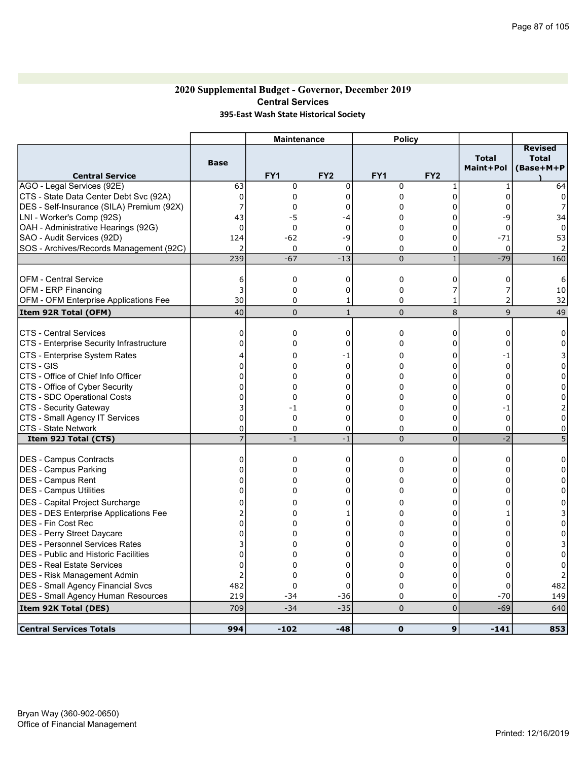## 2020 Supplemental Budget - Governor, December 2019

### Central Services

#### 395-East Wash State Historical Society

| Central Service | Base | Maintenance FY1 | Maintenance FY2 | Policy FY1 | Policy FY2 | Total Maint+Pol | Revised Total (Base+M+P) |
|---|---|---|---|---|---|---|---|
| AGO - Legal Services (92E) | 63 | 0 | 0 | 0 | 1 | 1 | 64 |
| CTS - State Data Center Debt Svc (92A) | 0 | 0 | 0 | 0 | 0 | 0 | 0 |
| DES - Self-Insurance (SILA) Premium (92X) | 7 | 0 | 0 | 0 | 0 | 0 | 7 |
| LNI - Worker's Comp (92S) | 43 | -5 | -4 | 0 | 0 | -9 | 34 |
| OAH - Administrative Hearings (92G) | 0 | 0 | 0 | 0 | 0 | 0 | 0 |
| SAO - Audit Services (92D) | 124 | -62 | -9 | 0 | 0 | -71 | 53 |
| SOS - Archives/Records Management (92C) | 2 | 0 | 0 | 0 | 0 | 0 | 2 |
| | 239 | -67 | -13 | 0 | 1 | -79 | 160 |
| OFM - Central Service | 6 | 0 | 0 | 0 | 0 | 0 | 6 |
| OFM - ERP Financing | 3 | 0 | 0 | 0 | 7 | 7 | 10 |
| OFM - OFM Enterprise Applications Fee | 30 | 0 | 1 | 0 | 1 | 2 | 32 |
| **Item 92R Total (OFM)** | 40 | 0 | 1 | 0 | 8 | 9 | 49 |
| CTS - Central Services | 0 | 0 | 0 | 0 | 0 | 0 | 0 |
| CTS - Enterprise Security Infrastructure | 0 | 0 | 0 | 0 | 0 | 0 | 0 |
| CTS - Enterprise System Rates | 4 | 0 | -1 | 0 | 0 | -1 | 3 |
| CTS - GIS | 0 | 0 | 0 | 0 | 0 | 0 | 0 |
| CTS - Office of Chief Info Officer | 0 | 0 | 0 | 0 | 0 | 0 | 0 |
| CTS - Office of Cyber Security | 0 | 0 | 0 | 0 | 0 | 0 | 0 |
| CTS - SDC Operational Costs | 0 | 0 | 0 | 0 | 0 | 0 | 0 |
| CTS - Security Gateway | 3 | -1 | 0 | 0 | 0 | -1 | 2 |
| CTS - Small Agency IT Services | 0 | 0 | 0 | 0 | 0 | 0 | 0 |
| CTS - State Network | 0 | 0 | 0 | 0 | 0 | 0 | 0 |
| **Item 92J Total (CTS)** | 7 | -1 | -1 | 0 | 0 | -2 | 5 |
| DES - Campus Contracts | 0 | 0 | 0 | 0 | 0 | 0 | 0 |
| DES - Campus Parking | 0 | 0 | 0 | 0 | 0 | 0 | 0 |
| DES - Campus Rent | 0 | 0 | 0 | 0 | 0 | 0 | 0 |
| DES - Campus Utilities | 0 | 0 | 0 | 0 | 0 | 0 | 0 |
| DES - Capital Project Surcharge | 0 | 0 | 0 | 0 | 0 | 0 | 0 |
| DES - DES Enterprise Applications Fee | 2 | 0 | 1 | 0 | 0 | 1 | 3 |
| DES - Fin Cost Rec | 0 | 0 | 0 | 0 | 0 | 0 | 0 |
| DES - Perry Street Daycare | 0 | 0 | 0 | 0 | 0 | 0 | 0 |
| DES - Personnel Services Rates | 3 | 0 | 0 | 0 | 0 | 0 | 3 |
| DES - Public and Historic Facilities | 0 | 0 | 0 | 0 | 0 | 0 | 0 |
| DES - Real Estate Services | 0 | 0 | 0 | 0 | 0 | 0 | 0 |
| DES - Risk Management Admin | 2 | 0 | 0 | 0 | 0 | 0 | 2 |
| DES - Small Agency Financial Svcs | 482 | 0 | 0 | 0 | 0 | 0 | 482 |
| DES - Small Agency Human Resources | 219 | -34 | -36 | 0 | 0 | -70 | 149 |
| **Item 92K Total (DES)** | 709 | -34 | -35 | 0 | 0 | -69 | 640 |
| **Central Services Totals** | **994** | **-102** | **-48** | **0** | **9** | **-141** | **853** |

Bryan Way (360-902-0650)
Office of Financial Management

Printed: 12/16/2019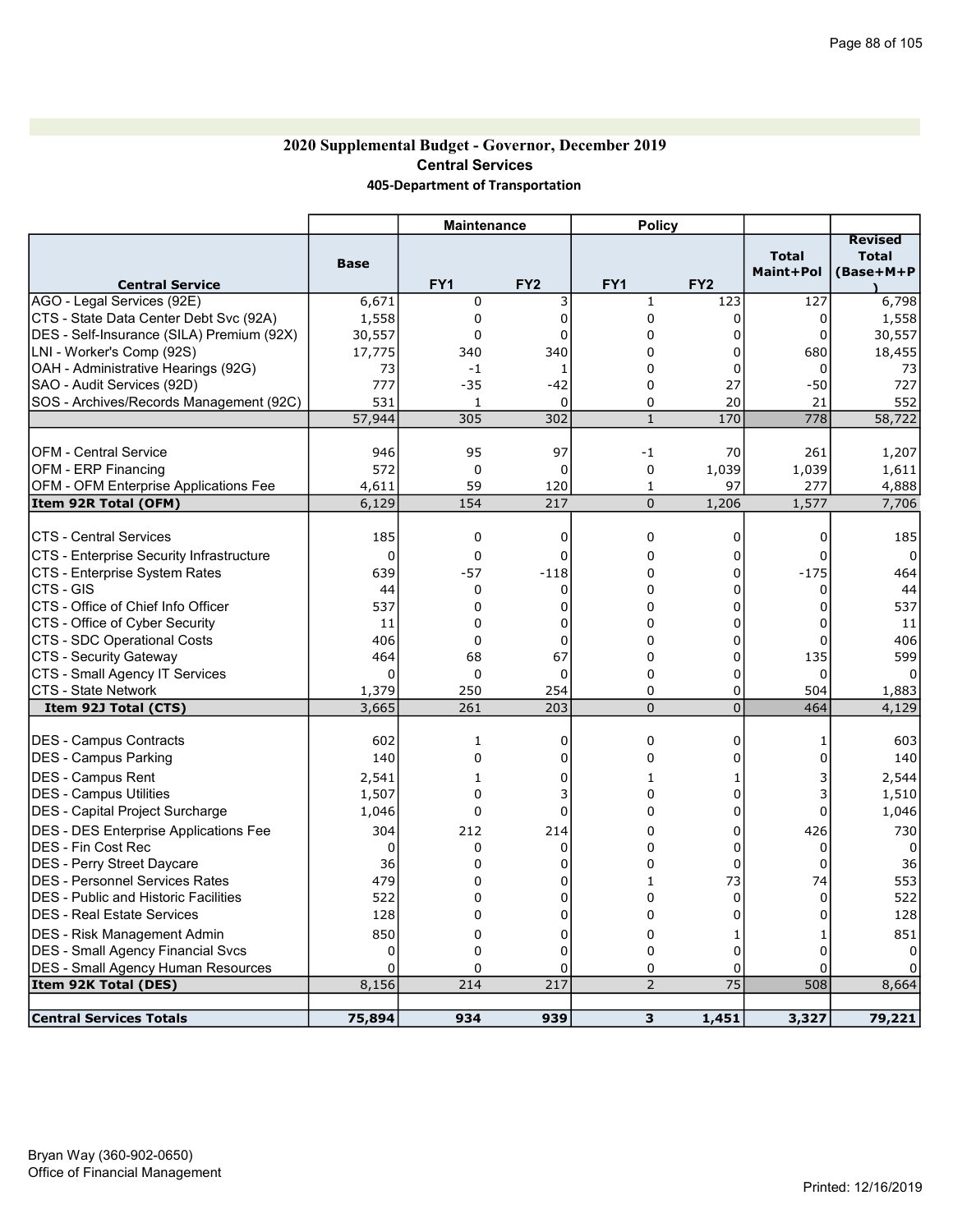## 2020 Supplemental Budget - Governor, December 2019
### Central Services
#### 405-Department of Transportation

| Central Service | Base | Maintenance FY1 | Maintenance FY2 | Policy FY1 | Policy FY2 | Total Maint+Pol | Revised Total (Base+M+P) |
|---|---|---|---|---|---|---|---|
| AGO - Legal Services (92E) | 6,671 | 0 | 3 | 1 | 123 | 127 | 6,798 |
| CTS - State Data Center Debt Svc (92A) | 1,558 | 0 | 0 | 0 | 0 | 0 | 1,558 |
| DES - Self-Insurance (SILA) Premium (92X) | 30,557 | 0 | 0 | 0 | 0 | 0 | 30,557 |
| LNI - Worker's Comp (92S) | 17,775 | 340 | 340 | 0 | 0 | 680 | 18,455 |
| OAH - Administrative Hearings (92G) | 73 | -1 | 1 | 0 | 0 | 0 | 73 |
| SAO - Audit Services (92D) | 777 | -35 | -42 | 0 | 27 | -50 | 727 |
| SOS - Archives/Records Management (92C) | 531 | 1 | 0 | 0 | 20 | 21 | 552 |
| | 57,944 | 305 | 302 | 1 | 170 | 778 | 58,722 |
| | | | | | | | |
| OFM - Central Service | 946 | 95 | 97 | -1 | 70 | 261 | 1,207 |
| OFM - ERP Financing | 572 | 0 | 0 | 0 | 1,039 | 1,039 | 1,611 |
| OFM - OFM Enterprise Applications Fee | 4,611 | 59 | 120 | 1 | 97 | 277 | 4,888 |
| **Item 92R Total (OFM)** | 6,129 | 154 | 217 | 0 | 1,206 | 1,577 | 7,706 |
| | | | | | | | |
| CTS - Central Services | 185 | 0 | 0 | 0 | 0 | 0 | 185 |
| CTS - Enterprise Security Infrastructure | 0 | 0 | 0 | 0 | 0 | 0 | 0 |
| CTS - Enterprise System Rates | 639 | -57 | -118 | 0 | 0 | -175 | 464 |
| CTS - GIS | 44 | 0 | 0 | 0 | 0 | 0 | 44 |
| CTS - Office of Chief Info Officer | 537 | 0 | 0 | 0 | 0 | 0 | 537 |
| CTS - Office of Cyber Security | 11 | 0 | 0 | 0 | 0 | 0 | 11 |
| CTS - SDC Operational Costs | 406 | 0 | 0 | 0 | 0 | 0 | 406 |
| CTS - Security Gateway | 464 | 68 | 67 | 0 | 0 | 135 | 599 |
| CTS - Small Agency IT Services | 0 | 0 | 0 | 0 | 0 | 0 | 0 |
| CTS - State Network | 1,379 | 250 | 254 | 0 | 0 | 504 | 1,883 |
| **Item 92J Total (CTS)** | 3,665 | 261 | 203 | 0 | 0 | 464 | 4,129 |
| | | | | | | | |
| DES - Campus Contracts | 602 | 1 | 0 | 0 | 0 | 1 | 603 |
| DES - Campus Parking | 140 | 0 | 0 | 0 | 0 | 0 | 140 |
| DES - Campus Rent | 2,541 | 1 | 0 | 1 | 1 | 3 | 2,544 |
| DES - Campus Utilities | 1,507 | 0 | 3 | 0 | 0 | 3 | 1,510 |
| DES - Capital Project Surcharge | 1,046 | 0 | 0 | 0 | 0 | 0 | 1,046 |
| DES - DES Enterprise Applications Fee | 304 | 212 | 214 | 0 | 0 | 426 | 730 |
| DES - Fin Cost Rec | 0 | 0 | 0 | 0 | 0 | 0 | 0 |
| DES - Perry Street Daycare | 36 | 0 | 0 | 0 | 0 | 0 | 36 |
| DES - Personnel Services Rates | 479 | 0 | 0 | 1 | 73 | 74 | 553 |
| DES - Public and Historic Facilities | 522 | 0 | 0 | 0 | 0 | 0 | 522 |
| DES - Real Estate Services | 128 | 0 | 0 | 0 | 0 | 0 | 128 |
| DES - Risk Management Admin | 850 | 0 | 0 | 0 | 1 | 1 | 851 |
| DES - Small Agency Financial Svcs | 0 | 0 | 0 | 0 | 0 | 0 | 0 |
| DES - Small Agency Human Resources | 0 | 0 | 0 | 0 | 0 | 0 | 0 |
| **Item 92K Total (DES)** | 8,156 | 214 | 217 | 2 | 75 | 508 | 8,664 |
| | | | | | | | |
| **Central Services Totals** | **75,894** | **934** | **939** | **3** | **1,451** | **3,327** | **79,221** |

Bryan Way (360-902-0650)
Office of Financial Management

Printed: 12/16/2019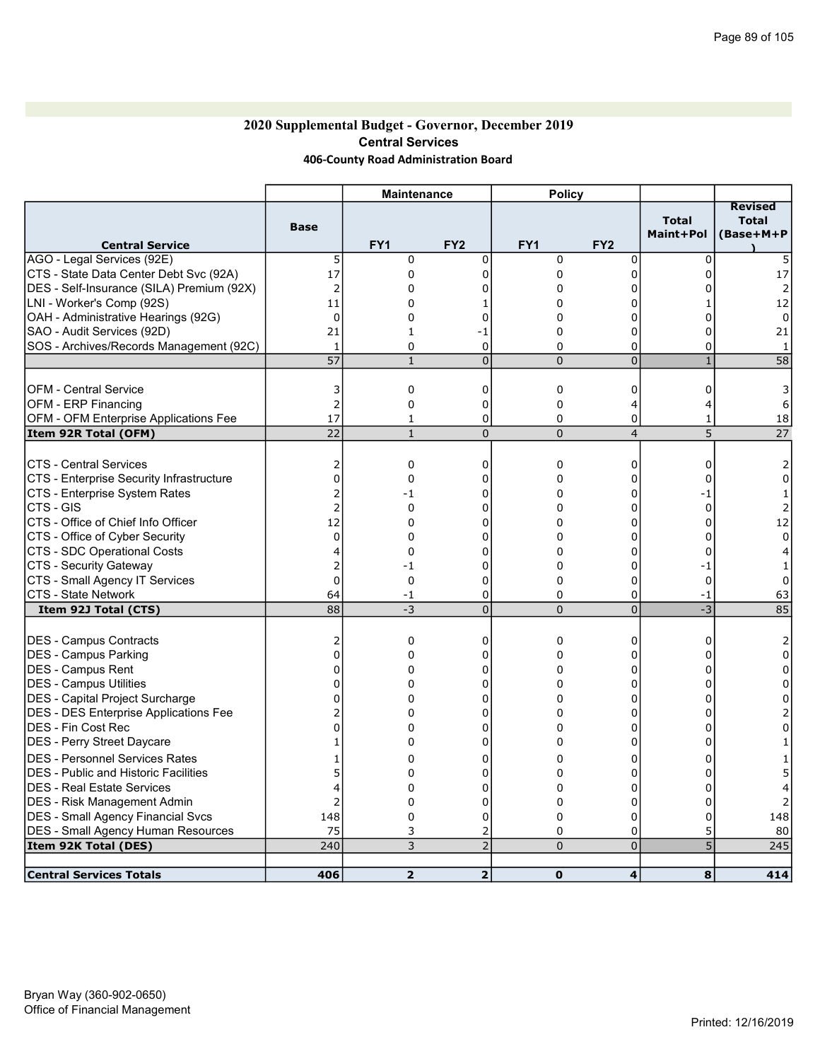# 2020 Supplemental Budget - Governor, December 2019

## Central Services

### 406-County Road Administration Board

| | | Maintenance | | Policy | | | |
|---|---|---|---|---|---|---|---|
| **Central Service** | **Base** | **FY1** | **FY2** | **FY1** | **FY2** | **Total Maint+Pol** | **Revised Total (Base+M+P)** |
| AGO - Legal Services (92E) | 5 | 0 | 0 | 0 | 0 | 0 | 5 |
| CTS - State Data Center Debt Svc (92A) | 17 | 0 | 0 | 0 | 0 | 0 | 17 |
| DES - Self-Insurance (SILA) Premium (92X) | 2 | 0 | 0 | 0 | 0 | 0 | 2 |
| LNI - Worker's Comp (92S) | 11 | 0 | 1 | 0 | 0 | 1 | 12 |
| OAH - Administrative Hearings (92G) | 0 | 0 | 0 | 0 | 0 | 0 | 0 |
| SAO - Audit Services (92D) | 21 | 1 | -1 | 0 | 0 | 0 | 21 |
| SOS - Archives/Records Management (92C) | 1 | 0 | 0 | 0 | 0 | 0 | 1 |
| | 57 | 1 | 0 | 0 | 0 | 1 | 58 |
| | | | | | | | |
| OFM - Central Service | 3 | 0 | 0 | 0 | 0 | 0 | 3 |
| OFM - ERP Financing | 2 | 0 | 0 | 0 | 4 | 4 | 6 |
| OFM - OFM Enterprise Applications Fee | 17 | 1 | 0 | 0 | 0 | 1 | 18 |
| **Item 92R Total (OFM)** | 22 | 1 | 0 | 0 | 4 | 5 | 27 |
| | | | | | | | |
| CTS - Central Services | 2 | 0 | 0 | 0 | 0 | 0 | 2 |
| CTS - Enterprise Security Infrastructure | 0 | 0 | 0 | 0 | 0 | 0 | 0 |
| CTS - Enterprise System Rates | 2 | -1 | 0 | 0 | 0 | -1 | 1 |
| CTS - GIS | 2 | 0 | 0 | 0 | 0 | 0 | 2 |
| CTS - Office of Chief Info Officer | 12 | 0 | 0 | 0 | 0 | 0 | 12 |
| CTS - Office of Cyber Security | 0 | 0 | 0 | 0 | 0 | 0 | 0 |
| CTS - SDC Operational Costs | 4 | 0 | 0 | 0 | 0 | 0 | 4 |
| CTS - Security Gateway | 2 | -1 | 0 | 0 | 0 | -1 | 1 |
| CTS - Small Agency IT Services | 0 | 0 | 0 | 0 | 0 | 0 | 0 |
| CTS - State Network | 64 | -1 | 0 | 0 | 0 | -1 | 63 |
| **Item 92J Total (CTS)** | 88 | -3 | 0 | 0 | 0 | -3 | 85 |
| | | | | | | | |
| DES - Campus Contracts | 2 | 0 | 0 | 0 | 0 | 0 | 2 |
| DES - Campus Parking | 0 | 0 | 0 | 0 | 0 | 0 | 0 |
| DES - Campus Rent | 0 | 0 | 0 | 0 | 0 | 0 | 0 |
| DES - Campus Utilities | 0 | 0 | 0 | 0 | 0 | 0 | 0 |
| DES - Capital Project Surcharge | 0 | 0 | 0 | 0 | 0 | 0 | 0 |
| DES - DES Enterprise Applications Fee | 2 | 0 | 0 | 0 | 0 | 0 | 2 |
| DES - Fin Cost Rec | 0 | 0 | 0 | 0 | 0 | 0 | 0 |
| DES - Perry Street Daycare | 1 | 0 | 0 | 0 | 0 | 0 | 1 |
| DES - Personnel Services Rates | 1 | 0 | 0 | 0 | 0 | 0 | 1 |
| DES - Public and Historic Facilities | 5 | 0 | 0 | 0 | 0 | 0 | 5 |
| DES - Real Estate Services | 4 | 0 | 0 | 0 | 0 | 0 | 4 |
| DES - Risk Management Admin | 2 | 0 | 0 | 0 | 0 | 0 | 2 |
| DES - Small Agency Financial Svcs | 148 | 0 | 0 | 0 | 0 | 0 | 148 |
| DES - Small Agency Human Resources | 75 | 3 | 2 | 0 | 0 | 5 | 80 |
| **Item 92K Total (DES)** | 240 | 3 | 2 | 0 | 0 | 5 | 245 |
| | | | | | | | |
| **Central Services Totals** | **406** | **2** | **2** | **0** | **4** | **8** | **414** |

Bryan Way (360-902-0650)
Office of Financial Management

Printed: 12/16/2019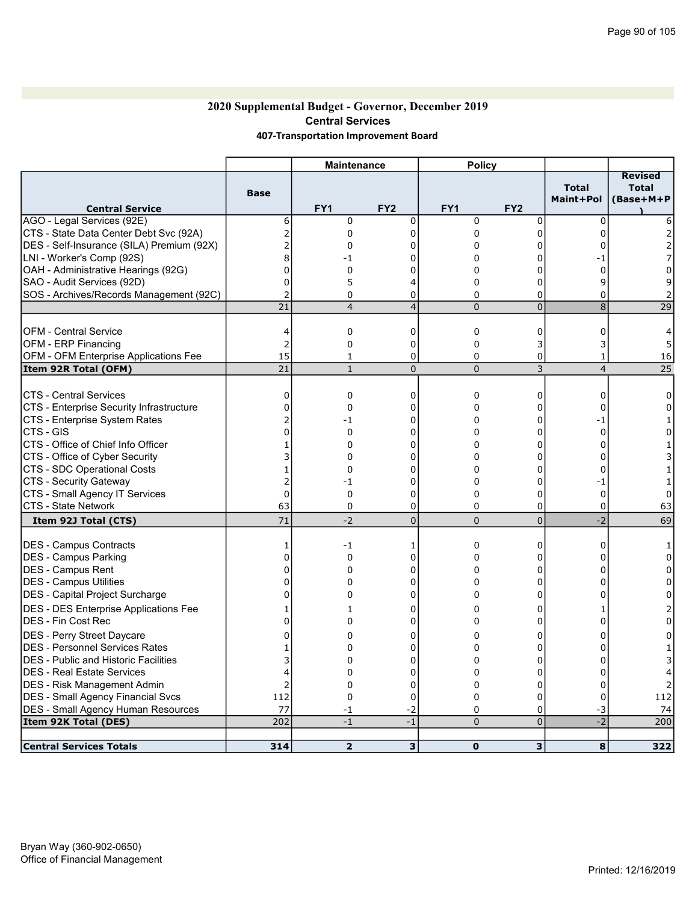# 2020 Supplemental Budget - Governor, December 2019

## Central Services

### 407-Transportation Improvement Board

| | | Maintenance | | Policy | | | |
|---|---|---|---|---|---|---|---|
| **Central Service** | **Base** | **FY1** | **FY2** | **FY1** | **FY2** | **Total Maint+Pol** | **Revised Total (Base+M+P)** |
| AGO - Legal Services (92E) | 6 | 0 | 0 | 0 | 0 | 0 | 6 |
| CTS - State Data Center Debt Svc (92A) | 2 | 0 | 0 | 0 | 0 | 0 | 2 |
| DES - Self-Insurance (SILA) Premium (92X) | 2 | 0 | 0 | 0 | 0 | 0 | 2 |
| LNI - Worker's Comp (92S) | 8 | -1 | 0 | 0 | 0 | -1 | 7 |
| OAH - Administrative Hearings (92G) | 0 | 0 | 0 | 0 | 0 | 0 | 0 |
| SAO - Audit Services (92D) | 0 | 5 | 4 | 0 | 0 | 9 | 9 |
| SOS - Archives/Records Management (92C) | 2 | 0 | 0 | 0 | 0 | 0 | 2 |
| | 21 | 4 | 4 | 0 | 0 | 8 | 29 |
| OFM - Central Service | 4 | 0 | 0 | 0 | 0 | 0 | 4 |
| OFM - ERP Financing | 2 | 0 | 0 | 0 | 3 | 3 | 5 |
| OFM - OFM Enterprise Applications Fee | 15 | 1 | 0 | 0 | 0 | 1 | 16 |
| **Item 92R Total (OFM)** | 21 | 1 | 0 | 0 | 3 | 4 | 25 |
| CTS - Central Services | 0 | 0 | 0 | 0 | 0 | 0 | 0 |
| CTS - Enterprise Security Infrastructure | 0 | 0 | 0 | 0 | 0 | 0 | 0 |
| CTS - Enterprise System Rates | 2 | -1 | 0 | 0 | 0 | -1 | 1 |
| CTS - GIS | 0 | 0 | 0 | 0 | 0 | 0 | 0 |
| CTS - Office of Chief Info Officer | 1 | 0 | 0 | 0 | 0 | 0 | 1 |
| CTS - Office of Cyber Security | 3 | 0 | 0 | 0 | 0 | 0 | 3 |
| CTS - SDC Operational Costs | 1 | 0 | 0 | 0 | 0 | 0 | 1 |
| CTS - Security Gateway | 2 | -1 | 0 | 0 | 0 | -1 | 1 |
| CTS - Small Agency IT Services | 0 | 0 | 0 | 0 | 0 | 0 | 0 |
| CTS - State Network | 63 | 0 | 0 | 0 | 0 | 0 | 63 |
| **Item 92J Total (CTS)** | 71 | -2 | 0 | 0 | 0 | -2 | 69 |
| DES - Campus Contracts | 1 | -1 | 1 | 0 | 0 | 0 | 1 |
| DES - Campus Parking | 0 | 0 | 0 | 0 | 0 | 0 | 0 |
| DES - Campus Rent | 0 | 0 | 0 | 0 | 0 | 0 | 0 |
| DES - Campus Utilities | 0 | 0 | 0 | 0 | 0 | 0 | 0 |
| DES - Capital Project Surcharge | 0 | 0 | 0 | 0 | 0 | 0 | 0 |
| DES - DES Enterprise Applications Fee | 1 | 1 | 0 | 0 | 0 | 1 | 2 |
| DES - Fin Cost Rec | 0 | 0 | 0 | 0 | 0 | 0 | 0 |
| DES - Perry Street Daycare | 0 | 0 | 0 | 0 | 0 | 0 | 0 |
| DES - Personnel Services Rates | 1 | 0 | 0 | 0 | 0 | 0 | 1 |
| DES - Public and Historic Facilities | 3 | 0 | 0 | 0 | 0 | 0 | 3 |
| DES - Real Estate Services | 4 | 0 | 0 | 0 | 0 | 0 | 4 |
| DES - Risk Management Admin | 2 | 0 | 0 | 0 | 0 | 0 | 2 |
| DES - Small Agency Financial Svcs | 112 | 0 | 0 | 0 | 0 | 0 | 112 |
| DES - Small Agency Human Resources | 77 | -1 | -2 | 0 | 0 | -3 | 74 |
| **Item 92K Total (DES)** | 202 | -1 | -1 | 0 | 0 | -2 | 200 |
| **Central Services Totals** | **314** | **2** | **3** | **0** | **3** | **8** | **322** |

Bryan Way (360-902-0650)
Office of Financial Management

Printed: 12/16/2019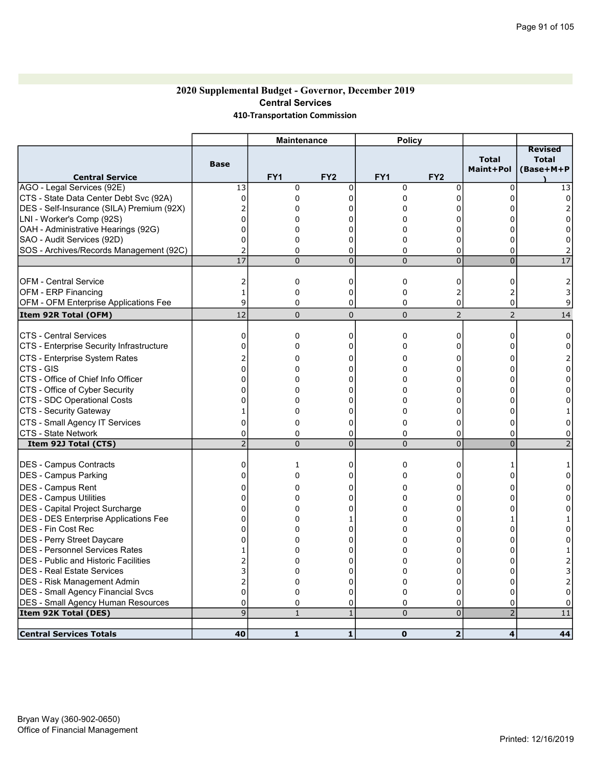## 2020 Supplemental Budget - Governor, December 2019
### Central Services
#### 410-Transportation Commission

| Central Service | Base | Maintenance FY1 | Maintenance FY2 | Policy FY1 | Policy FY2 | Total Maint+Pol | Revised Total (Base+M+P) |
|---|---|---|---|---|---|---|---|
| AGO - Legal Services (92E) | 13 | 0 | 0 | 0 | 0 | 0 | 13 |
| CTS - State Data Center Debt Svc (92A) | 0 | 0 | 0 | 0 | 0 | 0 | 0 |
| DES - Self-Insurance (SILA) Premium (92X) | 2 | 0 | 0 | 0 | 0 | 0 | 2 |
| LNI - Worker's Comp (92S) | 0 | 0 | 0 | 0 | 0 | 0 | 0 |
| OAH - Administrative Hearings (92G) | 0 | 0 | 0 | 0 | 0 | 0 | 0 |
| SAO - Audit Services (92D) | 0 | 0 | 0 | 0 | 0 | 0 | 0 |
| SOS - Archives/Records Management (92C) | 2 | 0 | 0 | 0 | 0 | 0 | 2 |
| | 17 | 0 | 0 | 0 | 0 | 0 | 17 |
| OFM - Central Service | 2 | 0 | 0 | 0 | 0 | 0 | 2 |
| OFM - ERP Financing | 1 | 0 | 0 | 0 | 2 | 2 | 3 |
| OFM - OFM Enterprise Applications Fee | 9 | 0 | 0 | 0 | 0 | 0 | 9 |
| **Item 92R Total (OFM)** | 12 | 0 | 0 | 0 | 2 | 2 | 14 |
| CTS - Central Services | 0 | 0 | 0 | 0 | 0 | 0 | 0 |
| CTS - Enterprise Security Infrastructure | 0 | 0 | 0 | 0 | 0 | 0 | 0 |
| CTS - Enterprise System Rates | 2 | 0 | 0 | 0 | 0 | 0 | 2 |
| CTS - GIS | 0 | 0 | 0 | 0 | 0 | 0 | 0 |
| CTS - Office of Chief Info Officer | 0 | 0 | 0 | 0 | 0 | 0 | 0 |
| CTS - Office of Cyber Security | 0 | 0 | 0 | 0 | 0 | 0 | 0 |
| CTS - SDC Operational Costs | 0 | 0 | 0 | 0 | 0 | 0 | 0 |
| CTS - Security Gateway | 1 | 0 | 0 | 0 | 0 | 0 | 1 |
| CTS - Small Agency IT Services | 0 | 0 | 0 | 0 | 0 | 0 | 0 |
| CTS - State Network | 0 | 0 | 0 | 0 | 0 | 0 | 0 |
| **Item 92J Total (CTS)** | 2 | 0 | 0 | 0 | 0 | 0 | 2 |
| DES - Campus Contracts | 0 | 1 | 0 | 0 | 0 | 1 | 1 |
| DES - Campus Parking | 0 | 0 | 0 | 0 | 0 | 0 | 0 |
| DES - Campus Rent | 0 | 0 | 0 | 0 | 0 | 0 | 0 |
| DES - Campus Utilities | 0 | 0 | 0 | 0 | 0 | 0 | 0 |
| DES - Capital Project Surcharge | 0 | 0 | 0 | 0 | 0 | 0 | 0 |
| DES - DES Enterprise Applications Fee | 0 | 0 | 1 | 0 | 0 | 1 | 1 |
| DES - Fin Cost Rec | 0 | 0 | 0 | 0 | 0 | 0 | 0 |
| DES - Perry Street Daycare | 0 | 0 | 0 | 0 | 0 | 0 | 0 |
| DES - Personnel Services Rates | 1 | 0 | 0 | 0 | 0 | 0 | 1 |
| DES - Public and Historic Facilities | 2 | 0 | 0 | 0 | 0 | 0 | 2 |
| DES - Real Estate Services | 3 | 0 | 0 | 0 | 0 | 0 | 3 |
| DES - Risk Management Admin | 2 | 0 | 0 | 0 | 0 | 0 | 2 |
| DES - Small Agency Financial Svcs | 0 | 0 | 0 | 0 | 0 | 0 | 0 |
| DES - Small Agency Human Resources | 0 | 0 | 0 | 0 | 0 | 0 | 0 |
| **Item 92K Total (DES)** | 9 | 1 | 1 | 0 | 0 | 2 | 11 |
| **Central Services Totals** | **40** | **1** | **1** | **0** | **2** | **4** | **44** |

Bryan Way (360-902-0650)
Office of Financial Management

Printed: 12/16/2019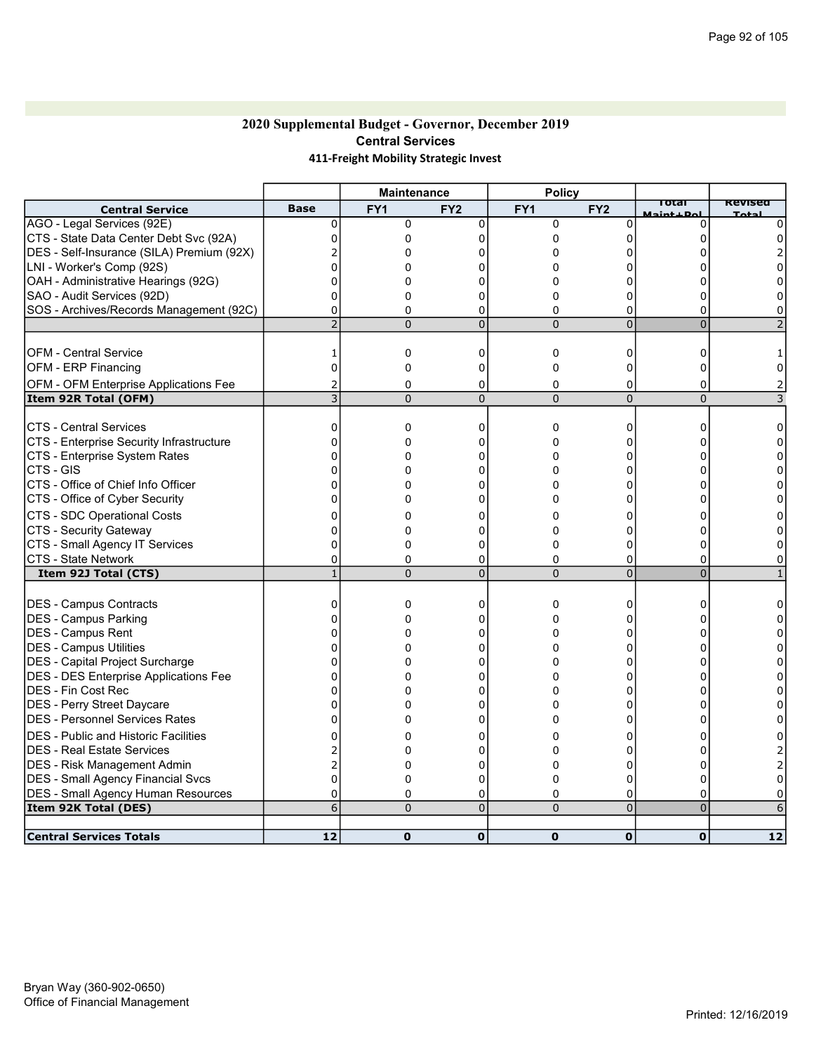# 2020 Supplemental Budget - Governor, December 2019

## Central Services

### 411-Freight Mobility Strategic Invest

| | | Maintenance | | Policy | | | |
|---|---|---|---|---|---|---|---|
| **Central Service** | **Base** | **FY1** | **FY2** | **FY1** | **FY2** | **Total Maint+Pol** | **Revised Total** |
| AGO - Legal Services (92E) | 0 | 0 | 0 | 0 | 0 | 0 | 0 |
| CTS - State Data Center Debt Svc (92A) | 0 | 0 | 0 | 0 | 0 | 0 | 0 |
| DES - Self-Insurance (SILA) Premium (92X) | 2 | 0 | 0 | 0 | 0 | 0 | 2 |
| LNI - Worker's Comp (92S) | 0 | 0 | 0 | 0 | 0 | 0 | 0 |
| OAH - Administrative Hearings (92G) | 0 | 0 | 0 | 0 | 0 | 0 | 0 |
| SAO - Audit Services (92D) | 0 | 0 | 0 | 0 | 0 | 0 | 0 |
| SOS - Archives/Records Management (92C) | 0 | 0 | 0 | 0 | 0 | 0 | 0 |
| | 2 | 0 | 0 | 0 | 0 | 0 | 2 |
| | | | | | | | |
| OFM - Central Service | 1 | 0 | 0 | 0 | 0 | 0 | 1 |
| OFM - ERP Financing | 0 | 0 | 0 | 0 | 0 | 0 | 0 |
| OFM - OFM Enterprise Applications Fee | 2 | 0 | 0 | 0 | 0 | 0 | 2 |
| **Item 92R Total (OFM)** | 3 | 0 | 0 | 0 | 0 | 0 | 3 |
| | | | | | | | |
| CTS - Central Services | 0 | 0 | 0 | 0 | 0 | 0 | 0 |
| CTS - Enterprise Security Infrastructure | 0 | 0 | 0 | 0 | 0 | 0 | 0 |
| CTS - Enterprise System Rates | 0 | 0 | 0 | 0 | 0 | 0 | 0 |
| CTS - GIS | 0 | 0 | 0 | 0 | 0 | 0 | 0 |
| CTS - Office of Chief Info Officer | 0 | 0 | 0 | 0 | 0 | 0 | 0 |
| CTS - Office of Cyber Security | 0 | 0 | 0 | 0 | 0 | 0 | 0 |
| CTS - SDC Operational Costs | 0 | 0 | 0 | 0 | 0 | 0 | 0 |
| CTS - Security Gateway | 0 | 0 | 0 | 0 | 0 | 0 | 0 |
| CTS - Small Agency IT Services | 0 | 0 | 0 | 0 | 0 | 0 | 0 |
| CTS - State Network | 0 | 0 | 0 | 0 | 0 | 0 | 0 |
| **Item 92J Total (CTS)** | 1 | 0 | 0 | 0 | 0 | 0 | 1 |
| | | | | | | | |
| DES - Campus Contracts | 0 | 0 | 0 | 0 | 0 | 0 | 0 |
| DES - Campus Parking | 0 | 0 | 0 | 0 | 0 | 0 | 0 |
| DES - Campus Rent | 0 | 0 | 0 | 0 | 0 | 0 | 0 |
| DES - Campus Utilities | 0 | 0 | 0 | 0 | 0 | 0 | 0 |
| DES - Capital Project Surcharge | 0 | 0 | 0 | 0 | 0 | 0 | 0 |
| DES - DES Enterprise Applications Fee | 0 | 0 | 0 | 0 | 0 | 0 | 0 |
| DES - Fin Cost Rec | 0 | 0 | 0 | 0 | 0 | 0 | 0 |
| DES - Perry Street Daycare | 0 | 0 | 0 | 0 | 0 | 0 | 0 |
| DES - Personnel Services Rates | 0 | 0 | 0 | 0 | 0 | 0 | 0 |
| DES - Public and Historic Facilities | 0 | 0 | 0 | 0 | 0 | 0 | 0 |
| DES - Real Estate Services | 2 | 0 | 0 | 0 | 0 | 0 | 2 |
| DES - Risk Management Admin | 2 | 0 | 0 | 0 | 0 | 0 | 2 |
| DES - Small Agency Financial Svcs | 0 | 0 | 0 | 0 | 0 | 0 | 0 |
| DES - Small Agency Human Resources | 0 | 0 | 0 | 0 | 0 | 0 | 0 |
| **Item 92K Total (DES)** | 6 | 0 | 0 | 0 | 0 | 0 | 6 |
| | | | | | | | |
| **Central Services Totals** | **12** | **0** | **0** | **0** | **0** | **0** | **12** |

Bryan Way (360-902-0650)
Office of Financial Management

Printed: 12/16/2019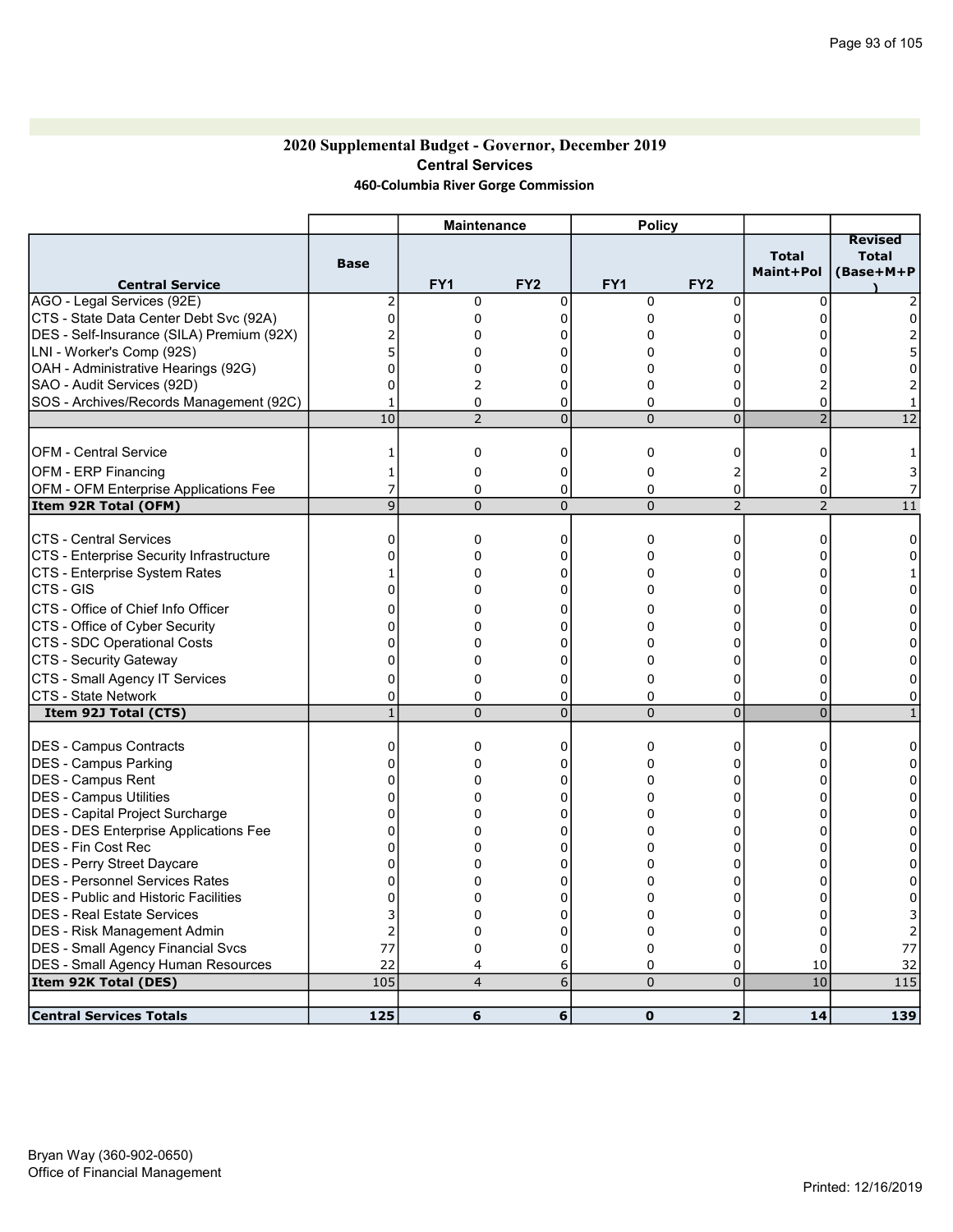## 2020 Supplemental Budget - Governor, December 2019

### Central Services

#### 460-Columbia River Gorge Commission

| | | Maintenance | | Policy | | | |
|---|---|---|---|---|---|---|---|
| **Central Service** | **Base** | **FY1** | **FY2** | **FY1** | **FY2** | **Total Maint+Pol** | **Revised Total (Base+M+P)** |
| AGO - Legal Services (92E) | 2 | 0 | 0 | 0 | 0 | 0 | 2 |
| CTS - State Data Center Debt Svc (92A) | 0 | 0 | 0 | 0 | 0 | 0 | 0 |
| DES - Self-Insurance (SILA) Premium (92X) | 2 | 0 | 0 | 0 | 0 | 0 | 2 |
| LNI - Worker's Comp (92S) | 5 | 0 | 0 | 0 | 0 | 0 | 5 |
| OAH - Administrative Hearings (92G) | 0 | 0 | 0 | 0 | 0 | 0 | 0 |
| SAO - Audit Services (92D) | 0 | 2 | 0 | 0 | 0 | 2 | 2 |
| SOS - Archives/Records Management (92C) | 1 | 0 | 0 | 0 | 0 | 0 | 1 |
| | 10 | 2 | 0 | 0 | 0 | 2 | 12 |
| | | | | | | | |
| OFM - Central Service | 1 | 0 | 0 | 0 | 0 | 0 | 1 |
| OFM - ERP Financing | 1 | 0 | 0 | 0 | 2 | 2 | 3 |
| OFM - OFM Enterprise Applications Fee | 7 | 0 | 0 | 0 | 0 | 0 | 7 |
| **Item 92R Total (OFM)** | 9 | 0 | 0 | 0 | 2 | 2 | 11 |
| | | | | | | | |
| CTS - Central Services | 0 | 0 | 0 | 0 | 0 | 0 | 0 |
| CTS - Enterprise Security Infrastructure | 0 | 0 | 0 | 0 | 0 | 0 | 0 |
| CTS - Enterprise System Rates | 1 | 0 | 0 | 0 | 0 | 0 | 1 |
| CTS - GIS | 0 | 0 | 0 | 0 | 0 | 0 | 0 |
| CTS - Office of Chief Info Officer | 0 | 0 | 0 | 0 | 0 | 0 | 0 |
| CTS - Office of Cyber Security | 0 | 0 | 0 | 0 | 0 | 0 | 0 |
| CTS - SDC Operational Costs | 0 | 0 | 0 | 0 | 0 | 0 | 0 |
| CTS - Security Gateway | 0 | 0 | 0 | 0 | 0 | 0 | 0 |
| CTS - Small Agency IT Services | 0 | 0 | 0 | 0 | 0 | 0 | 0 |
| CTS - State Network | 0 | 0 | 0 | 0 | 0 | 0 | 0 |
| **Item 92J Total (CTS)** | 1 | 0 | 0 | 0 | 0 | 0 | 1 |
| | | | | | | | |
| DES - Campus Contracts | 0 | 0 | 0 | 0 | 0 | 0 | 0 |
| DES - Campus Parking | 0 | 0 | 0 | 0 | 0 | 0 | 0 |
| DES - Campus Rent | 0 | 0 | 0 | 0 | 0 | 0 | 0 |
| DES - Campus Utilities | 0 | 0 | 0 | 0 | 0 | 0 | 0 |
| DES - Capital Project Surcharge | 0 | 0 | 0 | 0 | 0 | 0 | 0 |
| DES - DES Enterprise Applications Fee | 0 | 0 | 0 | 0 | 0 | 0 | 0 |
| DES - Fin Cost Rec | 0 | 0 | 0 | 0 | 0 | 0 | 0 |
| DES - Perry Street Daycare | 0 | 0 | 0 | 0 | 0 | 0 | 0 |
| DES - Personnel Services Rates | 0 | 0 | 0 | 0 | 0 | 0 | 0 |
| DES - Public and Historic Facilities | 0 | 0 | 0 | 0 | 0 | 0 | 0 |
| DES - Real Estate Services | 3 | 0 | 0 | 0 | 0 | 0 | 3 |
| DES - Risk Management Admin | 2 | 0 | 0 | 0 | 0 | 0 | 2 |
| DES - Small Agency Financial Svcs | 77 | 0 | 0 | 0 | 0 | 0 | 77 |
| DES - Small Agency Human Resources | 22 | 4 | 6 | 0 | 0 | 10 | 32 |
| **Item 92K Total (DES)** | 105 | 4 | 6 | 0 | 0 | 10 | 115 |
| | | | | | | | |
| **Central Services Totals** | **125** | **6** | **6** | **0** | **2** | **14** | **139** |

Bryan Way (360-902-0650)
Office of Financial Management

Printed: 12/16/2019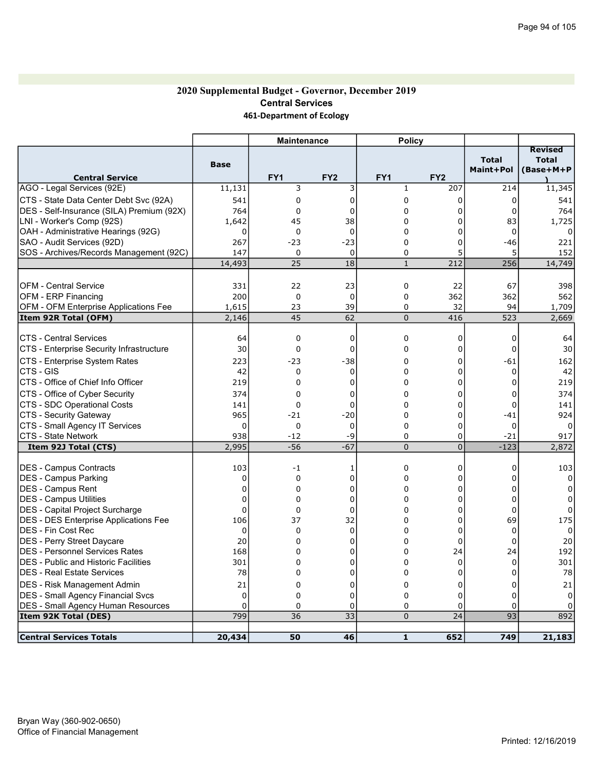# 2020 Supplemental Budget - Governor, December 2019

## Central Services

### 461-Department of Ecology

| | | Maintenance | | Policy | | | |
|---|---|---|---|---|---|---|---|
| **Central Service** | **Base** | **FY1** | **FY2** | **FY1** | **FY2** | **Total Maint+Pol** | **Revised Total (Base+M+P)** |
| AGO - Legal Services (92E) | 11,131 | 3 | 3 | 1 | 207 | 214 | 11,345 |
| CTS - State Data Center Debt Svc (92A) | 541 | 0 | 0 | 0 | 0 | 0 | 541 |
| DES - Self-Insurance (SILA) Premium (92X) | 764 | 0 | 0 | 0 | 0 | 0 | 764 |
| LNI - Worker's Comp (92S) | 1,642 | 45 | 38 | 0 | 0 | 83 | 1,725 |
| OAH - Administrative Hearings (92G) | 0 | 0 | 0 | 0 | 0 | 0 | 0 |
| SAO - Audit Services (92D) | 267 | -23 | -23 | 0 | 0 | -46 | 221 |
| SOS - Archives/Records Management (92C) | 147 | 0 | 0 | 0 | 5 | 5 | 152 |
| | 14,493 | 25 | 18 | 1 | 212 | 256 | 14,749 |
| | | | | | | | |
| OFM - Central Service | 331 | 22 | 23 | 0 | 22 | 67 | 398 |
| OFM - ERP Financing | 200 | 0 | 0 | 0 | 362 | 362 | 562 |
| OFM - OFM Enterprise Applications Fee | 1,615 | 23 | 39 | 0 | 32 | 94 | 1,709 |
| **Item 92R Total (OFM)** | 2,146 | 45 | 62 | 0 | 416 | 523 | 2,669 |
| | | | | | | | |
| CTS - Central Services | 64 | 0 | 0 | 0 | 0 | 0 | 64 |
| CTS - Enterprise Security Infrastructure | 30 | 0 | 0 | 0 | 0 | 0 | 30 |
| CTS - Enterprise System Rates | 223 | -23 | -38 | 0 | 0 | -61 | 162 |
| CTS - GIS | 42 | 0 | 0 | 0 | 0 | 0 | 42 |
| CTS - Office of Chief Info Officer | 219 | 0 | 0 | 0 | 0 | 0 | 219 |
| CTS - Office of Cyber Security | 374 | 0 | 0 | 0 | 0 | 0 | 374 |
| CTS - SDC Operational Costs | 141 | 0 | 0 | 0 | 0 | 0 | 141 |
| CTS - Security Gateway | 965 | -21 | -20 | 0 | 0 | -41 | 924 |
| CTS - Small Agency IT Services | 0 | 0 | 0 | 0 | 0 | 0 | 0 |
| CTS - State Network | 938 | -12 | -9 | 0 | 0 | -21 | 917 |
| **Item 92J Total (CTS)** | 2,995 | -56 | -67 | 0 | 0 | -123 | 2,872 |
| | | | | | | | |
| DES - Campus Contracts | 103 | -1 | 1 | 0 | 0 | 0 | 103 |
| DES - Campus Parking | 0 | 0 | 0 | 0 | 0 | 0 | 0 |
| DES - Campus Rent | 0 | 0 | 0 | 0 | 0 | 0 | 0 |
| DES - Campus Utilities | 0 | 0 | 0 | 0 | 0 | 0 | 0 |
| DES - Capital Project Surcharge | 0 | 0 | 0 | 0 | 0 | 0 | 0 |
| DES - DES Enterprise Applications Fee | 106 | 37 | 32 | 0 | 0 | 69 | 175 |
| DES - Fin Cost Rec | 0 | 0 | 0 | 0 | 0 | 0 | 0 |
| DES - Perry Street Daycare | 20 | 0 | 0 | 0 | 0 | 0 | 20 |
| DES - Personnel Services Rates | 168 | 0 | 0 | 0 | 24 | 24 | 192 |
| DES - Public and Historic Facilities | 301 | 0 | 0 | 0 | 0 | 0 | 301 |
| DES - Real Estate Services | 78 | 0 | 0 | 0 | 0 | 0 | 78 |
| DES - Risk Management Admin | 21 | 0 | 0 | 0 | 0 | 0 | 21 |
| DES - Small Agency Financial Svcs | 0 | 0 | 0 | 0 | 0 | 0 | 0 |
| DES - Small Agency Human Resources | 0 | 0 | 0 | 0 | 0 | 0 | 0 |
| **Item 92K Total (DES)** | 799 | 36 | 33 | 0 | 24 | 93 | 892 |
| | | | | | | | |
| **Central Services Totals** | **20,434** | **50** | **46** | **1** | **652** | **749** | **21,183** |

Bryan Way (360-902-0650)
Office of Financial Management

Printed: 12/16/2019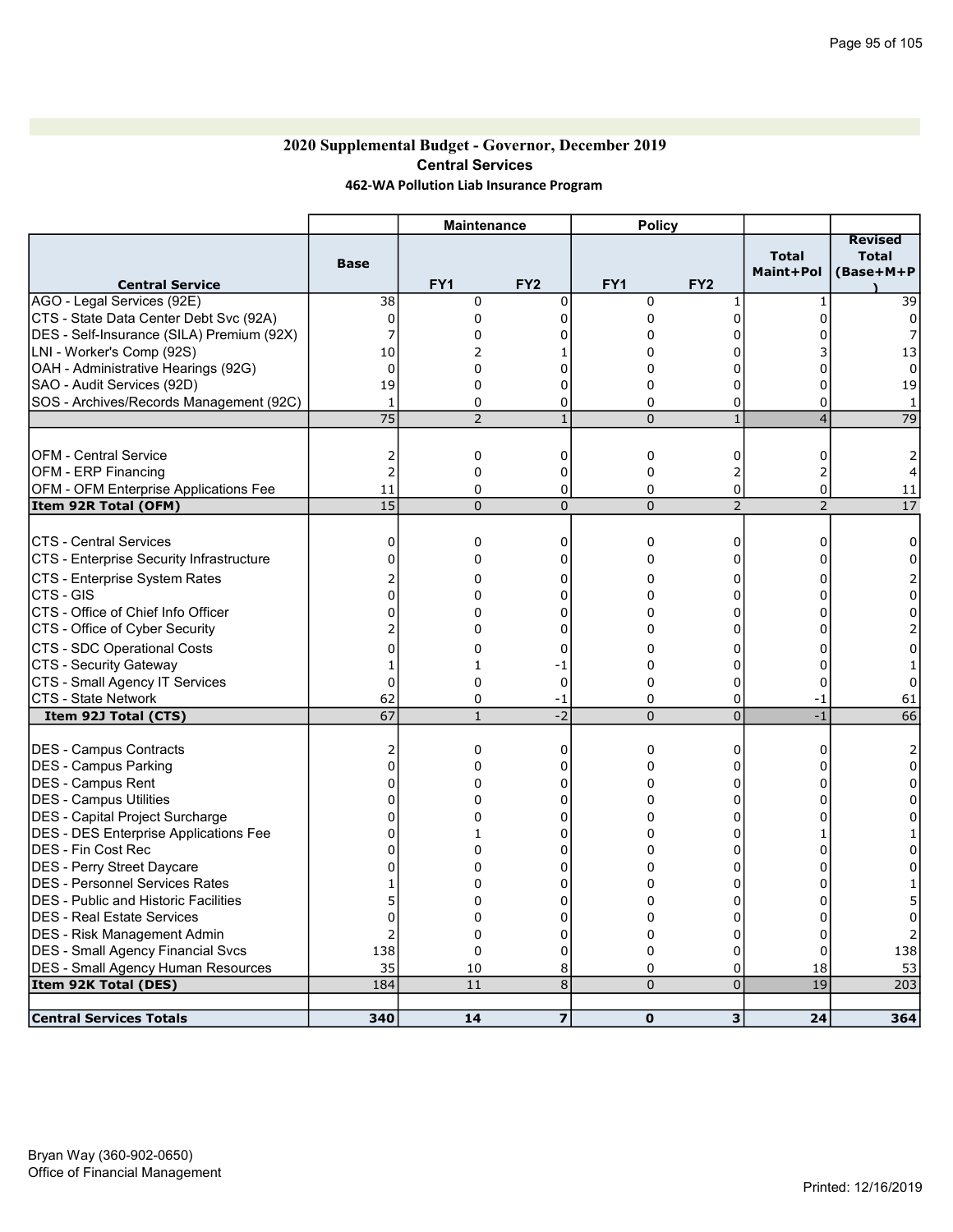## 2020 Supplemental Budget - Governor, December 2019
### Central Services
#### 462-WA Pollution Liab Insurance Program

| | | Maintenance | | Policy | | | |
|---|---|---|---|---|---|---|---|
| **Central Service** | **Base** | **FY1** | **FY2** | **FY1** | **FY2** | **Total Maint+Pol** | **Revised Total (Base+M+P)** |
| AGO - Legal Services (92E) | 38 | 0 | 0 | 0 | 1 | 1 | 39 |
| CTS - State Data Center Debt Svc (92A) | 0 | 0 | 0 | 0 | 0 | 0 | 0 |
| DES - Self-Insurance (SILA) Premium (92X) | 7 | 0 | 0 | 0 | 0 | 0 | 7 |
| LNI - Worker's Comp (92S) | 10 | 2 | 1 | 0 | 0 | 3 | 13 |
| OAH - Administrative Hearings (92G) | 0 | 0 | 0 | 0 | 0 | 0 | 0 |
| SAO - Audit Services (92D) | 19 | 0 | 0 | 0 | 0 | 0 | 19 |
| SOS - Archives/Records Management (92C) | 1 | 0 | 0 | 0 | 0 | 0 | 1 |
| | 75 | 2 | 1 | 0 | 1 | 4 | 79 |
| | | | | | | | |
| OFM - Central Service | 2 | 0 | 0 | 0 | 0 | 0 | 2 |
| OFM - ERP Financing | 2 | 0 | 0 | 0 | 2 | 2 | 4 |
| OFM - OFM Enterprise Applications Fee | 11 | 0 | 0 | 0 | 0 | 0 | 11 |
| **Item 92R Total (OFM)** | 15 | 0 | 0 | 0 | 2 | 2 | 17 |
| | | | | | | | |
| CTS - Central Services | 0 | 0 | 0 | 0 | 0 | 0 | 0 |
| CTS - Enterprise Security Infrastructure | 0 | 0 | 0 | 0 | 0 | 0 | 0 |
| CTS - Enterprise System Rates | 2 | 0 | 0 | 0 | 0 | 0 | 2 |
| CTS - GIS | 0 | 0 | 0 | 0 | 0 | 0 | 0 |
| CTS - Office of Chief Info Officer | 0 | 0 | 0 | 0 | 0 | 0 | 0 |
| CTS - Office of Cyber Security | 2 | 0 | 0 | 0 | 0 | 0 | 2 |
| CTS - SDC Operational Costs | 0 | 0 | 0 | 0 | 0 | 0 | 0 |
| CTS - Security Gateway | 1 | 1 | -1 | 0 | 0 | 0 | 1 |
| CTS - Small Agency IT Services | 0 | 0 | 0 | 0 | 0 | 0 | 0 |
| CTS - State Network | 62 | 0 | -1 | 0 | 0 | -1 | 61 |
| **Item 92J Total (CTS)** | 67 | 1 | -2 | 0 | 0 | -1 | 66 |
| | | | | | | | |
| DES - Campus Contracts | 2 | 0 | 0 | 0 | 0 | 0 | 2 |
| DES - Campus Parking | 0 | 0 | 0 | 0 | 0 | 0 | 0 |
| DES - Campus Rent | 0 | 0 | 0 | 0 | 0 | 0 | 0 |
| DES - Campus Utilities | 0 | 0 | 0 | 0 | 0 | 0 | 0 |
| DES - Capital Project Surcharge | 0 | 0 | 0 | 0 | 0 | 0 | 0 |
| DES - DES Enterprise Applications Fee | 0 | 1 | 0 | 0 | 0 | 1 | 1 |
| DES - Fin Cost Rec | 0 | 0 | 0 | 0 | 0 | 0 | 0 |
| DES - Perry Street Daycare | 0 | 0 | 0 | 0 | 0 | 0 | 0 |
| DES - Personnel Services Rates | 1 | 0 | 0 | 0 | 0 | 0 | 1 |
| DES - Public and Historic Facilities | 5 | 0 | 0 | 0 | 0 | 0 | 5 |
| DES - Real Estate Services | 0 | 0 | 0 | 0 | 0 | 0 | 0 |
| DES - Risk Management Admin | 2 | 0 | 0 | 0 | 0 | 0 | 2 |
| DES - Small Agency Financial Svcs | 138 | 0 | 0 | 0 | 0 | 0 | 138 |
| DES - Small Agency Human Resources | 35 | 10 | 8 | 0 | 0 | 18 | 53 |
| **Item 92K Total (DES)** | 184 | 11 | 8 | 0 | 0 | 19 | 203 |
| | | | | | | | |
| **Central Services Totals** | **340** | **14** | **7** | **0** | **3** | **24** | **364** |

Bryan Way (360-902-0650)
Office of Financial Management

Printed: 12/16/2019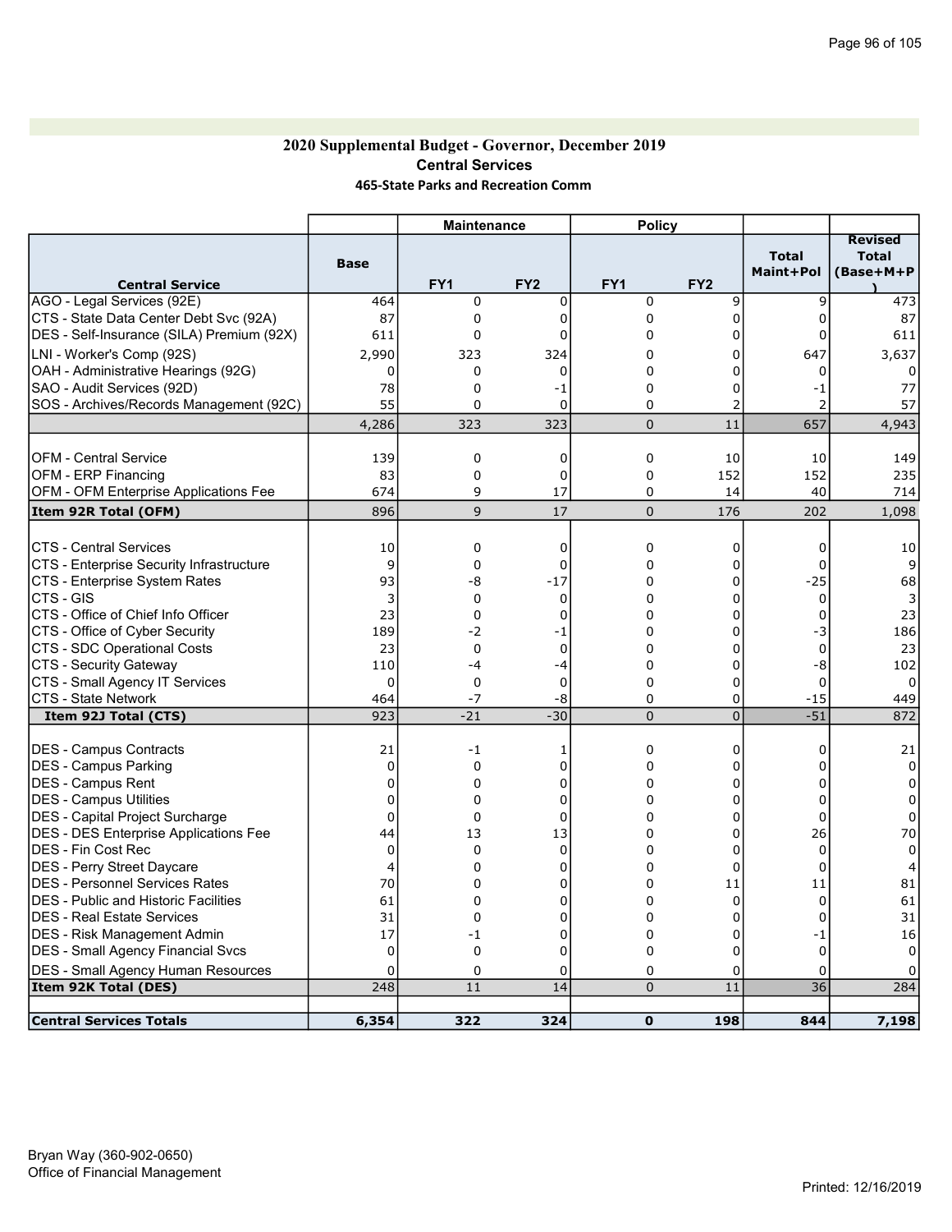## 2020 Supplemental Budget - Governor, December 2019
### Central Services
#### 465-State Parks and Recreation Comm

| | | Maintenance | | Policy | | | |
|---|---|---|---|---|---|---|---|
| **Central Service** | **Base** | **FY1** | **FY2** | **FY1** | **FY2** | **Total Maint+Pol** | **Revised Total (Base+M+P)** |
| AGO - Legal Services (92E) | 464 | 0 | 0 | 0 | 9 | 9 | 473 |
| CTS - State Data Center Debt Svc (92A) | 87 | 0 | 0 | 0 | 0 | 0 | 87 |
| DES - Self-Insurance (SILA) Premium (92X) | 611 | 0 | 0 | 0 | 0 | 0 | 611 |
| LNI - Worker's Comp (92S) | 2,990 | 323 | 324 | 0 | 0 | 647 | 3,637 |
| OAH - Administrative Hearings (92G) | 0 | 0 | 0 | 0 | 0 | 0 | 0 |
| SAO - Audit Services (92D) | 78 | 0 | -1 | 0 | 0 | -1 | 77 |
| SOS - Archives/Records Management (92C) | 55 | 0 | 0 | 0 | 2 | 2 | 57 |
| | 4,286 | 323 | 323 | 0 | 11 | 657 | 4,943 |
| | | | | | | | |
| OFM - Central Service | 139 | 0 | 0 | 0 | 10 | 10 | 149 |
| OFM - ERP Financing | 83 | 0 | 0 | 0 | 152 | 152 | 235 |
| OFM - OFM Enterprise Applications Fee | 674 | 9 | 17 | 0 | 14 | 40 | 714 |
| **Item 92R Total (OFM)** | 896 | 9 | 17 | 0 | 176 | 202 | 1,098 |
| | | | | | | | |
| CTS - Central Services | 10 | 0 | 0 | 0 | 0 | 0 | 10 |
| CTS - Enterprise Security Infrastructure | 9 | 0 | 0 | 0 | 0 | 0 | 9 |
| CTS - Enterprise System Rates | 93 | -8 | -17 | 0 | 0 | -25 | 68 |
| CTS - GIS | 3 | 0 | 0 | 0 | 0 | 0 | 3 |
| CTS - Office of Chief Info Officer | 23 | 0 | 0 | 0 | 0 | 0 | 23 |
| CTS - Office of Cyber Security | 189 | -2 | -1 | 0 | 0 | -3 | 186 |
| CTS - SDC Operational Costs | 23 | 0 | 0 | 0 | 0 | 0 | 23 |
| CTS - Security Gateway | 110 | -4 | -4 | 0 | 0 | -8 | 102 |
| CTS - Small Agency IT Services | 0 | 0 | 0 | 0 | 0 | 0 | 0 |
| CTS - State Network | 464 | -7 | -8 | 0 | 0 | -15 | 449 |
| **Item 92J Total (CTS)** | 923 | -21 | -30 | 0 | 0 | -51 | 872 |
| | | | | | | | |
| DES - Campus Contracts | 21 | -1 | 1 | 0 | 0 | 0 | 21 |
| DES - Campus Parking | 0 | 0 | 0 | 0 | 0 | 0 | 0 |
| DES - Campus Rent | 0 | 0 | 0 | 0 | 0 | 0 | 0 |
| DES - Campus Utilities | 0 | 0 | 0 | 0 | 0 | 0 | 0 |
| DES - Capital Project Surcharge | 0 | 0 | 0 | 0 | 0 | 0 | 0 |
| DES - DES Enterprise Applications Fee | 44 | 13 | 13 | 0 | 0 | 26 | 70 |
| DES - Fin Cost Rec | 0 | 0 | 0 | 0 | 0 | 0 | 0 |
| DES - Perry Street Daycare | 4 | 0 | 0 | 0 | 0 | 0 | 4 |
| DES - Personnel Services Rates | 70 | 0 | 0 | 0 | 11 | 11 | 81 |
| DES - Public and Historic Facilities | 61 | 0 | 0 | 0 | 0 | 0 | 61 |
| DES - Real Estate Services | 31 | 0 | 0 | 0 | 0 | 0 | 31 |
| DES - Risk Management Admin | 17 | -1 | 0 | 0 | 0 | -1 | 16 |
| DES - Small Agency Financial Svcs | 0 | 0 | 0 | 0 | 0 | 0 | 0 |
| DES - Small Agency Human Resources | 0 | 0 | 0 | 0 | 0 | 0 | 0 |
| **Item 92K Total (DES)** | 248 | 11 | 14 | 0 | 11 | 36 | 284 |
| | | | | | | | |
| **Central Services Totals** | **6,354** | **322** | **324** | **0** | **198** | **844** | **7,198** |

Bryan Way (360-902-0650)
Office of Financial Management

Printed: 12/16/2019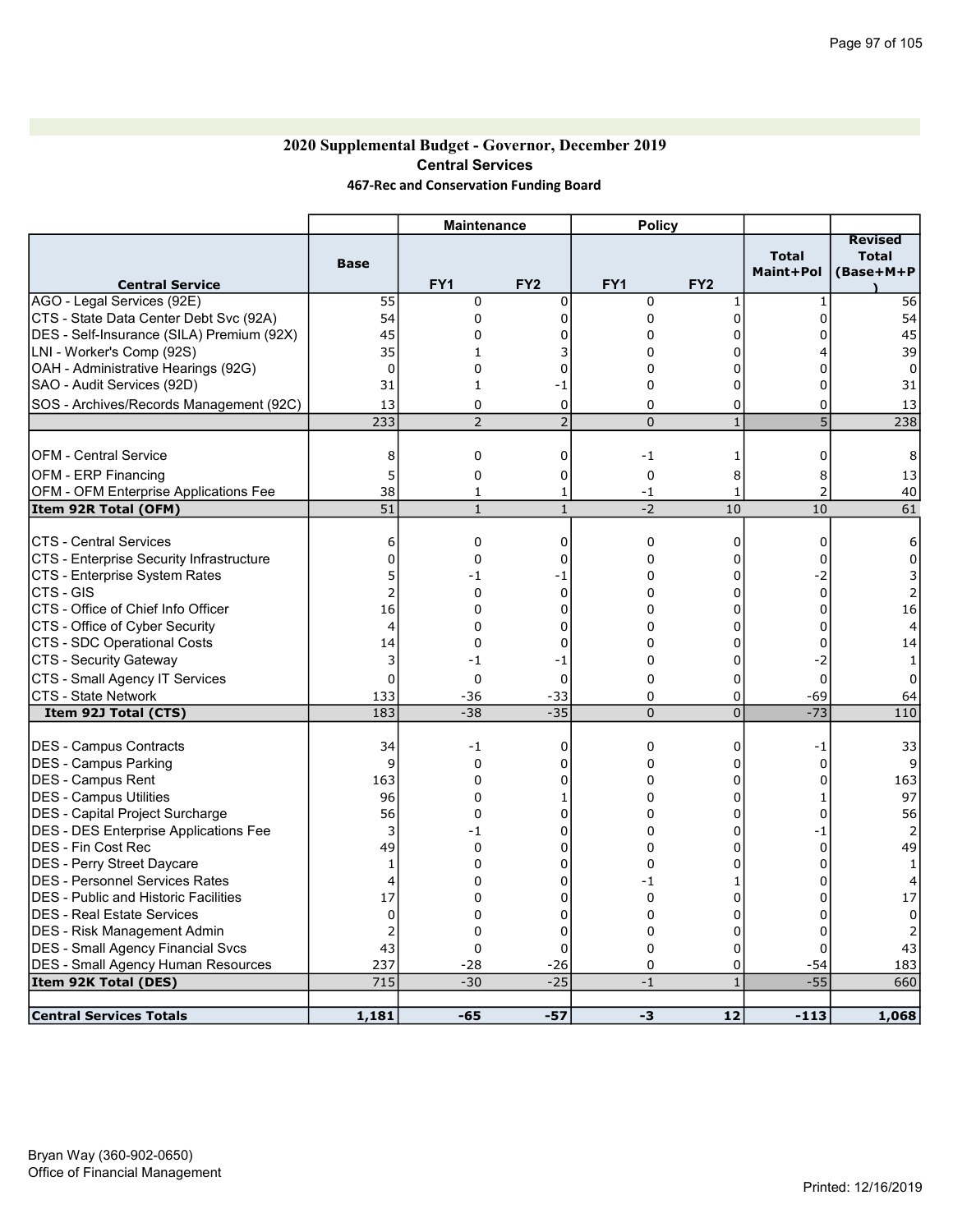## 2020 Supplemental Budget - Governor, December 2019

### Central Services

#### 467-Rec and Conservation Funding Board

| Central Service | Base | Maintenance FY1 | Maintenance FY2 | Policy FY1 | Policy FY2 | Total Maint+Pol | Revised Total (Base+M+P) |
|---|---|---|---|---|---|---|---|
| AGO - Legal Services (92E) | 55 | 0 | 0 | 0 | 1 | 1 | 56 |
| CTS - State Data Center Debt Svc (92A) | 54 | 0 | 0 | 0 | 0 | 0 | 54 |
| DES - Self-Insurance (SILA) Premium (92X) | 45 | 0 | 0 | 0 | 0 | 0 | 45 |
| LNI - Worker's Comp (92S) | 35 | 1 | 3 | 0 | 0 | 4 | 39 |
| OAH - Administrative Hearings (92G) | 0 | 0 | 0 | 0 | 0 | 0 | 0 |
| SAO - Audit Services (92D) | 31 | 1 | -1 | 0 | 0 | 0 | 31 |
| SOS - Archives/Records Management (92C) | 13 | 0 | 0 | 0 | 0 | 0 | 13 |
| | 233 | 2 | 2 | 0 | 1 | 5 | 238 |
| | | | | | | | |
| OFM - Central Service | 8 | 0 | 0 | -1 | 1 | 0 | 8 |
| OFM - ERP Financing | 5 | 0 | 0 | 0 | 8 | 8 | 13 |
| OFM - OFM Enterprise Applications Fee | 38 | 1 | 1 | -1 | 1 | 2 | 40 |
| **Item 92R Total (OFM)** | 51 | 1 | 1 | -2 | 10 | 10 | 61 |
| | | | | | | | |
| CTS - Central Services | 6 | 0 | 0 | 0 | 0 | 0 | 6 |
| CTS - Enterprise Security Infrastructure | 0 | 0 | 0 | 0 | 0 | 0 | 0 |
| CTS - Enterprise System Rates | 5 | -1 | -1 | 0 | 0 | -2 | 3 |
| CTS - GIS | 2 | 0 | 0 | 0 | 0 | 0 | 2 |
| CTS - Office of Chief Info Officer | 16 | 0 | 0 | 0 | 0 | 0 | 16 |
| CTS - Office of Cyber Security | 4 | 0 | 0 | 0 | 0 | 0 | 4 |
| CTS - SDC Operational Costs | 14 | 0 | 0 | 0 | 0 | 0 | 14 |
| CTS - Security Gateway | 3 | -1 | -1 | 0 | 0 | -2 | 1 |
| CTS - Small Agency IT Services | 0 | 0 | 0 | 0 | 0 | 0 | 0 |
| CTS - State Network | 133 | -36 | -33 | 0 | 0 | -69 | 64 |
| **Item 92J Total (CTS)** | 183 | -38 | -35 | 0 | 0 | -73 | 110 |
| | | | | | | | |
| DES - Campus Contracts | 34 | -1 | 0 | 0 | 0 | -1 | 33 |
| DES - Campus Parking | 9 | 0 | 0 | 0 | 0 | 0 | 9 |
| DES - Campus Rent | 163 | 0 | 0 | 0 | 0 | 0 | 163 |
| DES - Campus Utilities | 96 | 0 | 1 | 0 | 0 | 1 | 97 |
| DES - Capital Project Surcharge | 56 | 0 | 0 | 0 | 0 | 0 | 56 |
| DES - DES Enterprise Applications Fee | 3 | -1 | 0 | 0 | 0 | -1 | 2 |
| DES - Fin Cost Rec | 49 | 0 | 0 | 0 | 0 | 0 | 49 |
| DES - Perry Street Daycare | 1 | 0 | 0 | 0 | 0 | 0 | 1 |
| DES - Personnel Services Rates | 4 | 0 | 0 | -1 | 1 | 0 | 4 |
| DES - Public and Historic Facilities | 17 | 0 | 0 | 0 | 0 | 0 | 17 |
| DES - Real Estate Services | 0 | 0 | 0 | 0 | 0 | 0 | 0 |
| DES - Risk Management Admin | 2 | 0 | 0 | 0 | 0 | 0 | 2 |
| DES - Small Agency Financial Svcs | 43 | 0 | 0 | 0 | 0 | 0 | 43 |
| DES - Small Agency Human Resources | 237 | -28 | -26 | 0 | 0 | -54 | 183 |
| **Item 92K Total (DES)** | 715 | -30 | -25 | -1 | 1 | -55 | 660 |
| | | | | | | | |
| **Central Services Totals** | **1,181** | **-65** | **-57** | **-3** | **12** | **-113** | **1,068** |

Bryan Way (360-902-0650)
Office of Financial Management

Printed: 12/16/2019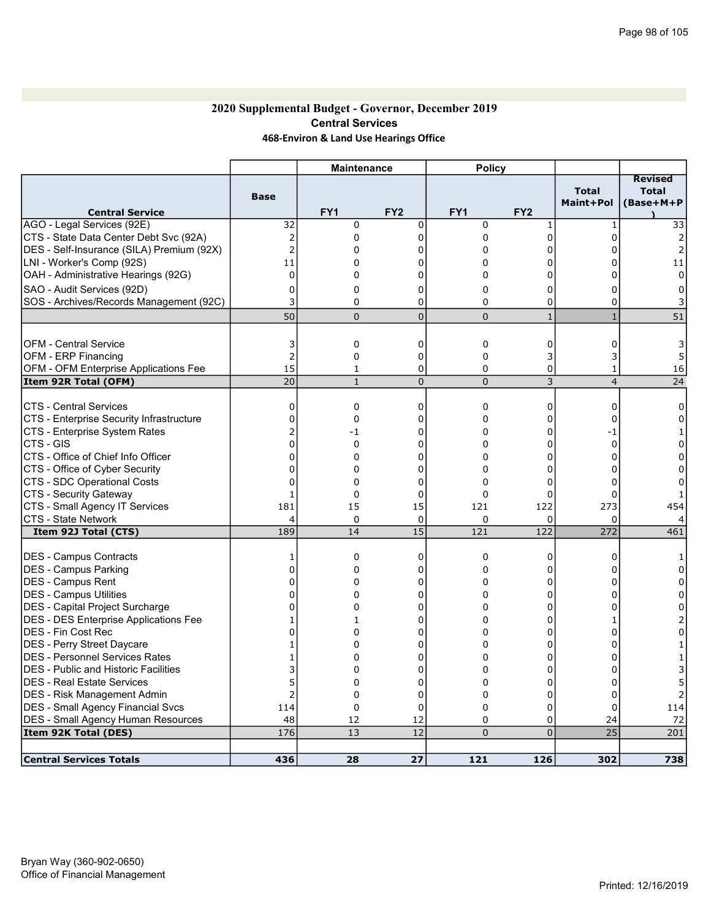# 2020 Supplemental Budget - Governor, December 2019

## Central Services

### 468-Environ & Land Use Hearings Office

| Central Service | Base | Maintenance FY1 | Maintenance FY2 | Policy FY1 | Policy FY2 | Total Maint+Pol | Revised Total (Base+M+P) |
|---|---|---|---|---|---|---|---|
| AGO - Legal Services (92E) | 32 | 0 | 0 | 0 | 1 | 1 | 33 |
| CTS - State Data Center Debt Svc (92A) | 2 | 0 | 0 | 0 | 0 | 0 | 2 |
| DES - Self-Insurance (SILA) Premium (92X) | 2 | 0 | 0 | 0 | 0 | 0 | 2 |
| LNI - Worker's Comp (92S) | 11 | 0 | 0 | 0 | 0 | 0 | 11 |
| OAH - Administrative Hearings (92G) | 0 | 0 | 0 | 0 | 0 | 0 | 0 |
| SAO - Audit Services (92D) | 0 | 0 | 0 | 0 | 0 | 0 | 0 |
| SOS - Archives/Records Management (92C) | 3 | 0 | 0 | 0 | 0 | 0 | 3 |
| | 50 | 0 | 0 | 0 | 1 | 1 | 51 |
| | | | | | | | |
| OFM - Central Service | 3 | 0 | 0 | 0 | 0 | 0 | 3 |
| OFM - ERP Financing | 2 | 0 | 0 | 0 | 3 | 3 | 5 |
| OFM - OFM Enterprise Applications Fee | 15 | 1 | 0 | 0 | 0 | 1 | 16 |
| **Item 92R Total (OFM)** | 20 | 1 | 0 | 0 | 3 | 4 | 24 |
| | | | | | | | |
| CTS - Central Services | 0 | 0 | 0 | 0 | 0 | 0 | 0 |
| CTS - Enterprise Security Infrastructure | 0 | 0 | 0 | 0 | 0 | 0 | 0 |
| CTS - Enterprise System Rates | 2 | -1 | 0 | 0 | 0 | -1 | 1 |
| CTS - GIS | 0 | 0 | 0 | 0 | 0 | 0 | 0 |
| CTS - Office of Chief Info Officer | 0 | 0 | 0 | 0 | 0 | 0 | 0 |
| CTS - Office of Cyber Security | 0 | 0 | 0 | 0 | 0 | 0 | 0 |
| CTS - SDC Operational Costs | 0 | 0 | 0 | 0 | 0 | 0 | 0 |
| CTS - Security Gateway | 1 | 0 | 0 | 0 | 0 | 0 | 1 |
| CTS - Small Agency IT Services | 181 | 15 | 15 | 121 | 122 | 273 | 454 |
| CTS - State Network | 4 | 0 | 0 | 0 | 0 | 0 | 4 |
| **Item 92J Total (CTS)** | 189 | 14 | 15 | 121 | 122 | 272 | 461 |
| | | | | | | | |
| DES - Campus Contracts | 1 | 0 | 0 | 0 | 0 | 0 | 1 |
| DES - Campus Parking | 0 | 0 | 0 | 0 | 0 | 0 | 0 |
| DES - Campus Rent | 0 | 0 | 0 | 0 | 0 | 0 | 0 |
| DES - Campus Utilities | 0 | 0 | 0 | 0 | 0 | 0 | 0 |
| DES - Capital Project Surcharge | 0 | 0 | 0 | 0 | 0 | 0 | 0 |
| DES - DES Enterprise Applications Fee | 1 | 1 | 0 | 0 | 0 | 1 | 2 |
| DES - Fin Cost Rec | 0 | 0 | 0 | 0 | 0 | 0 | 0 |
| DES - Perry Street Daycare | 1 | 0 | 0 | 0 | 0 | 0 | 1 |
| DES - Personnel Services Rates | 1 | 0 | 0 | 0 | 0 | 0 | 1 |
| DES - Public and Historic Facilities | 3 | 0 | 0 | 0 | 0 | 0 | 3 |
| DES - Real Estate Services | 5 | 0 | 0 | 0 | 0 | 0 | 5 |
| DES - Risk Management Admin | 2 | 0 | 0 | 0 | 0 | 0 | 2 |
| DES - Small Agency Financial Svcs | 114 | 0 | 0 | 0 | 0 | 0 | 114 |
| DES - Small Agency Human Resources | 48 | 12 | 12 | 0 | 0 | 24 | 72 |
| **Item 92K Total (DES)** | 176 | 13 | 12 | 0 | 0 | 25 | 201 |
| | | | | | | | |
| **Central Services Totals** | **436** | **28** | **27** | **121** | **126** | **302** | **738** |

Bryan Way (360-902-0650)
Office of Financial Management

Printed: 12/16/2019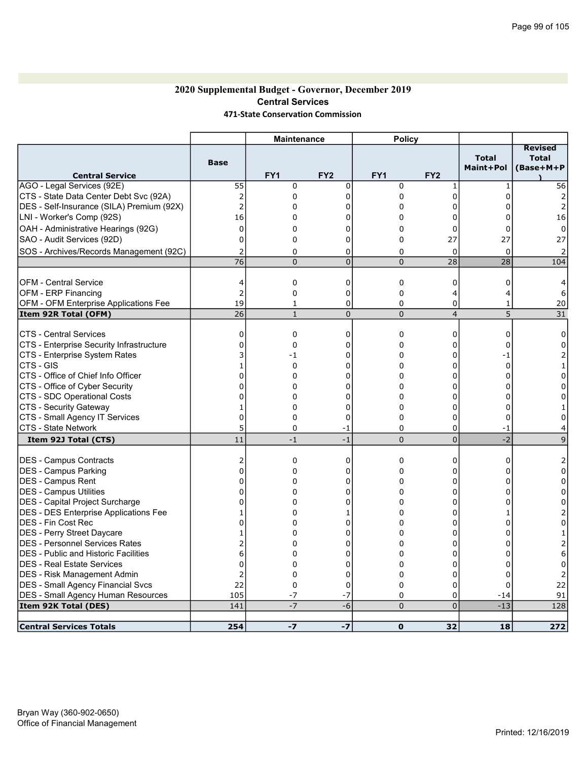## 2020 Supplemental Budget - Governor, December 2019
### Central Services
#### 471-State Conservation Commission

| | | Maintenance | | Policy | | | |
|---|---|---|---|---|---|---|---|
| **Central Service** | **Base** | **FY1** | **FY2** | **FY1** | **FY2** | **Total Maint+Pol** | **Revised Total (Base+M+P)** |
| AGO - Legal Services (92E) | 55 | 0 | 0 | 0 | 1 | 1 | 56 |
| CTS - State Data Center Debt Svc (92A) | 2 | 0 | 0 | 0 | 0 | 0 | 2 |
| DES - Self-Insurance (SILA) Premium (92X) | 2 | 0 | 0 | 0 | 0 | 0 | 2 |
| LNI - Worker's Comp (92S) | 16 | 0 | 0 | 0 | 0 | 0 | 16 |
| OAH - Administrative Hearings (92G) | 0 | 0 | 0 | 0 | 0 | 0 | 0 |
| SAO - Audit Services (92D) | 0 | 0 | 0 | 0 | 27 | 27 | 27 |
| SOS - Archives/Records Management (92C) | 2 | 0 | 0 | 0 | 0 | 0 | 2 |
| | 76 | 0 | 0 | 0 | 28 | 28 | 104 |
| | | | | | | | |
| OFM - Central Service | 4 | 0 | 0 | 0 | 0 | 0 | 4 |
| OFM - ERP Financing | 2 | 0 | 0 | 0 | 4 | 4 | 6 |
| OFM - OFM Enterprise Applications Fee | 19 | 1 | 0 | 0 | 0 | 1 | 20 |
| **Item 92R Total (OFM)** | 26 | 1 | 0 | 0 | 4 | 5 | 31 |
| | | | | | | | |
| CTS - Central Services | 0 | 0 | 0 | 0 | 0 | 0 | 0 |
| CTS - Enterprise Security Infrastructure | 0 | 0 | 0 | 0 | 0 | 0 | 0 |
| CTS - Enterprise System Rates | 3 | -1 | 0 | 0 | 0 | -1 | 2 |
| CTS - GIS | 1 | 0 | 0 | 0 | 0 | 0 | 1 |
| CTS - Office of Chief Info Officer | 0 | 0 | 0 | 0 | 0 | 0 | 0 |
| CTS - Office of Cyber Security | 0 | 0 | 0 | 0 | 0 | 0 | 0 |
| CTS - SDC Operational Costs | 0 | 0 | 0 | 0 | 0 | 0 | 0 |
| CTS - Security Gateway | 1 | 0 | 0 | 0 | 0 | 0 | 1 |
| CTS - Small Agency IT Services | 0 | 0 | 0 | 0 | 0 | 0 | 0 |
| CTS - State Network | 5 | 0 | -1 | 0 | 0 | -1 | 4 |
| **Item 92J Total (CTS)** | 11 | -1 | -1 | 0 | 0 | -2 | 9 |
| | | | | | | | |
| DES - Campus Contracts | 2 | 0 | 0 | 0 | 0 | 0 | 2 |
| DES - Campus Parking | 0 | 0 | 0 | 0 | 0 | 0 | 0 |
| DES - Campus Rent | 0 | 0 | 0 | 0 | 0 | 0 | 0 |
| DES - Campus Utilities | 0 | 0 | 0 | 0 | 0 | 0 | 0 |
| DES - Capital Project Surcharge | 0 | 0 | 0 | 0 | 0 | 0 | 0 |
| DES - DES Enterprise Applications Fee | 1 | 0 | 1 | 0 | 0 | 1 | 2 |
| DES - Fin Cost Rec | 0 | 0 | 0 | 0 | 0 | 0 | 0 |
| DES - Perry Street Daycare | 1 | 0 | 0 | 0 | 0 | 0 | 1 |
| DES - Personnel Services Rates | 2 | 0 | 0 | 0 | 0 | 0 | 2 |
| DES - Public and Historic Facilities | 6 | 0 | 0 | 0 | 0 | 0 | 6 |
| DES - Real Estate Services | 0 | 0 | 0 | 0 | 0 | 0 | 0 |
| DES - Risk Management Admin | 2 | 0 | 0 | 0 | 0 | 0 | 2 |
| DES - Small Agency Financial Svcs | 22 | 0 | 0 | 0 | 0 | 0 | 22 |
| DES - Small Agency Human Resources | 105 | -7 | -7 | 0 | 0 | -14 | 91 |
| **Item 92K Total (DES)** | 141 | -7 | -6 | 0 | 0 | -13 | 128 |
| | | | | | | | |
| **Central Services Totals** | **254** | **-7** | **-7** | **0** | **32** | **18** | **272** |

Bryan Way (360-902-0650)
Office of Financial Management

Printed: 12/16/2019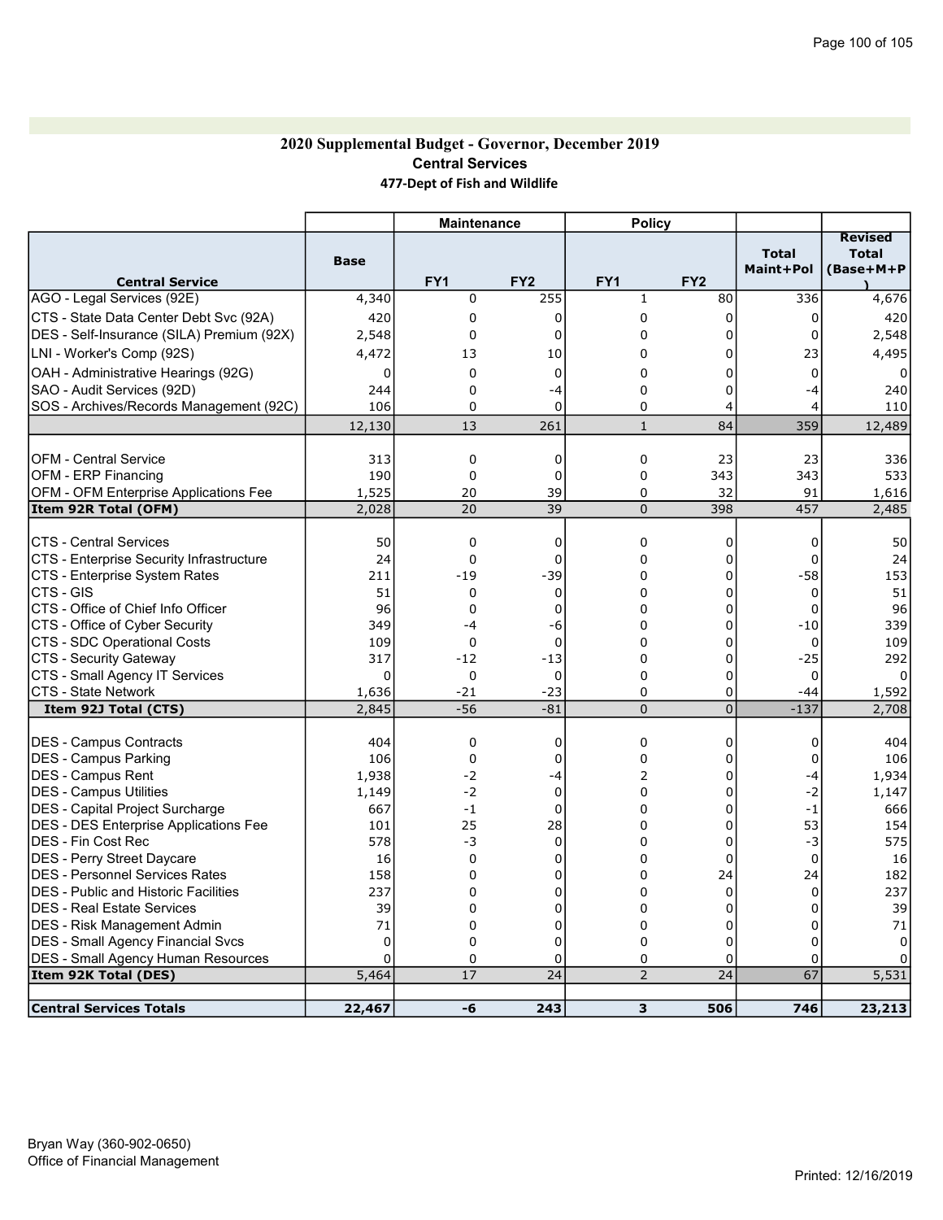## 2020 Supplemental Budget - Governor, December 2019
### Central Services
### 477-Dept of Fish and Wildlife

| | | Maintenance | | Policy | | | |
|---|---|---|---|---|---|---|---|
| **Central Service** | **Base** | **FY1** | **FY2** | **FY1** | **FY2** | **Total Maint+Pol** | **Revised Total (Base+M+P)** |
| AGO - Legal Services (92E) | 4,340 | 0 | 255 | 1 | 80 | 336 | 4,676 |
| CTS - State Data Center Debt Svc (92A) | 420 | 0 | 0 | 0 | 0 | 0 | 420 |
| DES - Self-Insurance (SILA) Premium (92X) | 2,548 | 0 | 0 | 0 | 0 | 0 | 2,548 |
| LNI - Worker's Comp (92S) | 4,472 | 13 | 10 | 0 | 0 | 23 | 4,495 |
| OAH - Administrative Hearings (92G) | 0 | 0 | 0 | 0 | 0 | 0 | 0 |
| SAO - Audit Services (92D) | 244 | 0 | -4 | 0 | 0 | -4 | 240 |
| SOS - Archives/Records Management (92C) | 106 | 0 | 0 | 0 | 4 | 4 | 110 |
| | 12,130 | 13 | 261 | 1 | 84 | 359 | 12,489 |
| | | | | | | | |
| OFM - Central Service | 313 | 0 | 0 | 0 | 23 | 23 | 336 |
| OFM - ERP Financing | 190 | 0 | 0 | 0 | 343 | 343 | 533 |
| OFM - OFM Enterprise Applications Fee | 1,525 | 20 | 39 | 0 | 32 | 91 | 1,616 |
| **Item 92R Total (OFM)** | 2,028 | 20 | 39 | 0 | 398 | 457 | 2,485 |
| | | | | | | | |
| CTS - Central Services | 50 | 0 | 0 | 0 | 0 | 0 | 50 |
| CTS - Enterprise Security Infrastructure | 24 | 0 | 0 | 0 | 0 | 0 | 24 |
| CTS - Enterprise System Rates | 211 | -19 | -39 | 0 | 0 | -58 | 153 |
| CTS - GIS | 51 | 0 | 0 | 0 | 0 | 0 | 51 |
| CTS - Office of Chief Info Officer | 96 | 0 | 0 | 0 | 0 | 0 | 96 |
| CTS - Office of Cyber Security | 349 | -4 | -6 | 0 | 0 | -10 | 339 |
| CTS - SDC Operational Costs | 109 | 0 | 0 | 0 | 0 | 0 | 109 |
| CTS - Security Gateway | 317 | -12 | -13 | 0 | 0 | -25 | 292 |
| CTS - Small Agency IT Services | 0 | 0 | 0 | 0 | 0 | 0 | 0 |
| CTS - State Network | 1,636 | -21 | -23 | 0 | 0 | -44 | 1,592 |
| **Item 92J Total (CTS)** | 2,845 | -56 | -81 | 0 | 0 | -137 | 2,708 |
| | | | | | | | |
| DES - Campus Contracts | 404 | 0 | 0 | 0 | 0 | 0 | 404 |
| DES - Campus Parking | 106 | 0 | 0 | 0 | 0 | 0 | 106 |
| DES - Campus Rent | 1,938 | -2 | -4 | 2 | 0 | -4 | 1,934 |
| DES - Campus Utilities | 1,149 | -2 | 0 | 0 | 0 | -2 | 1,147 |
| DES - Capital Project Surcharge | 667 | -1 | 0 | 0 | 0 | -1 | 666 |
| DES - DES Enterprise Applications Fee | 101 | 25 | 28 | 0 | 0 | 53 | 154 |
| DES - Fin Cost Rec | 578 | -3 | 0 | 0 | 0 | -3 | 575 |
| DES - Perry Street Daycare | 16 | 0 | 0 | 0 | 0 | 0 | 16 |
| DES - Personnel Services Rates | 158 | 0 | 0 | 0 | 24 | 24 | 182 |
| DES - Public and Historic Facilities | 237 | 0 | 0 | 0 | 0 | 0 | 237 |
| DES - Real Estate Services | 39 | 0 | 0 | 0 | 0 | 0 | 39 |
| DES - Risk Management Admin | 71 | 0 | 0 | 0 | 0 | 0 | 71 |
| DES - Small Agency Financial Svcs | 0 | 0 | 0 | 0 | 0 | 0 | 0 |
| DES - Small Agency Human Resources | 0 | 0 | 0 | 0 | 0 | 0 | 0 |
| **Item 92K Total (DES)** | 5,464 | 17 | 24 | 2 | 24 | 67 | 5,531 |
| | | | | | | | |
| **Central Services Totals** | **22,467** | **-6** | **243** | **3** | **506** | **746** | **23,213** |

Bryan Way (360-902-0650)
Office of Financial Management

Printed: 12/16/2019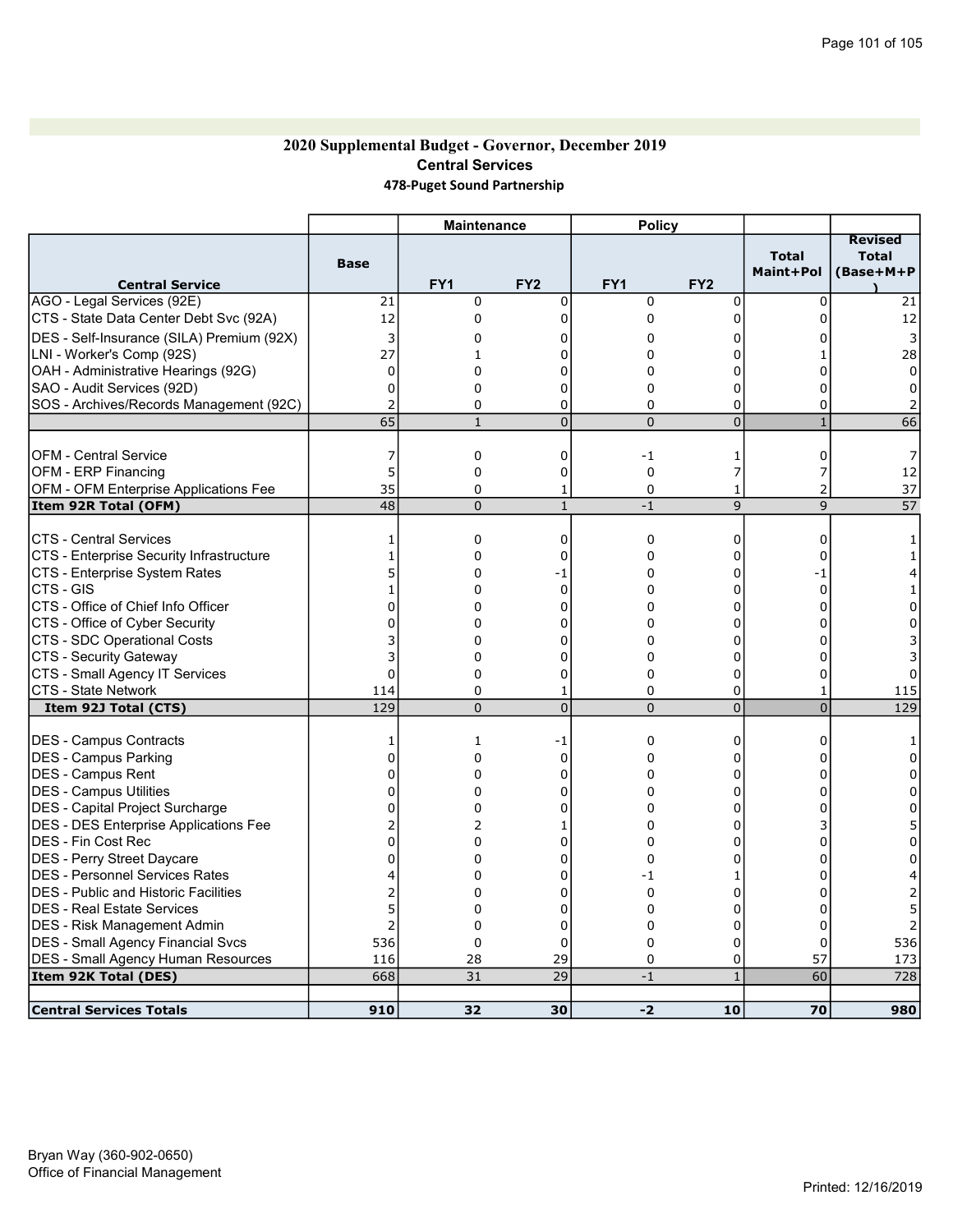## 2020 Supplemental Budget - Governor, December 2019
### Central Services
### 478-Puget Sound Partnership

| | | Maintenance | | Policy | | | |
|---|---|---|---|---|---|---|---|
| **Central Service** | **Base** | **FY1** | **FY2** | **FY1** | **FY2** | **Total Maint+Pol** | **Revised Total (Base+M+P)** |
| AGO - Legal Services (92E) | 21 | 0 | 0 | 0 | 0 | 0 | 21 |
| CTS - State Data Center Debt Svc (92A) | 12 | 0 | 0 | 0 | 0 | 0 | 12 |
| DES - Self-Insurance (SILA) Premium (92X) | 3 | 0 | 0 | 0 | 0 | 0 | 3 |
| LNI - Worker's Comp (92S) | 27 | 1 | 0 | 0 | 0 | 1 | 28 |
| OAH - Administrative Hearings (92G) | 0 | 0 | 0 | 0 | 0 | 0 | 0 |
| SAO - Audit Services (92D) | 0 | 0 | 0 | 0 | 0 | 0 | 0 |
| SOS - Archives/Records Management (92C) | 2 | 0 | 0 | 0 | 0 | 0 | 2 |
| | 65 | 1 | 0 | 0 | 0 | 1 | 66 |
| | | | | | | | |
| OFM - Central Service | 7 | 0 | 0 | -1 | 1 | 0 | 7 |
| OFM - ERP Financing | 5 | 0 | 0 | 0 | 7 | 7 | 12 |
| OFM - OFM Enterprise Applications Fee | 35 | 0 | 1 | 0 | 1 | 2 | 37 |
| **Item 92R Total (OFM)** | 48 | 0 | 1 | -1 | 9 | 9 | 57 |
| | | | | | | | |
| CTS - Central Services | 1 | 0 | 0 | 0 | 0 | 0 | 1 |
| CTS - Enterprise Security Infrastructure | 1 | 0 | 0 | 0 | 0 | 0 | 1 |
| CTS - Enterprise System Rates | 5 | 0 | -1 | 0 | 0 | -1 | 4 |
| CTS - GIS | 1 | 0 | 0 | 0 | 0 | 0 | 1 |
| CTS - Office of Chief Info Officer | 0 | 0 | 0 | 0 | 0 | 0 | 0 |
| CTS - Office of Cyber Security | 0 | 0 | 0 | 0 | 0 | 0 | 0 |
| CTS - SDC Operational Costs | 3 | 0 | 0 | 0 | 0 | 0 | 3 |
| CTS - Security Gateway | 3 | 0 | 0 | 0 | 0 | 0 | 3 |
| CTS - Small Agency IT Services | 0 | 0 | 0 | 0 | 0 | 0 | 0 |
| CTS - State Network | 114 | 0 | 1 | 0 | 0 | 1 | 115 |
| **Item 92J Total (CTS)** | 129 | 0 | 0 | 0 | 0 | 0 | 129 |
| | | | | | | | |
| DES - Campus Contracts | 1 | 1 | -1 | 0 | 0 | 0 | 1 |
| DES - Campus Parking | 0 | 0 | 0 | 0 | 0 | 0 | 0 |
| DES - Campus Rent | 0 | 0 | 0 | 0 | 0 | 0 | 0 |
| DES - Campus Utilities | 0 | 0 | 0 | 0 | 0 | 0 | 0 |
| DES - Capital Project Surcharge | 0 | 0 | 0 | 0 | 0 | 0 | 0 |
| DES - DES Enterprise Applications Fee | 2 | 2 | 1 | 0 | 0 | 3 | 5 |
| DES - Fin Cost Rec | 0 | 0 | 0 | 0 | 0 | 0 | 0 |
| DES - Perry Street Daycare | 0 | 0 | 0 | 0 | 0 | 0 | 0 |
| DES - Personnel Services Rates | 4 | 0 | 0 | -1 | 1 | 0 | 4 |
| DES - Public and Historic Facilities | 2 | 0 | 0 | 0 | 0 | 0 | 2 |
| DES - Real Estate Services | 5 | 0 | 0 | 0 | 0 | 0 | 5 |
| DES - Risk Management Admin | 2 | 0 | 0 | 0 | 0 | 0 | 2 |
| DES - Small Agency Financial Svcs | 536 | 0 | 0 | 0 | 0 | 0 | 536 |
| DES - Small Agency Human Resources | 116 | 28 | 29 | 0 | 0 | 57 | 173 |
| **Item 92K Total (DES)** | 668 | 31 | 29 | -1 | 1 | 60 | 728 |
| | | | | | | | |
| **Central Services Totals** | **910** | **32** | **30** | **-2** | **10** | **70** | **980** |

Bryan Way (360-902-0650)
Office of Financial Management

Printed: 12/16/2019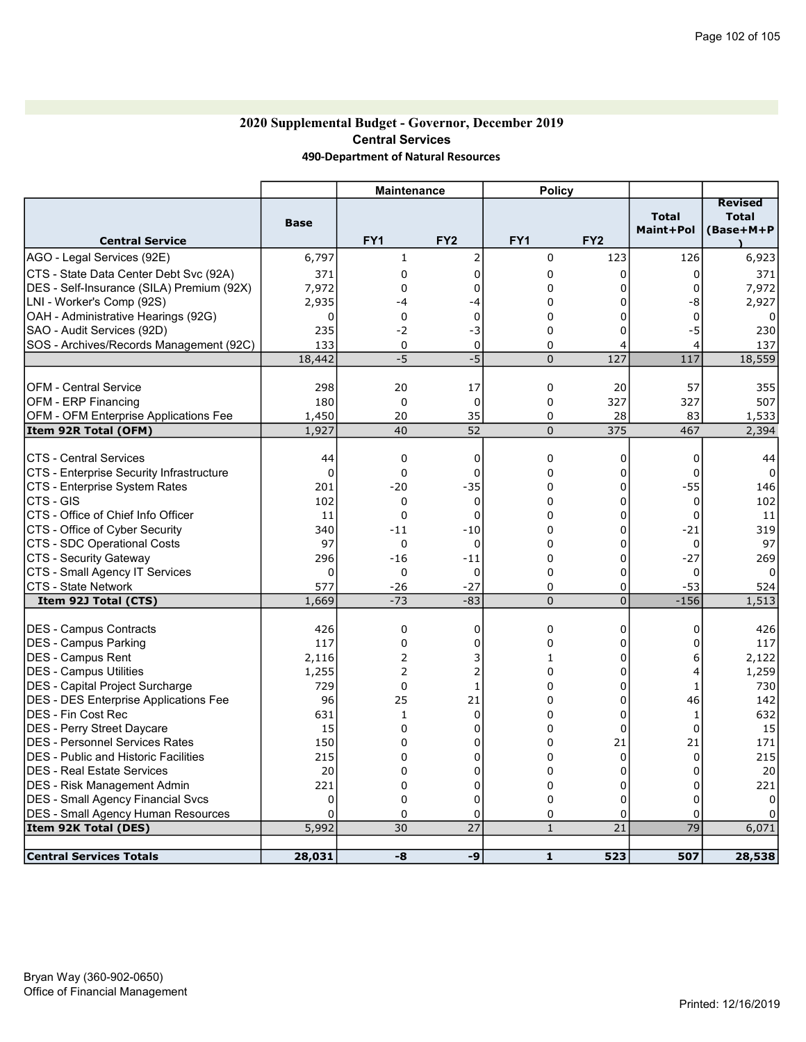## 2020 Supplemental Budget - Governor, December 2019

### Central Services

#### 490-Department of Natural Resources

| | | Maintenance | | Policy | | | |
|---|---|---|---|---|---|---|---|
| **Central Service** | **Base** | **FY1** | **FY2** | **FY1** | **FY2** | **Total Maint+Pol** | **Revised Total (Base+M+P)** |
| AGO - Legal Services (92E) | 6,797 | 1 | 2 | 0 | 123 | 126 | 6,923 |
| CTS - State Data Center Debt Svc (92A) | 371 | 0 | 0 | 0 | 0 | 0 | 371 |
| DES - Self-Insurance (SILA) Premium (92X) | 7,972 | 0 | 0 | 0 | 0 | 0 | 7,972 |
| LNI - Worker's Comp (92S) | 2,935 | -4 | -4 | 0 | 0 | -8 | 2,927 |
| OAH - Administrative Hearings (92G) | 0 | 0 | 0 | 0 | 0 | 0 | 0 |
| SAO - Audit Services (92D) | 235 | -2 | -3 | 0 | 0 | -5 | 230 |
| SOS - Archives/Records Management (92C) | 133 | 0 | 0 | 0 | 4 | 4 | 137 |
| | 18,442 | -5 | -5 | 0 | 127 | 117 | 18,559 |
| | | | | | | | |
| OFM - Central Service | 298 | 20 | 17 | 0 | 20 | 57 | 355 |
| OFM - ERP Financing | 180 | 0 | 0 | 0 | 327 | 327 | 507 |
| OFM - OFM Enterprise Applications Fee | 1,450 | 20 | 35 | 0 | 28 | 83 | 1,533 |
| **Item 92R Total (OFM)** | 1,927 | 40 | 52 | 0 | 375 | 467 | 2,394 |
| | | | | | | | |
| CTS - Central Services | 44 | 0 | 0 | 0 | 0 | 0 | 44 |
| CTS - Enterprise Security Infrastructure | 0 | 0 | 0 | 0 | 0 | 0 | 0 |
| CTS - Enterprise System Rates | 201 | -20 | -35 | 0 | 0 | -55 | 146 |
| CTS - GIS | 102 | 0 | 0 | 0 | 0 | 0 | 102 |
| CTS - Office of Chief Info Officer | 11 | 0 | 0 | 0 | 0 | 0 | 11 |
| CTS - Office of Cyber Security | 340 | -11 | -10 | 0 | 0 | -21 | 319 |
| CTS - SDC Operational Costs | 97 | 0 | 0 | 0 | 0 | 0 | 97 |
| CTS - Security Gateway | 296 | -16 | -11 | 0 | 0 | -27 | 269 |
| CTS - Small Agency IT Services | 0 | 0 | 0 | 0 | 0 | 0 | 0 |
| CTS - State Network | 577 | -26 | -27 | 0 | 0 | -53 | 524 |
| **Item 92J Total (CTS)** | 1,669 | -73 | -83 | 0 | 0 | -156 | 1,513 |
| | | | | | | | |
| DES - Campus Contracts | 426 | 0 | 0 | 0 | 0 | 0 | 426 |
| DES - Campus Parking | 117 | 0 | 0 | 0 | 0 | 0 | 117 |
| DES - Campus Rent | 2,116 | 2 | 3 | 1 | 0 | 6 | 2,122 |
| DES - Campus Utilities | 1,255 | 2 | 2 | 0 | 0 | 4 | 1,259 |
| DES - Capital Project Surcharge | 729 | 0 | 1 | 0 | 0 | 1 | 730 |
| DES - DES Enterprise Applications Fee | 96 | 25 | 21 | 0 | 0 | 46 | 142 |
| DES - Fin Cost Rec | 631 | 1 | 0 | 0 | 0 | 1 | 632 |
| DES - Perry Street Daycare | 15 | 0 | 0 | 0 | 0 | 0 | 15 |
| DES - Personnel Services Rates | 150 | 0 | 0 | 0 | 21 | 21 | 171 |
| DES - Public and Historic Facilities | 215 | 0 | 0 | 0 | 0 | 0 | 215 |
| DES - Real Estate Services | 20 | 0 | 0 | 0 | 0 | 0 | 20 |
| DES - Risk Management Admin | 221 | 0 | 0 | 0 | 0 | 0 | 221 |
| DES - Small Agency Financial Svcs | 0 | 0 | 0 | 0 | 0 | 0 | 0 |
| DES - Small Agency Human Resources | 0 | 0 | 0 | 0 | 0 | 0 | 0 |
| **Item 92K Total (DES)** | 5,992 | 30 | 27 | 1 | 21 | 79 | 6,071 |
| | | | | | | | |
| **Central Services Totals** | **28,031** | **-8** | **-9** | **1** | **523** | **507** | **28,538** |

Bryan Way (360-902-0650)
Office of Financial Management

Printed: 12/16/2019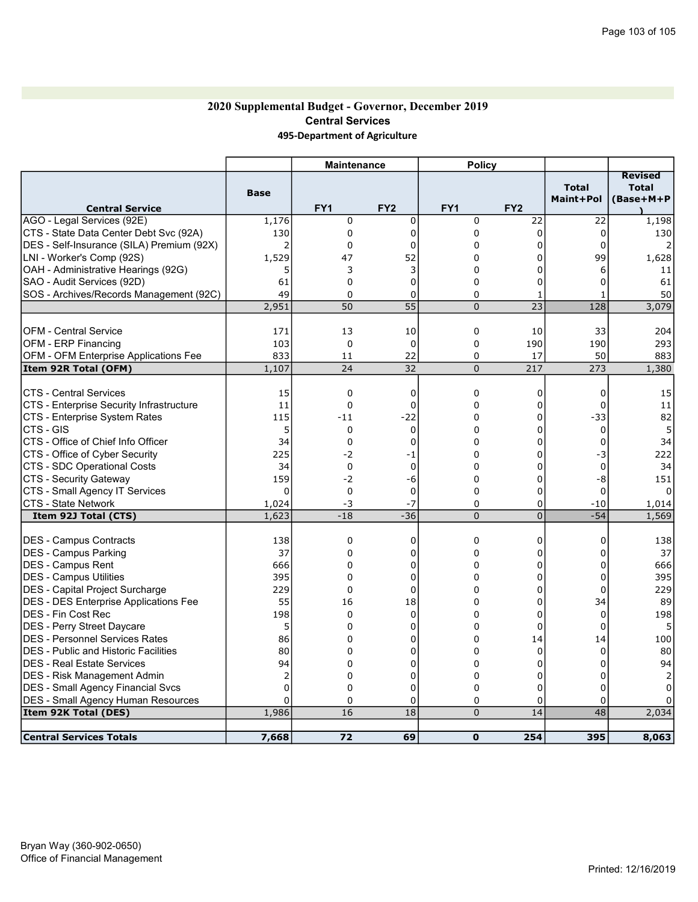## 2020 Supplemental Budget - Governor, December 2019
### Central Services
### 495-Department of Agriculture

| Central Service | Base | Maintenance FY1 | Maintenance FY2 | Policy FY1 | Policy FY2 | Total Maint+Pol | Revised Total (Base+M+P) |
|---|---|---|---|---|---|---|---|
| AGO - Legal Services (92E) | 1,176 | 0 | 0 | 0 | 22 | 22 | 1,198 |
| CTS - State Data Center Debt Svc (92A) | 130 | 0 | 0 | 0 | 0 | 0 | 130 |
| DES - Self-Insurance (SILA) Premium (92X) | 2 | 0 | 0 | 0 | 0 | 0 | 2 |
| LNI - Worker's Comp (92S) | 1,529 | 47 | 52 | 0 | 0 | 99 | 1,628 |
| OAH - Administrative Hearings (92G) | 5 | 3 | 3 | 0 | 0 | 6 | 11 |
| SAO - Audit Services (92D) | 61 | 0 | 0 | 0 | 0 | 0 | 61 |
| SOS - Archives/Records Management (92C) | 49 | 0 | 0 | 0 | 1 | 1 | 50 |
| | 2,951 | 50 | 55 | 0 | 23 | 128 | 3,079 |
| | | | | | | | |
| OFM - Central Service | 171 | 13 | 10 | 0 | 10 | 33 | 204 |
| OFM - ERP Financing | 103 | 0 | 0 | 0 | 190 | 190 | 293 |
| OFM - OFM Enterprise Applications Fee | 833 | 11 | 22 | 0 | 17 | 50 | 883 |
| **Item 92R Total (OFM)** | 1,107 | 24 | 32 | 0 | 217 | 273 | 1,380 |
| | | | | | | | |
| CTS - Central Services | 15 | 0 | 0 | 0 | 0 | 0 | 15 |
| CTS - Enterprise Security Infrastructure | 11 | 0 | 0 | 0 | 0 | 0 | 11 |
| CTS - Enterprise System Rates | 115 | -11 | -22 | 0 | 0 | -33 | 82 |
| CTS - GIS | 5 | 0 | 0 | 0 | 0 | 0 | 5 |
| CTS - Office of Chief Info Officer | 34 | 0 | 0 | 0 | 0 | 0 | 34 |
| CTS - Office of Cyber Security | 225 | -2 | -1 | 0 | 0 | -3 | 222 |
| CTS - SDC Operational Costs | 34 | 0 | 0 | 0 | 0 | 0 | 34 |
| CTS - Security Gateway | 159 | -2 | -6 | 0 | 0 | -8 | 151 |
| CTS - Small Agency IT Services | 0 | 0 | 0 | 0 | 0 | 0 | 0 |
| CTS - State Network | 1,024 | -3 | -7 | 0 | 0 | -10 | 1,014 |
| **Item 92J Total (CTS)** | 1,623 | -18 | -36 | 0 | 0 | -54 | 1,569 |
| | | | | | | | |
| DES - Campus Contracts | 138 | 0 | 0 | 0 | 0 | 0 | 138 |
| DES - Campus Parking | 37 | 0 | 0 | 0 | 0 | 0 | 37 |
| DES - Campus Rent | 666 | 0 | 0 | 0 | 0 | 0 | 666 |
| DES - Campus Utilities | 395 | 0 | 0 | 0 | 0 | 0 | 395 |
| DES - Capital Project Surcharge | 229 | 0 | 0 | 0 | 0 | 0 | 229 |
| DES - DES Enterprise Applications Fee | 55 | 16 | 18 | 0 | 0 | 34 | 89 |
| DES - Fin Cost Rec | 198 | 0 | 0 | 0 | 0 | 0 | 198 |
| DES - Perry Street Daycare | 5 | 0 | 0 | 0 | 0 | 0 | 5 |
| DES - Personnel Services Rates | 86 | 0 | 0 | 0 | 14 | 14 | 100 |
| DES - Public and Historic Facilities | 80 | 0 | 0 | 0 | 0 | 0 | 80 |
| DES - Real Estate Services | 94 | 0 | 0 | 0 | 0 | 0 | 94 |
| DES - Risk Management Admin | 2 | 0 | 0 | 0 | 0 | 0 | 2 |
| DES - Small Agency Financial Svcs | 0 | 0 | 0 | 0 | 0 | 0 | 0 |
| DES - Small Agency Human Resources | 0 | 0 | 0 | 0 | 0 | 0 | 0 |
| **Item 92K Total (DES)** | 1,986 | 16 | 18 | 0 | 14 | 48 | 2,034 |
| | | | | | | | |
| **Central Services Totals** | **7,668** | **72** | **69** | **0** | **254** | **395** | **8,063** |

Bryan Way (360-902-0650)
Office of Financial Management

Printed: 12/16/2019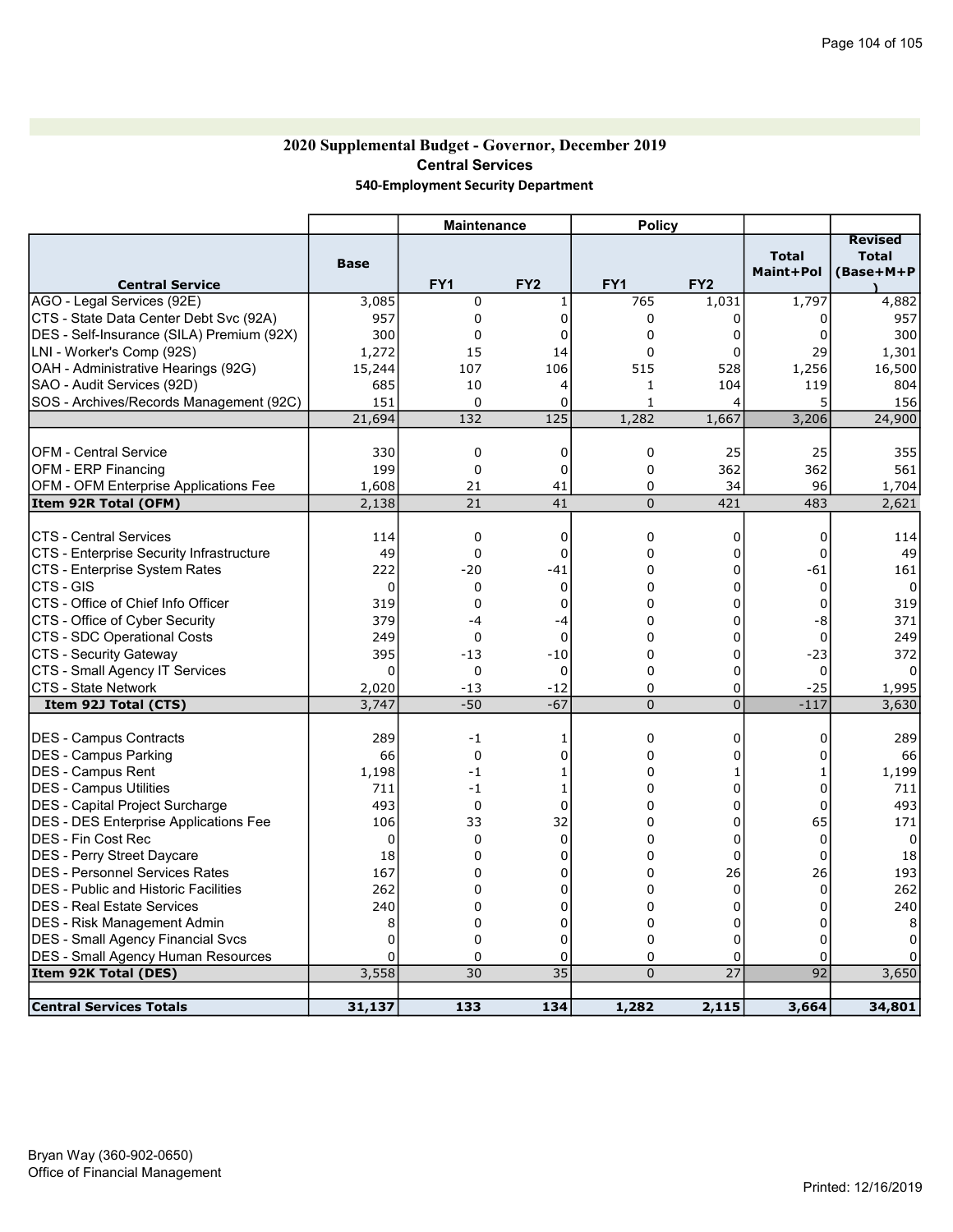## 2020 Supplemental Budget - Governor, December 2019

### Central Services

#### 540-Employment Security Department

| Central Service | Base | Maintenance FY1 | Maintenance FY2 | Policy FY1 | Policy FY2 | Total Maint+Pol | Revised Total (Base+M+P) |
|---|---|---|---|---|---|---|---|
| AGO - Legal Services (92E) | 3,085 | 0 | 1 | 765 | 1,031 | 1,797 | 4,882 |
| CTS - State Data Center Debt Svc (92A) | 957 | 0 | 0 | 0 | 0 | 0 | 957 |
| DES - Self-Insurance (SILA) Premium (92X) | 300 | 0 | 0 | 0 | 0 | 0 | 300 |
| LNI - Worker's Comp (92S) | 1,272 | 15 | 14 | 0 | 0 | 29 | 1,301 |
| OAH - Administrative Hearings (92G) | 15,244 | 107 | 106 | 515 | 528 | 1,256 | 16,500 |
| SAO - Audit Services (92D) | 685 | 10 | 4 | 1 | 104 | 119 | 804 |
| SOS - Archives/Records Management (92C) | 151 | 0 | 0 | 1 | 4 | 5 | 156 |
| | 21,694 | 132 | 125 | 1,282 | 1,667 | 3,206 | 24,900 |
| | | | | | | | |
| OFM - Central Service | 330 | 0 | 0 | 0 | 25 | 25 | 355 |
| OFM - ERP Financing | 199 | 0 | 0 | 0 | 362 | 362 | 561 |
| OFM - OFM Enterprise Applications Fee | 1,608 | 21 | 41 | 0 | 34 | 96 | 1,704 |
| **Item 92R Total (OFM)** | 2,138 | 21 | 41 | 0 | 421 | 483 | 2,621 |
| | | | | | | | |
| CTS - Central Services | 114 | 0 | 0 | 0 | 0 | 0 | 114 |
| CTS - Enterprise Security Infrastructure | 49 | 0 | 0 | 0 | 0 | 0 | 49 |
| CTS - Enterprise System Rates | 222 | -20 | -41 | 0 | 0 | -61 | 161 |
| CTS - GIS | 0 | 0 | 0 | 0 | 0 | 0 | 0 |
| CTS - Office of Chief Info Officer | 319 | 0 | 0 | 0 | 0 | 0 | 319 |
| CTS - Office of Cyber Security | 379 | -4 | -4 | 0 | 0 | -8 | 371 |
| CTS - SDC Operational Costs | 249 | 0 | 0 | 0 | 0 | 0 | 249 |
| CTS - Security Gateway | 395 | -13 | -10 | 0 | 0 | -23 | 372 |
| CTS - Small Agency IT Services | 0 | 0 | 0 | 0 | 0 | 0 | 0 |
| CTS - State Network | 2,020 | -13 | -12 | 0 | 0 | -25 | 1,995 |
| **Item 92J Total (CTS)** | 3,747 | -50 | -67 | 0 | 0 | -117 | 3,630 |
| | | | | | | | |
| DES - Campus Contracts | 289 | -1 | 1 | 0 | 0 | 0 | 289 |
| DES - Campus Parking | 66 | 0 | 0 | 0 | 0 | 0 | 66 |
| DES - Campus Rent | 1,198 | -1 | 1 | 0 | 1 | 1 | 1,199 |
| DES - Campus Utilities | 711 | -1 | 1 | 0 | 0 | 0 | 711 |
| DES - Capital Project Surcharge | 493 | 0 | 0 | 0 | 0 | 0 | 493 |
| DES - DES Enterprise Applications Fee | 106 | 33 | 32 | 0 | 0 | 65 | 171 |
| DES - Fin Cost Rec | 0 | 0 | 0 | 0 | 0 | 0 | 0 |
| DES - Perry Street Daycare | 18 | 0 | 0 | 0 | 0 | 0 | 18 |
| DES - Personnel Services Rates | 167 | 0 | 0 | 0 | 26 | 26 | 193 |
| DES - Public and Historic Facilities | 262 | 0 | 0 | 0 | 0 | 0 | 262 |
| DES - Real Estate Services | 240 | 0 | 0 | 0 | 0 | 0 | 240 |
| DES - Risk Management Admin | 8 | 0 | 0 | 0 | 0 | 0 | 8 |
| DES - Small Agency Financial Svcs | 0 | 0 | 0 | 0 | 0 | 0 | 0 |
| DES - Small Agency Human Resources | 0 | 0 | 0 | 0 | 0 | 0 | 0 |
| **Item 92K Total (DES)** | 3,558 | 30 | 35 | 0 | 27 | 92 | 3,650 |
| | | | | | | | |
| **Central Services Totals** | **31,137** | **133** | **134** | **1,282** | **2,115** | **3,664** | **34,801** |

Bryan Way (360-902-0650)
Office of Financial Management

Printed: 12/16/2019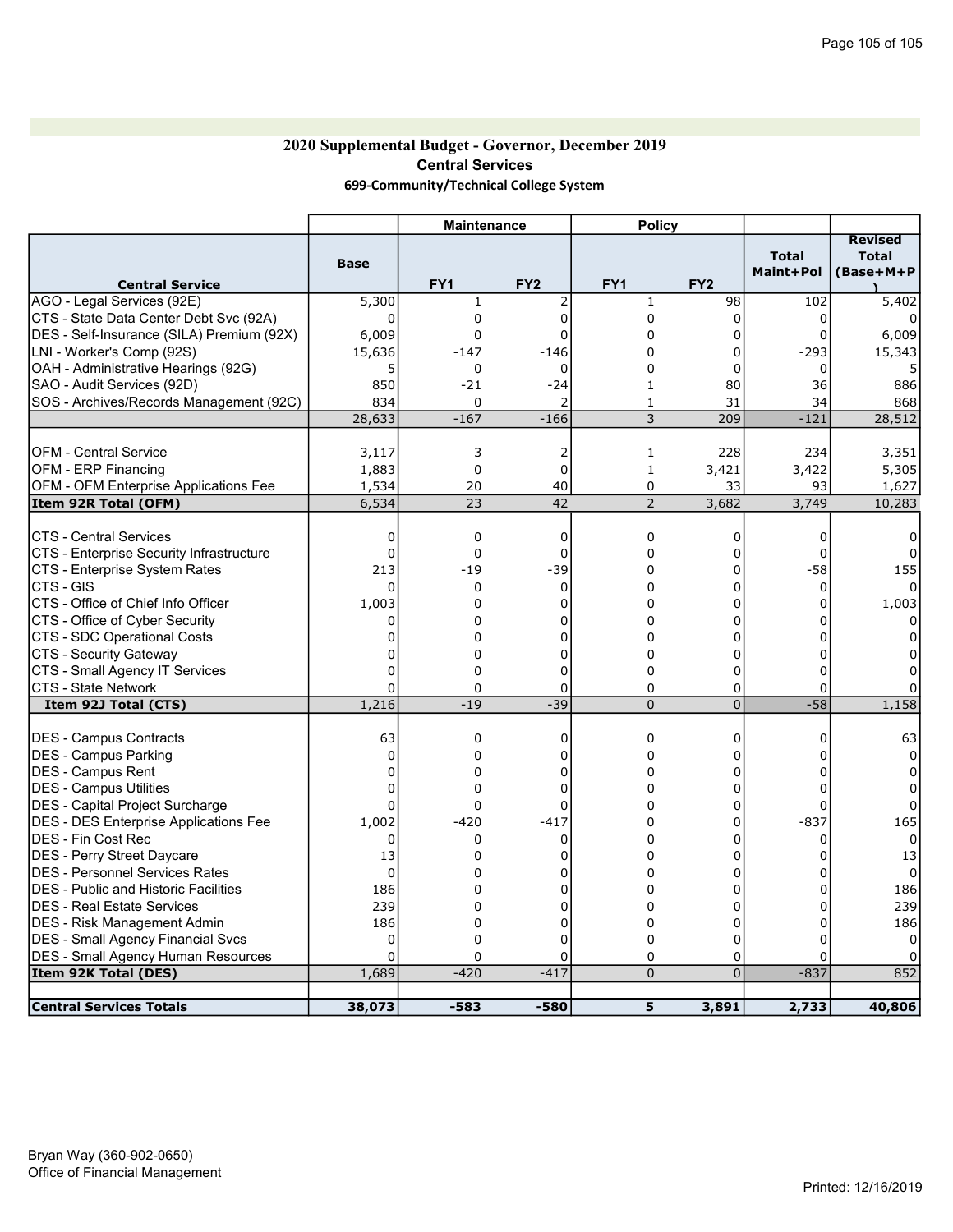## 2020 Supplemental Budget - Governor, December 2019
### Central Services
#### 699-Community/Technical College System

| | | Maintenance | | Policy | | | |
|---|---|---|---|---|---|---|---|
| **Central Service** | **Base** | **FY1** | **FY2** | **FY1** | **FY2** | **Total Maint+Pol** | **Revised Total (Base+M+P)** |
| AGO - Legal Services (92E) | 5,300 | 1 | 2 | 1 | 98 | 102 | 5,402 |
| CTS - State Data Center Debt Svc (92A) | 0 | 0 | 0 | 0 | 0 | 0 | 0 |
| DES - Self-Insurance (SILA) Premium (92X) | 6,009 | 0 | 0 | 0 | 0 | 0 | 6,009 |
| LNI - Worker's Comp (92S) | 15,636 | -147 | -146 | 0 | 0 | -293 | 15,343 |
| OAH - Administrative Hearings (92G) | 5 | 0 | 0 | 0 | 0 | 0 | 5 |
| SAO - Audit Services (92D) | 850 | -21 | -24 | 1 | 80 | 36 | 886 |
| SOS - Archives/Records Management (92C) | 834 | 0 | 2 | 1 | 31 | 34 | 868 |
| | 28,633 | -167 | -166 | 3 | 209 | -121 | 28,512 |
| | | | | | | | |
| OFM - Central Service | 3,117 | 3 | 2 | 1 | 228 | 234 | 3,351 |
| OFM - ERP Financing | 1,883 | 0 | 0 | 1 | 3,421 | 3,422 | 5,305 |
| OFM - OFM Enterprise Applications Fee | 1,534 | 20 | 40 | 0 | 33 | 93 | 1,627 |
| **Item 92R Total (OFM)** | 6,534 | 23 | 42 | 2 | 3,682 | 3,749 | 10,283 |
| | | | | | | | |
| CTS - Central Services | 0 | 0 | 0 | 0 | 0 | 0 | 0 |
| CTS - Enterprise Security Infrastructure | 0 | 0 | 0 | 0 | 0 | 0 | 0 |
| CTS - Enterprise System Rates | 213 | -19 | -39 | 0 | 0 | -58 | 155 |
| CTS - GIS | 0 | 0 | 0 | 0 | 0 | 0 | 0 |
| CTS - Office of Chief Info Officer | 1,003 | 0 | 0 | 0 | 0 | 0 | 1,003 |
| CTS - Office of Cyber Security | 0 | 0 | 0 | 0 | 0 | 0 | 0 |
| CTS - SDC Operational Costs | 0 | 0 | 0 | 0 | 0 | 0 | 0 |
| CTS - Security Gateway | 0 | 0 | 0 | 0 | 0 | 0 | 0 |
| CTS - Small Agency IT Services | 0 | 0 | 0 | 0 | 0 | 0 | 0 |
| CTS - State Network | 0 | 0 | 0 | 0 | 0 | 0 | 0 |
| **Item 92J Total (CTS)** | 1,216 | -19 | -39 | 0 | 0 | -58 | 1,158 |
| | | | | | | | |
| DES - Campus Contracts | 63 | 0 | 0 | 0 | 0 | 0 | 63 |
| DES - Campus Parking | 0 | 0 | 0 | 0 | 0 | 0 | 0 |
| DES - Campus Rent | 0 | 0 | 0 | 0 | 0 | 0 | 0 |
| DES - Campus Utilities | 0 | 0 | 0 | 0 | 0 | 0 | 0 |
| DES - Capital Project Surcharge | 0 | 0 | 0 | 0 | 0 | 0 | 0 |
| DES - DES Enterprise Applications Fee | 1,002 | -420 | -417 | 0 | 0 | -837 | 165 |
| DES - Fin Cost Rec | 0 | 0 | 0 | 0 | 0 | 0 | 0 |
| DES - Perry Street Daycare | 13 | 0 | 0 | 0 | 0 | 0 | 13 |
| DES - Personnel Services Rates | 0 | 0 | 0 | 0 | 0 | 0 | 0 |
| DES - Public and Historic Facilities | 186 | 0 | 0 | 0 | 0 | 0 | 186 |
| DES - Real Estate Services | 239 | 0 | 0 | 0 | 0 | 0 | 239 |
| DES - Risk Management Admin | 186 | 0 | 0 | 0 | 0 | 0 | 186 |
| DES - Small Agency Financial Svcs | 0 | 0 | 0 | 0 | 0 | 0 | 0 |
| DES - Small Agency Human Resources | 0 | 0 | 0 | 0 | 0 | 0 | 0 |
| **Item 92K Total (DES)** | 1,689 | -420 | -417 | 0 | 0 | -837 | 852 |
| | | | | | | | |
| **Central Services Totals** | **38,073** | **-583** | **-580** | **5** | **3,891** | **2,733** | **40,806** |

Bryan Way (360-902-0650)
Office of Financial Management

Printed: 12/16/2019